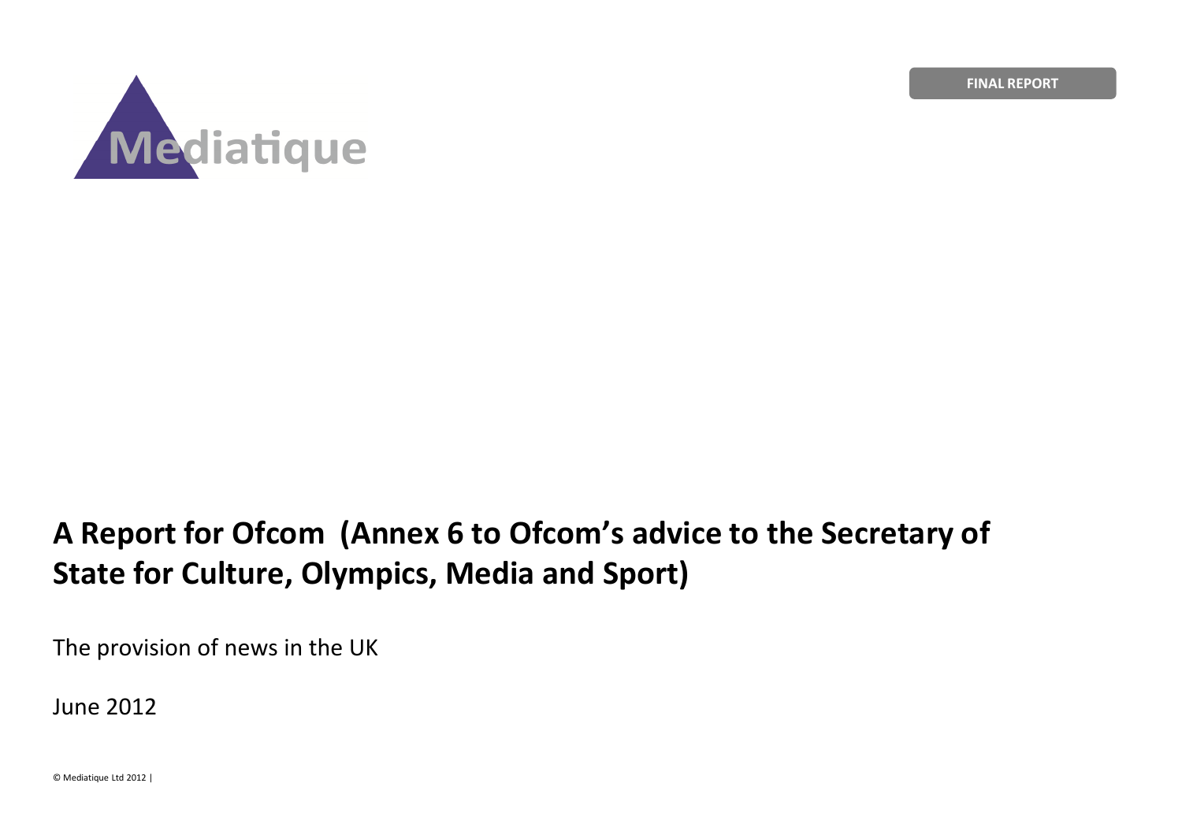FINAL REPORT

Mediatique

# A Report for Ofcom (Annex 6 to Ofcom's advice to the Secretary of State for Culture, Olympics, Media and Sport)

The provision of news in the UK

June 2012

© Mediatique Ltd 2012 |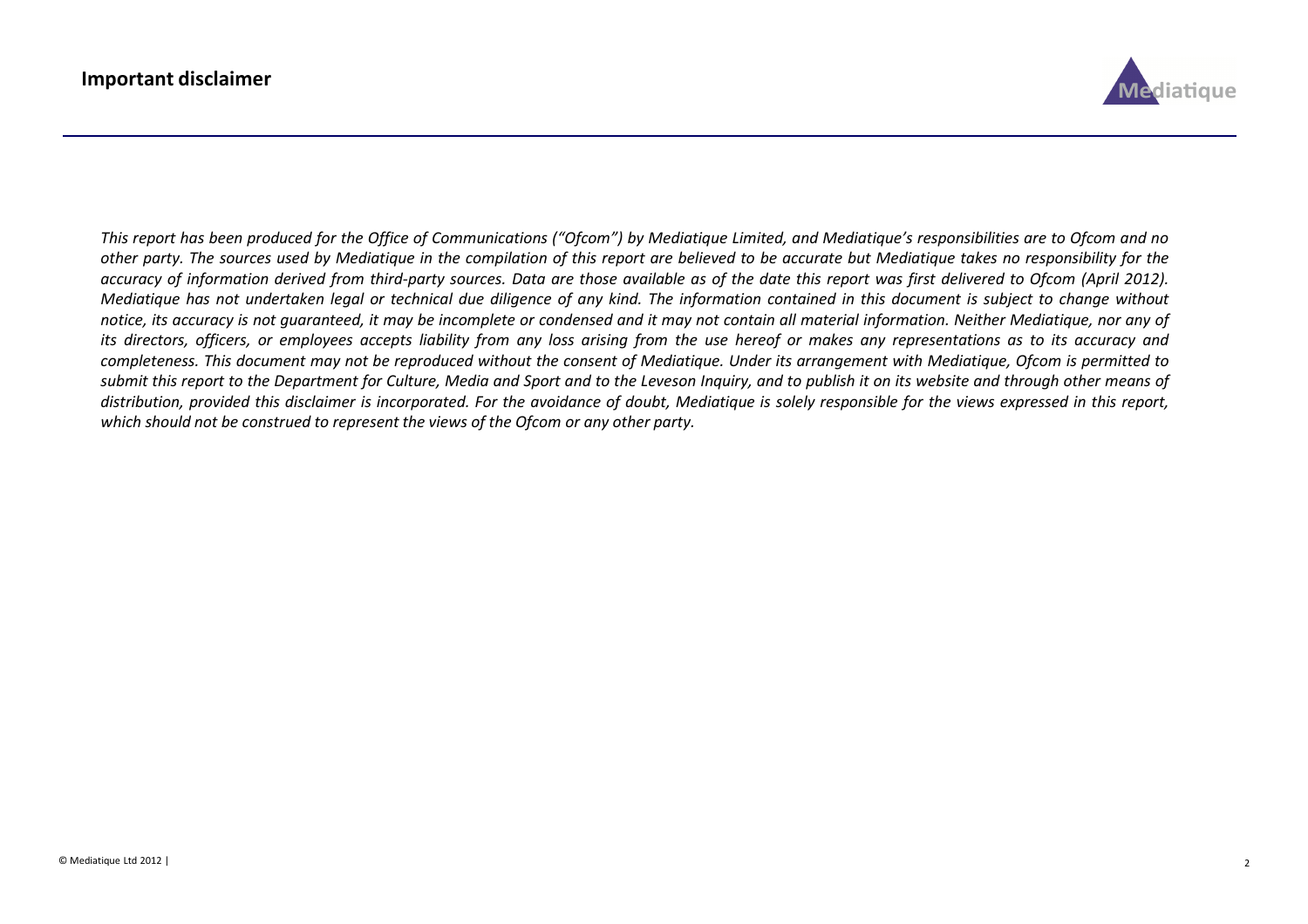## Important disclaimer

*This report has been produced for the Office of Communications ("Ofcom") by Mediatique Limited, and Mediatique's responsibilities are to Ofcom and no other party. The sources used by Mediatique in the compilation of this report are believed to be accurate but Mediatique takes no responsibility for the accuracy of information derived from third-party sources. Data are those available as of the date this report was first delivered to Ofcom (April 2012). Mediatique has not undertaken legal or technical due diligence of any kind. The information contained in this document is subject to change without notice, its accuracy is not guaranteed, it may be incomplete or condensed and it may not contain all material information. Neither Mediatique, nor any of its directors, officers, or employees accepts liability from any loss arising from the use hereof or makes any representations as to its accuracy and completeness. This document may not be reproduced without the consent of Mediatique. Under its arrangement with Mediatique, Ofcom is permitted to submit this report to the Department for Culture, Media and Sport and to the Leveson Inquiry, and to publish it on its website and through other means of distribution, provided this disclaimer is incorporated. For the avoidance of doubt, Mediatique is solely responsible for the views expressed in this report, which should not be construed to represent the views of the Ofcom or any other party.*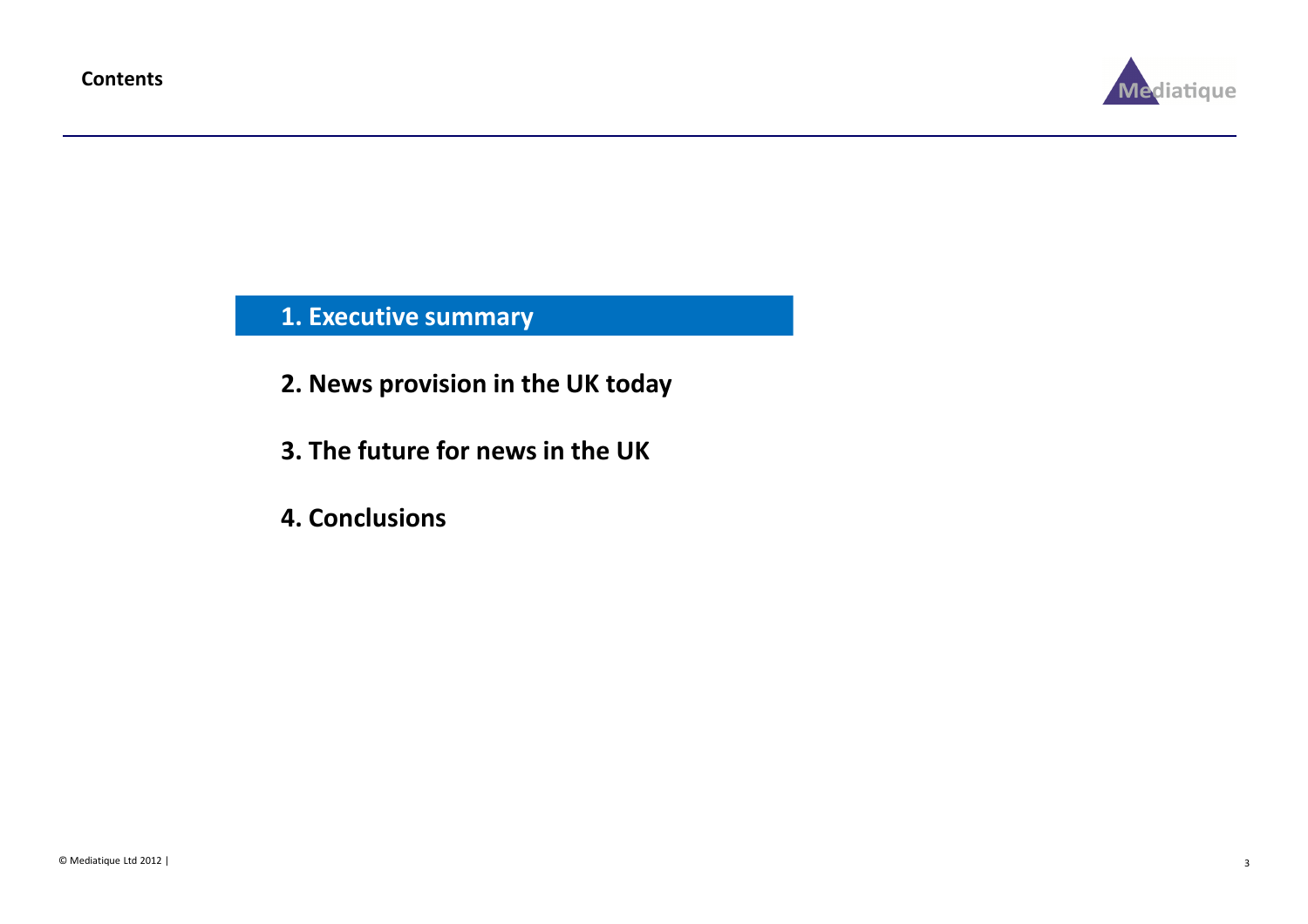# Contents

**1. Executive summary**

**2. News provision in the UK today**

**3. The future for news in the UK**

**4. Conclusions**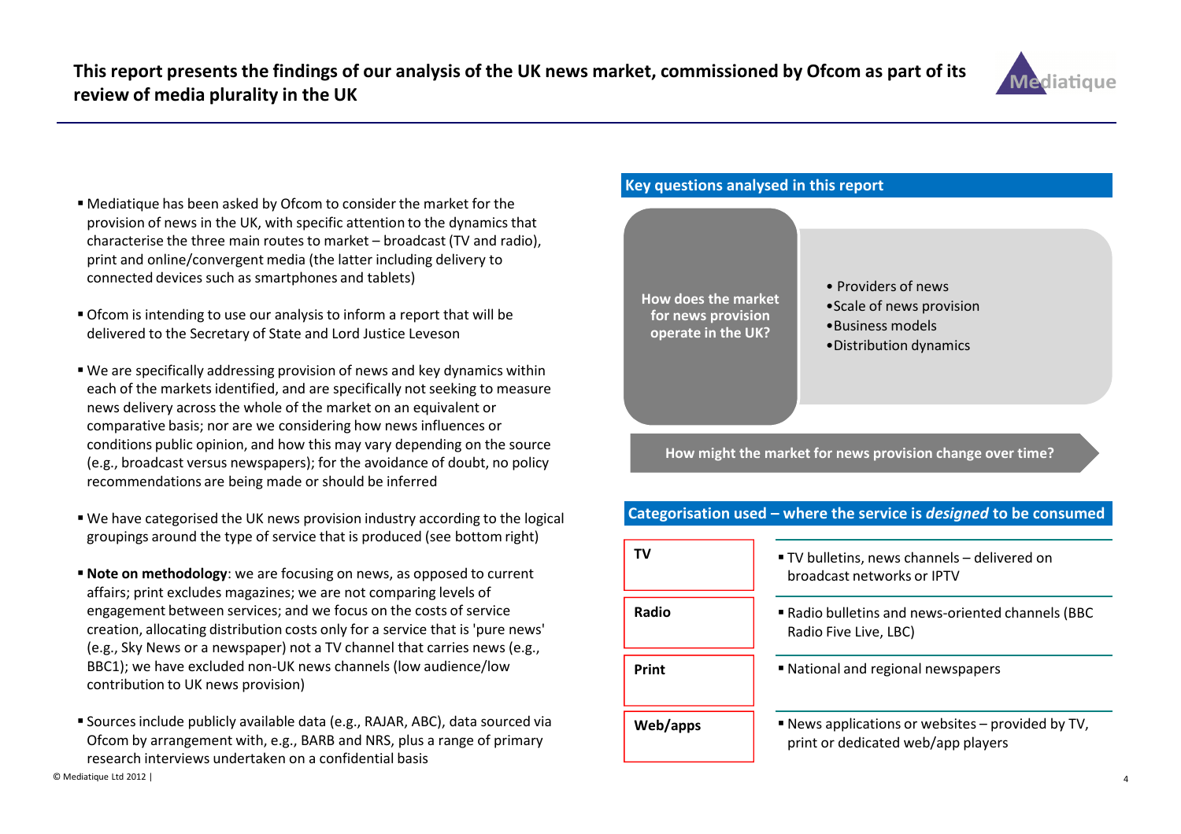# This report presents the findings of our analysis of the UK news market, commissioned by Ofcom as part of its review of media plurality in the UK

- Mediatique has been asked by Ofcom to consider the market for the provision of news in the UK, with specific attention to the dynamics that characterise the three main routes to market – broadcast (TV and radio), print and online/convergent media (the latter including delivery to connected devices such as smartphones and tablets)
- Ofcom is intending to use our analysis to inform a report that will be delivered to the Secretary of State and Lord Justice Leveson
- We are specifically addressing provision of news and key dynamics within each of the markets identified, and are specifically not seeking to measure news delivery across the whole of the market on an equivalent or comparative basis; nor are we considering how news influences or conditions public opinion, and how this may vary depending on the source (e.g., broadcast versus newspapers); for the avoidance of doubt, no policy recommendations are being made or should be inferred
- We have categorised the UK news provision industry according to the logical groupings around the type of service that is produced (see bottom right)
- **Note on methodology**: we are focusing on news, as opposed to current affairs; print excludes magazines; we are not comparing levels of engagement between services; and we focus on the costs of service creation, allocating distribution costs only for a service that is 'pure news' (e.g., Sky News or a newspaper) not a TV channel that carries news (e.g., BBC1); we have excluded non-UK news channels (low audience/low contribution to UK news provision)
- Sources include publicly available data (e.g., RAJAR, ABC), data sourced via Ofcom by arrangement with, e.g., BARB and NRS, plus a range of primary research interviews undertaken on a confidential basis

## Key questions analysed in this report

**How does the market for news provision operate in the UK?**

- Providers of news
- Scale of news provision
- Business models
- Distribution dynamics

**How might the market for news provision change over time?**

## Categorisation used – where the service is *designed* to be consumed

| | |
|---|---|
| **TV** | TV bulletins, news channels – delivered on broadcast networks or IPTV |
| **Radio** | Radio bulletins and news-oriented channels (BBC Radio Five Live, LBC) |
| **Print** | National and regional newspapers |
| **Web/apps** | News applications or websites – provided by TV, print or dedicated web/app players |

© Mediatique Ltd 2012 |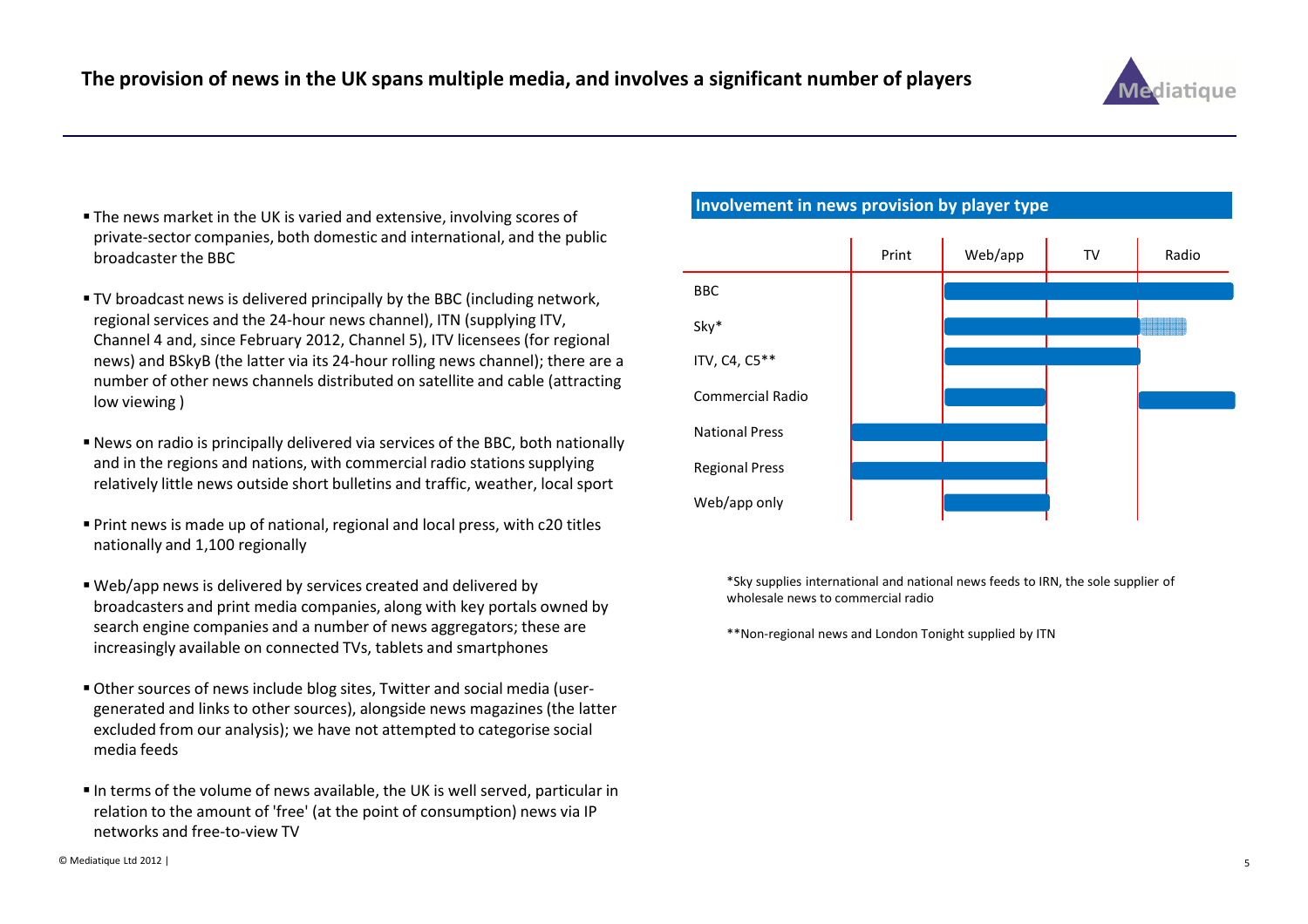# The provision of news in the UK spans multiple media, and involves a significant number of players

- The news market in the UK is varied and extensive, involving scores of private-sector companies, both domestic and international, and the public broadcaster the BBC
- TV broadcast news is delivered principally by the BBC (including network, regional services and the 24-hour news channel), ITN (supplying ITV, Channel 4 and, since February 2012, Channel 5), ITV licensees (for regional news) and BSkyB (the latter via its 24-hour rolling news channel); there are a number of other news channels distributed on satellite and cable (attracting low viewing )
- News on radio is principally delivered via services of the BBC, both nationally and in the regions and nations, with commercial radio stations supplying relatively little news outside short bulletins and traffic, weather, local sport
- Print news is made up of national, regional and local press, with c20 titles nationally and 1,100 regionally
- Web/app news is delivered by services created and delivered by broadcasters and print media companies, along with key portals owned by search engine companies and a number of news aggregators; these are increasingly available on connected TVs, tablets and smartphones
- Other sources of news include blog sites, Twitter and social media (user-generated and links to other sources), alongside news magazines (the latter excluded from our analysis); we have not attempted to categorise social media feeds
- In terms of the volume of news available, the UK is well served, particular in relation to the amount of 'free' (at the point of consumption) news via IP networks and free-to-view TV

## Involvement in news provision by player type

| | Print | Web/app | TV | Radio |
|---|---|---|---|---|
| BBC | | ✓ | ✓ | ✓ |
| Sky* | | ✓ | ✓ | (partial) |
| ITV, C4, C5** | | ✓ | ✓ | |
| Commercial Radio | | ✓ | | ✓ |
| National Press | ✓ | ✓ | | |
| Regional Press | ✓ | ✓ | | |
| Web/app only | | ✓ | | |

*Sky supplies international and national news feeds to IRN, the sole supplier of wholesale news to commercial radio

**Non-regional news and London Tonight supplied by ITN

© Mediatique Ltd 2012 |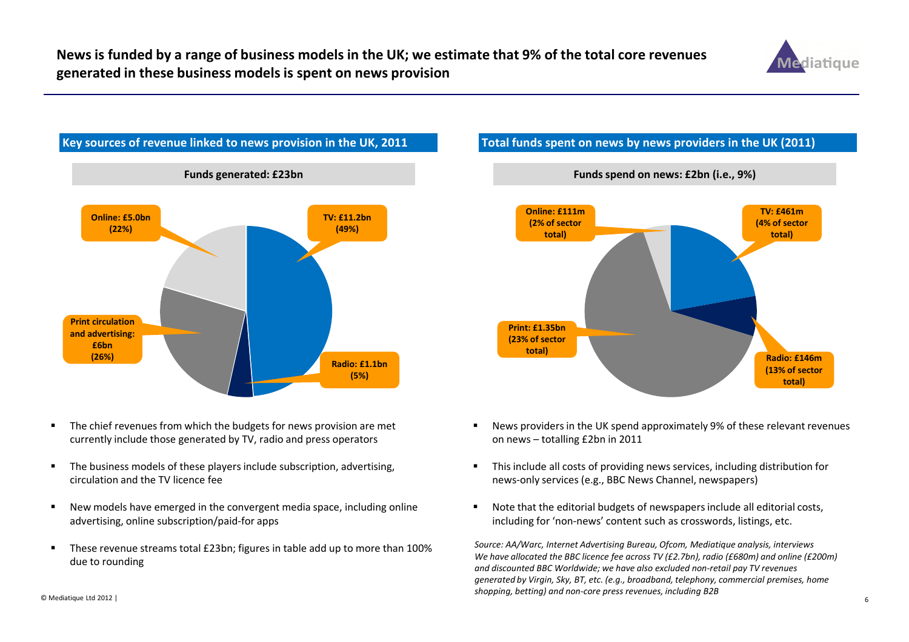# News is funded by a range of business models in the UK; we estimate that 9% of the total core revenues generated in these business models is spent on news provision

## Key sources of revenue linked to news provision in the UK, 2011

**Funds generated: £23bn**

- **TV: £11.2bn (49%)**
- **Radio: £1.1bn (5%)**
- **Print circulation and advertising: £6bn (26%)**
- **Online: £5.0bn (22%)**

- The chief revenues from which the budgets for news provision are met currently include those generated by TV, radio and press operators
- The business models of these players include subscription, advertising, circulation and the TV licence fee
- New models have emerged in the convergent media space, including online advertising, online subscription/paid-for apps
- These revenue streams total £23bn; figures in table add up to more than 100% due to rounding

## Total funds spent on news by news providers in the UK (2011)

**Funds spend on news: £2bn (i.e., 9%)**

- **TV: £461m (4% of sector total)**
- **Radio: £146m (13% of sector total)**
- **Print: £1.35bn (23% of sector total)**
- **Online: £111m (2% of sector total)**

- News providers in the UK spend approximately 9% of these relevant revenues on news – totalling £2bn in 2011
- This include all costs of providing news services, including distribution for news-only services (e.g., BBC News Channel, newspapers)
- Note that the editorial budgets of newspapers include all editorial costs, including for 'non-news' content such as crosswords, listings, etc.

*Source: AA/Warc, Internet Advertising Bureau, Ofcom, Mediatique analysis, interviews*
*We have allocated the BBC licence fee across TV (£2.7bn), radio (£680m) and online (£200m) and discounted BBC Worldwide; we have also excluded non-retail pay TV revenues generated by Virgin, Sky, BT, etc. (e.g., broadband, telephony, commercial premises, home shopping, betting) and non-core press revenues, including B2B*

© Mediatique Ltd 2012 |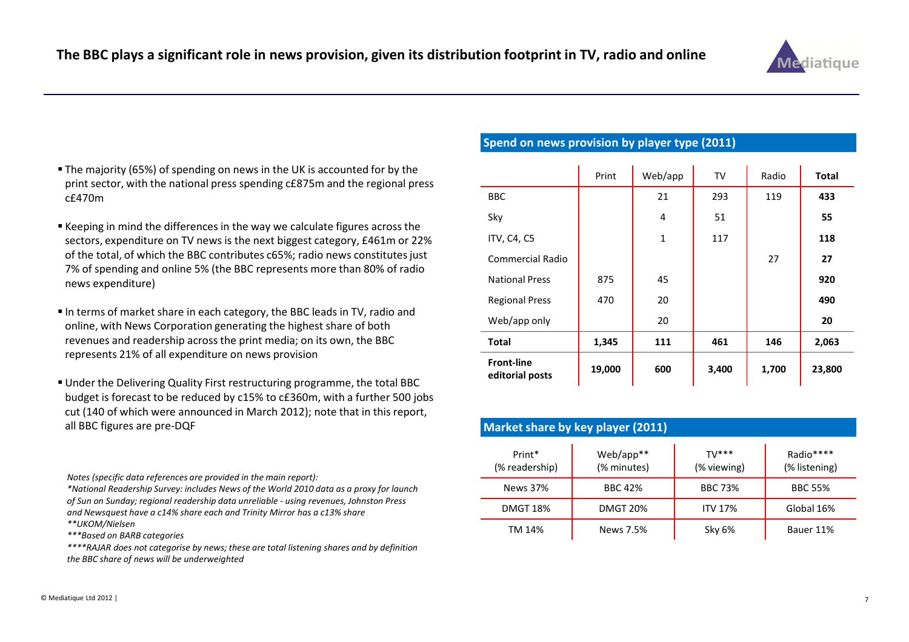# The BBC plays a significant role in news provision, given its distribution footprint in TV, radio and online

- The majority (65%) of spending on news in the UK is accounted for by the print sector, with the national press spending c£875m and the regional press c£470m
- Keeping in mind the differences in the way we calculate figures across the sectors, expenditure on TV news is the next biggest category, £461m or 22% of the total, of which the BBC contributes c65%; radio news constitutes just 7% of spending and online 5% (the BBC represents more than 80% of radio news expenditure)
- In terms of market share in each category, the BBC leads in TV, radio and online, with News Corporation generating the highest share of both revenues and readership across the print media; on its own, the BBC represents 21% of all expenditure on news provision
- Under the Delivering Quality First restructuring programme, the total BBC budget is forecast to be reduced by c15% to c£360m, with a further 500 jobs cut (140 of which were announced in March 2012); note that in this report, all BBC figures are pre-DQF

*Notes (specific data references are provided in the main report):*
*\*National Readership Survey: includes News of the World 2010 data as a proxy for launch of Sun on Sunday; regional readership data unreliable - using revenues, Johnston Press and Newsquest have a c14% share each and Trinity Mirror has a c13% share*
*\*\*UKOM/Nielsen*
*\*\*\*Based on BARB categories*
*\*\*\*\*RAJAR does not categorise by news; these are total listening shares and by definition the BBC share of news will be underweighted*

## Spend on news provision by player type (2011)

| | Print | Web/app | TV | Radio | Total |
|---|---|---|---|---|---|
| BBC | | 21 | 293 | 119 | **433** |
| Sky | | 4 | 51 | | **55** |
| ITV, C4, C5 | | 1 | 117 | | **118** |
| Commercial Radio | | | | 27 | **27** |
| National Press | 875 | 45 | | | **920** |
| Regional Press | 470 | 20 | | | **490** |
| Web/app only | | 20 | | | **20** |
| **Total** | **1,345** | **111** | **461** | **146** | **2,063** |
| **Front-line editorial posts** | **19,000** | **600** | **3,400** | **1,700** | **23,800** |

## Market share by key player (2011)

| Print* (% readership) | Web/app** (% minutes) | TV*** (% viewing) | Radio**** (% listening) |
|---|---|---|---|
| News 37% | BBC 42% | BBC 73% | BBC 55% |
| DMGT 18% | DMGT 20% | ITV 17% | Global 16% |
| TM 14% | News 7.5% | Sky 6% | Bauer 11% |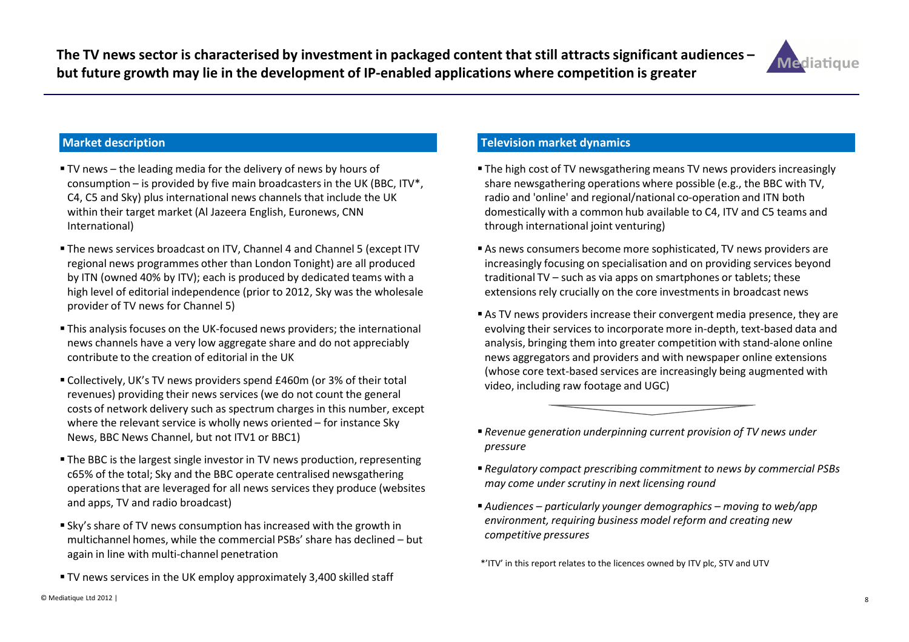# The TV news sector is characterised by investment in packaged content that still attracts significant audiences – but future growth may lie in the development of IP-enabled applications where competition is greater

## Market description

- TV news – the leading media for the delivery of news by hours of consumption – is provided by five main broadcasters in the UK (BBC, ITV*, C4, C5 and Sky) plus international news channels that include the UK within their target market (Al Jazeera English, Euronews, CNN International)
- The news services broadcast on ITV, Channel 4 and Channel 5 (except ITV regional news programmes other than London Tonight) are all produced by ITN (owned 40% by ITV); each is produced by dedicated teams with a high level of editorial independence (prior to 2012, Sky was the wholesale provider of TV news for Channel 5)
- This analysis focuses on the UK-focused news providers; the international news channels have a very low aggregate share and do not appreciably contribute to the creation of editorial in the UK
- Collectively, UK's TV news providers spend £460m (or 3% of their total revenues) providing their news services (we do not count the general costs of network delivery such as spectrum charges in this number, except where the relevant service is wholly news oriented – for instance Sky News, BBC News Channel, but not ITV1 or BBC1)
- The BBC is the largest single investor in TV news production, representing c65% of the total; Sky and the BBC operate centralised newsgathering operations that are leveraged for all news services they produce (websites and apps, TV and radio broadcast)
- Sky's share of TV news consumption has increased with the growth in multichannel homes, while the commercial PSBs' share has declined – but again in line with multi-channel penetration
- TV news services in the UK employ approximately 3,400 skilled staff

## Television market dynamics

- The high cost of TV newsgathering means TV news providers increasingly share newsgathering operations where possible (e.g., the BBC with TV, radio and 'online' and regional/national co-operation and ITN both domestically with a common hub available to C4, ITV and C5 teams and through international joint venturing)
- As news consumers become more sophisticated, TV news providers are increasingly focusing on specialisation and on providing services beyond traditional TV – such as via apps on smartphones or tablets; these extensions rely crucially on the core investments in broadcast news
- As TV news providers increase their convergent media presence, they are evolving their services to incorporate more in-depth, text-based data and analysis, bringing them into greater competition with stand-alone online news aggregators and providers and with newspaper online extensions (whose core text-based services are increasingly being augmented with video, including raw footage and UGC)

- *Revenue generation underpinning current provision of TV news under pressure*
- *Regulatory compact prescribing commitment to news by commercial PSBs may come under scrutiny in next licensing round*
- *Audiences – particularly younger demographics – moving to web/app environment, requiring business model reform and creating new competitive pressures*

*'ITV' in this report relates to the licences owned by ITV plc, STV and UTV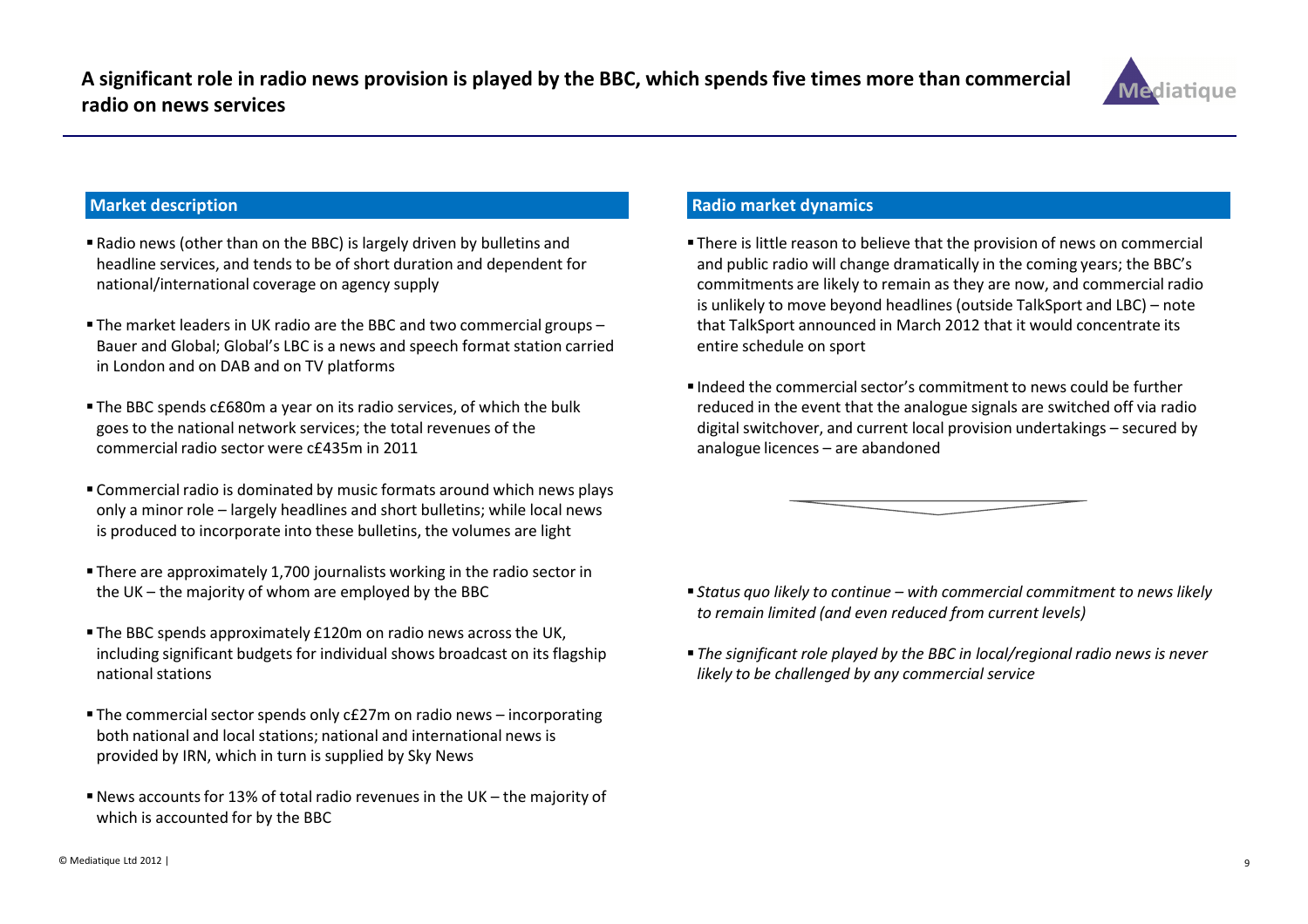# A significant role in radio news provision is played by the BBC, which spends five times more than commercial radio on news services

## Market description

- Radio news (other than on the BBC) is largely driven by bulletins and headline services, and tends to be of short duration and dependent for national/international coverage on agency supply
- The market leaders in UK radio are the BBC and two commercial groups – Bauer and Global; Global's LBC is a news and speech format station carried in London and on DAB and on TV platforms
- The BBC spends c£680m a year on its radio services, of which the bulk goes to the national network services; the total revenues of the commercial radio sector were c£435m in 2011
- Commercial radio is dominated by music formats around which news plays only a minor role – largely headlines and short bulletins; while local news is produced to incorporate into these bulletins, the volumes are light
- There are approximately 1,700 journalists working in the radio sector in the UK – the majority of whom are employed by the BBC
- The BBC spends approximately £120m on radio news across the UK, including significant budgets for individual shows broadcast on its flagship national stations
- The commercial sector spends only c£27m on radio news – incorporating both national and local stations; national and international news is provided by IRN, which in turn is supplied by Sky News
- News accounts for 13% of total radio revenues in the UK – the majority of which is accounted for by the BBC

## Radio market dynamics

- There is little reason to believe that the provision of news on commercial and public radio will change dramatically in the coming years; the BBC's commitments are likely to remain as they are now, and commercial radio is unlikely to move beyond headlines (outside TalkSport and LBC) – note that TalkSport announced in March 2012 that it would concentrate its entire schedule on sport
- Indeed the commercial sector's commitment to news could be further reduced in the event that the analogue signals are switched off via radio digital switchover, and current local provision undertakings – secured by analogue licences – are abandoned

- *Status quo likely to continue – with commercial commitment to news likely to remain limited (and even reduced from current levels)*
- *The significant role played by the BBC in local/regional radio news is never likely to be challenged by any commercial service*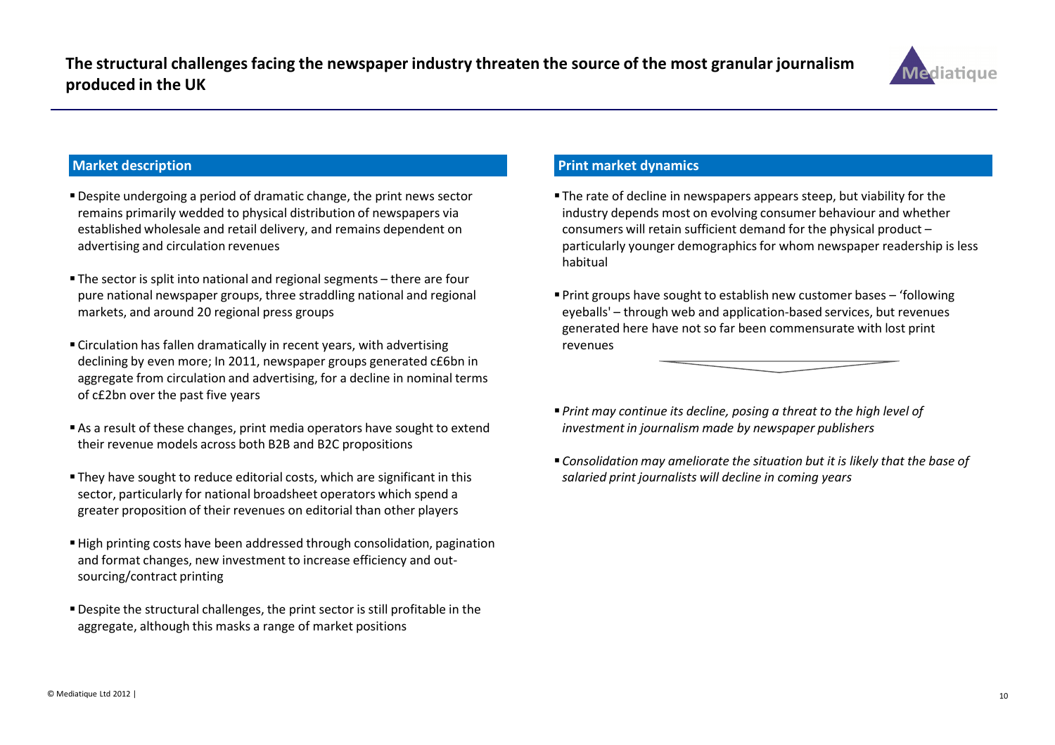# The structural challenges facing the newspaper industry threaten the source of the most granular journalism produced in the UK

## Market description

- Despite undergoing a period of dramatic change, the print news sector remains primarily wedded to physical distribution of newspapers via established wholesale and retail delivery, and remains dependent on advertising and circulation revenues
- The sector is split into national and regional segments – there are four pure national newspaper groups, three straddling national and regional markets, and around 20 regional press groups
- Circulation has fallen dramatically in recent years, with advertising declining by even more; In 2011, newspaper groups generated c£6bn in aggregate from circulation and advertising, for a decline in nominal terms of c£2bn over the past five years
- As a result of these changes, print media operators have sought to extend their revenue models across both B2B and B2C propositions
- They have sought to reduce editorial costs, which are significant in this sector, particularly for national broadsheet operators which spend a greater proposition of their revenues on editorial than other players
- High printing costs have been addressed through consolidation, pagination and format changes, new investment to increase efficiency and out-sourcing/contract printing
- Despite the structural challenges, the print sector is still profitable in the aggregate, although this masks a range of market positions

## Print market dynamics

- The rate of decline in newspapers appears steep, but viability for the industry depends most on evolving consumer behaviour and whether consumers will retain sufficient demand for the physical product – particularly younger demographics for whom newspaper readership is less habitual
- Print groups have sought to establish new customer bases – 'following eyeballs' – through web and application-based services, but revenues generated here have not so far been commensurate with lost print revenues

- *Print may continue its decline, posing a threat to the high level of investment in journalism made by newspaper publishers*
- *Consolidation may ameliorate the situation but it is likely that the base of salaried print journalists will decline in coming years*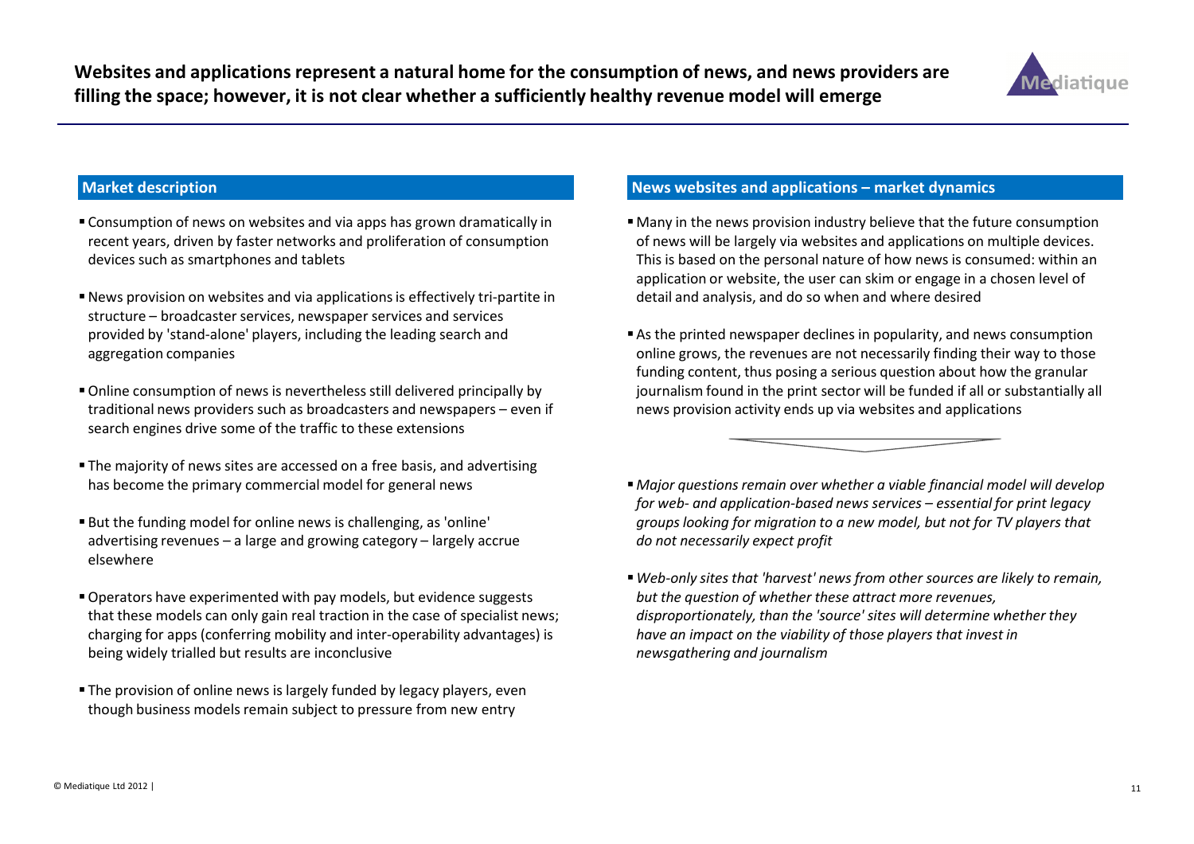# Websites and applications represent a natural home for the consumption of news, and news providers are filling the space; however, it is not clear whether a sufficiently healthy revenue model will emerge

## Market description

- Consumption of news on websites and via apps has grown dramatically in recent years, driven by faster networks and proliferation of consumption devices such as smartphones and tablets
- News provision on websites and via applications is effectively tri-partite in structure – broadcaster services, newspaper services and services provided by 'stand-alone' players, including the leading search and aggregation companies
- Online consumption of news is nevertheless still delivered principally by traditional news providers such as broadcasters and newspapers – even if search engines drive some of the traffic to these extensions
- The majority of news sites are accessed on a free basis, and advertising has become the primary commercial model for general news
- But the funding model for online news is challenging, as 'online' advertising revenues – a large and growing category – largely accrue elsewhere
- Operators have experimented with pay models, but evidence suggests that these models can only gain real traction in the case of specialist news; charging for apps (conferring mobility and inter-operability advantages) is being widely trialled but results are inconclusive
- The provision of online news is largely funded by legacy players, even though business models remain subject to pressure from new entry

## News websites and applications – market dynamics

- Many in the news provision industry believe that the future consumption of news will be largely via websites and applications on multiple devices. This is based on the personal nature of how news is consumed: within an application or website, the user can skim or engage in a chosen level of detail and analysis, and do so when and where desired
- As the printed newspaper declines in popularity, and news consumption online grows, the revenues are not necessarily finding their way to those funding content, thus posing a serious question about how the granular journalism found in the print sector will be funded if all or substantially all news provision activity ends up via websites and applications

- *Major questions remain over whether a viable financial model will develop for web- and application-based news services – essential for print legacy groups looking for migration to a new model, but not for TV players that do not necessarily expect profit*
- *Web-only sites that 'harvest' news from other sources are likely to remain, but the question of whether these attract more revenues, disproportionately, than the 'source' sites will determine whether they have an impact on the viability of those players that invest in newsgathering and journalism*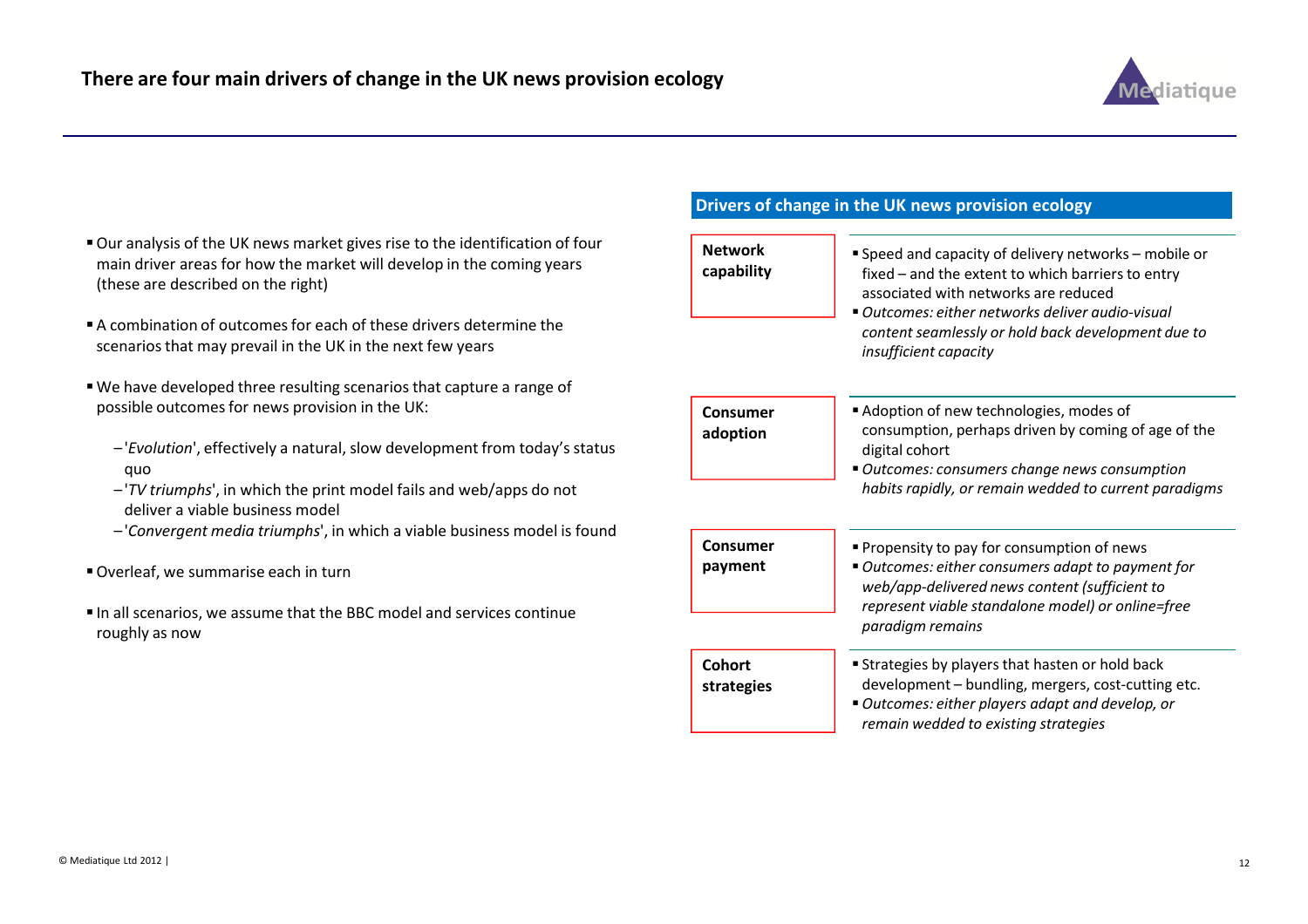# There are four main driver of change in the UK news provision ecology

- Our analysis of the UK news market gives rise to the identification of four main driver areas for how the market will develop in the coming years (these are described on the right)
- A combination of outcomes for each of these drivers determine the scenarios that may prevail in the UK in the next few years
- We have developed three resulting scenarios that capture a range of possible outcomes for news provision in the UK:
  - '*Evolution*', effectively a natural, slow development from today's status quo
  - '*TV triumphs*', in which the print model fails and web/apps do not deliver a viable business model
  - '*Convergent media triumphs*', in which a viable business model is found
- Overleaf, we summarise each in turn
- In all scenarios, we assume that the BBC model and services continue roughly as now

## Drivers of change in the UK news provision ecology

| Driver | Description |
|---|---|
| **Network capability** | ▪ Speed and capacity of delivery networks – mobile or fixed – and the extent to which barriers to entry associated with networks are reduced<br>▪ *Outcomes: either networks deliver audio-visual content seamlessly or hold back development due to insufficient capacity* |
| **Consumer adoption** | ▪ Adoption of new technologies, modes of consumption, perhaps driven by coming of age of the digital cohort<br>▪ *Outcomes: consumers change news consumption habits rapidly, or remain wedded to current paradigms* |
| **Consumer payment** | ▪ Propensity to pay for consumption of news<br>▪ *Outcomes: either consumers adapt to payment for web/app-delivered news content (sufficient to represent viable standalone model) or online=free paradigm remains* |
| **Cohort strategies** | ▪ Strategies by players that hasten or hold back development – bundling, mergers, cost-cutting etc.<br>▪ *Outcomes: either players adapt and develop, or remain wedded to existing strategies* |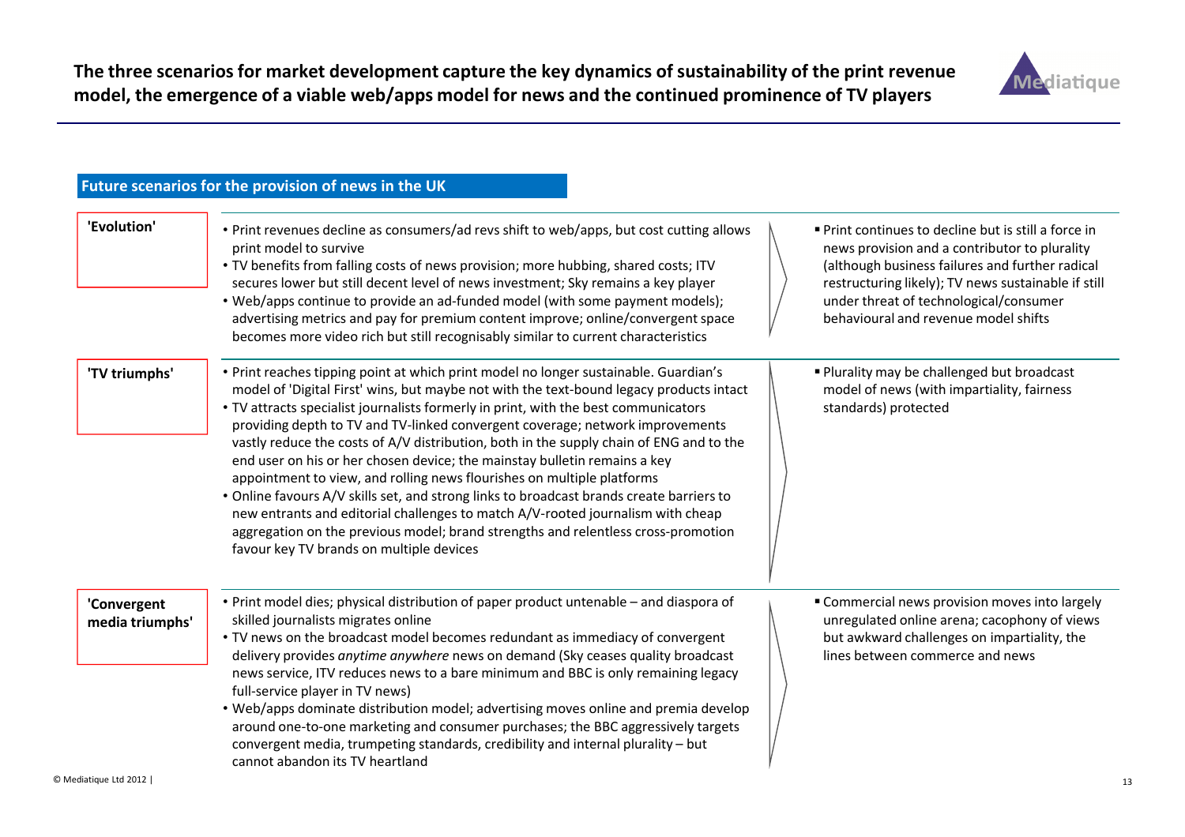# The three scenarios for market development capture the key dynamics of sustainability of the print revenue model, the emergence of a viable web/apps model for news and the continued prominence of TV players

## Future scenarios for the provision of news in the UK

| Scenario | Description | Outcome |
| --- | --- | --- |
| **'Evolution'** | • Print revenues decline as consumers/ad revs shift to web/apps, but cost cutting allows print model to survive<br>• TV benefits from falling costs of news provision; more hubbing, shared costs; ITV secures lower but still decent level of news investment; Sky remains a key player<br>• Web/apps continue to provide an ad-funded model (with some payment models); advertising metrics and pay for premium content improve; online/convergent space becomes more video rich but still recognisably similar to current characteristics | ▪ Print continues to decline but is still a force in news provision and a contributor to plurality (although business failures and further radical restructuring likely); TV news sustainable if still under threat of technological/consumer behavioural and revenue model shifts |
| **'TV triumphs'** | • Print reaches tipping point at which print model no longer sustainable. Guardian's model of 'Digital First' wins, but maybe not with the text-bound legacy products intact<br>• TV attracts specialist journalists formerly in print, with the best communicators providing depth to TV and TV-linked convergent coverage; network improvements vastly reduce the costs of A/V distribution, both in the supply chain of ENG and to the end user on his or her chosen device; the mainstay bulletin remains a key appointment to view, and rolling news flourishes on multiple platforms<br>• Online favours A/V skills set, and strong links to broadcast brands create barriers to new entrants and editorial challenges to match A/V-rooted journalism with cheap aggregation on the previous model; brand strengths and relentless cross-promotion favour key TV brands on multiple devices | ▪ Plurality may be challenged but broadcast model of news (with impartiality, fairness standards) protected |
| **'Convergent media triumphs'** | • Print model dies; physical distribution of paper product untenable – and diaspora of skilled journalists migrates online<br>• TV news on the broadcast model becomes redundant as immediacy of convergent delivery provides *anytime anywhere* news on demand (Sky ceases quality broadcast news service, ITV reduces news to a bare minimum and BBC is only remaining legacy full-service player in TV news)<br>• Web/apps dominate distribution model; advertising moves online and premia develop around one-to-one marketing and consumer purchases; the BBC aggressively targets convergent media, trumpeting standards, credibility and internal plurality – but cannot abandon its TV heartland | ▪ Commercial news provision moves into largely unregulated online arena; cacophony of views but awkward challenges on impartiality, the lines between commerce and news |

© Mediatique Ltd 2012 |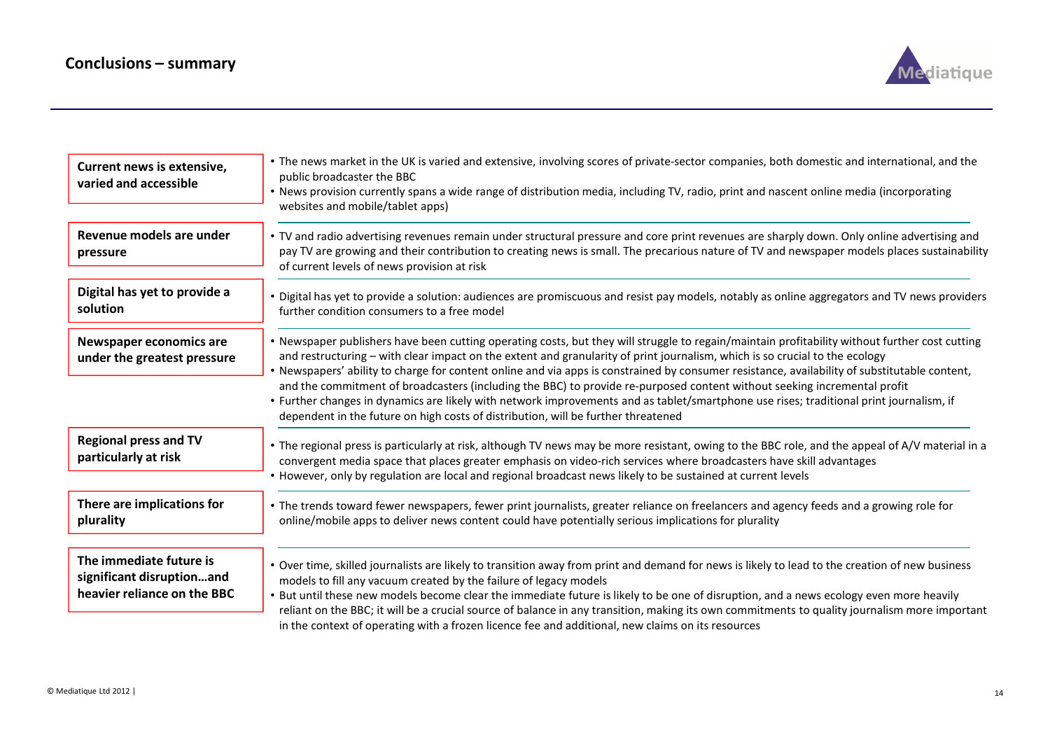## Conclusions – summary

**Current news is extensive, varied and accessible**

- The news market in the UK is varied and extensive, involving scores of private-sector companies, both domestic and international, and the public broadcaster the BBC
- News provision currently spans a wide range of distribution media, including TV, radio, print and nascent online media (incorporating websites and mobile/tablet apps)

**Revenue models are under pressure**

- TV and radio advertising revenues remain under structural pressure and core print revenues are sharply down. Only online advertising and pay TV are growing and their contribution to creating news is small. The precarious nature of TV and newspaper models places sustainability of current levels of news provision at risk

**Digital has yet to provide a solution**

- Digital has yet to provide a solution: audiences are promiscuous and resist pay models, notably as online aggregators and TV news providers further condition consumers to a free model

**Newspaper economics are under the greatest pressure**

- Newspaper publishers have been cutting operating costs, but they will struggle to regain/maintain profitability without further cost cutting and restructuring – with clear impact on the extent and granularity of print journalism, which is so crucial to the ecology
- Newspapers' ability to charge for content online and via apps is constrained by consumer resistance, availability of substitutable content, and the commitment of broadcasters (including the BBC) to provide re-purposed content without seeking incremental profit
- Further changes in dynamics are likely with network improvements and as tablet/smartphone use rises; traditional print journalism, if dependent in the future on high costs of distribution, will be further threatened

**Regional press and TV particularly at risk**

- The regional press is particularly at risk, although TV news may be more resistant, owing to the BBC role, and the appeal of A/V material in a convergent media space that places greater emphasis on video-rich services where broadcasters have skill advantages
- However, only by regulation are local and regional broadcast news likely to be sustained at current levels

**There are implications for plurality**

- The trends toward fewer newspapers, fewer print journalists, greater reliance on freelancers and agency feeds and a growing role for online/mobile apps to deliver news content could have potentially serious implications for plurality

**The immediate future is significant disruption…and heavier reliance on the BBC**

- Over time, skilled journalists are likely to transition away from print and demand for news is likely to lead to the creation of new business models to fill any vacuum created by the failure of legacy models
- But until these new models become clear the immediate future is likely to be one of disruption, and a news ecology even more heavily reliant on the BBC; it will be a crucial source of balance in any transition, making its own commitments to quality journalism more important in the context of operating with a frozen licence fee and additional, new claims on its resources

© Mediatique Ltd 2012 |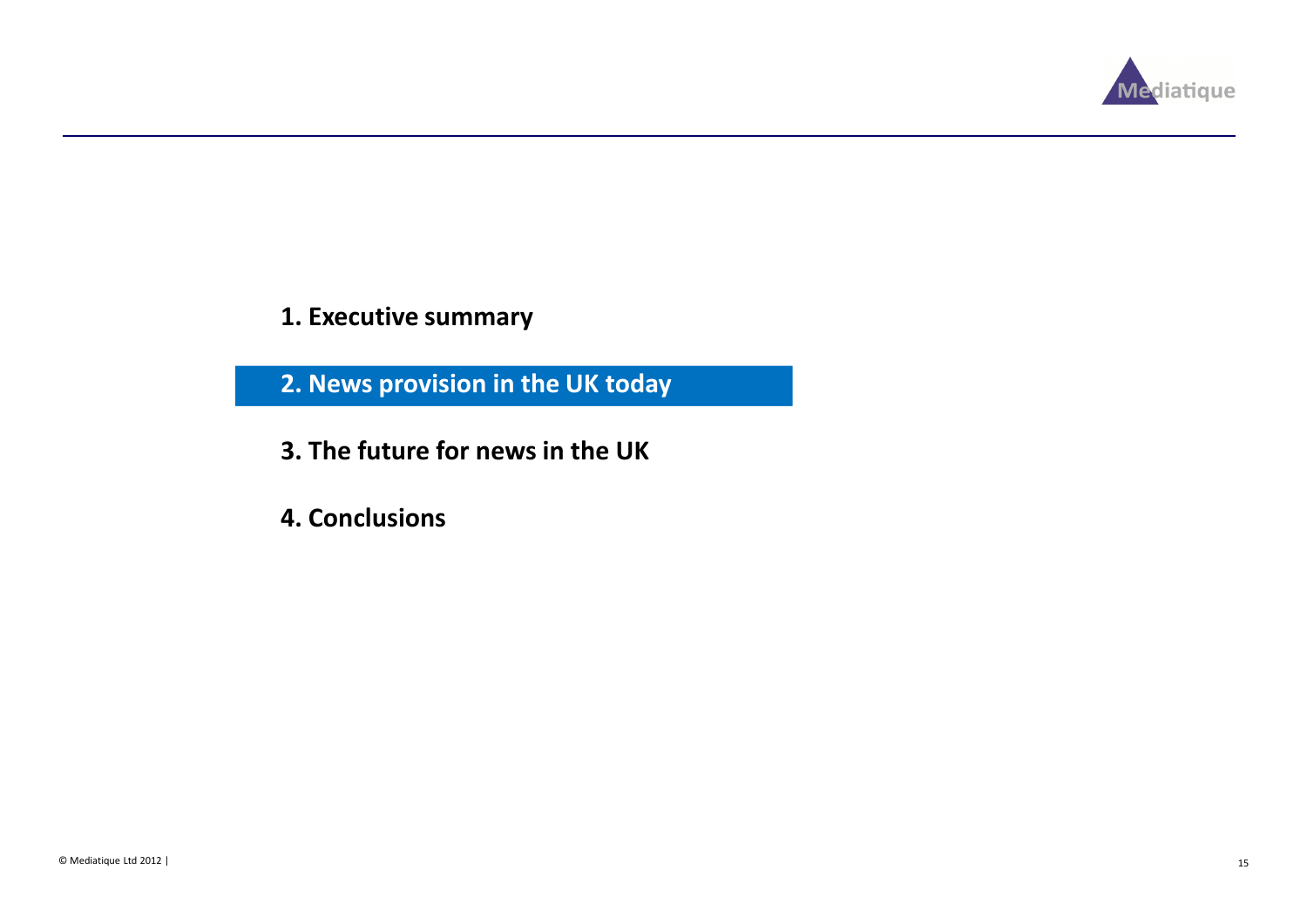1. Executive summary

**2. News provision in the UK today**

3. The future for news in the UK

4. Conclusions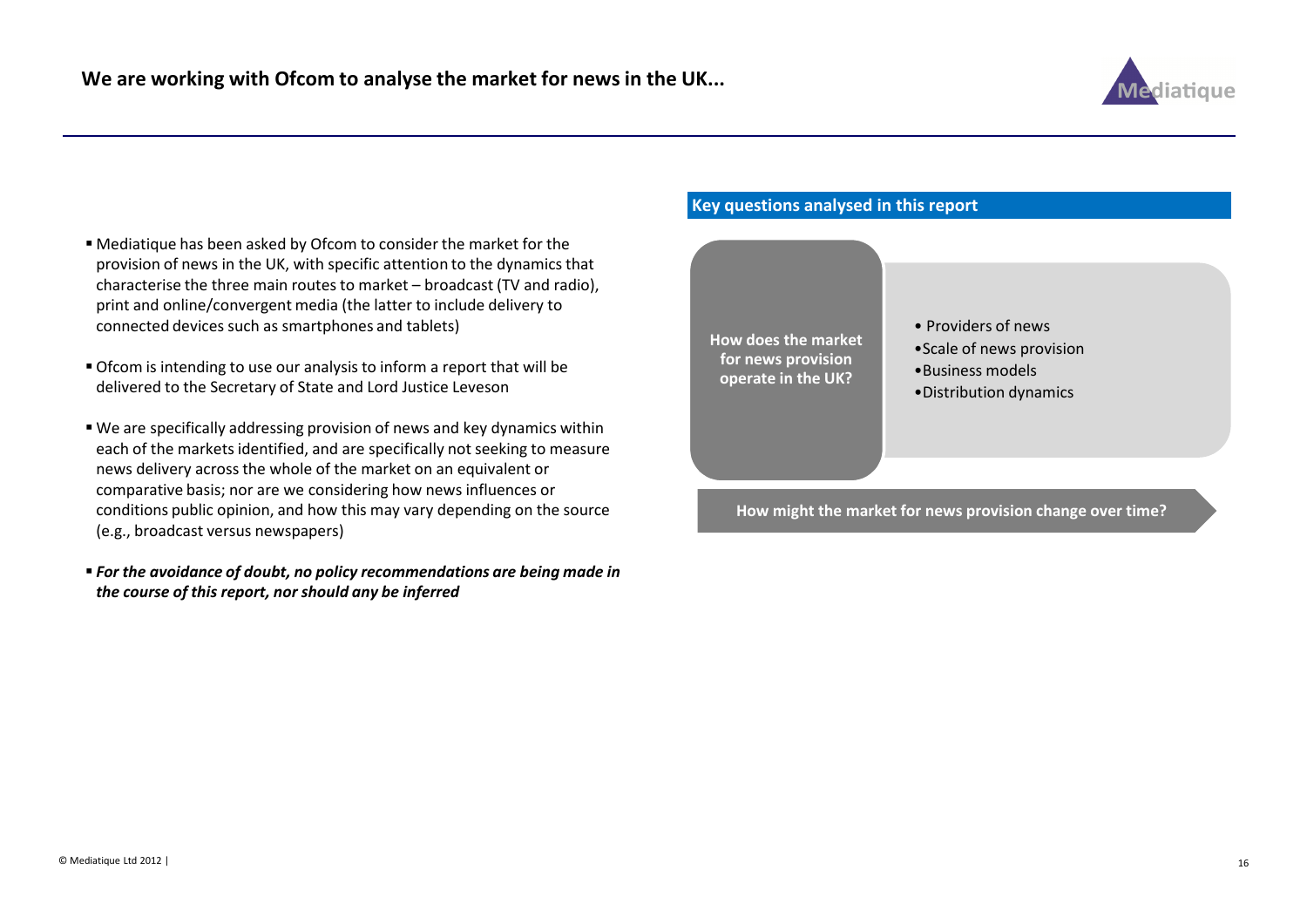## We are working with Ofcom to analyse the market for news in the UK...

- Mediatique has been asked by Ofcom to consider the market for the provision of news in the UK, with specific attention to the dynamics that characterise the three main routes to market – broadcast (TV and radio), print and online/convergent media (the latter to include delivery to connected devices such as smartphones and tablets)
- Ofcom is intending to use our analysis to inform a report that will be delivered to the Secretary of State and Lord Justice Leveson
- We are specifically addressing provision of news and key dynamics within each of the markets identified, and are specifically not seeking to measure news delivery across the whole of the market on an equivalent or comparative basis; nor are we considering how news influences or conditions public opinion, and how this may vary depending on the source (e.g., broadcast versus newspapers)
- ***For the avoidance of doubt, no policy recommendations are being made in the course of this report, nor should any be inferred***

### Key questions analysed in this report

**How does the market for news provision operate in the UK?**

- Providers of news
- Scale of news provision
- Business models
- Distribution dynamics

**How might the market for news provision change over time?**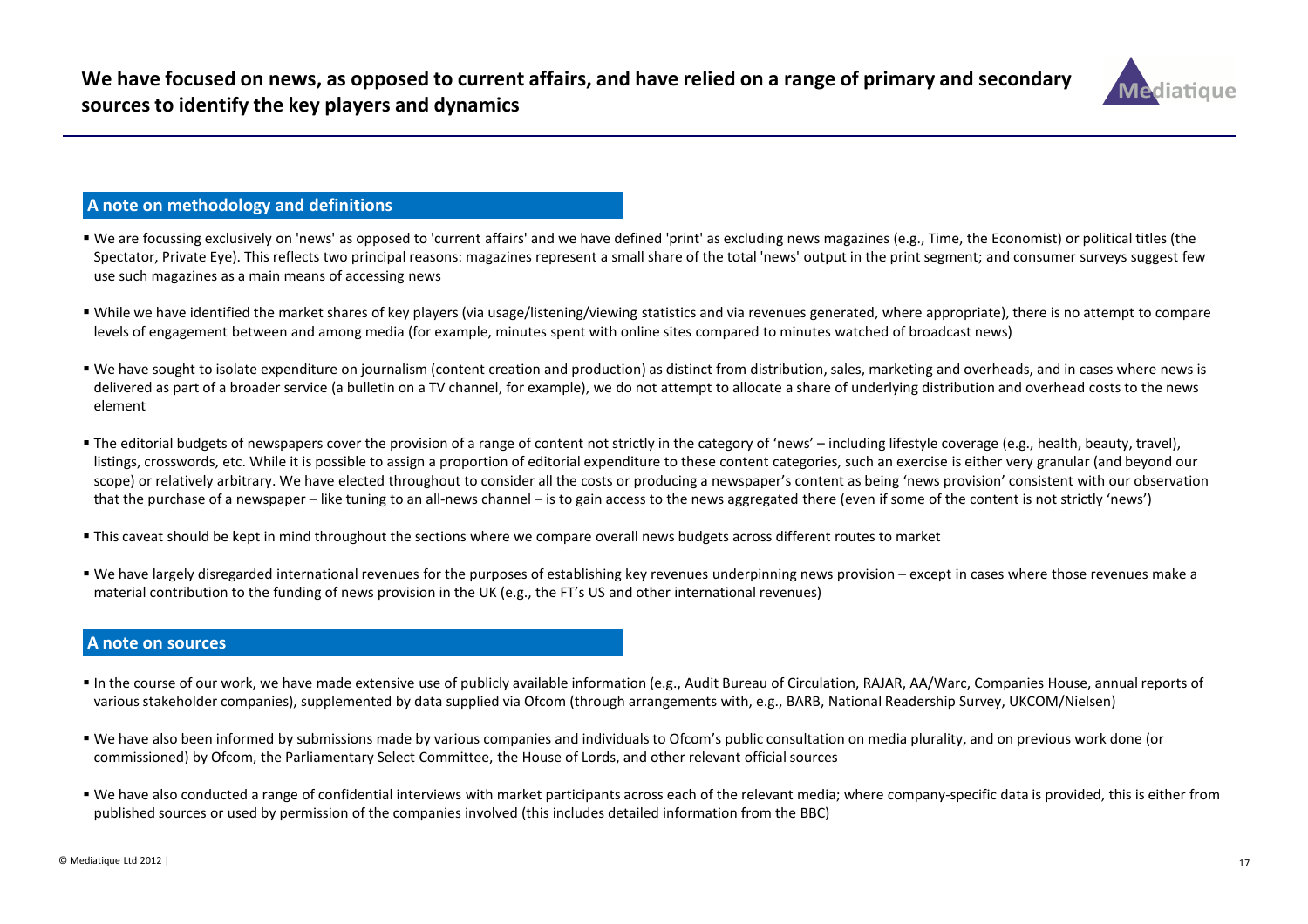# We have focused on news, as opposed to current affairs, and have relied on a range of primary and secondary sources to identify the key players and dynamics

## A note on methodology and definitions

- We are focussing exclusively on 'news' as opposed to 'current affairs' and we have defined 'print' as excluding news magazines (e.g., Time, the Economist) or political titles (the Spectator, Private Eye). This reflects two principal reasons: magazines represent a small share of the total 'news' output in the print segment; and consumer surveys suggest few use such magazines as a main means of accessing news
- While we have identified the market shares of key players (via usage/listening/viewing statistics and via revenues generated, where appropriate), there is no attempt to compare levels of engagement between and among media (for example, minutes spent with online sites compared to minutes watched of broadcast news)
- We have sought to isolate expenditure on journalism (content creation and production) as distinct from distribution, sales, marketing and overheads, and in cases where news is delivered as part of a broader service (a bulletin on a TV channel, for example), we do not attempt to allocate a share of underlying distribution and overhead costs to the news element
- The editorial budgets of newspapers cover the provision of a range of content not strictly in the category of 'news' – including lifestyle coverage (e.g., health, beauty, travel), listings, crosswords, etc. While it is possible to assign a proportion of editorial expenditure to these content categories, such an exercise is either very granular (and beyond our scope) or relatively arbitrary. We have elected throughout to consider all the costs or producing a newspaper's content as being 'news provision' consistent with our observation that the purchase of a newspaper – like tuning to an all-news channel – is to gain access to the news aggregated there (even if some of the content is not strictly 'news')
- This caveat should be kept in mind throughout the sections where we compare overall news budgets across different routes to market
- We have largely disregarded international revenues for the purposes of establishing key revenues underpinning news provision – except in cases where those revenues make a material contribution to the funding of news provision in the UK (e.g., the FT's US and other international revenues)

## A note on sources

- In the course of our work, we have made extensive use of publicly available information (e.g., Audit Bureau of Circulation, RAJAR, AA/Warc, Companies House, annual reports of various stakeholder companies), supplemented by data supplied via Ofcom (through arrangements with, e.g., BARB, National Readership Survey, UKCOM/Nielsen)
- We have also been informed by submissions made by various companies and individuals to Ofcom's public consultation on media plurality, and on previous work done (or commissioned) by Ofcom, the Parliamentary Select Committee, the House of Lords, and other relevant official sources
- We have also conducted a range of confidential interviews with market participants across each of the relevant media; where company-specific data is provided, this is either from published sources or used by permission of the companies involved (this includes detailed information from the BBC)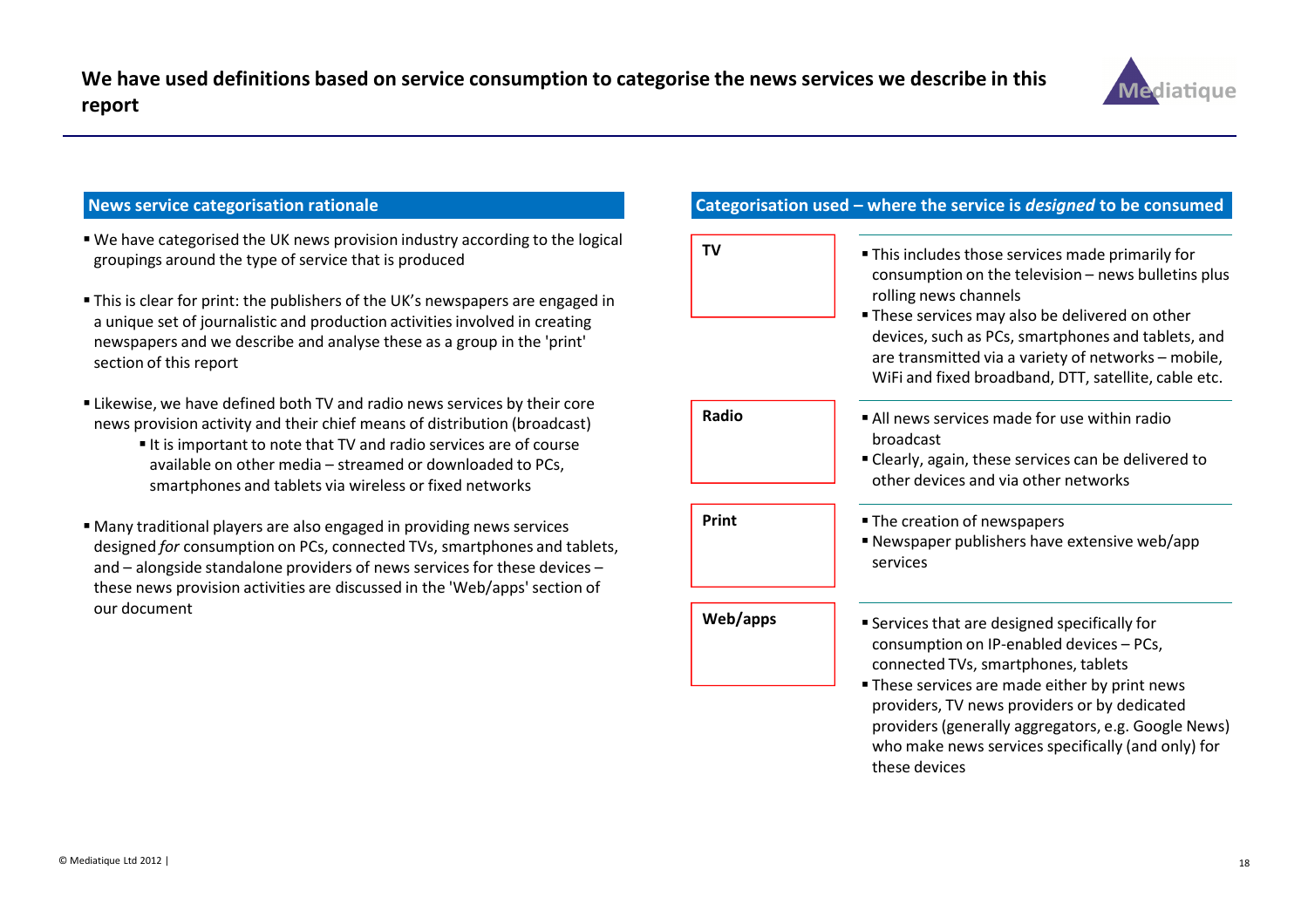# We have used definitions based on service consumption to categorise the news services we describe in this report

## News service categorisation rationale

- We have categorised the UK news provision industry according to the logical groupings around the type of service that is produced
- This is clear for print: the publishers of the UK's newspapers are engaged in a unique set of journalistic and production activities involved in creating newspapers and we describe and analyse these as a group in the 'print' section of this report
- Likewise, we have defined both TV and radio news services by their core news provision activity and their chief means of distribution (broadcast)
  - It is important to note that TV and radio services are of course available on other media – streamed or downloaded to PCs, smartphones and tablets via wireless or fixed networks
- Many traditional players are also engaged in providing news services designed *for* consumption on PCs, connected TVs, smartphones and tablets, and – alongside standalone providers of news services for these devices – these news provision activities are discussed in the 'Web/apps' section of our document

## Categorisation used – where the service is *designed* to be consumed

**TV**

- This includes those services made primarily for consumption on the television – news bulletins plus rolling news channels
- These services may also be delivered on other devices, such as PCs, smartphones and tablets, and are transmitted via a variety of networks – mobile, WiFi and fixed broadband, DTT, satellite, cable etc.

**Radio**

- All news services made for use within radio broadcast
- Clearly, again, these services can be delivered to other devices and via other networks

**Print**

- The creation of newspapers
- Newspaper publishers have extensive web/app services

**Web/apps**

- Services that are designed specifically for consumption on IP-enabled devices – PCs, connected TVs, smartphones, tablets
- These services are made either by print news providers, TV news providers or by dedicated providers (generally aggregators, e.g. Google News) who make news services specifically (and only) for these devices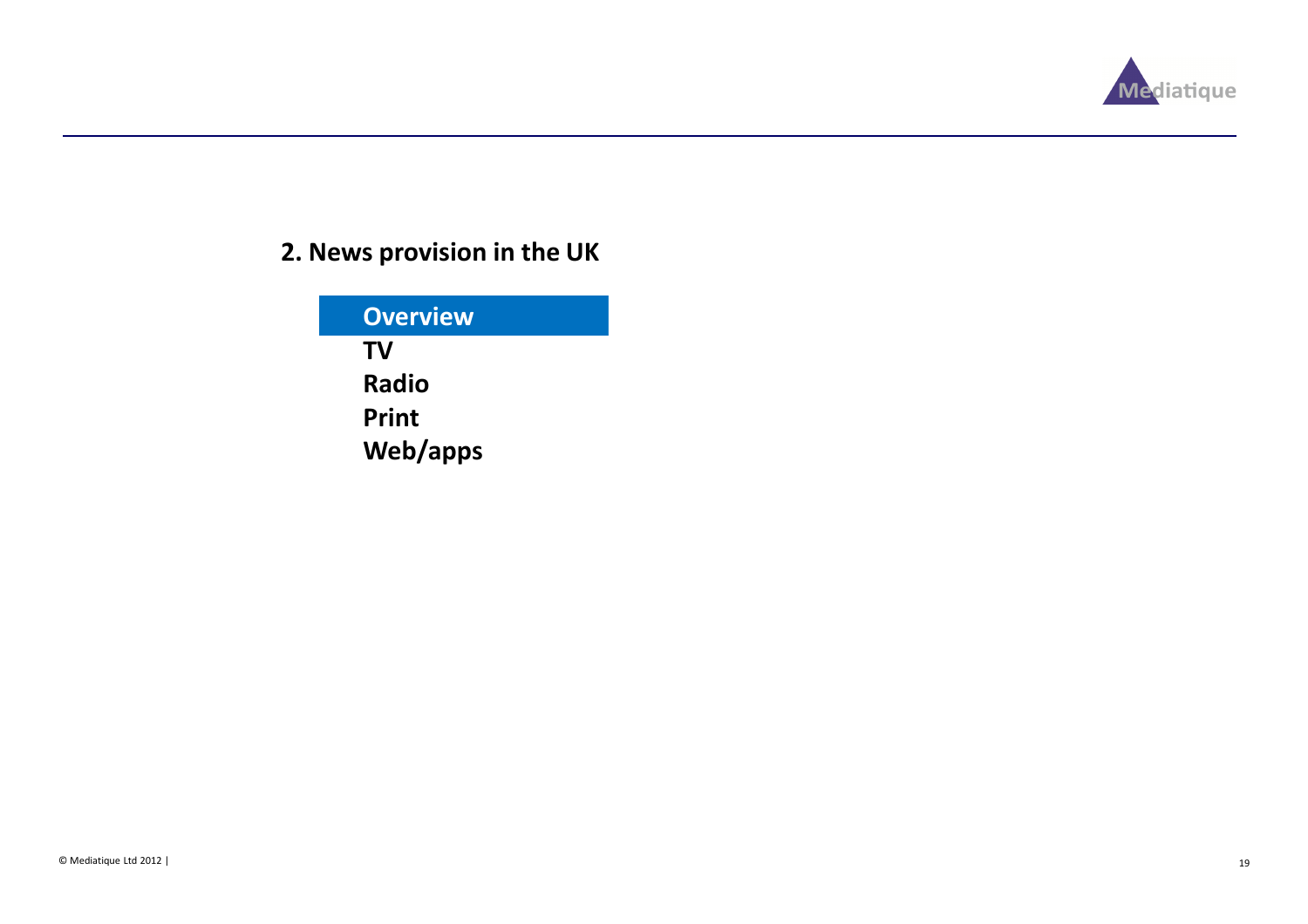## 2. News provision in the UK

- **Overview**
- **TV**
- **Radio**
- **Print**
- **Web/apps**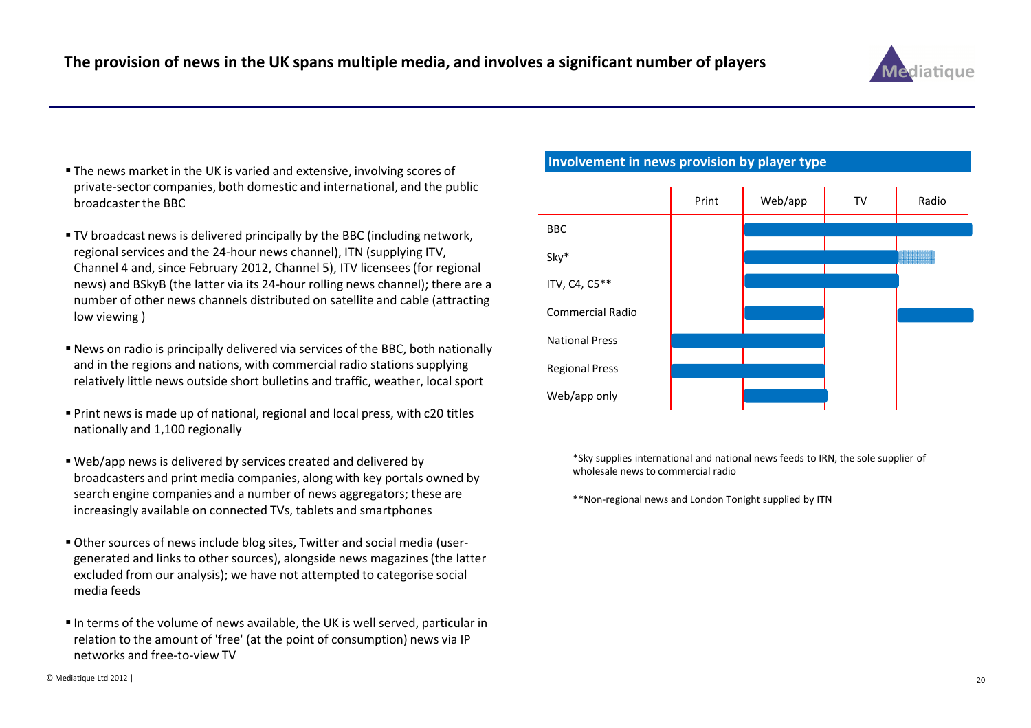# The provision of news in the UK spans multiple media, and involves a significant number of players

- The news market in the UK is varied and extensive, involving scores of private-sector companies, both domestic and international, and the public broadcaster the BBC
- TV broadcast news is delivered principally by the BBC (including network, regional services and the 24-hour news channel), ITN (supplying ITV, Channel 4 and, since February 2012, Channel 5), ITV licensees (for regional news) and BSkyB (the latter via its 24-hour rolling news channel); there are a number of other news channels distributed on satellite and cable (attracting low viewing )
- News on radio is principally delivered via services of the BBC, both nationally and in the regions and nations, with commercial radio stations supplying relatively little news outside short bulletins and traffic, weather, local sport
- Print news is made up of national, regional and local press, with c20 titles nationally and 1,100 regionally
- Web/app news is delivered by services created and delivered by broadcasters and print media companies, along with key portals owned by search engine companies and a number of news aggregators; these are increasingly available on connected TVs, tablets and smartphones
- Other sources of news include blog sites, Twitter and social media (user-generated and links to other sources), alongside news magazines (the latter excluded from our analysis); we have not attempted to categorise social media feeds
- In terms of the volume of news available, the UK is well served, particular in relation to the amount of 'free' (at the point of consumption) news via IP networks and free-to-view TV

## Involvement in news provision by player type

| | Print | Web/app | TV | Radio |
|---|---|---|---|---|
| BBC | | ■ | ■ | ■ |
| Sky* | | ■ | ■ | (partial) |
| ITV, C4, C5** | | ■ | ■ | |
| Commercial Radio | | ■ | | ■ |
| National Press | ■ | ■ | | |
| Regional Press | ■ | ■ | | |
| Web/app only | | ■ | | |

*Sky supplies international and national news feeds to IRN, the sole supplier of wholesale news to commercial radio

**Non-regional news and London Tonight supplied by ITN

© Mediatique Ltd 2012 |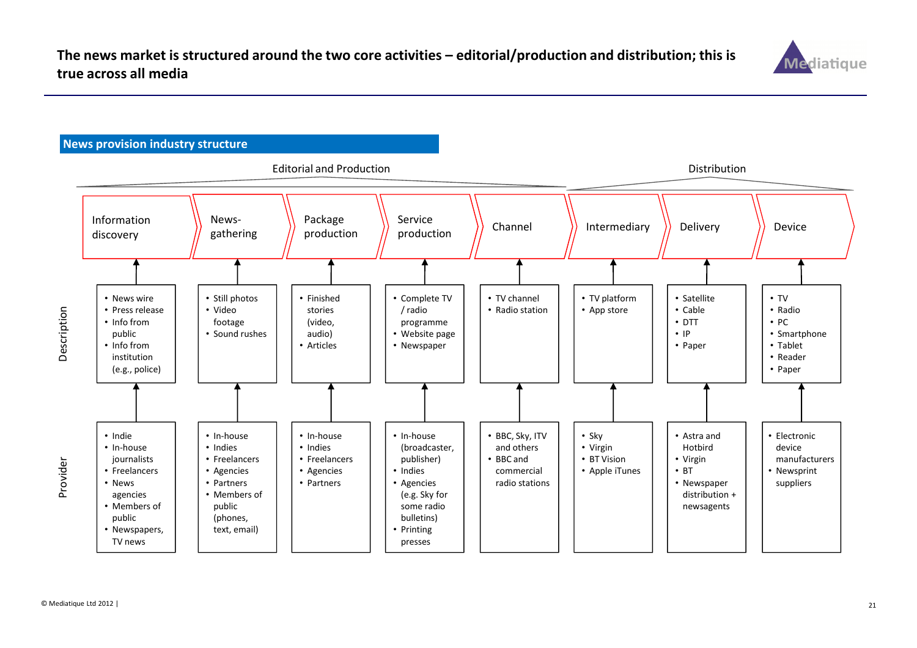# The news market is structured around the two core activities – editorial/production and distribution; this is true across all media

## News provision industry structure

| | Editorial and Production | | | | | Distribution | | |
|---|---|---|---|---|---|---|---|---|
| | **Information discovery** | **News-gathering** | **Package production** | **Service production** | **Channel** | **Intermediary** | **Delivery** | **Device** |
| **Description** | • News wire<br>• Press release<br>• Info from public<br>• Info from institution (e.g., police) | • Still photos<br>• Video footage<br>• Sound rushes | • Finished stories (video, audio)<br>• Articles | • Complete TV / radio programme<br>• Website page<br>• Newspaper | • TV channel<br>• Radio station | • TV platform<br>• App store | • Satellite<br>• Cable<br>• DTT<br>• IP<br>• Paper | • TV<br>• Radio<br>• PC<br>• Smartphone<br>• Tablet<br>• Reader<br>• Paper |
| **Provider** | • Indie<br>• In-house journalists<br>• Freelancers<br>• News agencies<br>• Members of public<br>• Newspapers, TV news | • In-house<br>• Indies<br>• Freelancers<br>• Agencies<br>• Partners<br>• Members of public (phones, text, email) | • In-house<br>• Indies<br>• Freelancers<br>• Agencies<br>• Partners | • In-house (broadcaster, publisher)<br>• Indies<br>• Agencies (e.g. Sky for some radio bulletins)<br>• Printing presses | • BBC, Sky, ITV and others<br>• BBC and commercial radio stations | • Sky<br>• Virgin<br>• BT Vision<br>• Apple iTunes | • Astra and Hotbird<br>• Virgin<br>• BT<br>• Newspaper distribution + newsagents | • Electronic device manufacturers<br>• Newsprint suppliers |

© Mediatique Ltd 2012 |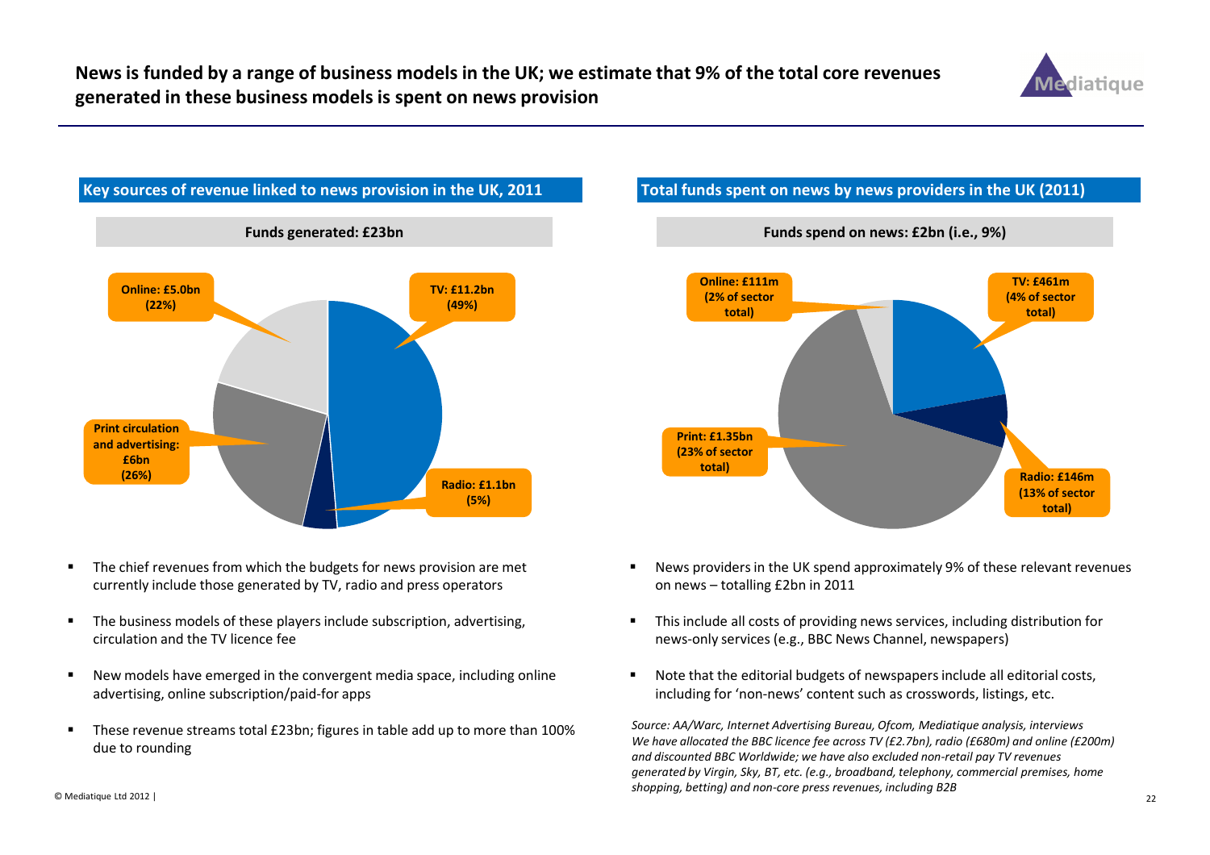# News is funded by a range of business models in the UK; we estimate that 9% of the total core revenues generated in these business models is spent on news provision

## Key sources of revenue linked to news provision in the UK, 2011

**Funds generated: £23bn**

- **Online: £5.0bn (22%)**
- **TV: £11.2bn (49%)**
- **Print circulation and advertising: £6bn (26%)**
- **Radio: £1.1bn (5%)**

- The chief revenues from which the budgets for news provision are met currently include those generated by TV, radio and press operators
- The business models of these players include subscription, advertising, circulation and the TV licence fee
- New models have emerged in the convergent media space, including online advertising, online subscription/paid-for apps
- These revenue streams total £23bn; figures in table add up to more than 100% due to rounding

## Total funds spent on news by news providers in the UK (2011)

**Funds spend on news: £2bn (i.e., 9%)**

- **Online: £111m (2% of sector total)**
- **TV: £461m (4% of sector total)**
- **Print: £1.35bn (23% of sector total)**
- **Radio: £146m (13% of sector total)**

- News providers in the UK spend approximately 9% of these relevant revenues on news – totalling £2bn in 2011
- This include all costs of providing news services, including distribution for news-only services (e.g., BBC News Channel, newspapers)
- Note that the editorial budgets of newspapers include all editorial costs, including for 'non-news' content such as crosswords, listings, etc.

*Source: AA/Warc, Internet Advertising Bureau, Ofcom, Mediatique analysis, interviews*
*We have allocated the BBC licence fee across TV (£2.7bn), radio (£680m) and online (£200m) and discounted BBC Worldwide; we have also excluded non-retail pay TV revenues generated by Virgin, Sky, BT, etc. (e.g., broadband, telephony, commercial premises, home shopping, betting) and non-core press revenues, including B2B*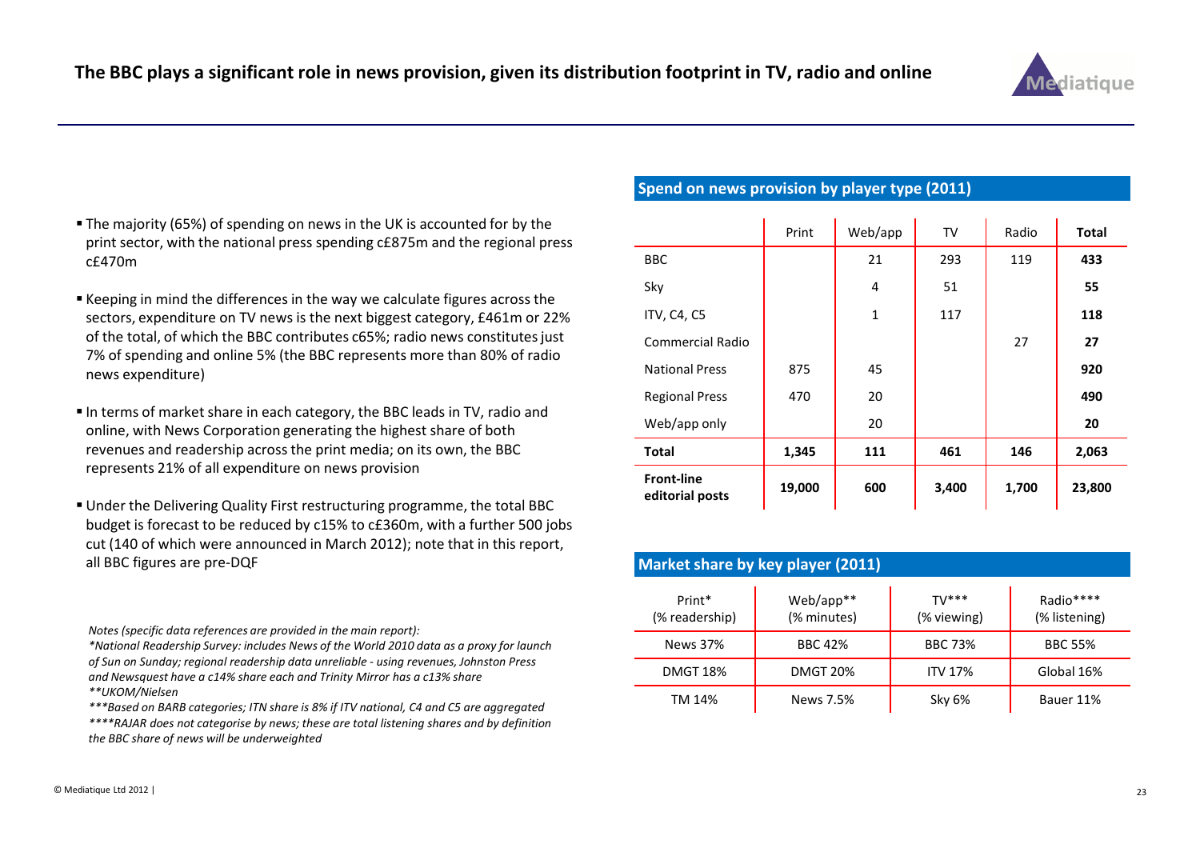## The BBC plays a significant role in news provision, given its distribution footprint in TV, radio and online

- The majority (65%) of spending on news in the UK is accounted for by the print sector, with the national press spending c£875m and the regional press c£470m
- Keeping in mind the differences in the way we calculate figures across the sectors, expenditure on TV news is the next biggest category, £461m or 22% of the total, of which the BBC contributes c65%; radio news constitutes just 7% of spending and online 5% (the BBC represents more than 80% of radio news expenditure)
- In terms of market share in each category, the BBC leads in TV, radio and online, with News Corporation generating the highest share of both revenues and readership across the print media; on its own, the BBC represents 21% of all expenditure on news provision
- Under the Delivering Quality First restructuring programme, the total BBC budget is forecast to be reduced by c15% to c£360m, with a further 500 jobs cut (140 of which were announced in March 2012); note that in this report, all BBC figures are pre-DQF

*Notes (specific data references are provided in the main report):*
*\*National Readership Survey: includes News of the World 2010 data as a proxy for launch of Sun on Sunday; regional readership data unreliable - using revenues, Johnston Press and Newsquest have a c14% share each and Trinity Mirror has a c13% share*
*\*\*UKOM/Nielsen*
*\*\*\*Based on BARB categories; ITN share is 8% if ITV national, C4 and C5 are aggregated*
*\*\*\*\*RAJAR does not categorise by news; these are total listening shares and by definition the BBC share of news will be underweighted*

### Spend on news provision by player type (2011)

| | Print | Web/app | TV | Radio | Total |
|---|---|---|---|---|---|
| BBC | | 21 | 293 | 119 | **433** |
| Sky | | 4 | 51 | | **55** |
| ITV, C4, C5 | | 1 | 117 | | **118** |
| Commercial Radio | | | | 27 | **27** |
| National Press | 875 | 45 | | | **920** |
| Regional Press | 470 | 20 | | | **490** |
| Web/app only | | 20 | | | **20** |
| **Total** | **1,345** | **111** | **461** | **146** | **2,063** |
| **Front-line editorial posts** | **19,000** | **600** | **3,400** | **1,700** | **23,800** |

### Market share by key player (2011)

| Print* (% readership) | Web/app** (% minutes) | TV*** (% viewing) | Radio**** (% listening) |
|---|---|---|---|
| News 37% | BBC 42% | BBC 73% | BBC 55% |
| DMGT 18% | DMGT 20% | ITV 17% | Global 16% |
| TM 14% | News 7.5% | Sky 6% | Bauer 11% |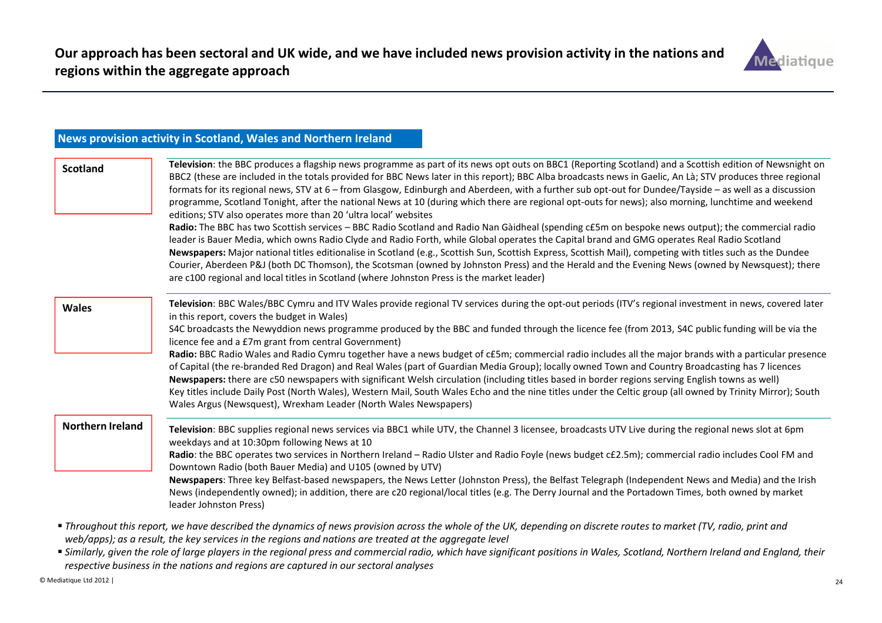# Our approach has been sectoral and UK wide, and we have included news provision activity in the nations and regions within the aggregate approach

## News provision activity in Scotland, Wales and Northern Ireland

### Scotland

**Television**: the BBC produces a flagship news programme as part of its news opt outs on BBC1 (Reporting Scotland) and a Scottish edition of Newsnight on BBC2 (these are included in the totals provided for BBC News later in this report); BBC Alba broadcasts news in Gaelic, An Là; STV produces three regional formats for its regional news, STV at 6 – from Glasgow, Edinburgh and Aberdeen, with a further sub opt-out for Dundee/Tayside – as well as a discussion programme, Scotland Tonight, after the national News at 10 (during which there are regional opt-outs for news); also morning, lunchtime and weekend editions; STV also operates more than 20 'ultra local' websites

**Radio:** The BBC has two Scottish services – BBC Radio Scotland and Radio Nan Gàidheal (spending c£5m on bespoke news output); the commercial radio leader is Bauer Media, which owns Radio Clyde and Radio Forth, while Global operates the Capital brand and GMG operates Real Radio Scotland

**Newspapers:** Major national titles editionalise in Scotland (e.g., Scottish Sun, Scottish Express, Scottish Mail), competing with titles such as the Dundee Courier, Aberdeen P&J (both DC Thomson), the Scotsman (owned by Johnston Press) and the Herald and the Evening News (owned by Newsquest); there are c100 regional and local titles in Scotland (where Johnston Press is the market leader)

### Wales

**Television**: BBC Wales/BBC Cymru and ITV Wales provide regional TV services during the opt-out periods (ITV's regional investment in news, covered later in this report, covers the budget in Wales)

S4C broadcasts the Newyddion news programme produced by the BBC and funded through the licence fee (from 2013, S4C public funding will be via the licence fee and a £7m grant from central Government)

**Radio:** BBC Radio Wales and Radio Cymru together have a news budget of c£5m; commercial radio includes all the major brands with a particular presence of Capital (the re-branded Red Dragon) and Real Wales (part of Guardian Media Group); locally owned Town and Country Broadcasting has 7 licences

**Newspapers:** there are c50 newspapers with significant Welsh circulation (including titles based in border regions serving English towns as well)

Key titles include Daily Post (North Wales), Western Mail, South Wales Echo and the nine titles under the Celtic group (all owned by Trinity Mirror); South Wales Argus (Newsquest), Wrexham Leader (North Wales Newspapers)

### Northern Ireland

**Television**: BBC supplies regional news services via BBC1 while UTV, the Channel 3 licensee, broadcasts UTV Live during the regional news slot at 6pm weekdays and at 10:30pm following News at 10

**Radio**: the BBC operates two services in Northern Ireland – Radio Ulster and Radio Foyle (news budget c£2.5m); commercial radio includes Cool FM and Downtown Radio (both Bauer Media) and U105 (owned by UTV)

**Newspapers**: Three key Belfast-based newspapers, the News Letter (Johnston Press), the Belfast Telegraph (Independent News and Media) and the Irish News (independently owned); in addition, there are c20 regional/local titles (e.g. The Derry Journal and the Portadown Times, both owned by market leader Johnston Press)

- *Throughout this report, we have described the dynamics of news provision across the whole of the UK, depending on discrete routes to market (TV, radio, print and web/apps); as a result, the key services in the regions and nations are treated at the aggregate level*
- *Similarly, given the role of large players in the regional press and commercial radio, which have significant positions in Wales, Scotland, Northern Ireland and England, their respective business in the nations and regions are captured in our sectoral analyses*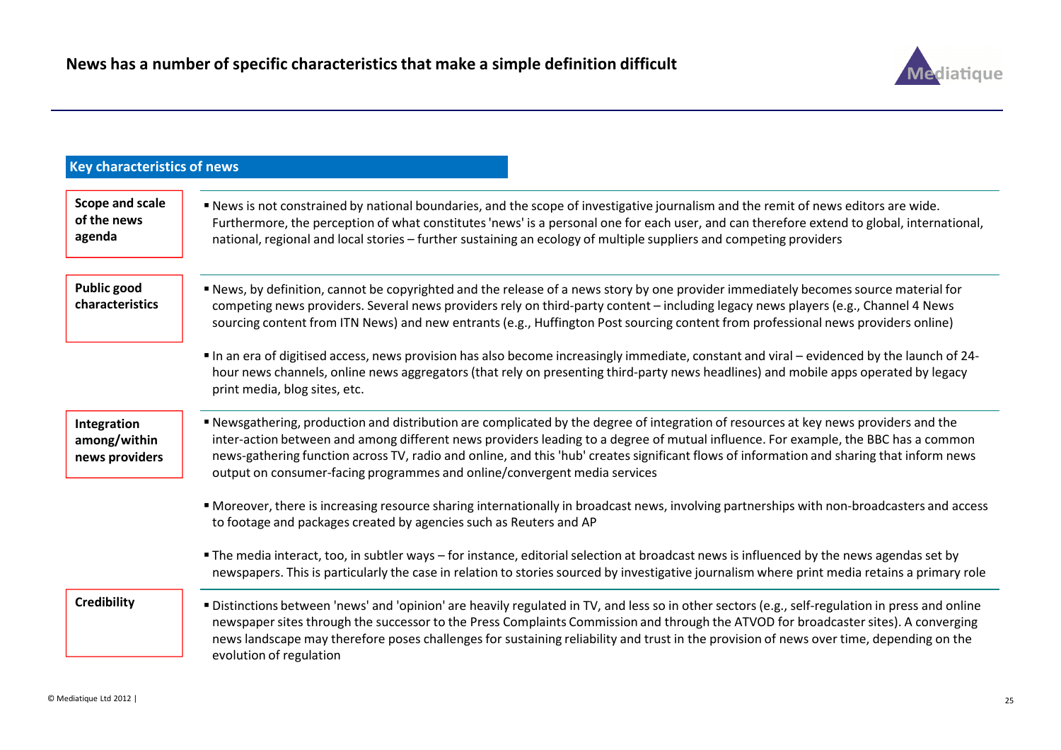## News has a number of specific characteristics that make a simple definition difficult

### Key characteristics of news

**Scope and scale of the news agenda**

- News is not constrained by national boundaries, and the scope of investigative journalism and the remit of news editors are wide. Furthermore, the perception of what constitutes 'news' is a personal one for each user, and can therefore extend to global, international, national, regional and local stories – further sustaining an ecology of multiple suppliers and competing providers

**Public good characteristics**

- News, by definition, cannot be copyrighted and the release of a news story by one provider immediately becomes source material for competing news providers. Several news providers rely on third-party content – including legacy news players (e.g., Channel 4 News sourcing content from ITN News) and new entrants (e.g., Huffington Post sourcing content from professional news providers online)
- In an era of digitised access, news provision has also become increasingly immediate, constant and viral – evidenced by the launch of 24-hour news channels, online news aggregators (that rely on presenting third-party news headlines) and mobile apps operated by legacy print media, blog sites, etc.

**Integration among/within news providers**

- Newsgathering, production and distribution are complicated by the degree of integration of resources at key news providers and the inter-action between and among different news providers leading to a degree of mutual influence. For example, the BBC has a common news-gathering function across TV, radio and online, and this 'hub' creates significant flows of information and sharing that inform news output on consumer-facing programmes and online/convergent media services
- Moreover, there is increasing resource sharing internationally in broadcast news, involving partnerships with non-broadcasters and access to footage and packages created by agencies such as Reuters and AP
- The media interact, too, in subtler ways – for instance, editorial selection at broadcast news is influenced by the news agendas set by newspapers. This is particularly the case in relation to stories sourced by investigative journalism where print media retains a primary role

**Credibility**

- Distinctions between 'news' and 'opinion' are heavily regulated in TV, and less so in other sectors (e.g., self-regulation in press and online newspaper sites through the successor to the Press Complaints Commission and through the ATVOD for broadcaster sites). A converging news landscape may therefore poses challenges for sustaining reliability and trust in the provision of news over time, depending on the evolution of regulation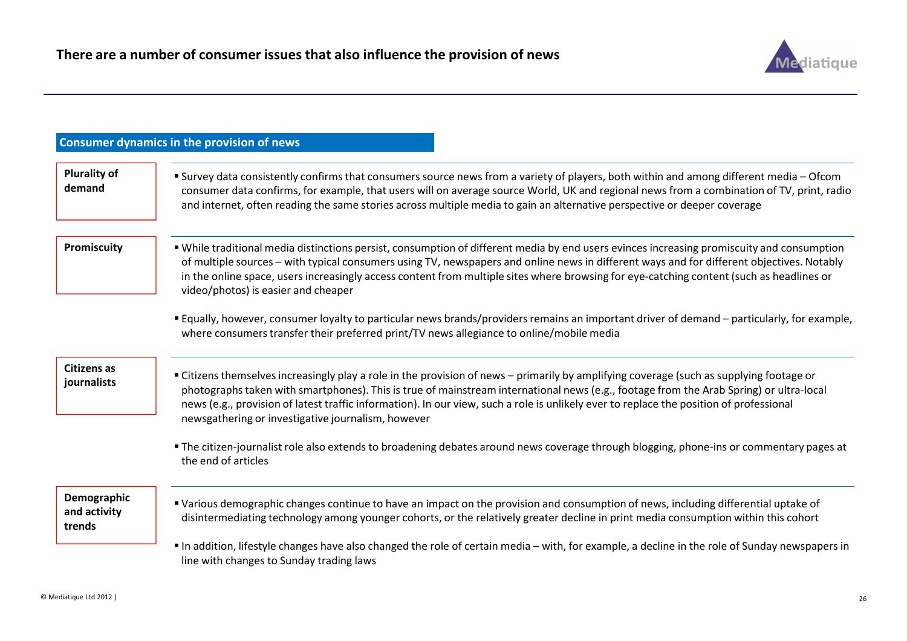# There are a number of consumer issues that also influence the provision of news

## Consumer dynamics in the provision of news

**Plurality of demand**

- Survey data consistently confirms that consumers source news from a variety of players, both within and among different media – Ofcom consumer data confirms, for example, that users will on average source World, UK and regional news from a combination of TV, print, radio and internet, often reading the same stories across multiple media to gain an alternative perspective or deeper coverage

**Promiscuity**

- While traditional media distinctions persist, consumption of different media by end users evinces increasing promiscuity and consumption of multiple sources – with typical consumers using TV, newspapers and online news in different ways and for different objectives. Notably in the online space, users increasingly access content from multiple sites where browsing for eye-catching content (such as headlines or video/photos) is easier and cheaper
- Equally, however, consumer loyalty to particular news brands/providers remains an important driver of demand – particularly, for example, where consumers transfer their preferred print/TV news allegiance to online/mobile media

**Citizens as journalists**

- Citizens themselves increasingly play a role in the provision of news – primarily by amplifying coverage (such as supplying footage or photographs taken with smartphones). This is true of mainstream international news (e.g., footage from the Arab Spring) or ultra-local news (e.g., provision of latest traffic information). In our view, such a role is unlikely ever to replace the position of professional newsgathering or investigative journalism, however
- The citizen-journalist role also extends to broadening debates around news coverage through blogging, phone-ins or commentary pages at the end of articles

**Demographic and activity trends**

- Various demographic changes continue to have an impact on the provision and consumption of news, including differential uptake of disintermediating technology among younger cohorts, or the relatively greater decline in print media consumption within this cohort
- In addition, lifestyle changes have also changed the role of certain media – with, for example, a decline in the role of Sunday newspapers in line with changes to Sunday trading laws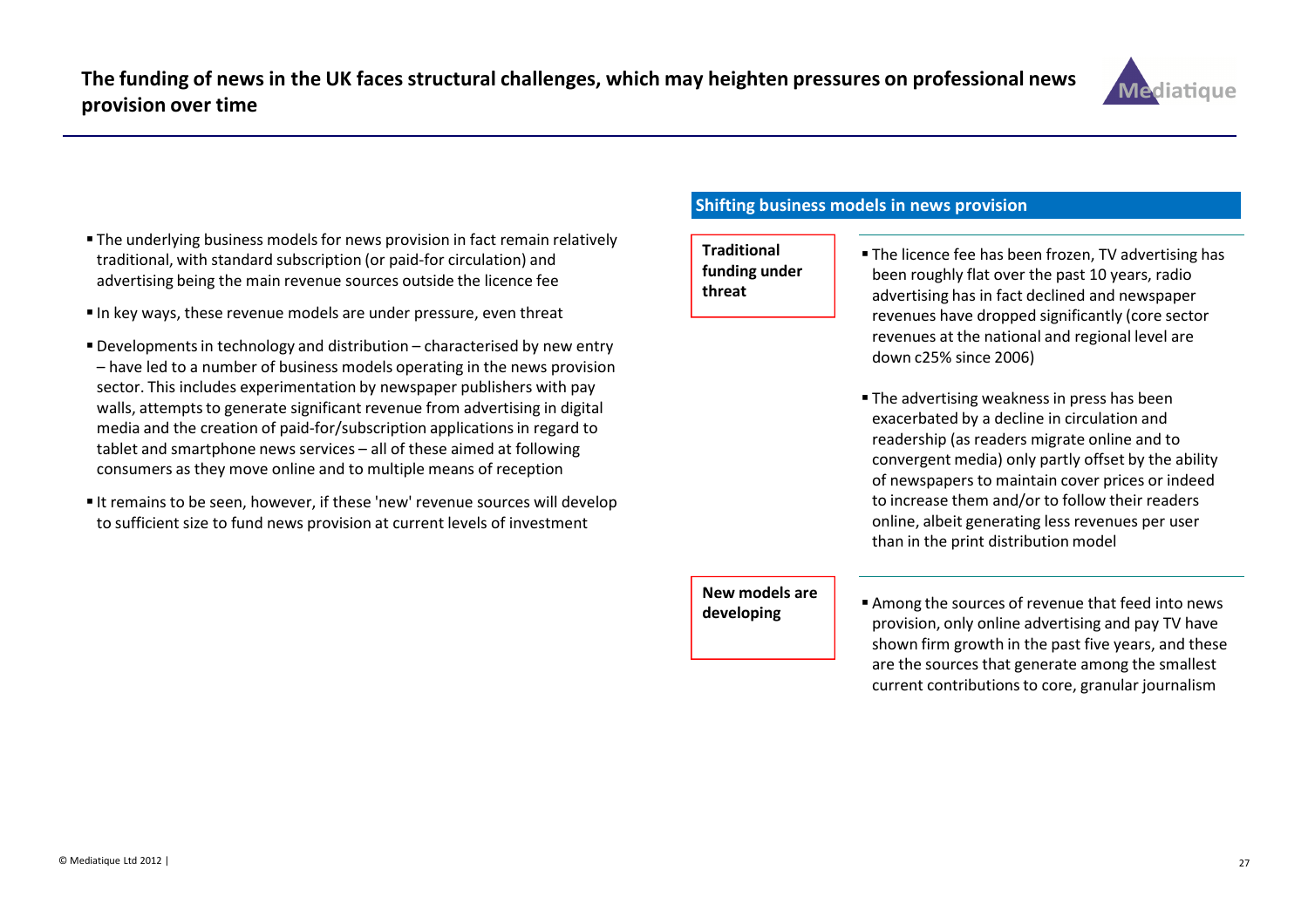# The funding of news in the UK faces structural challenges, which may heighten pressures on professional news provision over time

- The underlying business models for news provision in fact remain relatively traditional, with standard subscription (or paid-for circulation) and advertising being the main revenue sources outside the licence fee
- In key ways, these revenue models are under pressure, even threat
- Developments in technology and distribution – characterised by new entry – have led to a number of business models operating in the news provision sector. This includes experimentation by newspaper publishers with pay walls, attempts to generate significant revenue from advertising in digital media and the creation of paid-for/subscription applications in regard to tablet and smartphone news services – all of these aimed at following consumers as they move online and to multiple means of reception
- It remains to be seen, however, if these 'new' revenue sources will develop to sufficient size to fund news provision at current levels of investment

## Shifting business models in news provision

**Traditional funding under threat**

- The licence fee has been frozen, TV advertising has been roughly flat over the past 10 years, radio advertising has in fact declined and newspaper revenues have dropped significantly (core sector revenues at the national and regional level are down c25% since 2006)
- The advertising weakness in press has been exacerbated by a decline in circulation and readership (as readers migrate online and to convergent media) only partly offset by the ability of newspapers to maintain cover prices or indeed to increase them and/or to follow their readers online, albeit generating less revenues per user than in the print distribution model

**New models are developing**

- Among the sources of revenue that feed into news provision, only online advertising and pay TV have shown firm growth in the past five years, and these are the sources that generate among the smallest current contributions to core, granular journalism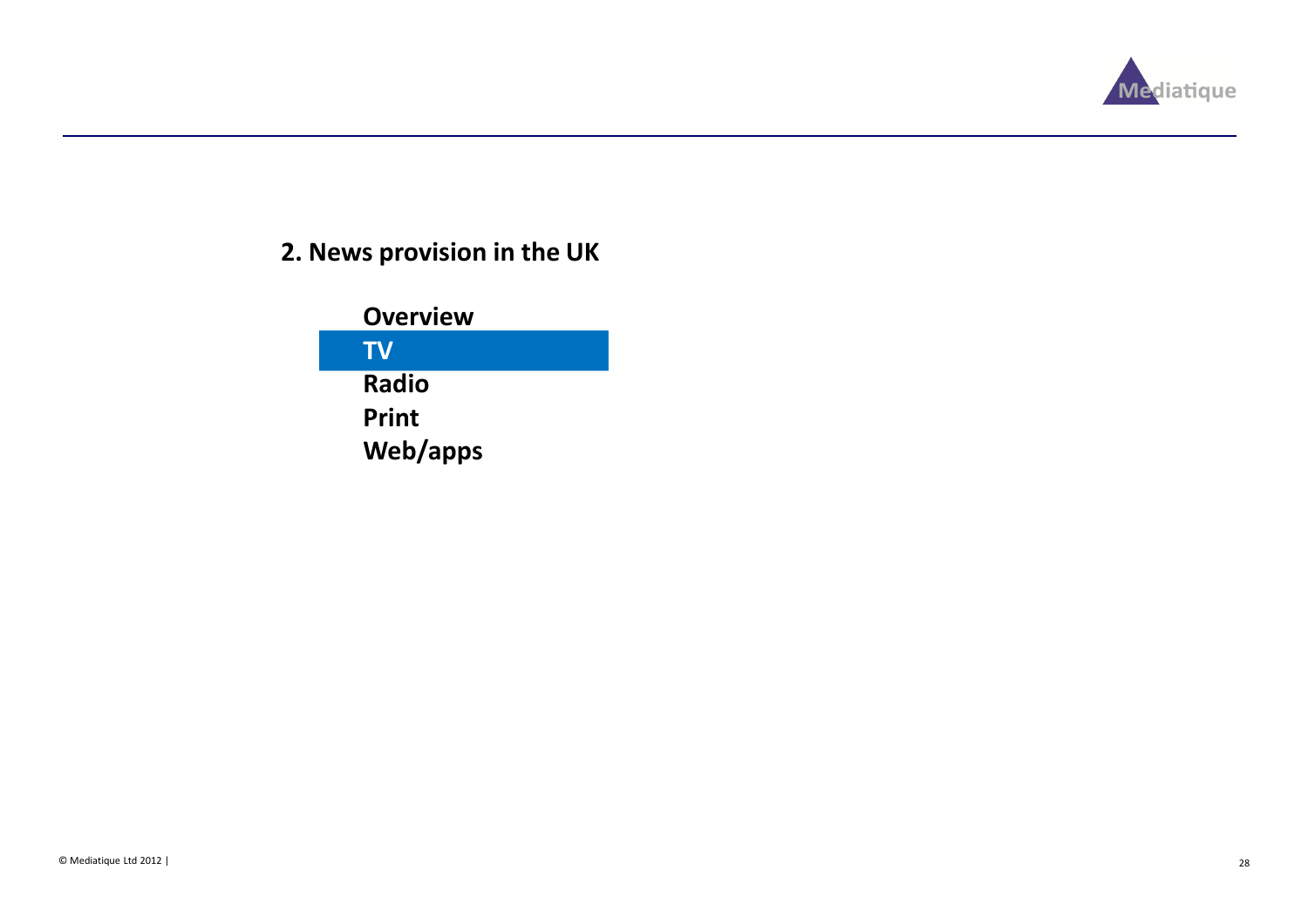## 2. News provision in the UK

- Overview
- **TV**
- Radio
- Print
- Web/apps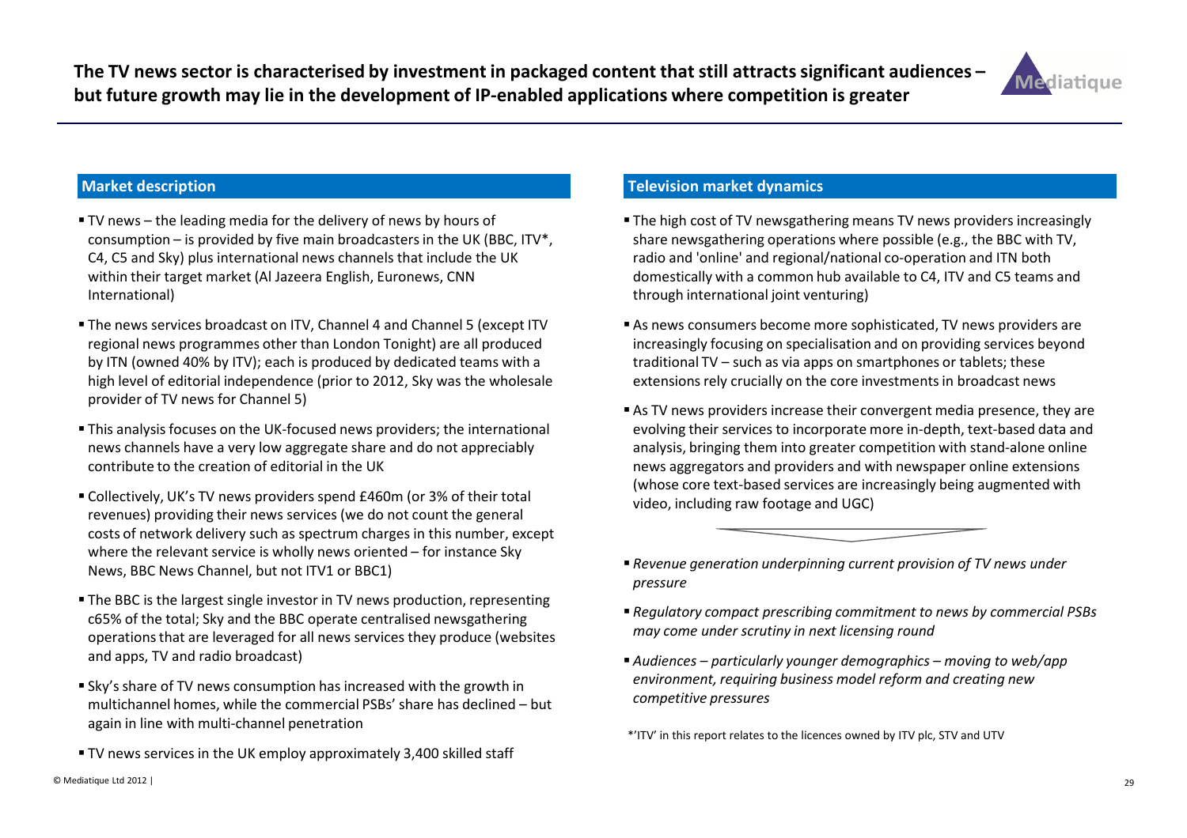# The TV news sector is characterised by investment in packaged content that still attracts significant audiences – but future growth may lie in the development of IP-enabled applications where competition is greater

## Market description

- TV news – the leading media for the delivery of news by hours of consumption – is provided by five main broadcasters in the UK (BBC, ITV*, C4, C5 and Sky) plus international news channels that include the UK within their target market (Al Jazeera English, Euronews, CNN International)
- The news services broadcast on ITV, Channel 4 and Channel 5 (except ITV regional news programmes other than London Tonight) are all produced by ITN (owned 40% by ITV); each is produced by dedicated teams with a high level of editorial independence (prior to 2012, Sky was the wholesale provider of TV news for Channel 5)
- This analysis focuses on the UK-focused news providers; the international news channels have a very low aggregate share and do not appreciably contribute to the creation of editorial in the UK
- Collectively, UK's TV news providers spend £460m (or 3% of their total revenues) providing their news services (we do not count the general costs of network delivery such as spectrum charges in this number, except where the relevant service is wholly news oriented – for instance Sky News, BBC News Channel, but not ITV1 or BBC1)
- The BBC is the largest single investor in TV news production, representing c65% of the total; Sky and the BBC operate centralised newsgathering operations that are leveraged for all news services they produce (websites and apps, TV and radio broadcast)
- Sky's share of TV news consumption has increased with the growth in multichannel homes, while the commercial PSBs' share has declined – but again in line with multi-channel penetration
- TV news services in the UK employ approximately 3,400 skilled staff

## Television market dynamics

- The high cost of TV newsgathering means TV news providers increasingly share newsgathering operations where possible (e.g., the BBC with TV, radio and 'online' and regional/national co-operation and ITN both domestically with a common hub available to C4, ITV and C5 teams and through international joint venturing)
- As news consumers become more sophisticated, TV news providers are increasingly focusing on specialisation and on providing services beyond traditional TV – such as via apps on smartphones or tablets; these extensions rely crucially on the core investments in broadcast news
- As TV news providers increase their convergent media presence, they are evolving their services to incorporate more in-depth, text-based data and analysis, bringing them into greater competition with stand-alone online news aggregators and providers and with newspaper online extensions (whose core text-based services are increasingly being augmented with video, including raw footage and UGC)

- *Revenue generation underpinning current provision of TV news under pressure*
- *Regulatory compact prescribing commitment to news by commercial PSBs may come under scrutiny in next licensing round*
- *Audiences – particularly younger demographics – moving to web/app environment, requiring business model reform and creating new competitive pressures*

*'ITV' in this report relates to the licences owned by ITV plc, STV and UTV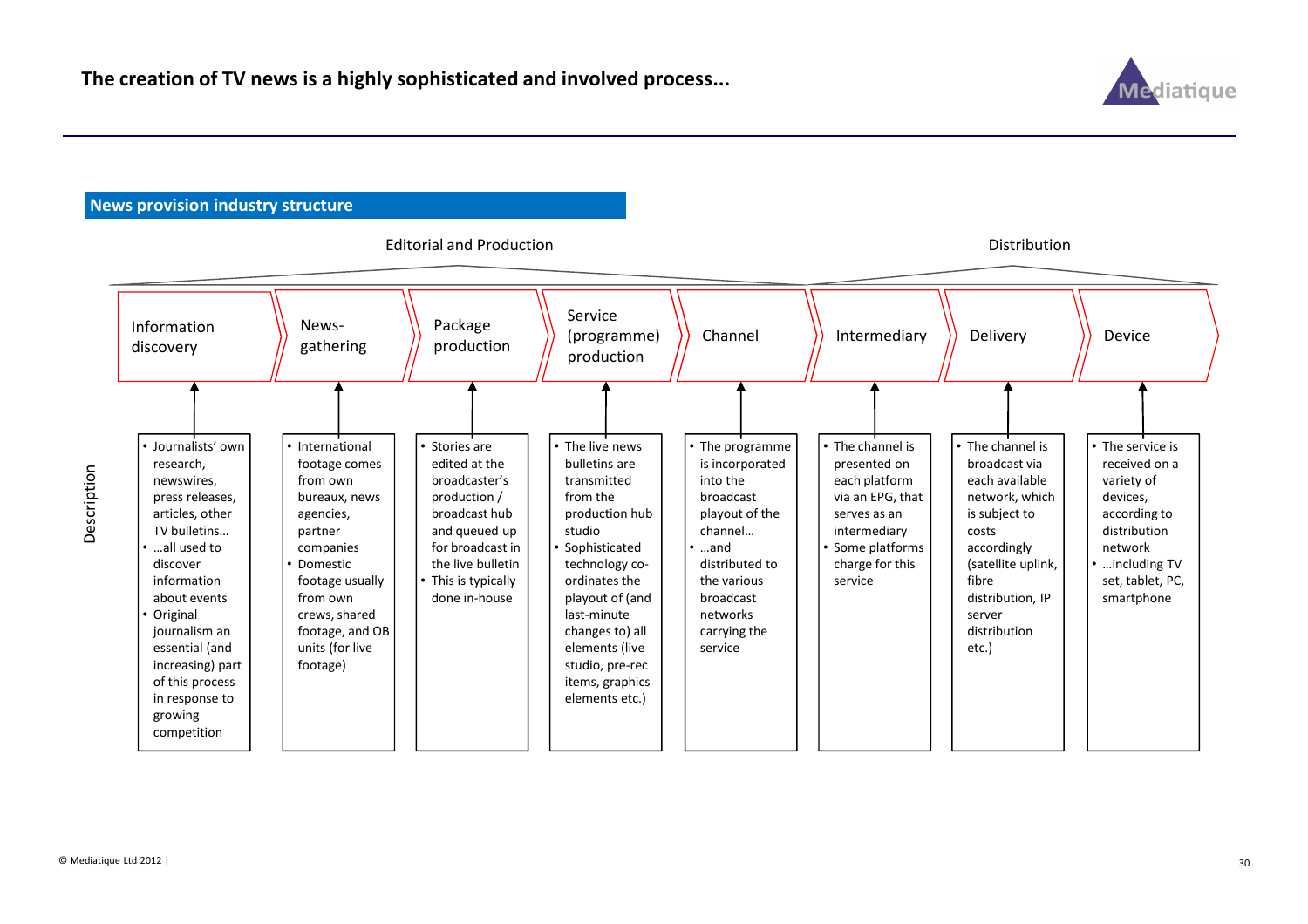# The creation of TV news is a highly sophisticated and involved process...

## News provision industry structure

| | Editorial and Production | | | | Distribution | | | |
|---|---|---|---|---|---|---|---|---|
| | Information discovery | News-gathering | Package production | Service (programme) production | Channel | Intermediary | Delivery | Device |
| Description | • Journalists' own research, newswires, press releases, articles, other TV bulletins… <br>• …all used to discover information about events <br>• Original journalism an essential (and increasing) part of this process in response to growing competition | • International footage comes from own bureaux, news agencies, partner companies <br>• Domestic footage usually from own crews, shared footage, and OB units (for live footage) | • Stories are edited at the broadcaster's production / broadcast hub and queued up for broadcast in the live bulletin <br>• This is typically done in-house | • The live news bulletins are transmitted from the production hub studio <br>• Sophisticated technology co-ordinates the playout of (and last-minute changes to) all elements (live studio, pre-rec items, graphics elements etc.) | • The programme is incorporated into the broadcast playout of the channel… <br>• …and distributed to the various broadcast networks carrying the service | • The channel is presented on each platform via an EPG, that serves as an intermediary <br>• Some platforms charge for this service | • The channel is broadcast via each available network, which is subject to costs accordingly (satellite uplink, fibre distribution, IP server distribution etc.) | • The service is received on a variety of devices, according to distribution network <br>• …including TV set, tablet, PC, smartphone |

© Mediatique Ltd 2012 |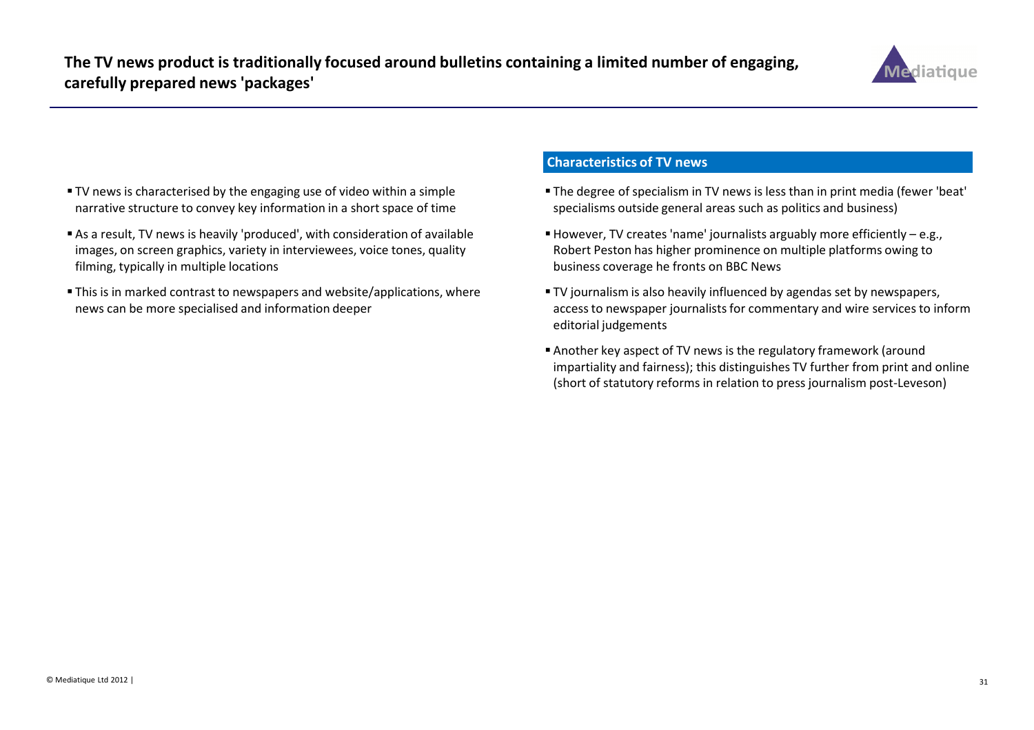## The TV news product is traditionally focused around bulletins containing a limited number of engaging, carefully prepared news 'packages'

- TV news is characterised by the engaging use of video within a simple narrative structure to convey key information in a short space of time
- As a result, TV news is heavily 'produced', with consideration of available images, on screen graphics, variety in interviewees, voice tones, quality filming, typically in multiple locations
- This is in marked contrast to newspapers and website/applications, where news can be more specialised and information deeper

### Characteristics of TV news

- The degree of specialism in TV news is less than in print media (fewer 'beat' specialisms outside general areas such as politics and business)
- However, TV creates 'name' journalists arguably more efficiently – e.g., Robert Peston has higher prominence on multiple platforms owing to business coverage he fronts on BBC News
- TV journalism is also heavily influenced by agendas set by newspapers, access to newspaper journalists for commentary and wire services to inform editorial judgements
- Another key aspect of TV news is the regulatory framework (around impartiality and fairness); this distinguishes TV further from print and online (short of statutory reforms in relation to press journalism post-Leveson)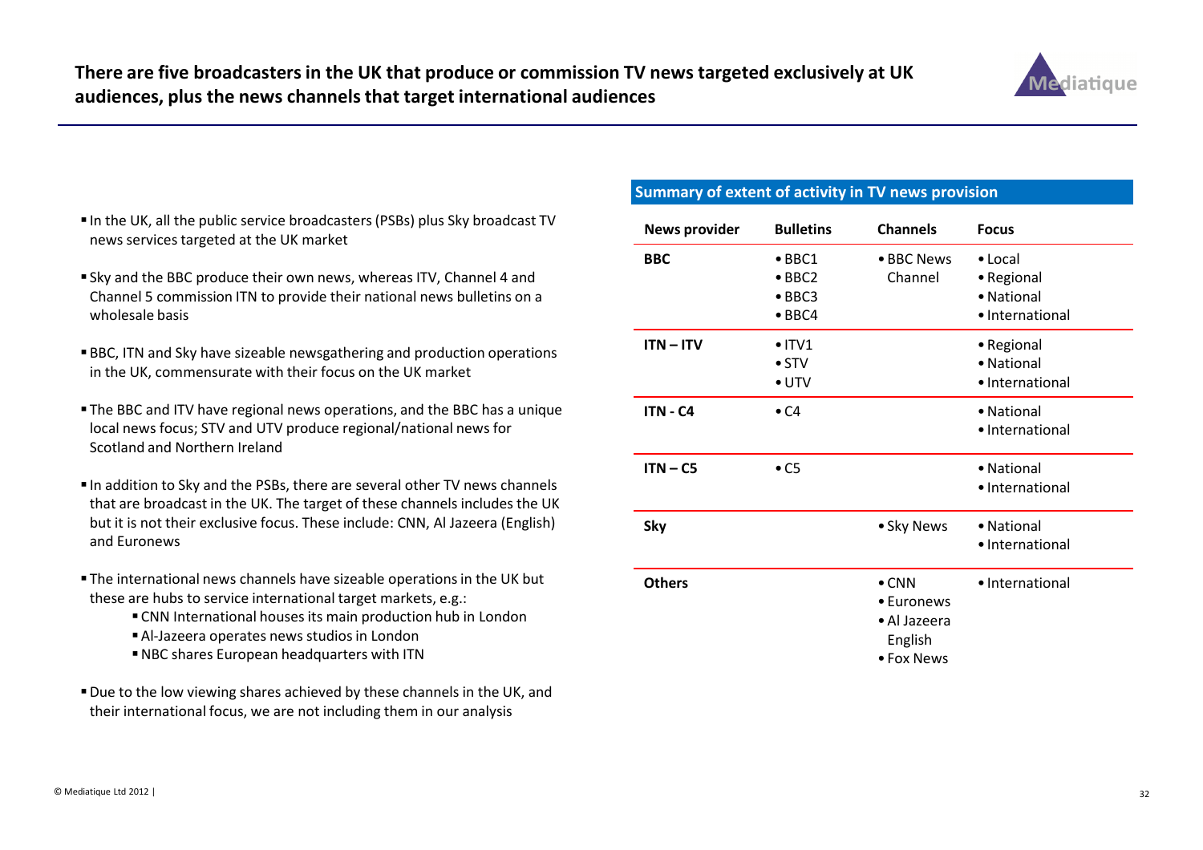# There are five broadcasters in the UK that produce or commission TV news targeted exclusively at UK audiences, plus the news channels that target international audiences

- In the UK, all the public service broadcasters (PSBs) plus Sky broadcast TV news services targeted at the UK market
- Sky and the BBC produce their own news, whereas ITV, Channel 4 and Channel 5 commission ITN to provide their national news bulletins on a wholesale basis
- BBC, ITN and Sky have sizeable newsgathering and production operations in the UK, commensurate with their focus on the UK market
- The BBC and ITV have regional news operations, and the BBC has a unique local news focus; STV and UTV produce regional/national news for Scotland and Northern Ireland
- In addition to Sky and the PSBs, there are several other TV news channels that are broadcast in the UK. The target of these channels includes the UK but it is not their exclusive focus. These include: CNN, Al Jazeera (English) and Euronews
- The international news channels have sizeable operations in the UK but these are hubs to service international target markets, e.g.:
  - CNN International houses its main production hub in London
  - Al-Jazeera operates news studios in London
  - NBC shares European headquarters with ITN
- Due to the low viewing shares achieved by these channels in the UK, and their international focus, we are not including them in our analysis

**Summary of extent of activity in TV news provision**

| News provider | Bulletins | Channels | Focus |
|---|---|---|---|
| **BBC** | • BBC1<br>• BBC2<br>• BBC3<br>• BBC4 | • BBC News Channel | • Local<br>• Regional<br>• National<br>• International |
| **ITN – ITV** | • ITV1<br>• STV<br>• UTV | | • Regional<br>• National<br>• International |
| **ITN - C4** | • C4 | | • National<br>• International |
| **ITN – C5** | • C5 | | • National<br>• International |
| **Sky** | | • Sky News | • National<br>• International |
| **Others** | | • CNN<br>• Euronews<br>• Al Jazeera English<br>• Fox News | • International |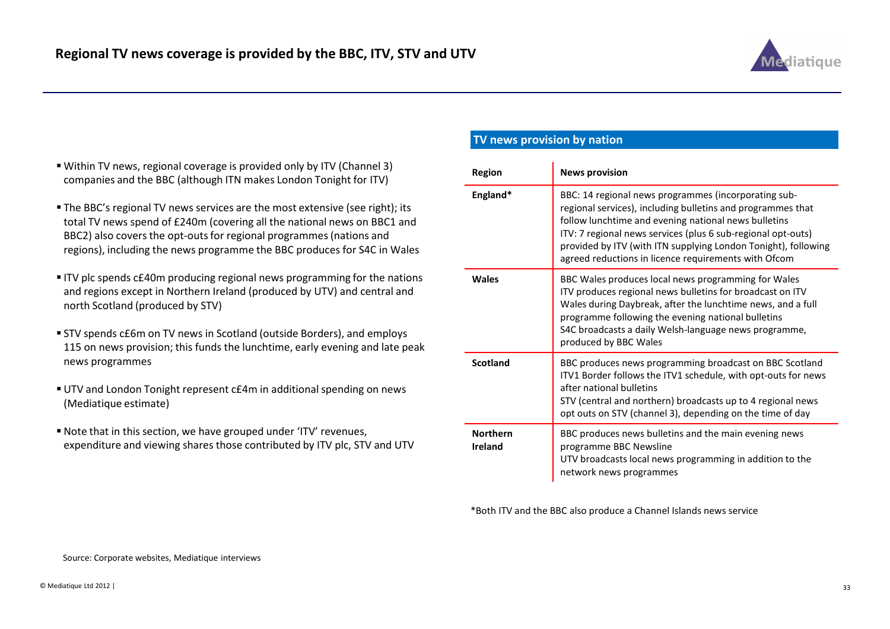# Regional TV news coverage is provided by the BBC, ITV, STV and UTV

- Within TV news, regional coverage is provided only by ITV (Channel 3) companies and the BBC (although ITN makes London Tonight for ITV)
- The BBC's regional TV news services are the most extensive (see right); its total TV news spend of £240m (covering all the national news on BBC1 and BBC2) also covers the opt-outs for regional programmes (nations and regions), including the news programme the BBC produces for S4C in Wales
- ITV plc spends c£40m producing regional news programming for the nations and regions except in Northern Ireland (produced by UTV) and central and north Scotland (produced by STV)
- STV spends c£6m on TV news in Scotland (outside Borders), and employs 115 on news provision; this funds the lunchtime, early evening and late peak news programmes
- UTV and London Tonight represent c£4m in additional spending on news (Mediatique estimate)
- Note that in this section, we have grouped under 'ITV' revenues, expenditure and viewing shares those contributed by ITV plc, STV and UTV

**TV news provision by nation**

| Region | News provision |
|---|---|
| England* | BBC: 14 regional news programmes (incorporating sub-regional services), including bulletins and programmes that follow lunchtime and evening national news bulletins<br>ITV: 7 regional news services (plus 6 sub-regional opt-outs) provided by ITV (with ITN supplying London Tonight), following agreed reductions in licence requirements with Ofcom |
| Wales | BBC Wales produces local news programming for Wales<br>ITV produces regional news bulletins for broadcast on ITV Wales during Daybreak, after the lunchtime news, and a full programme following the evening national bulletins<br>S4C broadcasts a daily Welsh-language news programme, produced by BBC Wales |
| Scotland | BBC produces news programming broadcast on BBC Scotland<br>ITV1 Border follows the ITV1 schedule, with opt-outs for news after national bulletins<br>STV (central and northern) broadcasts up to 4 regional news opt outs on STV (channel 3), depending on the time of day |
| Northern Ireland | BBC produces news bulletins and the main evening news programme BBC Newsline<br>UTV broadcasts local news programming in addition to the network news programmes |

*Both ITV and the BBC also produce a Channel Islands news service

Source: Corporate websites, Mediatique interviews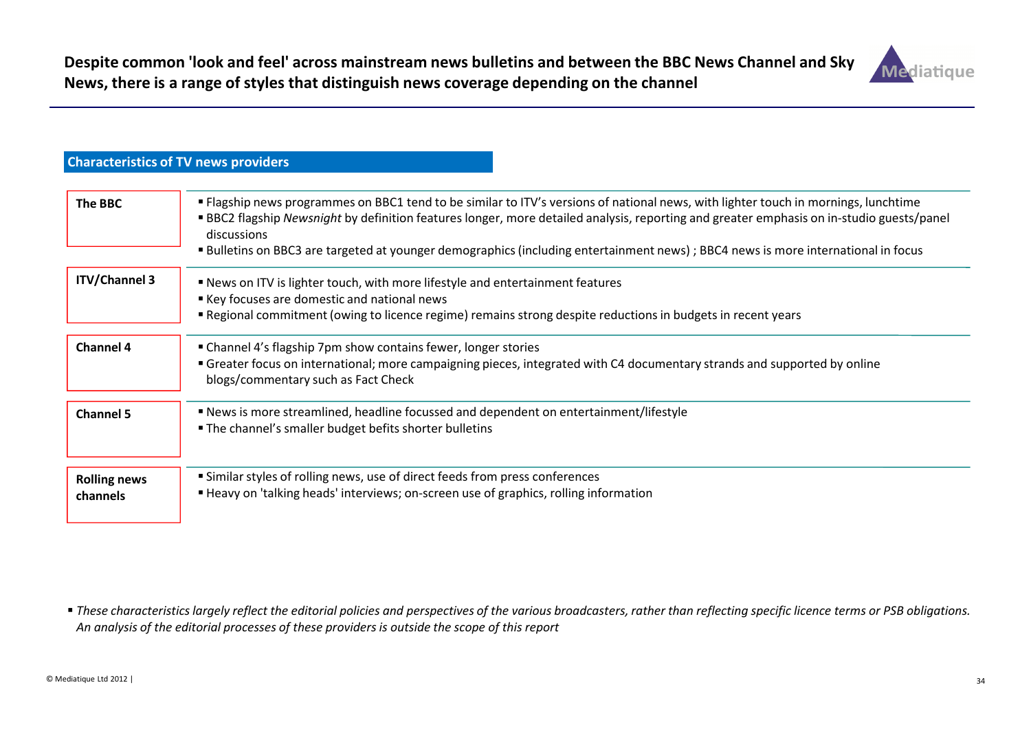## Despite common 'look and feel' across mainstream news bulletins and between the BBC News Channel and Sky News, there is a range of styles that distinguish news coverage depending on the channel

### Characteristics of TV news providers

| | |
|---|---|
| **The BBC** | ▪ Flagship news programmes on BBC1 tend to be similar to ITV's versions of national news, with lighter touch in mornings, lunchtime<br>▪ BBC2 flagship *Newsnight* by definition features longer, more detailed analysis, reporting and greater emphasis on in-studio guests/panel discussions<br>▪ Bulletins on BBC3 are targeted at younger demographics (including entertainment news) ; BBC4 news is more international in focus |
| **ITV/Channel 3** | ▪ News on ITV is lighter touch, with more lifestyle and entertainment features<br>▪ Key focuses are domestic and national news<br>▪ Regional commitment (owing to licence regime) remains strong despite reductions in budgets in recent years |
| **Channel 4** | ▪ Channel 4's flagship 7pm show contains fewer, longer stories<br>▪ Greater focus on international; more campaigning pieces, integrated with C4 documentary strands and supported by online blogs/commentary such as Fact Check |
| **Channel 5** | ▪ News is more streamlined, headline focussed and dependent on entertainment/lifestyle<br>▪ The channel's smaller budget befits shorter bulletins |
| **Rolling news channels** | ▪ Similar styles of rolling news, use of direct feeds from press conferences<br>▪ Heavy on 'talking heads' interviews; on-screen use of graphics, rolling information |

▪ *These characteristics largely reflect the editorial policies and perspectives of the various broadcasters, rather than reflecting specific licence terms or PSB obligations. An analysis of the editorial processes of these providers is outside the scope of this report*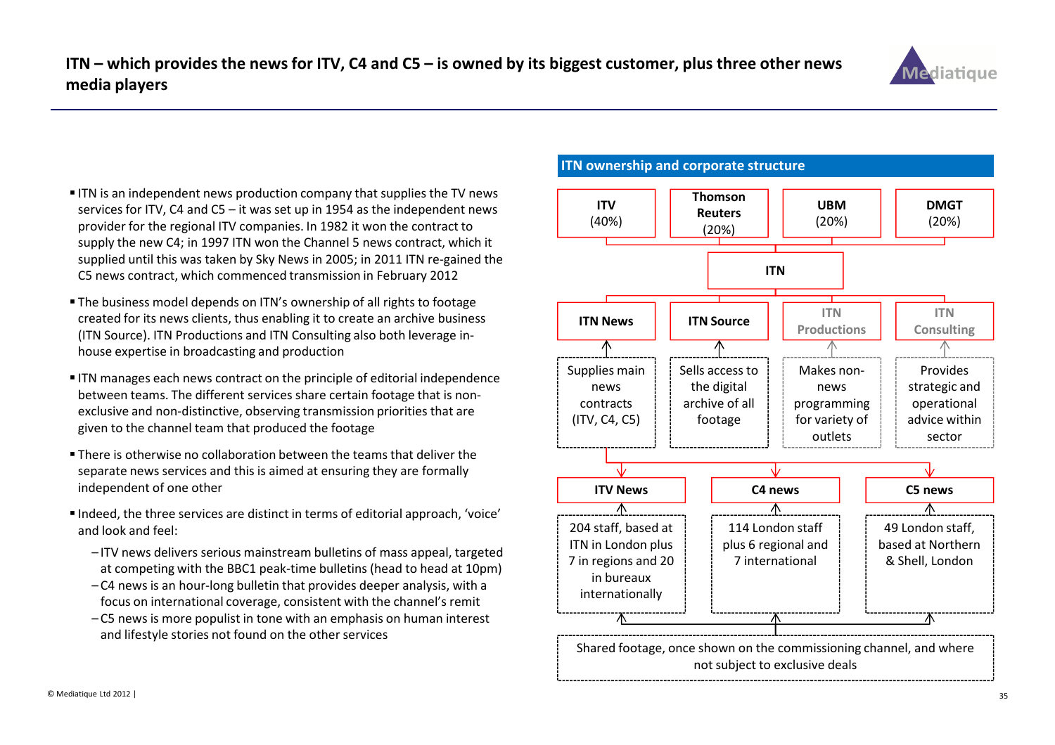# ITN – which provides the news for ITV, C4 and C5 – is owned by its biggest customer, plus three other news media players

- ITN is an independent news production company that supplies the TV news services for ITV, C4 and C5 – it was set up in 1954 as the independent news provider for the regional ITV companies. In 1982 it won the contract to supply the new C4; in 1997 ITN won the Channel 5 news contract, which it supplied until this was taken by Sky News in 2005; in 2011 ITN re-gained the C5 news contract, which commenced transmission in February 2012
- The business model depends on ITN's ownership of all rights to footage created for its news clients, thus enabling it to create an archive business (ITN Source). ITN Productions and ITN Consulting also both leverage in-house expertise in broadcasting and production
- ITN manages each news contract on the principle of editorial independence between teams. The different services share certain footage that is non-exclusive and non-distinctive, observing transmission priorities that are given to the channel team that produced the footage
- There is otherwise no collaboration between the teams that deliver the separate news services and this is aimed at ensuring they are formally independent of one other
- Indeed, the three services are distinct in terms of editorial approach, 'voice' and look and feel:
  - ITV news delivers serious mainstream bulletins of mass appeal, targeted at competing with the BBC1 peak-time bulletins (head to head at 10pm)
  - C4 news is an hour-long bulletin that provides deeper analysis, with a focus on international coverage, consistent with the channel's remit
  - C5 news is more populist in tone with an emphasis on human interest and lifestyle stories not found on the other services

## ITN ownership and corporate structure

**Owners of ITN:**
- **ITV** (40%)
- **Thomson Reuters** (20%)
- **UBM** (20%)
- **DMGT** (20%)

**ITN** divisions:
- **ITN News** – Supplies main news contracts (ITV, C4, C5)
- **ITN Source** – Sells access to the digital archive of all footage
- **ITN Productions** – Makes non-news programming for variety of outlets
- **ITN Consulting** – Provides strategic and operational advice within sector

**ITN News** services:
- **ITV News** – 204 staff, based at ITN in London plus 7 in regions and 20 in bureaux internationally
- **C4 news** – 114 London staff plus 6 regional and 7 international
- **C5 news** – 49 London staff, based at Northern & Shell, London

Shared footage, once shown on the commissioning channel, and where not subject to exclusive deals

© Mediatique Ltd 2012 |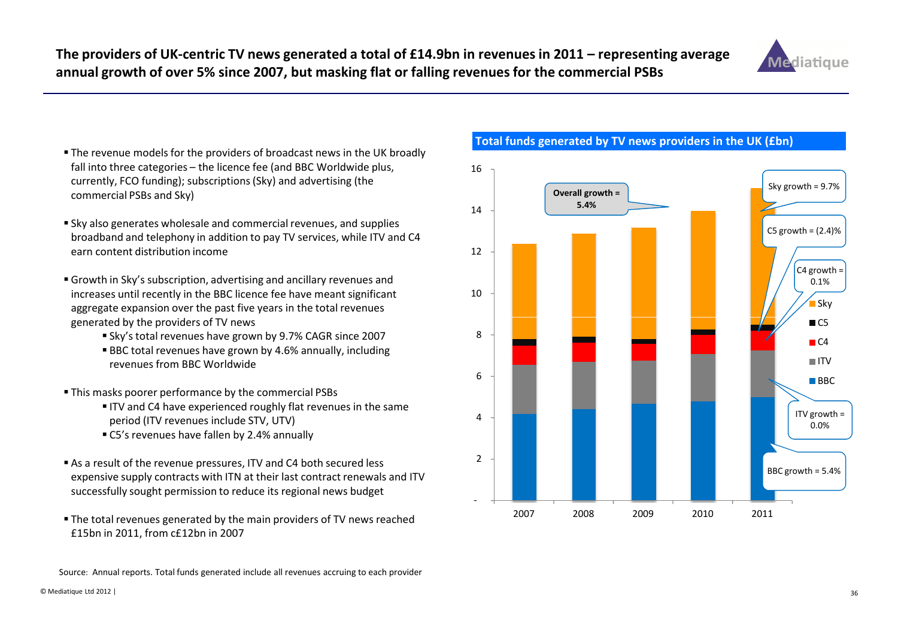# The providers of UK-centric TV news generated a total of £14.9bn in revenues in 2011 – representing average annual growth of over 5% since 2007, but masking flat or falling revenues for the commercial PSBs

- The revenue models for the providers of broadcast news in the UK broadly fall into three categories – the licence fee (and BBC Worldwide plus, currently, FCO funding); subscriptions (Sky) and advertising (the commercial PSBs and Sky)
- Sky also generates wholesale and commercial revenues, and supplies broadband and telephony in addition to pay TV services, while ITV and C4 earn content distribution income
- Growth in Sky's subscription, advertising and ancillary revenues and increases until recently in the BBC licence fee have meant significant aggregate expansion over the past five years in the total revenues generated by the providers of TV news
  - Sky's total revenues have grown by 9.7% CAGR since 2007
  - BBC total revenues have grown by 4.6% annually, including revenues from BBC Worldwide
- This masks poorer performance by the commercial PSBs
  - ITV and C4 have experienced roughly flat revenues in the same period (ITV revenues include STV, UTV)
  - C5's revenues have fallen by 2.4% annually
- As a result of the revenue pressures, ITV and C4 both secured less expensive supply contracts with ITN at their last contract renewals and ITV successfully sought permission to reduce its regional news budget
- The total revenues generated by the main providers of TV news reached £15bn in 2011, from c£12bn in 2007

**Total funds generated by TV news providers in the UK (£bn)**

Chart annotations: Overall growth = 5.4%; Sky growth = 9.7%; C5 growth = (2.4)%; C4 growth = 0.1%; ITV growth = 0.0%; BBC growth = 5.4%

Legend: Sky, C5, C4, ITV, BBC

Years: 2007, 2008, 2009, 2010, 2011

Source: Annual reports. Total funds generated include all revenues accruing to each provider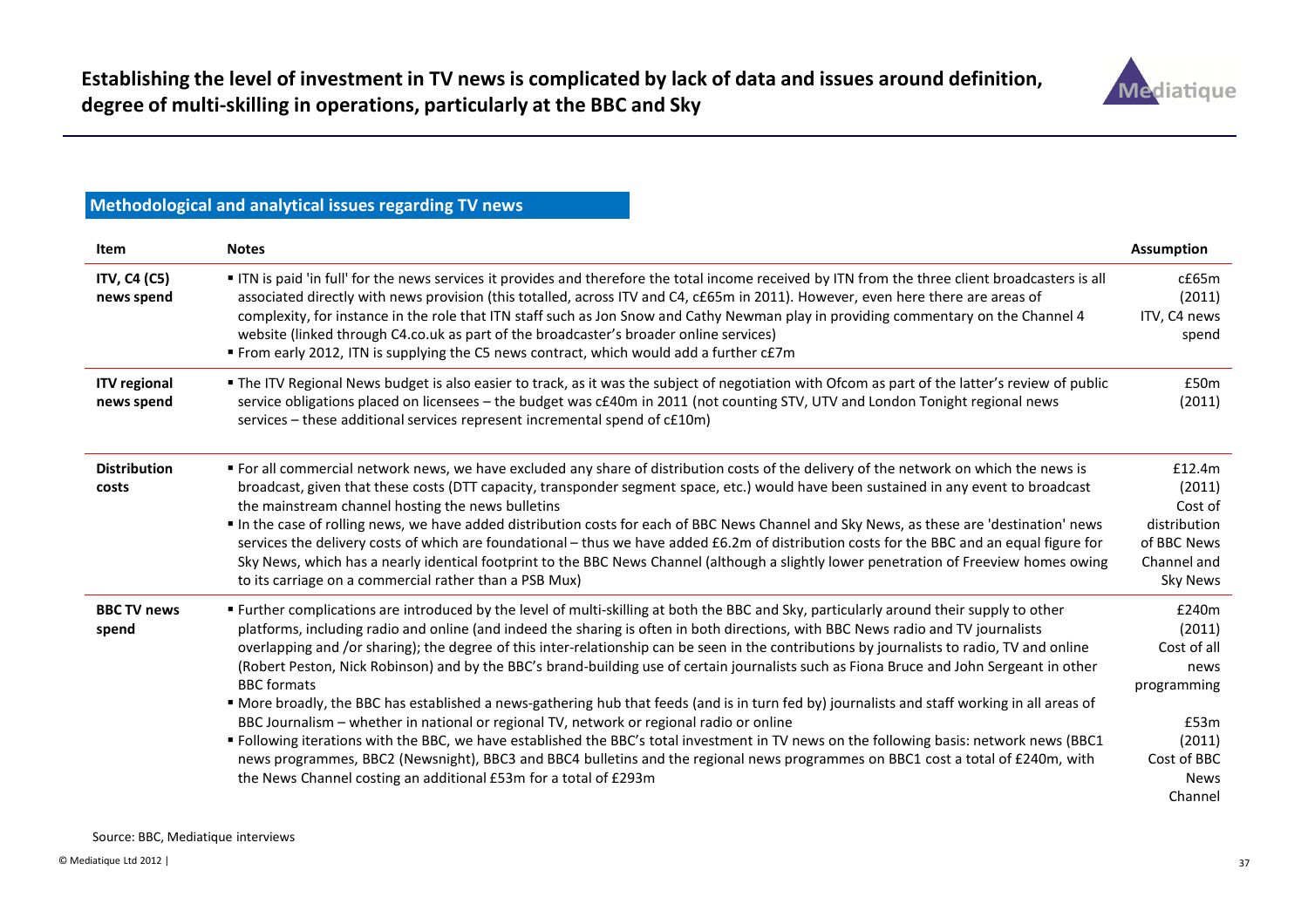# Establishing the level of investment in TV news is complicated by lack of data and issues around definition, degree of multi-skilling in operations, particularly at the BBC and Sky

## Methodological and analytical issues regarding TV news

| Item | Notes | Assumption |
|---|---|---|
| **ITV, C4 (C5) news spend** | ▪ ITN is paid 'in full' for the news services it provides and therefore the total income received by ITN from the three client broadcasters is all associated directly with news provision (this totalled, across ITV and C4, c£65m in 2011). However, even here there are areas of complexity, for instance in the role that ITN staff such as Jon Snow and Cathy Newman play in providing commentary on the Channel 4 website (linked through C4.co.uk as part of the broadcaster's broader online services)<br>▪ From early 2012, ITN is supplying the C5 news contract, which would add a further c£7m | c£65m (2011) ITV, C4 news spend |
| **ITV regional news spend** | ▪ The ITV Regional News budget is also easier to track, as it was the subject of negotiation with Ofcom as part of the latter's review of public service obligations placed on licensees – the budget was c£40m in 2011 (not counting STV, UTV and London Tonight regional news services – these additional services represent incremental spend of c£10m) | £50m (2011) |
| **Distribution costs** | ▪ For all commercial network news, we have excluded any share of distribution costs of the delivery of the network on which the news is broadcast, given that these costs (DTT capacity, transponder segment space, etc.) would have been sustained in any event to broadcast the mainstream channel hosting the news bulletins<br>▪ In the case of rolling news, we have added distribution costs for each of BBC News Channel and Sky News, as these are 'destination' news services the delivery costs of which are foundational – thus we have added £6.2m of distribution costs for the BBC and an equal figure for Sky News, which has a nearly identical footprint to the BBC News Channel (although a slightly lower penetration of Freeview homes owing to its carriage on a commercial rather than a PSB Mux) | £12.4m (2011) Cost of distribution of BBC News Channel and Sky News |
| **BBC TV news spend** | ▪ Further complications are introduced by the level of multi-skilling at both the BBC and Sky, particularly around their supply to other platforms, including radio and online (and indeed the sharing is often in both directions, with BBC News radio and TV journalists overlapping and /or sharing); the degree of this inter-relationship can be seen in the contributions by journalists to radio, TV and online (Robert Peston, Nick Robinson) and by the BBC's brand-building use of certain journalists such as Fiona Bruce and John Sergeant in other BBC formats<br>▪ More broadly, the BBC has established a news-gathering hub that feeds (and is in turn fed by) journalists and staff working in all areas of BBC Journalism – whether in national or regional TV, network or regional radio or online<br>▪ Following iterations with the BBC, we have established the BBC's total investment in TV news on the following basis: network news (BBC1 news programmes, BBC2 (Newsnight), BBC3 and BBC4 bulletins and the regional news programmes on BBC1 cost a total of £240m, with the News Channel costing an additional £53m for a total of £293m | £240m (2011) Cost of all news programming<br><br>£53m (2011) Cost of BBC News Channel |

Source: BBC, Mediatique interviews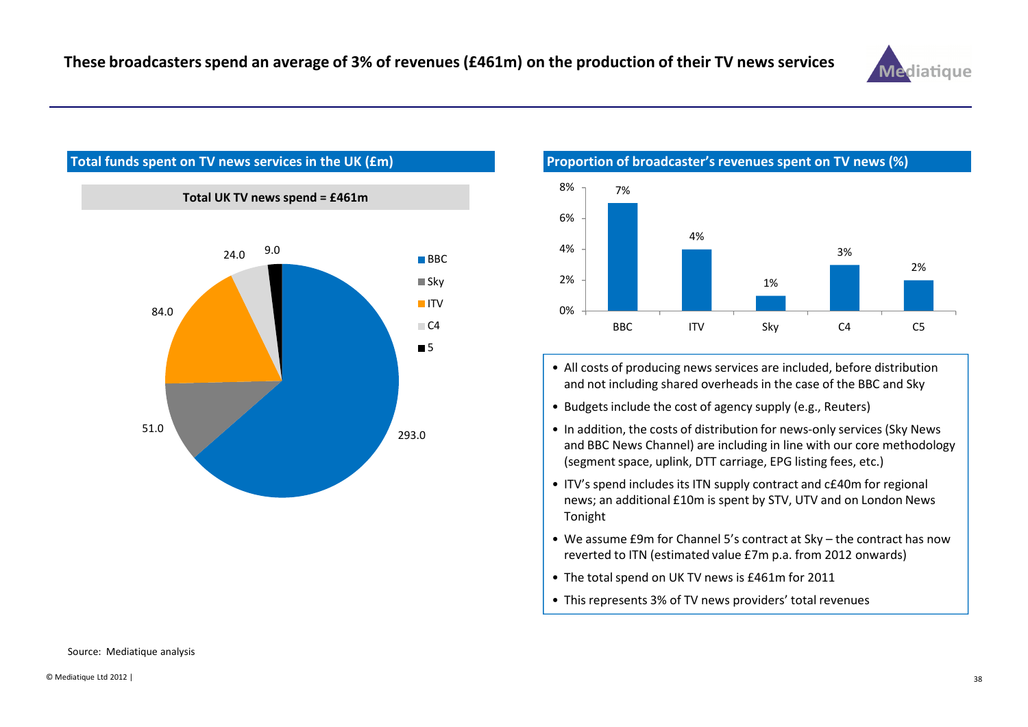# These broadcasters spend an average of 3% of revenues (£461m) on the production of their TV news services

## Total funds spent on TV news services in the UK (£m)

**Total UK TV news spend = £461m**

| Broadcaster | £m |
|---|---|
| BBC | 293.0 |
| Sky | 51.0 |
| ITV | 84.0 |
| C4 | 24.0 |
| 5 | 9.0 |

## Proportion of broadcaster's revenues spent on TV news (%)

| Broadcaster | % |
|---|---|
| BBC | 7% |
| ITV | 4% |
| Sky | 1% |
| C4 | 3% |
| C5 | 2% |

- All costs of producing news services are included, before distribution and not including shared overheads in the case of the BBC and Sky
- Budgets include the cost of agency supply (e.g., Reuters)
- In addition, the costs of distribution for news-only services (Sky News and BBC News Channel) are including in line with our core methodology (segment space, uplink, DTT carriage, EPG listing fees, etc.)
- ITV's spend includes its ITN supply contract and c£40m for regional news; an additional £10m is spent by STV, UTV and on London News Tonight
- We assume £9m for Channel 5's contract at Sky – the contract has now reverted to ITN (estimated value £7m p.a. from 2012 onwards)
- The total spend on UK TV news is £461m for 2011
- This represents 3% of TV news providers' total revenues

Source: Mediatique analysis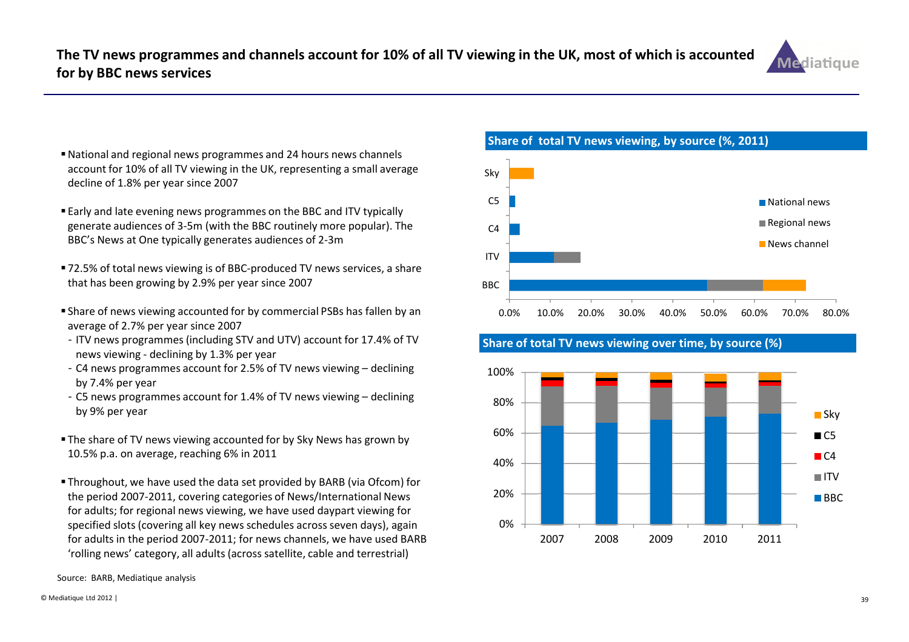## The TV news programmes and channels account for 10% of all TV viewing in the UK, most of which is accounted for by BBC news services

- National and regional news programmes and 24 hours news channels account for 10% of all TV viewing in the UK, representing a small average decline of 1.8% per year since 2007
- Early and late evening news programmes on the BBC and ITV typically generate audiences of 3-5m (with the BBC routinely more popular). The BBC's News at One typically generates audiences of 2-3m
- 72.5% of total news viewing is of BBC-produced TV news services, a share that has been growing by 2.9% per year since 2007
- Share of news viewing accounted for by commercial PSBs has fallen by an average of 2.7% per year since 2007
  - ITV news programmes (including STV and UTV) account for 17.4% of TV news viewing - declining by 1.3% per year
  - C4 news programmes account for 2.5% of TV news viewing – declining by 7.4% per year
  - C5 news programmes account for 1.4% of TV news viewing – declining by 9% per year
- The share of TV news viewing accounted for by Sky News has grown by 10.5% p.a. on average, reaching 6% in 2011
- Throughout, we have used the data set provided by BARB (via Ofcom) for the period 2007-2011, covering categories of News/International News for adults; for regional news viewing, we have used daypart viewing for specified slots (covering all key news schedules across seven days), again for adults in the period 2007-2011; for news channels, we have used BARB 'rolling news' category, all adults (across satellite, cable and terrestrial)

**Share of total TV news viewing, by source (%, 2011)**

Series: National news, Regional news, News channel. Sources: Sky, C5, C4, ITV, BBC. Axis: 0.0%–80.0%.

**Share of total TV news viewing over time, by source (%)**

Series: Sky, C5, C4, ITV, BBC. Years: 2007, 2008, 2009, 2010, 2011. Axis: 0%–100%.

Source: BARB, Mediatique analysis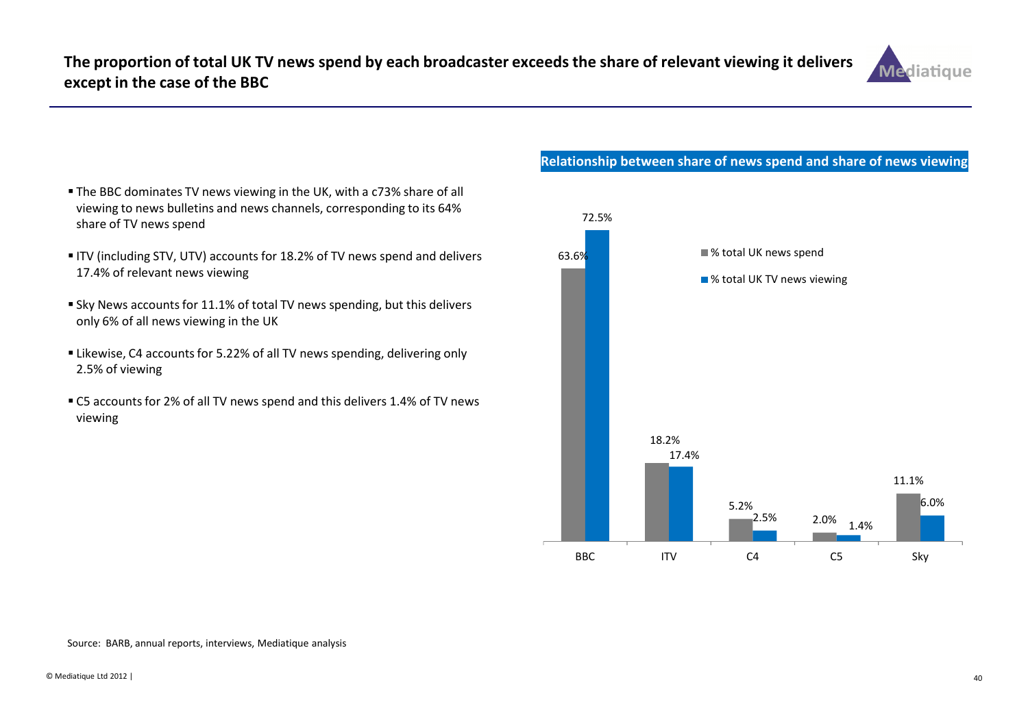## The proportion of total UK TV news spend by each broadcaster exceeds the share of relevant viewing it delivers except in the case of the BBC

- The BBC dominates TV news viewing in the UK, with a c73% share of all viewing to news bulletins and news channels, corresponding to its 64% share of TV news spend
- ITV (including STV, UTV) accounts for 18.2% of TV news spend and delivers 17.4% of relevant news viewing
- Sky News accounts for 11.1% of total TV news spending, but this delivers only 6% of all news viewing in the UK
- Likewise, C4 accounts for 5.22% of all TV news spending, delivering only 2.5% of viewing
- C5 accounts for 2% of all TV news spend and this delivers 1.4% of TV news viewing

**Relationship between share of news spend and share of news viewing**

| | % total UK news spend | % total UK TV news viewing |
|---|---|---|
| BBC | 63.6% | 72.5% |
| ITV | 18.2% | 17.4% |
| C4 | 5.2% | 2.5% |
| C5 | 2.0% | 1.4% |
| Sky | 11.1% | 6.0% |

Source: BARB, annual reports, interviews, Mediatique analysis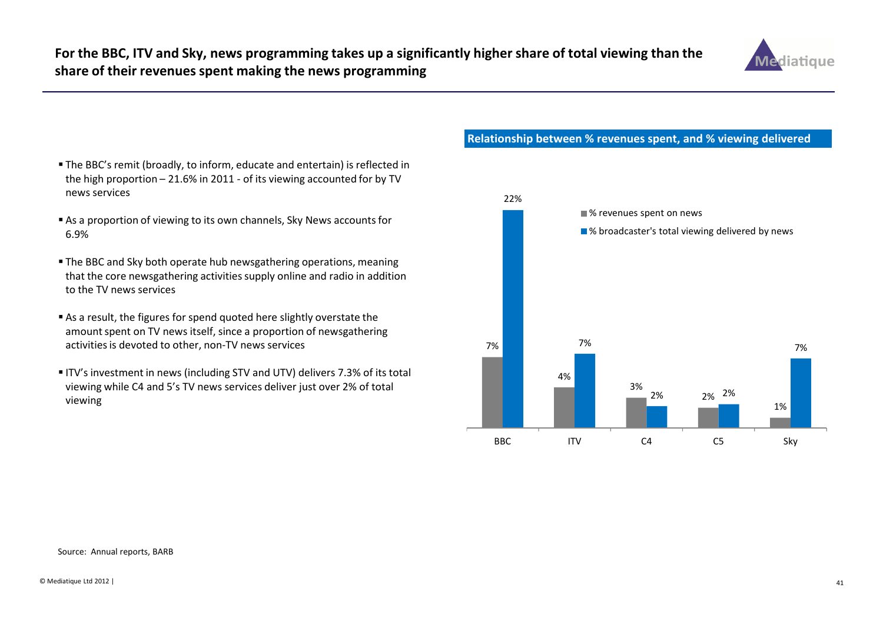# For the BBC, ITV and Sky, news programming takes up a significantly higher share of total viewing than the share of their revenues spent making the news programming

- The BBC's remit (broadly, to inform, educate and entertain) is reflected in the high proportion – 21.6% in 2011 - of its viewing accounted for by TV news services
- As a proportion of viewing to its own channels, Sky News accounts for 6.9%
- The BBC and Sky both operate hub newsgathering operations, meaning that the core newsgathering activities supply online and radio in addition to the TV news services
- As a result, the figures for spend quoted here slightly overstate the amount spent on TV news itself, since a proportion of newsgathering activities is devoted to other, non-TV news services
- ITV's investment in news (including STV and UTV) delivers 7.3% of its total viewing while C4 and 5's TV news services deliver just over 2% of total viewing

**Relationship between % revenues spent, and % viewing delivered**

| | % revenues spent on news | % broadcaster's total viewing delivered by news |
|---|---|---|
| BBC | 7% | 22% |
| ITV | 4% | 7% |
| C4 | 3% | 2% |
| C5 | 2% | 2% |
| Sky | 1% | 7% |

Source: Annual reports, BARB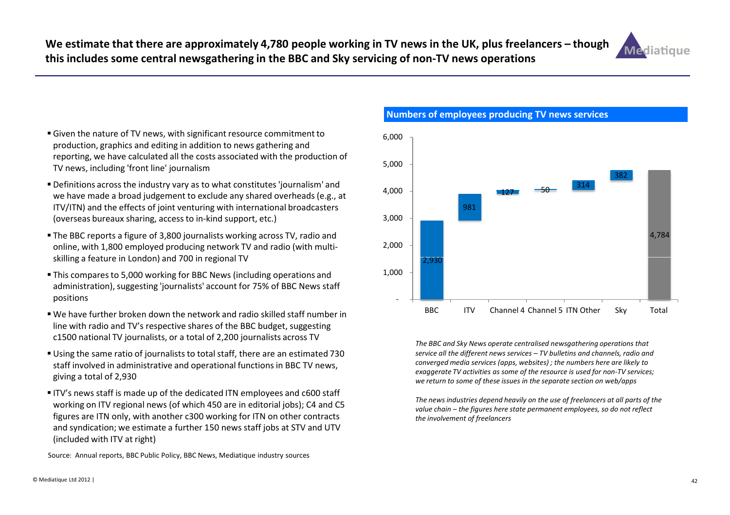# We estimate that there are approximately 4,780 people working in TV news in the UK, plus freelancers – though this includes some central newsgathering in the BBC and Sky servicing of non-TV news operations

- Given the nature of TV news, with significant resource commitment to production, graphics and editing in addition to news gathering and reporting, we have calculated all the costs associated with the production of TV news, including 'front line' journalism
- Definitions across the industry vary as to what constitutes 'journalism' and we have made a broad judgement to exclude any shared overheads (e.g., at ITV/ITN) and the effects of joint venturing with international broadcasters (overseas bureaux sharing, access to in-kind support, etc.)
- The BBC reports a figure of 3,800 journalists working across TV, radio and online, with 1,800 employed producing network TV and radio (with multi-skilling a feature in London) and 700 in regional TV
- This compares to 5,000 working for BBC News (including operations and administration), suggesting 'journalists' account for 75% of BBC News staff positions
- We have further broken down the network and radio skilled staff number in line with radio and TV's respective shares of the BBC budget, suggesting c1500 national TV journalists, or a total of 2,200 journalists across TV
- Using the same ratio of journalists to total staff, there are an estimated 730 staff involved in administrative and operational functions in BBC TV news, giving a total of 2,930
- ITV's news staff is made up of the dedicated ITN employees and c600 staff working on ITV regional news (of which 450 are in editorial jobs); C4 and C5 figures are ITN only, with another c300 working for ITN on other contracts and syndication; we estimate a further 150 news staff jobs at STV and UTV (included with ITV at right)

Source: Annual reports, BBC Public Policy, BBC News, Mediatique industry sources

**Numbers of employees producing TV news services**

| | BBC | ITV | Channel 4 | Channel 5 | ITN Other | Sky | Total |
|---|---|---|---|---|---|---|---|
| Employees | 2,930 | 981 | 127 | 50 | 314 | 382 | 4,784 |

*The BBC and Sky News operate centralised newsgathering operations that service all the different news services – TV bulletins and channels, radio and converged media services (apps, websites) ; the numbers here are likely to exaggerate TV activities as some of the resource is used for non-TV services; we return to some of these issues in the separate section on web/apps*

*The news industries depend heavily on the use of freelancers at all parts of the value chain – the figures here state permanent employees, so do not reflect the involvement of freelancers*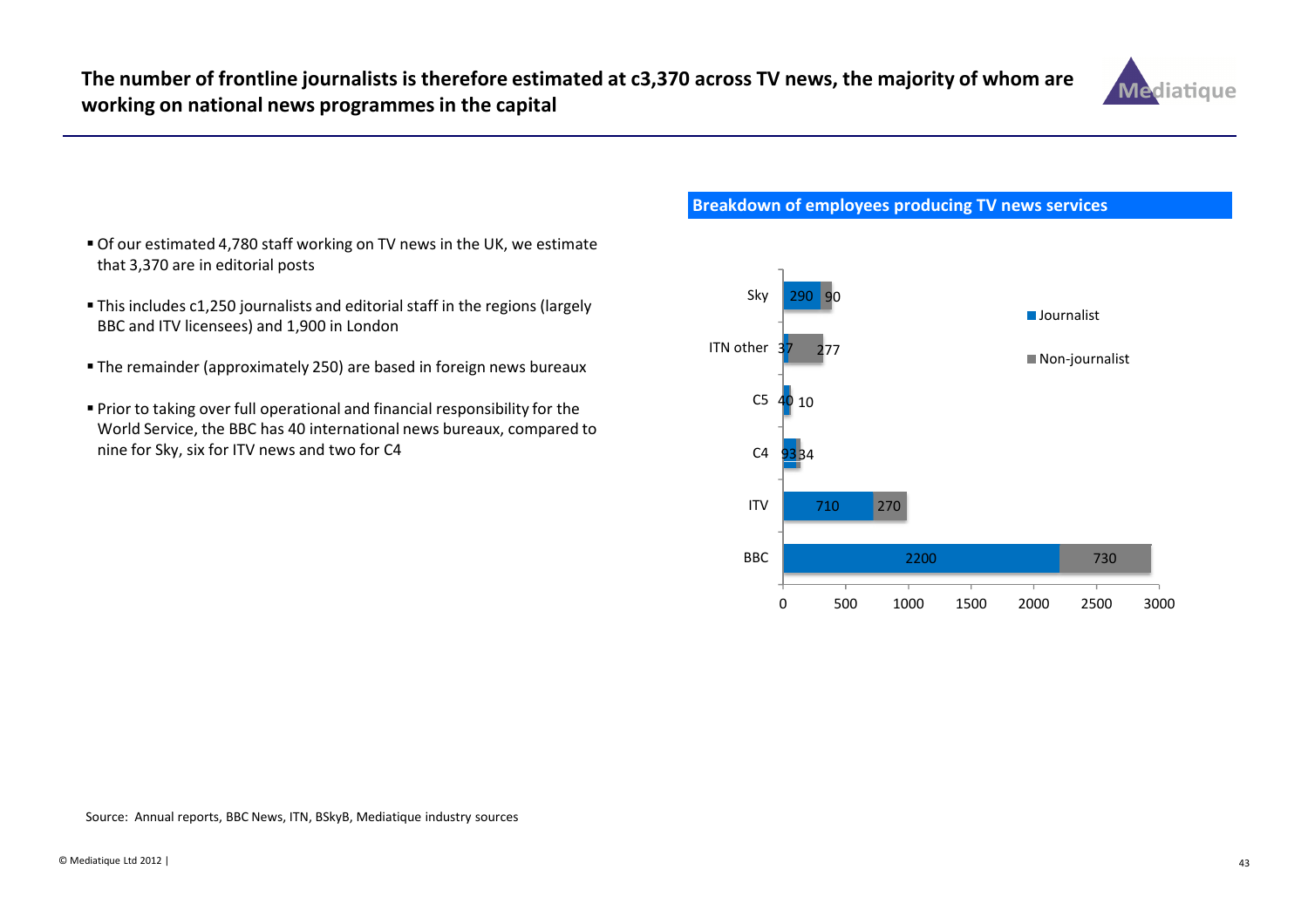# The number of frontline journalists is therefore estimated at c3,370 across TV news, the majority of whom are working on national news programmes in the capital

- Of our estimated 4,780 staff working on TV news in the UK, we estimate that 3,370 are in editorial posts
- This includes c1,250 journalists and editorial staff in the regions (largely BBC and ITV licensees) and 1,900 in London
- The remainder (approximately 250) are based in foreign news bureaux
- Prior to taking over full operational and financial responsibility for the World Service, the BBC has 40 international news bureaux, compared to nine for Sky, six for ITV news and two for C4

**Breakdown of employees producing TV news services**

| | Journalist | Non-journalist |
|---|---|---|
| Sky | 290 | 90 |
| ITN other | 37 | 277 |
| C5 | 40 | 10 |
| C4 | 93 | 34 |
| ITV | 710 | 270 |
| BBC | 2200 | 730 |

Source: Annual reports, BBC News, ITN, BSkyB, Mediatique industry sources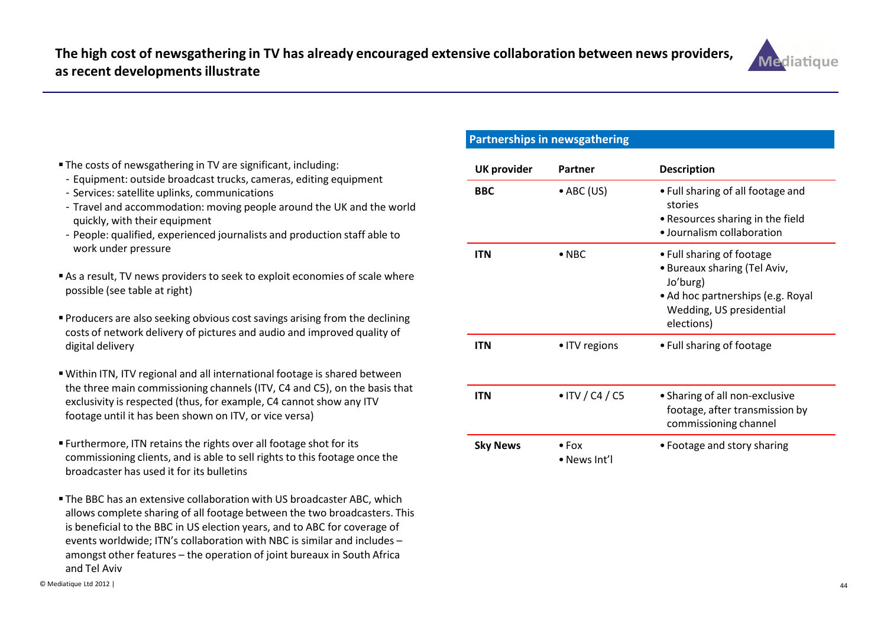## The high cost of newsgathering in TV has already encouraged extensive collaboration between news providers, as recent developments illustrate

- The costs of newsgathering in TV are significant, including:
  - Equipment: outside broadcast trucks, cameras, editing equipment
  - Services: satellite uplinks, communications
  - Travel and accommodation: moving people around the UK and the world quickly, with their equipment
  - People: qualified, experienced journalists and production staff able to work under pressure
- As a result, TV news providers to seek to exploit economies of scale where possible (see table at right)
- Producers are also seeking obvious cost savings arising from the declining costs of network delivery of pictures and audio and improved quality of digital delivery
- Within ITN, ITV regional and all international footage is shared between the three main commissioning channels (ITV, C4 and C5), on the basis that exclusivity is respected (thus, for example, C4 cannot show any ITV footage until it has been shown on ITV, or vice versa)
- Furthermore, ITN retains the rights over all footage shot for its commissioning clients, and is able to sell rights to this footage once the broadcaster has used it for its bulletins
- The BBC has an extensive collaboration with US broadcaster ABC, which allows complete sharing of all footage between the two broadcasters. This is beneficial to the BBC in US election years, and to ABC for coverage of events worldwide; ITN's collaboration with NBC is similar and includes – amongst other features – the operation of joint bureaux in South Africa and Tel Aviv

**Partnerships in newsgathering**

| UK provider | Partner | Description |
|---|---|---|
| **BBC** | • ABC (US) | • Full sharing of all footage and stories<br>• Resources sharing in the field<br>• Journalism collaboration |
| **ITN** | • NBC | • Full sharing of footage<br>• Bureaux sharing (Tel Aviv, Jo'burg)<br>• Ad hoc partnerships (e.g. Royal Wedding, US presidential elections) |
| **ITN** | • ITV regions | • Full sharing of footage |
| **ITN** | • ITV / C4 / C5 | • Sharing of all non-exclusive footage, after transmission by commissioning channel |
| **Sky News** | • Fox<br>• News Int'l | • Footage and story sharing |

© Mediatique Ltd 2012 |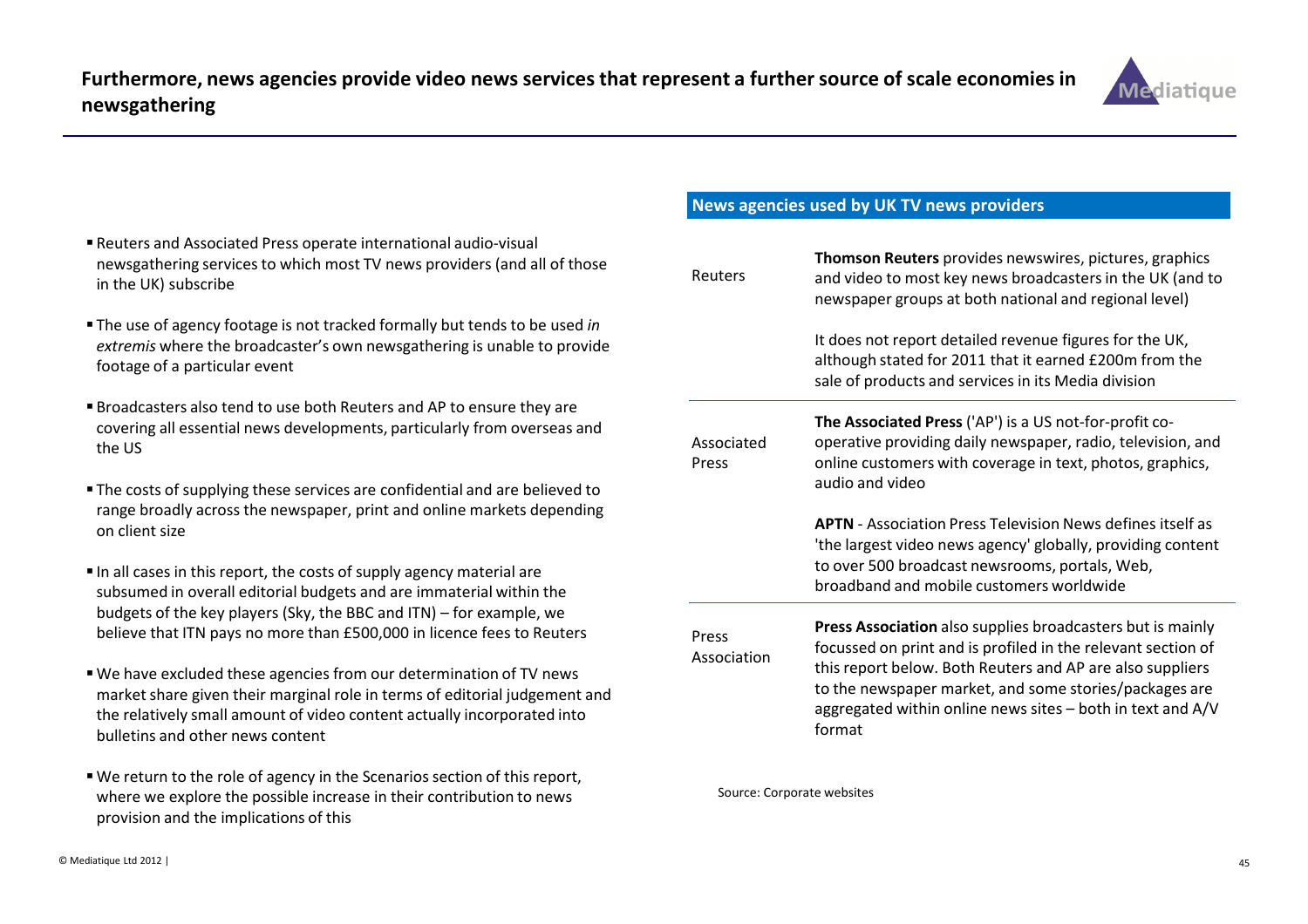## Furthermore, news agencies provide video news services that represent a further source of scale economies in newsgathering

- Reuters and Associated Press operate international audio-visual newsgathering services to which most TV news providers (and all of those in the UK) subscribe
- The use of agency footage is not tracked formally but tends to be used *in extremis* where the broadcaster's own newsgathering is unable to provide footage of a particular event
- Broadcasters also tend to use both Reuters and AP to ensure they are covering all essential news developments, particularly from overseas and the US
- The costs of supplying these services are confidential and are believed to range broadly across the newspaper, print and online markets depending on client size
- In all cases in this report, the costs of supply agency material are subsumed in overall editorial budgets and are immaterial within the budgets of the key players (Sky, the BBC and ITN) – for example, we believe that ITN pays no more than £500,000 in licence fees to Reuters
- We have excluded these agencies from our determination of TV news market share given their marginal role in terms of editorial judgement and the relatively small amount of video content actually incorporated into bulletins and other news content
- We return to the role of agency in the Scenarios section of this report, where we explore the possible increase in their contribution to news provision and the implications of this

**News agencies used by UK TV news providers**

| | |
|---|---|
| Reuters | **Thomson Reuters** provides newswires, pictures, graphics and video to most key news broadcasters in the UK (and to newspaper groups at both national and regional level)<br><br>It does not report detailed revenue figures for the UK, although stated for 2011 that it earned £200m from the sale of products and services in its Media division |
| Associated Press | **The Associated Press** ('AP') is a US not-for-profit co-operative providing daily newspaper, radio, television, and online customers with coverage in text, photos, graphics, audio and video<br><br>**APTN** - Association Press Television News defines itself as 'the largest video news agency' globally, providing content to over 500 broadcast newsrooms, portals, Web, broadband and mobile customers worldwide |
| Press Association | **Press Association** also supplies broadcasters but is mainly focussed on print and is profiled in the relevant section of this report below. Both Reuters and AP are also suppliers to the newspaper market, and some stories/packages are aggregated within online news sites – both in text and A/V format |

Source: Corporate websites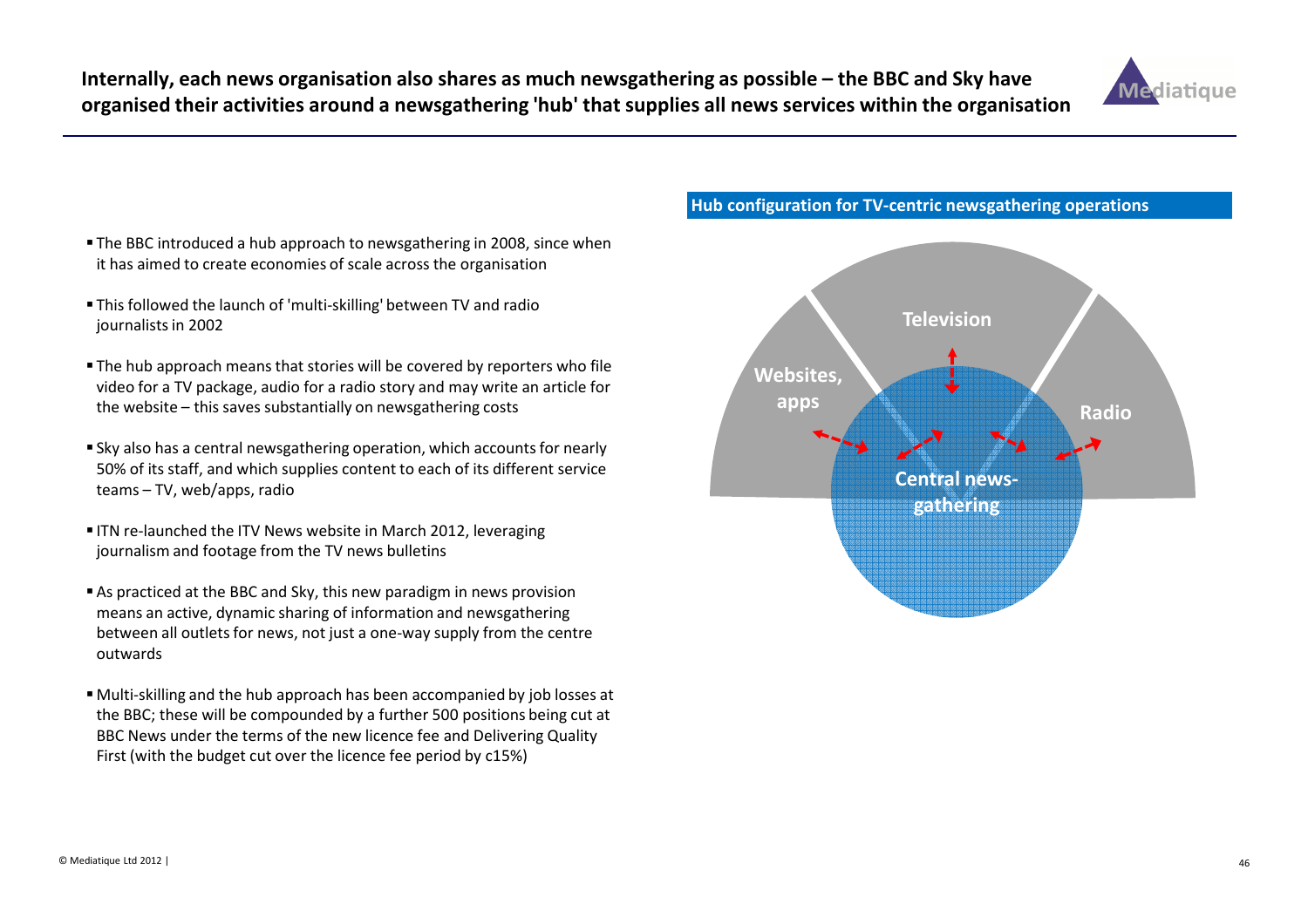## Internally, each news organisation also shares as much newsgathering as possible – the BBC and Sky have organised their activities around a newsgathering 'hub' that supplies all news services within the organisation

- The BBC introduced a hub approach to newsgathering in 2008, since when it has aimed to create economies of scale across the organisation
- This followed the launch of 'multi-skilling' between TV and radio journalists in 2002
- The hub approach means that stories will be covered by reporters who file video for a TV package, audio for a radio story and may write an article for the website – this saves substantially on newsgathering costs
- Sky also has a central newsgathering operation, which accounts for nearly 50% of its staff, and which supplies content to each of its different service teams – TV, web/apps, radio
- ITN re-launched the ITV News website in March 2012, leveraging journalism and footage from the TV news bulletins
- As practiced at the BBC and Sky, this new paradigm in news provision means an active, dynamic sharing of information and newsgathering between all outlets for news, not just a one-way supply from the centre outwards
- Multi-skilling and the hub approach has been accompanied by job losses at the BBC; these will be compounded by a further 500 positions being cut at BBC News under the terms of the new licence fee and Delivering Quality First (with the budget cut over the licence fee period by c15%)

**Hub configuration for TV-centric newsgathering operations**

Websites, apps

Television

Radio

Central news-gathering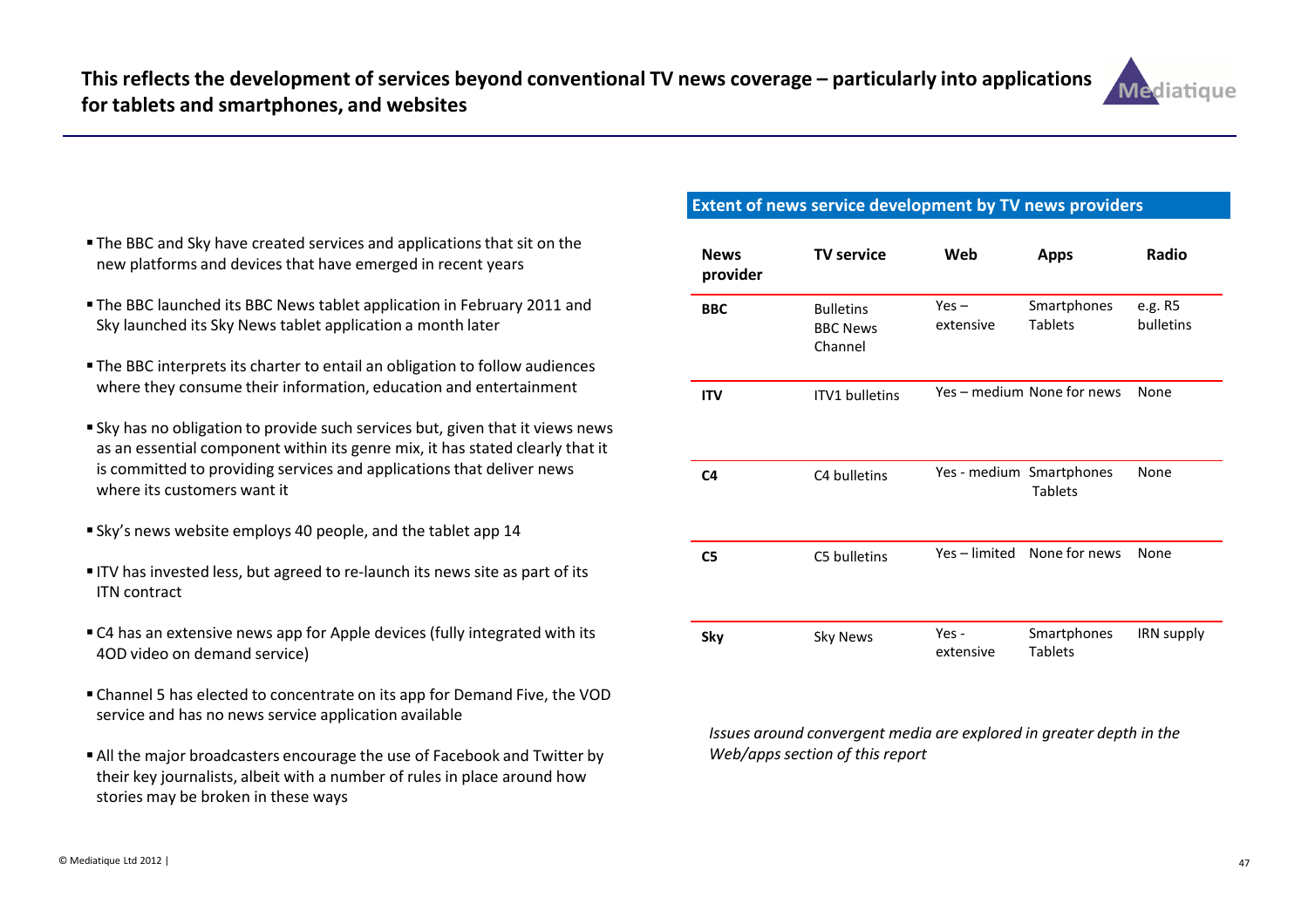# This reflects the development of services beyond conventional TV news coverage – particularly into applications for tablets and smartphones, and websites

- The BBC and Sky have created services and applications that sit on the new platforms and devices that have emerged in recent years
- The BBC launched its BBC News tablet application in February 2011 and Sky launched its Sky News tablet application a month later
- The BBC interprets its charter to entail an obligation to follow audiences where they consume their information, education and entertainment
- Sky has no obligation to provide such services but, given that it views news as an essential component within its genre mix, it has stated clearly that it is committed to providing services and applications that deliver news where its customers want it
- Sky's news website employs 40 people, and the tablet app 14
- ITV has invested less, but agreed to re-launch its news site as part of its ITN contract
- C4 has an extensive news app for Apple devices (fully integrated with its 4OD video on demand service)
- Channel 5 has elected to concentrate on its app for Demand Five, the VOD service and has no news service application available
- All the major broadcasters encourage the use of Facebook and Twitter by their key journalists, albeit with a number of rules in place around how stories may be broken in these ways

**Extent of news service development by TV news providers**

| News provider | TV service | Web | Apps | Radio |
|---|---|---|---|---|
| **BBC** | Bulletins<br>BBC News Channel | Yes – extensive | Smartphones<br>Tablets | e.g. R5 bulletins |
| **ITV** | ITV1 bulletins | Yes – medium | None for news | None |
| **C4** | C4 bulletins | Yes - medium | Smartphones<br>Tablets | None |
| **C5** | C5 bulletins | Yes – limited | None for news | None |
| **Sky** | Sky News | Yes - extensive | Smartphones<br>Tablets | IRN supply |

*Issues around convergent media are explored in greater depth in the Web/apps section of this report*

© Mediatique Ltd 2012 |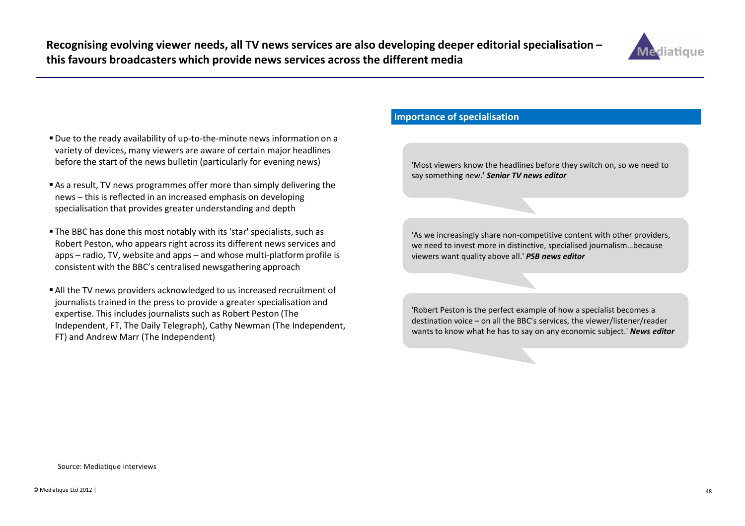## Recognising evolving viewer needs, all TV news services are also developing deeper editorial specialisation – this favours broadcasters which provide news services across the different media

- Due to the ready availability of up-to-the-minute news information on a variety of devices, many viewers are aware of certain major headlines before the start of the news bulletin (particularly for evening news)
- As a result, TV news programmes offer more than simply delivering the news – this is reflected in an increased emphasis on developing specialisation that provides greater understanding and depth
- The BBC has done this most notably with its 'star' specialists, such as Robert Peston, who appears right across its different news services and apps – radio, TV, website and apps – and whose multi-platform profile is consistent with the BBC's centralised newsgathering approach
- All the TV news providers acknowledged to us increased recruitment of journalists trained in the press to provide a greater specialisation and expertise. This includes journalists such as Robert Peston (The Independent, FT, The Daily Telegraph), Cathy Newman (The Independent, FT) and Andrew Marr (The Independent)

### Importance of specialisation

'Most viewers know the headlines before they switch on, so we need to say something new.' ***Senior TV news editor***

'As we increasingly share non-competitive content with other providers, we need to invest more in distinctive, specialised journalism…because viewers want quality above all.' ***PSB news editor***

'Robert Peston is the perfect example of how a specialist becomes a destination voice – on all the BBC's services, the viewer/listener/reader wants to know what he has to say on any economic subject.' ***News editor***

Source: Mediatique interviews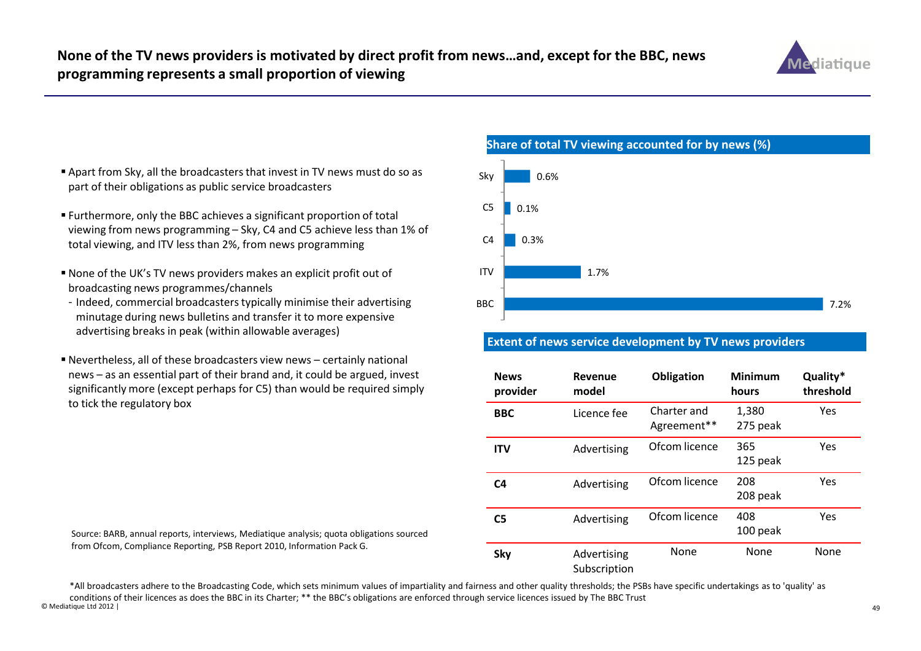## None of the TV news providers is motivated by direct profit from news…and, except for the BBC, news programming represents a small proportion of viewing

- Apart from Sky, all the broadcasters that invest in TV news must do so as part of their obligations as public service broadcasters
- Furthermore, only the BBC achieves a significant proportion of total viewing from news programming – Sky, C4 and C5 achieve less than 1% of total viewing, and ITV less than 2%, from news programming
- None of the UK's TV news providers makes an explicit profit out of broadcasting news programmes/channels
  - Indeed, commercial broadcasters typically minimise their advertising minutage during news bulletins and transfer it to more expensive advertising breaks in peak (within allowable averages)
- Nevertheless, all of these broadcasters view news – certainly national news – as an essential part of their brand and, it could be argued, invest significantly more (except perhaps for C5) than would be required simply to tick the regulatory box

**Share of total TV viewing accounted for by news (%)**

| Provider | Share (%) |
|---|---|
| Sky | 0.6% |
| C5 | 0.1% |
| C4 | 0.3% |
| ITV | 1.7% |
| BBC | 7.2% |

**Extent of news service development by TV news providers**

| News provider | Revenue model | Obligation | Minimum hours | Quality* threshold |
|---|---|---|---|---|
| **BBC** | Licence fee | Charter and Agreement** | 1,380<br>275 peak | Yes |
| **ITV** | Advertising | Ofcom licence | 365<br>125 peak | Yes |
| **C4** | Advertising | Ofcom licence | 208<br>208 peak | Yes |
| **C5** | Advertising | Ofcom licence | 408<br>100 peak | Yes |
| **Sky** | Advertising<br>Subscription | None | None | None |

Source: BARB, annual reports, interviews, Mediatique analysis; quota obligations sourced from Ofcom, Compliance Reporting, PSB Report 2010, Information Pack G.

*All broadcasters adhere to the Broadcasting Code, which sets minimum values of impartiality and fairness and other quality thresholds; the PSBs have specific undertakings as to 'quality' as conditions of their licences as does the BBC in its Charter; ** the BBC's obligations are enforced through service licences issued by The BBC Trust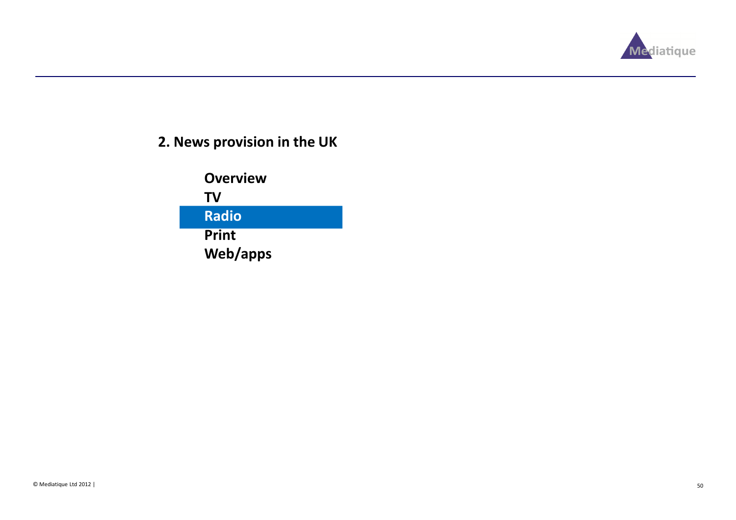## 2. News provision in the UK

- **Overview**
- **TV**
- **Radio**
- **Print**
- **Web/apps**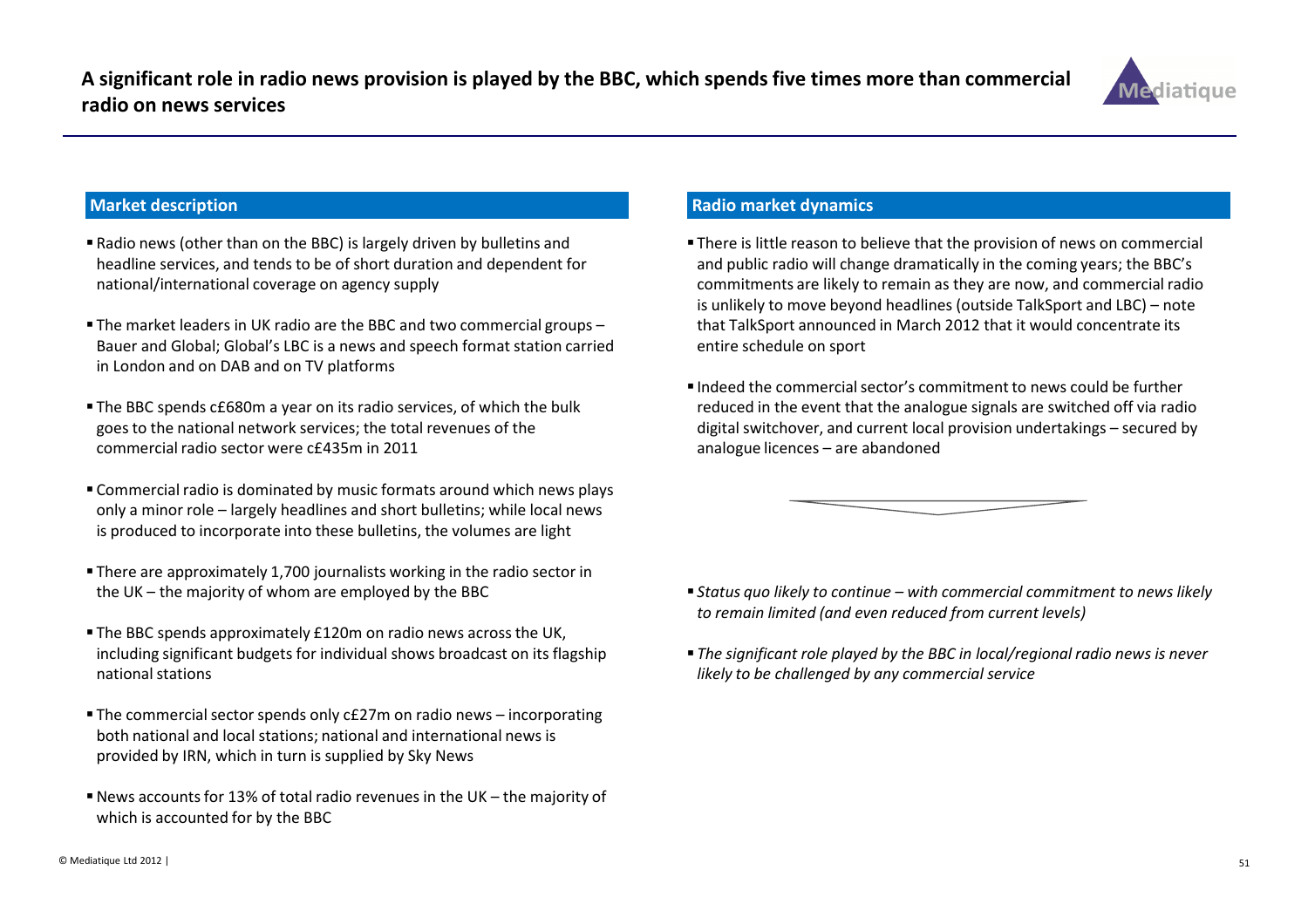# A significant role in radio news provision is played by the BBC, which spends five times more than commercial radio on news services

## Market description

- Radio news (other than on the BBC) is largely driven by bulletins and headline services, and tends to be of short duration and dependent for national/international coverage on agency supply
- The market leaders in UK radio are the BBC and two commercial groups – Bauer and Global; Global's LBC is a news and speech format station carried in London and on DAB and on TV platforms
- The BBC spends c£680m a year on its radio services, of which the bulk goes to the national network services; the total revenues of the commercial radio sector were c£435m in 2011
- Commercial radio is dominated by music formats around which news plays only a minor role – largely headlines and short bulletins; while local news is produced to incorporate into these bulletins, the volumes are light
- There are approximately 1,700 journalists working in the radio sector in the UK – the majority of whom are employed by the BBC
- The BBC spends approximately £120m on radio news across the UK, including significant budgets for individual shows broadcast on its flagship national stations
- The commercial sector spends only c£27m on radio news – incorporating both national and local stations; national and international news is provided by IRN, which in turn is supplied by Sky News
- News accounts for 13% of total radio revenues in the UK – the majority of which is accounted for by the BBC

## Radio market dynamics

- There is little reason to believe that the provision of news on commercial and public radio will change dramatically in the coming years; the BBC's commitments are likely to remain as they are now, and commercial radio is unlikely to move beyond headlines (outside TalkSport and LBC) – note that TalkSport announced in March 2012 that it would concentrate its entire schedule on sport
- Indeed the commercial sector's commitment to news could be further reduced in the event that the analogue signals are switched off via radio digital switchover, and current local provision undertakings – secured by analogue licences – are abandoned

- *Status quo likely to continue – with commercial commitment to news likely to remain limited (and even reduced from current levels)*
- *The significant role played by the BBC in local/regional radio news is never likely to be challenged by any commercial service*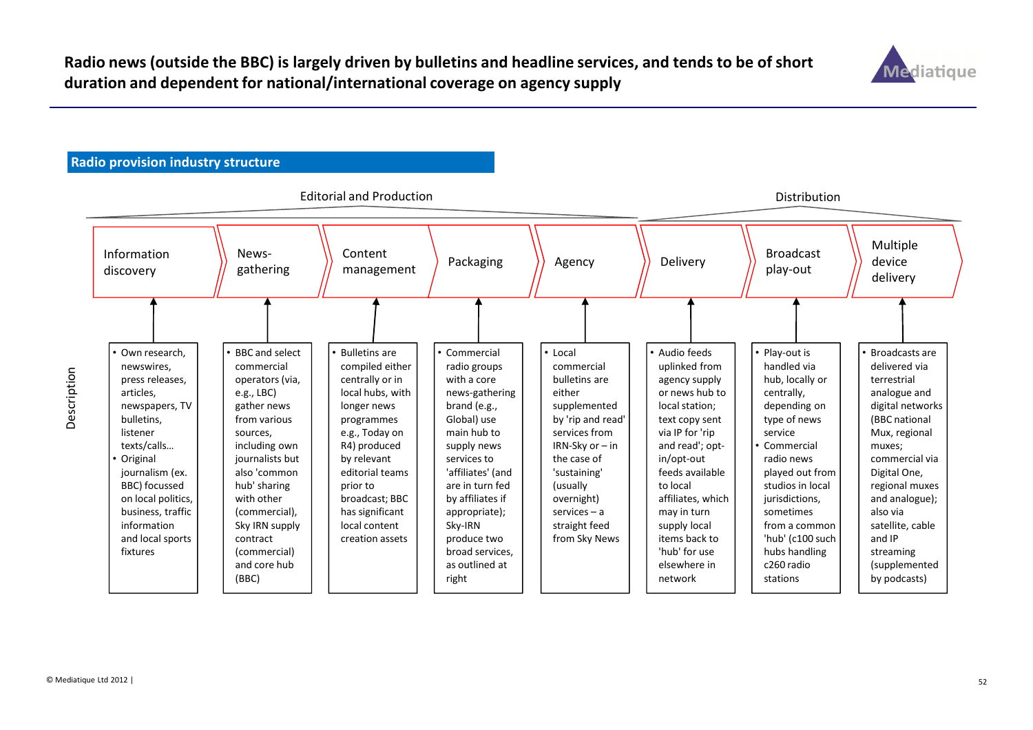# Radio news (outside the BBC) is largely driven by bulletins and headline services, and tends to be of short duration and dependent for national/international coverage on agency supply

## Radio provision industry structure

| | Editorial and Production | | | | | Distribution | | |
|---|---|---|---|---|---|---|---|---|
| | Information discovery | News-gathering | Content management | Packaging | Agency | Delivery | Broadcast play-out | Multiple device delivery |
| Description | • Own research, newswires, press releases, articles, newspapers, TV bulletins, listener texts/calls… <br>• Original journalism (ex. BBC) focussed on local politics, business, traffic information and local sports fixtures | • BBC and select commercial operators (via, e.g., LBC) gather news from various sources, including own journalists but also 'common hub' sharing with other (commercial), Sky IRN supply contract (commercial) and core hub (BBC) | • Bulletins are compiled either centrally or in local hubs, with longer news programmes e.g., Today on R4) produced by relevant editorial teams prior to broadcast; BBC has significant local content creation assets | • Commercial radio groups with a core news-gathering brand (e.g., Global) use main hub to supply news services to 'affiliates' (and are in turn fed by affiliates if appropriate); Sky-IRN produce two broad services, as outlined at right | • Local commercial bulletins are either supplemented by 'rip and read' services from IRN-Sky or – in the case of 'sustaining' (usually overnight) services – a straight feed from Sky News | • Audio feeds uplinked from agency supply or news hub to local station; text copy sent via IP for 'rip and read'; opt-in/opt-out feeds available to local affiliates, which may in turn supply local items back to 'hub' for use elsewhere in network | • Play-out is handled via hub, locally or centrally, depending on type of news service <br>• Commercial radio news played out from studios in local jurisdictions, sometimes from a common 'hub' (c100 such hubs handling c260 radio stations | • Broadcasts are delivered via terrestrial analogue and digital networks (BBC national Mux, regional muxes; commercial via Digital One, regional muxes and analogue); also via satellite, cable and IP streaming (supplemented by podcasts) |

© Mediatique Ltd 2012 |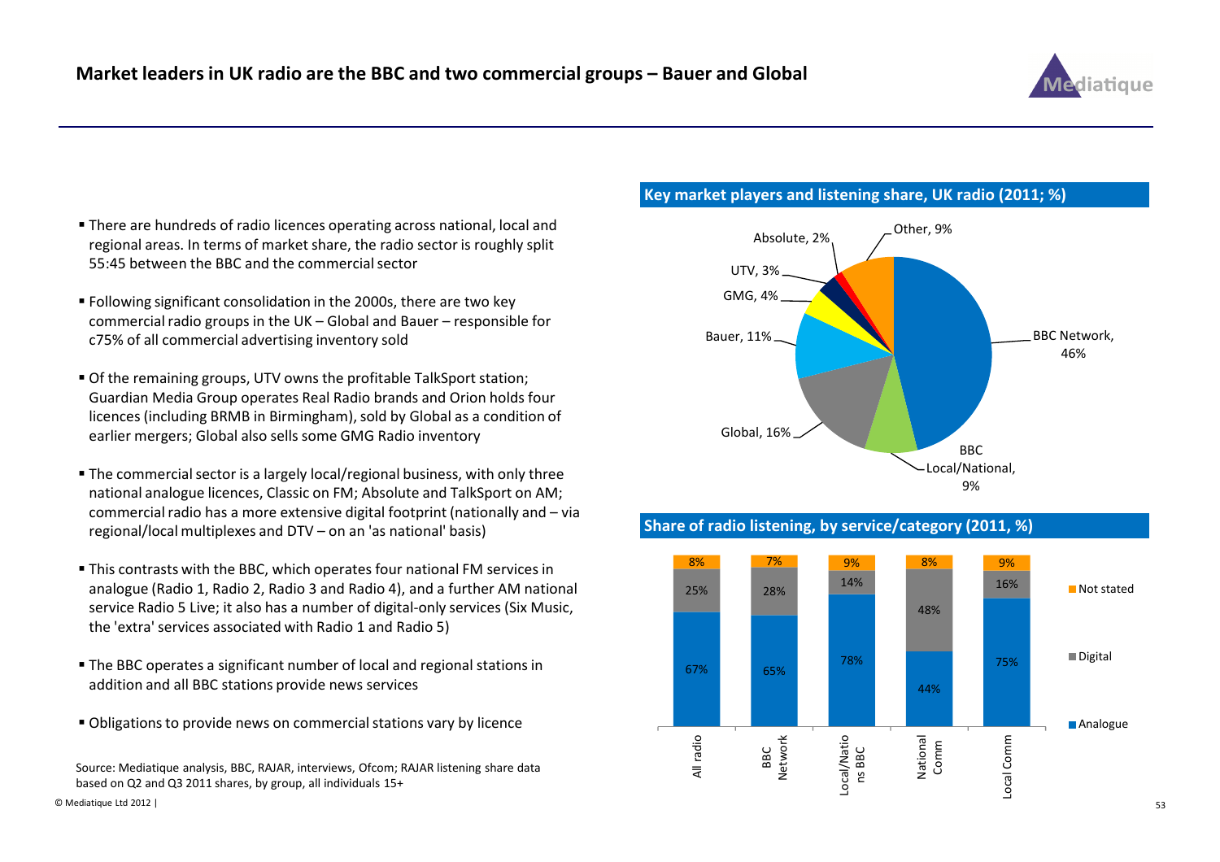# Market leaders in UK radio are the BBC and two commercial groups – Bauer and Global

- There are hundreds of radio licences operating across national, local and regional areas. In terms of market share, the radio sector is roughly split 55:45 between the BBC and the commercial sector
- Following significant consolidation in the 2000s, there are two key commercial radio groups in the UK – Global and Bauer – responsible for c75% of all commercial advertising inventory sold
- Of the remaining groups, UTV owns the profitable TalkSport station; Guardian Media Group operates Real Radio brands and Orion holds four licences (including BRMB in Birmingham), sold by Global as a condition of earlier mergers; Global also sells some GMG Radio inventory
- The commercial sector is a largely local/regional business, with only three national analogue licences, Classic on FM; Absolute and TalkSport on AM; commercial radio has a more extensive digital footprint (nationally and – via regional/local multiplexes and DTV – on an 'as national' basis)
- This contrasts with the BBC, which operates four national FM services in analogue (Radio 1, Radio 2, Radio 3 and Radio 4), and a further AM national service Radio 5 Live; it also has a number of digital-only services (Six Music, the 'extra' services associated with Radio 1 and Radio 5)
- The BBC operates a significant number of local and regional stations in addition and all BBC stations provide news services
- Obligations to provide news on commercial stations vary by licence

## Key market players and listening share, UK radio (2011; %)

| Player | Share |
|---|---|
| BBC Network | 46% |
| BBC Local/National | 9% |
| Global | 16% |
| Bauer | 11% |
| GMG | 4% |
| UTV | 3% |
| Absolute | 2% |
| Other | 9% |

## Share of radio listening, by service/category (2011, %)

| | All radio | BBC Network | Local/Nations BBC | National Comm | Local Comm |
|---|---|---|---|---|---|
| Not stated | 8% | 7% | 9% | 8% | 9% |
| Digital | 25% | 28% | 14% | 48% | 16% |
| Analogue | 67% | 65% | 78% | 44% | 75% |

Source: Mediatique analysis, BBC, RAJAR, interviews, Ofcom; RAJAR listening share data based on Q2 and Q3 2011 shares, by group, all individuals 15+

© Mediatique Ltd 2012 |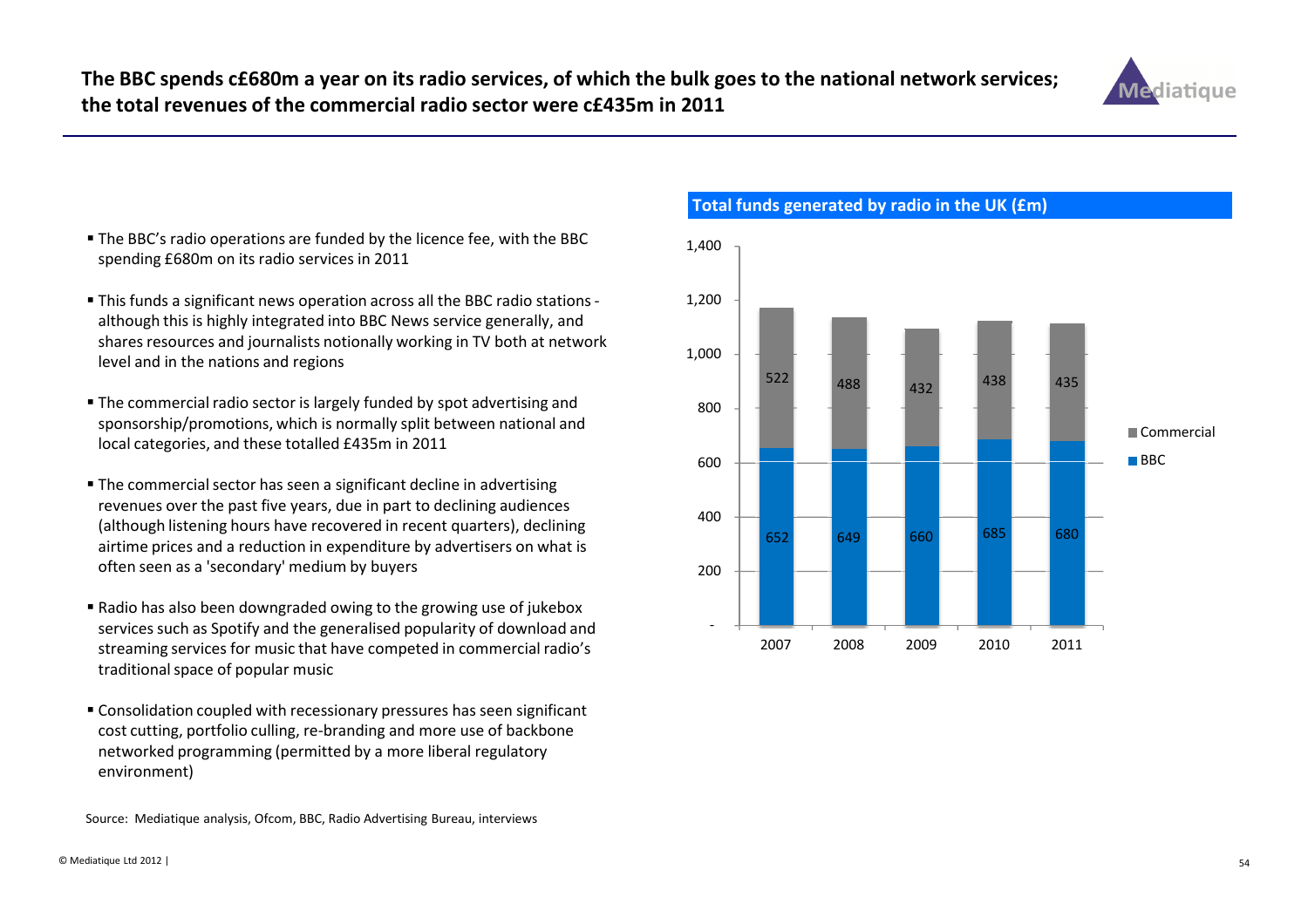# The BBC spends c£680m a year on its radio services, of which the bulk goes to the national network services; the total revenues of the commercial radio sector were c£435m in 2011

- The BBC's radio operations are funded by the licence fee, with the BBC spending £680m on its radio services in 2011
- This funds a significant news operation across all the BBC radio stations - although this is highly integrated into BBC News service generally, and shares resources and journalists notionally working in TV both at network level and in the nations and regions
- The commercial radio sector is largely funded by spot advertising and sponsorship/promotions, which is normally split between national and local categories, and these totalled £435m in 2011
- The commercial sector has seen a significant decline in advertising revenues over the past five years, due in part to declining audiences (although listening hours have recovered in recent quarters), declining airtime prices and a reduction in expenditure by advertisers on what is often seen as a 'secondary' medium by buyers
- Radio has also been downgraded owing to the growing use of jukebox services such as Spotify and the generalised popularity of download and streaming services for music that have competed in commercial radio's traditional space of popular music
- Consolidation coupled with recessionary pressures has seen significant cost cutting, portfolio culling, re-branding and more use of backbone networked programming (permitted by a more liberal regulatory environment)

**Total funds generated by radio in the UK (£m)**

| | 2007 | 2008 | 2009 | 2010 | 2011 |
|---|---|---|---|---|---|
| Commercial | 522 | 488 | 432 | 438 | 435 |
| BBC | 652 | 649 | 660 | 685 | 680 |

Source: Mediatique analysis, Ofcom, BBC, Radio Advertising Bureau, interviews

© Mediatique Ltd 2012 |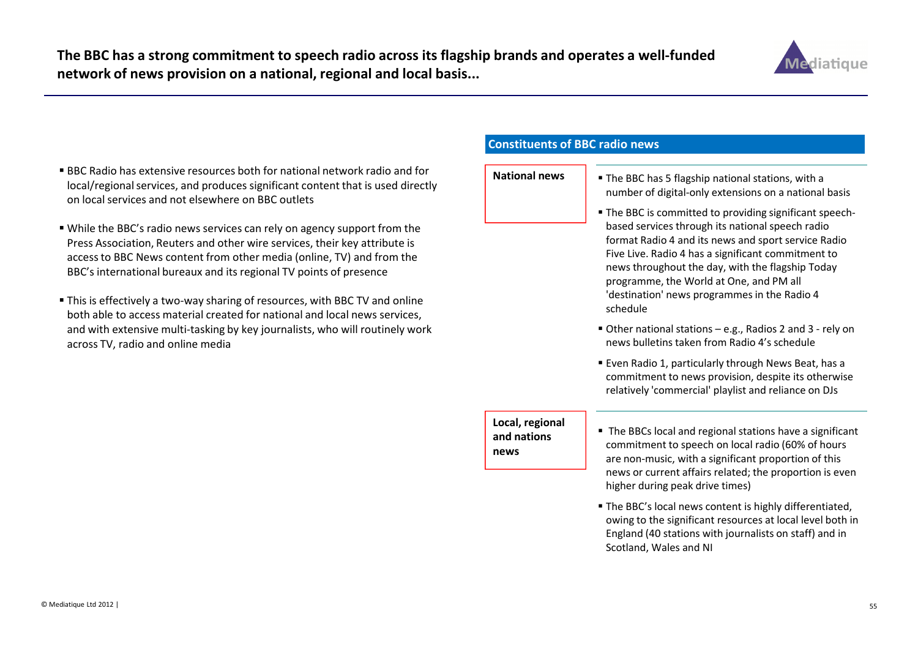# The BBC has a strong commitment to speech radio across its flagship brands and operates a well-funded network of news provision on a national, regional and local basis...

- BBC Radio has extensive resources both for national network radio and for local/regional services, and produces significant content that is used directly on local services and not elsewhere on BBC outlets
- While the BBC's radio news services can rely on agency support from the Press Association, Reuters and other wire services, their key attribute is access to BBC News content from other media (online, TV) and from the BBC's international bureaux and its regional TV points of presence
- This is effectively a two-way sharing of resources, with BBC TV and online both able to access material created for national and local news services, and with extensive multi-tasking by key journalists, who will routinely work across TV, radio and online media

## Constituents of BBC radio news

**National news**

- The BBC has 5 flagship national stations, with a number of digital-only extensions on a national basis
- The BBC is committed to providing significant speech-based services through its national speech radio format Radio 4 and its news and sport service Radio Five Live. Radio 4 has a significant commitment to news throughout the day, with the flagship Today programme, the World at One, and PM all 'destination' news programmes in the Radio 4 schedule
- Other national stations – e.g., Radios 2 and 3 - rely on news bulletins taken from Radio 4's schedule
- Even Radio 1, particularly through News Beat, has a commitment to news provision, despite its otherwise relatively 'commercial' playlist and reliance on DJs

**Local, regional and nations news**

- The BBCs local and regional stations have a significant commitment to speech on local radio (60% of hours are non-music, with a significant proportion of this news or current affairs related; the proportion is even higher during peak drive times)
- The BBC's local news content is highly differentiated, owing to the significant resources at local level both in England (40 stations with journalists on staff) and in Scotland, Wales and NI

© Mediatique Ltd 2012 |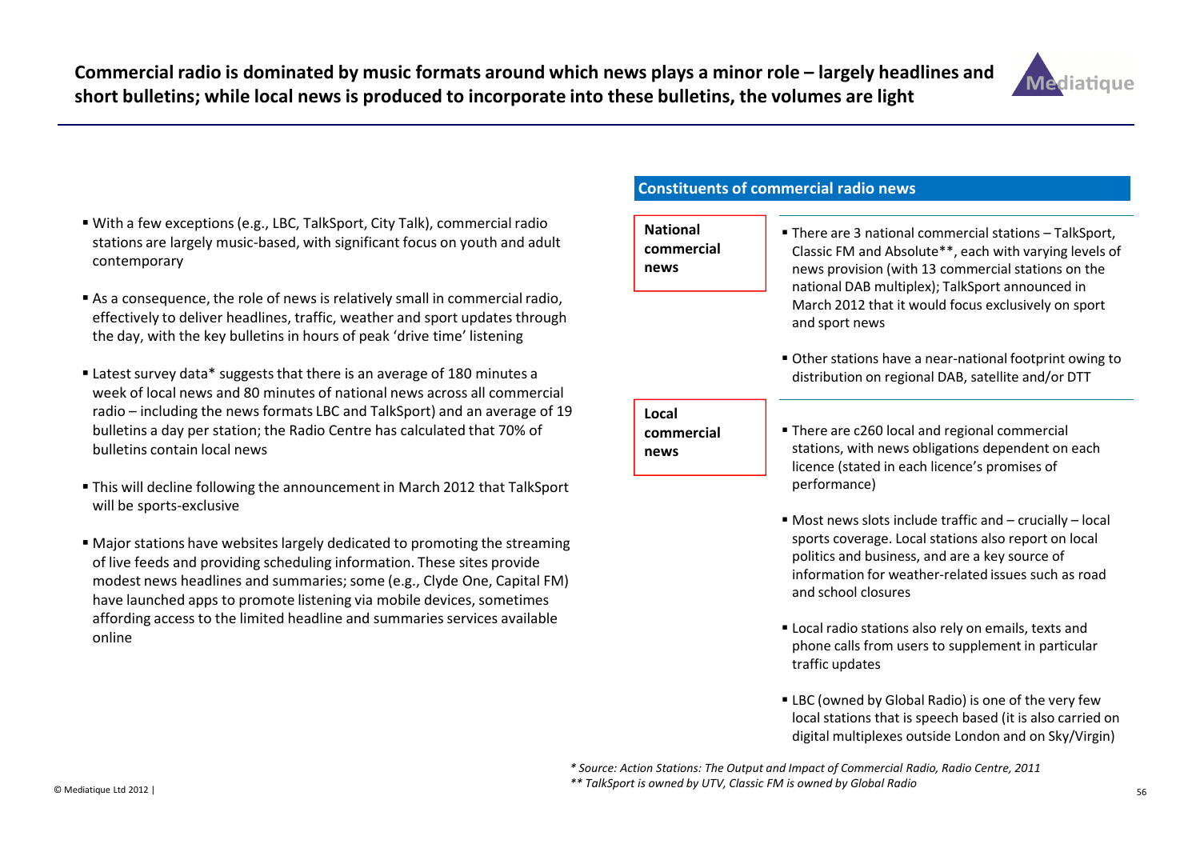# Commercial radio is dominated by music formats around which news plays a minor role – largely headlines and short bulletins; while local news is produced to incorporate into these bulletins, the volumes are light

- With a few exceptions (e.g., LBC, TalkSport, City Talk), commercial radio stations are largely music-based, with significant focus on youth and adult contemporary
- As a consequence, the role of news is relatively small in commercial radio, effectively to deliver headlines, traffic, weather and sport updates through the day, with the key bulletins in hours of peak 'drive time' listening
- Latest survey data* suggests that there is an average of 180 minutes a week of local news and 80 minutes of national news across all commercial radio – including the news formats LBC and TalkSport) and an average of 19 bulletins a day per station; the Radio Centre has calculated that 70% of bulletins contain local news
- This will decline following the announcement in March 2012 that TalkSport will be sports-exclusive
- Major stations have websites largely dedicated to promoting the streaming of live feeds and providing scheduling information. These sites provide modest news headlines and summaries; some (e.g., Clyde One, Capital FM) have launched apps to promote listening via mobile devices, sometimes affording access to the limited headline and summaries services available online

## Constituents of commercial radio news

**National commercial news**

- There are 3 national commercial stations – TalkSport, Classic FM and Absolute**, each with varying levels of news provision (with 13 commercial stations on the national DAB multiplex); TalkSport announced in March 2012 that it would focus exclusively on sport and sport news
- Other stations have a near-national footprint owing to distribution on regional DAB, satellite and/or DTT

**Local commercial news**

- There are c260 local and regional commercial stations, with news obligations dependent on each licence (stated in each licence's promises of performance)
- Most news slots include traffic and – crucially – local sports coverage. Local stations also report on local politics and business, and are a key source of information for weather-related issues such as road and school closures
- Local radio stations also rely on emails, texts and phone calls from users to supplement in particular traffic updates
- LBC (owned by Global Radio) is one of the very few local stations that is speech based (it is also carried on digital multiplexes outside London and on Sky/Virgin)

*\* Source: Action Stations: The Output and Impact of Commercial Radio, Radio Centre, 2011*

*\*\* TalkSport is owned by UTV, Classic FM is owned by Global Radio*

© Mediatique Ltd 2012 |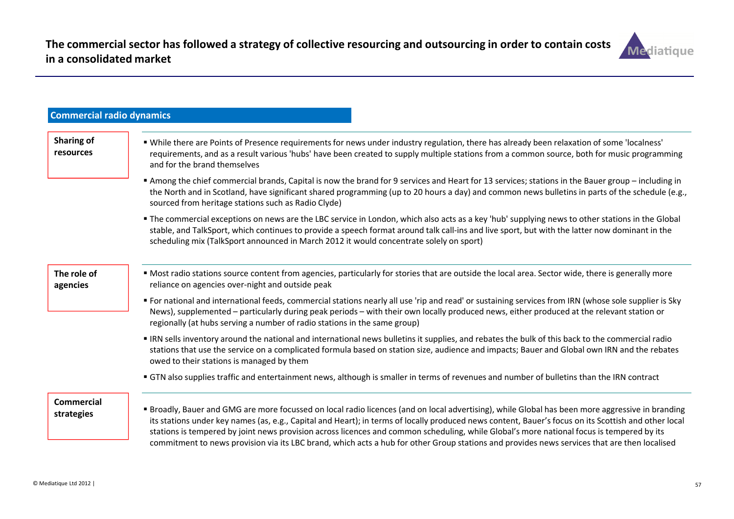# The commercial sector has followed a strategy of collective resourcing and outsourcing in order to contain costs in a consolidated market

## Commercial radio dynamics

### Sharing of resources

- While there are Points of Presence requirements for news under industry regulation, there has already been relaxation of some 'localness' requirements, and as a result various 'hubs' have been created to supply multiple stations from a common source, both for music programming and for the brand themselves
- Among the chief commercial brands, Capital is now the brand for 9 services and Heart for 13 services; stations in the Bauer group – including in the North and in Scotland, have significant shared programming (up to 20 hours a day) and common news bulletins in parts of the schedule (e.g., sourced from heritage stations such as Radio Clyde)
- The commercial exceptions on news are the LBC service in London, which also acts as a key 'hub' supplying news to other stations in the Global stable, and TalkSport, which continues to provide a speech format around talk call-ins and live sport, but with the latter now dominant in the scheduling mix (TalkSport announced in March 2012 it would concentrate solely on sport)

### The role of agencies

- Most radio stations source content from agencies, particularly for stories that are outside the local area. Sector wide, there is generally more reliance on agencies over-night and outside peak
- For national and international feeds, commercial stations nearly all use 'rip and read' or sustaining services from IRN (whose sole supplier is Sky News), supplemented – particularly during peak periods – with their own locally produced news, either produced at the relevant station or regionally (at hubs serving a number of radio stations in the same group)
- IRN sells inventory around the national and international news bulletins it supplies, and rebates the bulk of this back to the commercial radio stations that use the service on a complicated formula based on station size, audience and impacts; Bauer and Global own IRN and the rebates owed to their stations is managed by them
- GTN also supplies traffic and entertainment news, although is smaller in terms of revenues and number of bulletins than the IRN contract

### Commercial strategies

- Broadly, Bauer and GMG are more focussed on local radio licences (and on local advertising), while Global has been more aggressive in branding its stations under key names (as, e.g., Capital and Heart); in terms of locally produced news content, Bauer's focus on its Scottish and other local stations is tempered by joint news provision across licences and common scheduling, while Global's more national focus is tempered by its commitment to news provision via its LBC brand, which acts a hub for other Group stations and provides news services that are then localised

© Mediatique Ltd 2012 |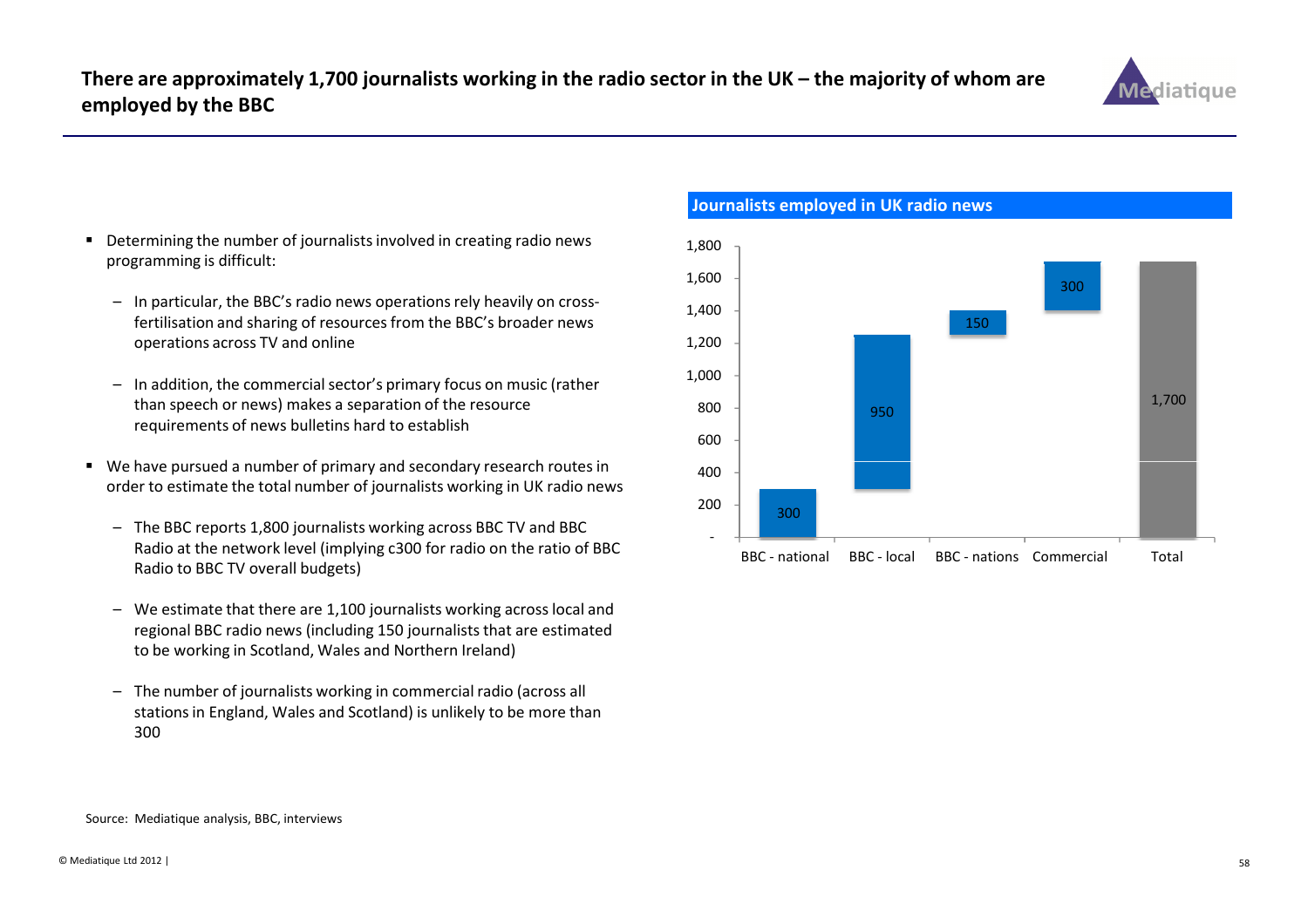## There are approximately 1,700 journalists working in the radio sector in the UK – the majority of whom are employed by the BBC

- Determining the number of journalists involved in creating radio news programming is difficult:
  - In particular, the BBC's radio news operations rely heavily on cross-fertilisation and sharing of resources from the BBC's broader news operations across TV and online
  - In addition, the commercial sector's primary focus on music (rather than speech or news) makes a separation of the resource requirements of news bulletins hard to establish
- We have pursued a number of primary and secondary research routes in order to estimate the total number of journalists working in UK radio news
  - The BBC reports 1,800 journalists working across BBC TV and BBC Radio at the network level (implying c300 for radio on the ratio of BBC Radio to BBC TV overall budgets)
  - We estimate that there are 1,100 journalists working across local and regional BBC radio news (including 150 journalists that are estimated to be working in Scotland, Wales and Northern Ireland)
  - The number of journalists working in commercial radio (across all stations in England, Wales and Scotland) is unlikely to be more than 300

**Journalists employed in UK radio news**

| Category | Journalists |
|---|---|
| BBC - national | 300 |
| BBC - local | 950 |
| BBC - nations | 150 |
| Commercial | 300 |
| Total | 1,700 |

Source: Mediatique analysis, BBC, interviews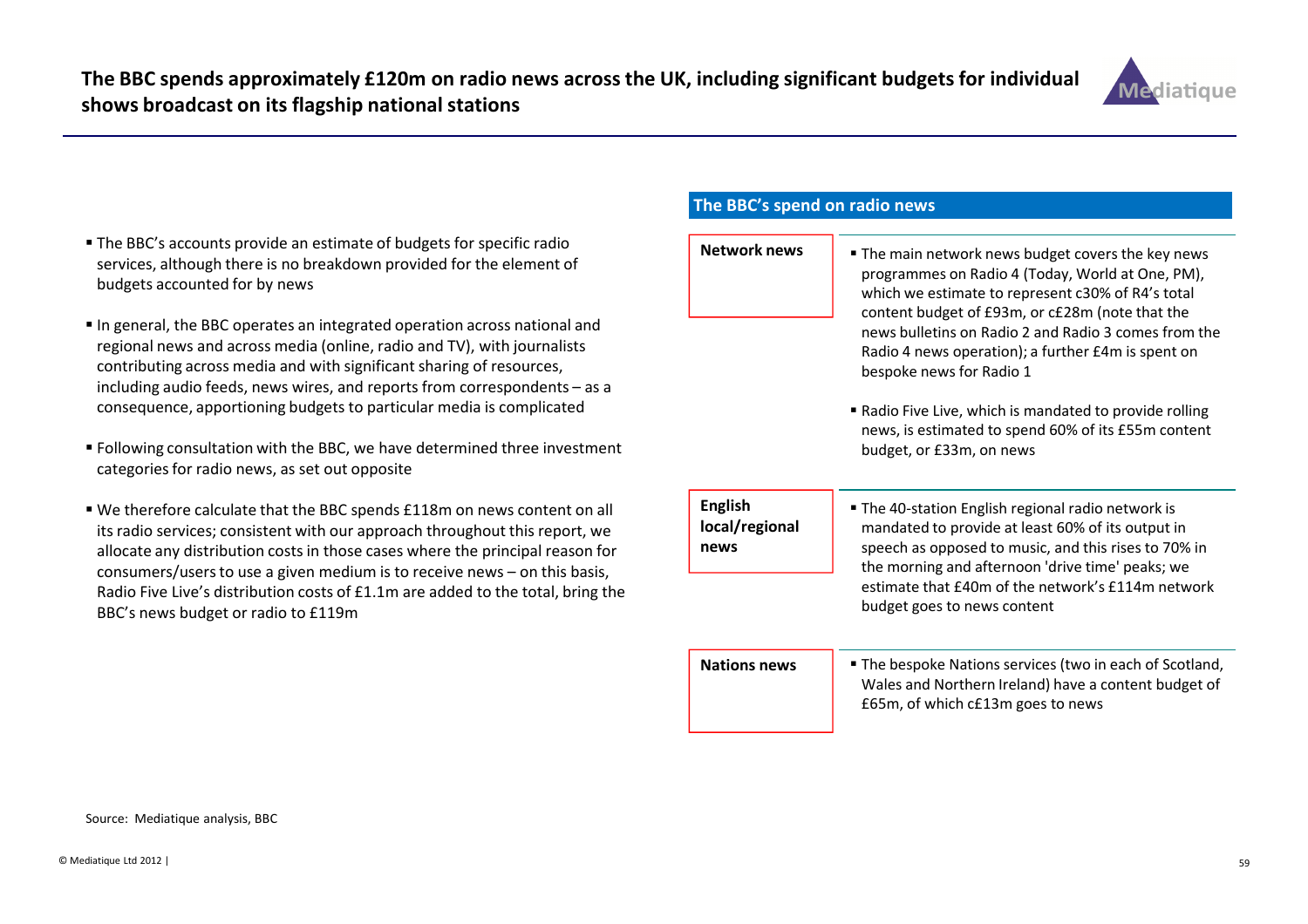# The BBC spends approximately £120m on radio news across the UK, including significant budgets for individual shows broadcast on its flagship national stations

- The BBC's accounts provide an estimate of budgets for specific radio services, although there is no breakdown provided for the element of budgets accounted for by news
- In general, the BBC operates an integrated operation across national and regional news and across media (online, radio and TV), with journalists contributing across media and with significant sharing of resources, including audio feeds, news wires, and reports from correspondents – as a consequence, apportioning budgets to particular media is complicated
- Following consultation with the BBC, we have determined three investment categories for radio news, as set out opposite
- We therefore calculate that the BBC spends £118m on news content on all its radio services; consistent with our approach throughout this report, we allocate any distribution costs in those cases where the principal reason for consumers/users to use a given medium is to receive news – on this basis, Radio Five Live's distribution costs of £1.1m are added to the total, bring the BBC's news budget or radio to £119m

## The BBC's spend on radio news

**Network news**

- The main network news budget covers the key news programmes on Radio 4 (Today, World at One, PM), which we estimate to represent c30% of R4's total content budget of £93m, or c£28m (note that the news bulletins on Radio 2 and Radio 3 comes from the Radio 4 news operation); a further £4m is spent on bespoke news for Radio 1
- Radio Five Live, which is mandated to provide rolling news, is estimated to spend 60% of its £55m content budget, or £33m, on news

**English local/regional news**

- The 40-station English regional radio network is mandated to provide at least 60% of its output in speech as opposed to music, and this rises to 70% in the morning and afternoon 'drive time' peaks; we estimate that £40m of the network's £114m network budget goes to news content

**Nations news**

- The bespoke Nations services (two in each of Scotland, Wales and Northern Ireland) have a content budget of £65m, of which c£13m goes to news

Source: Mediatique analysis, BBC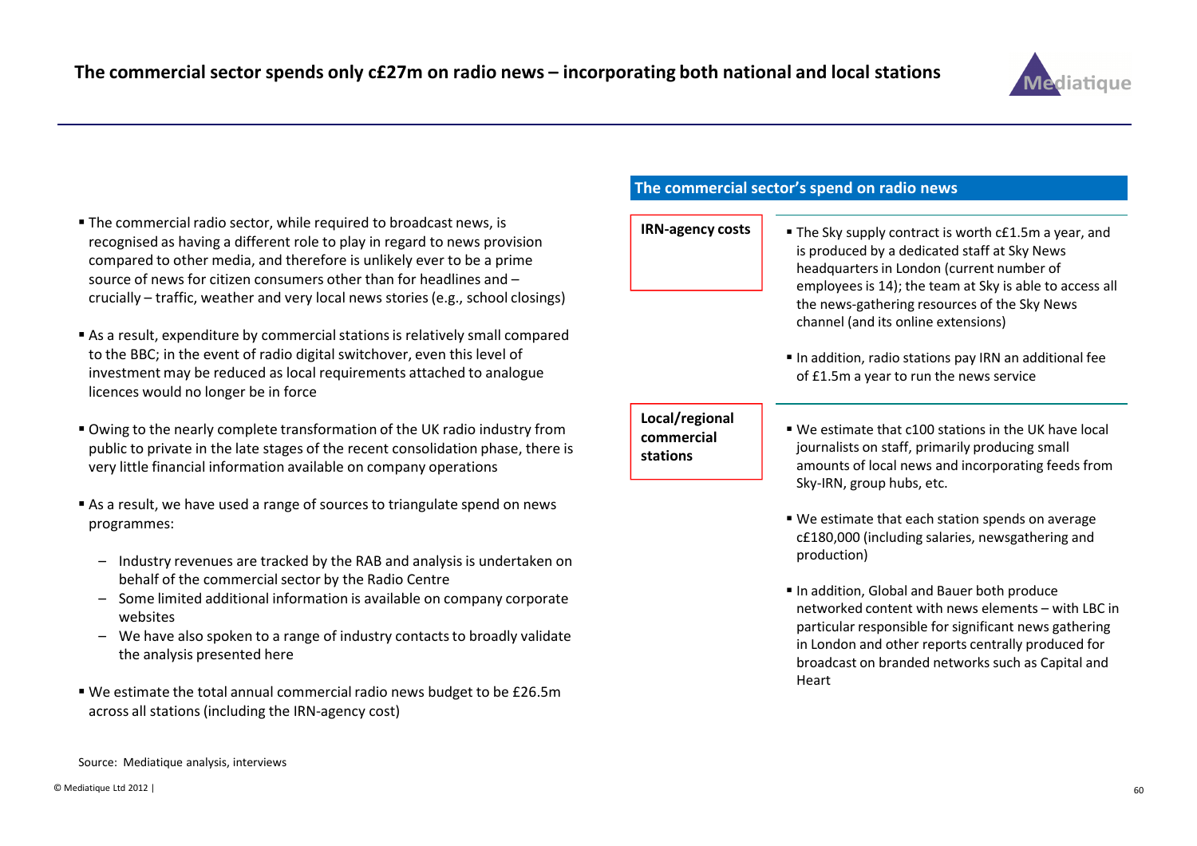# The commercial sector spends only c£27m on radio news – incorporating both national and local stations

- The commercial radio sector, while required to broadcast news, is recognised as having a different role to play in regard to news provision compared to other media, and therefore is unlikely ever to be a prime source of news for citizen consumers other than for headlines and – crucially – traffic, weather and very local news stories (e.g., school closings)
- As a result, expenditure by commercial stations is relatively small compared to the BBC; in the event of radio digital switchover, even this level of investment may be reduced as local requirements attached to analogue licences would no longer be in force
- Owing to the nearly complete transformation of the UK radio industry from public to private in the late stages of the recent consolidation phase, there is very little financial information available on company operations
- As a result, we have used a range of sources to triangulate spend on news programmes:
  - Industry revenues are tracked by the RAB and analysis is undertaken on behalf of the commercial sector by the Radio Centre
  - Some limited additional information is available on company corporate websites
  - We have also spoken to a range of industry contacts to broadly validate the analysis presented here
- We estimate the total annual commercial radio news budget to be £26.5m across all stations (including the IRN-agency cost)

## The commercial sector's spend on radio news

**IRN-agency costs**

- The Sky supply contract is worth c£1.5m a year, and is produced by a dedicated staff at Sky News headquarters in London (current number of employees is 14); the team at Sky is able to access all the news-gathering resources of the Sky News channel (and its online extensions)
- In addition, radio stations pay IRN an additional fee of £1.5m a year to run the news service

**Local/regional commercial stations**

- We estimate that c100 stations in the UK have local journalists on staff, primarily producing small amounts of local news and incorporating feeds from Sky-IRN, group hubs, etc.
- We estimate that each station spends on average c£180,000 (including salaries, newsgathering and production)
- In addition, Global and Bauer both produce networked content with news elements – with LBC in particular responsible for significant news gathering in London and other reports centrally produced for broadcast on branded networks such as Capital and Heart

Source: Mediatique analysis, interviews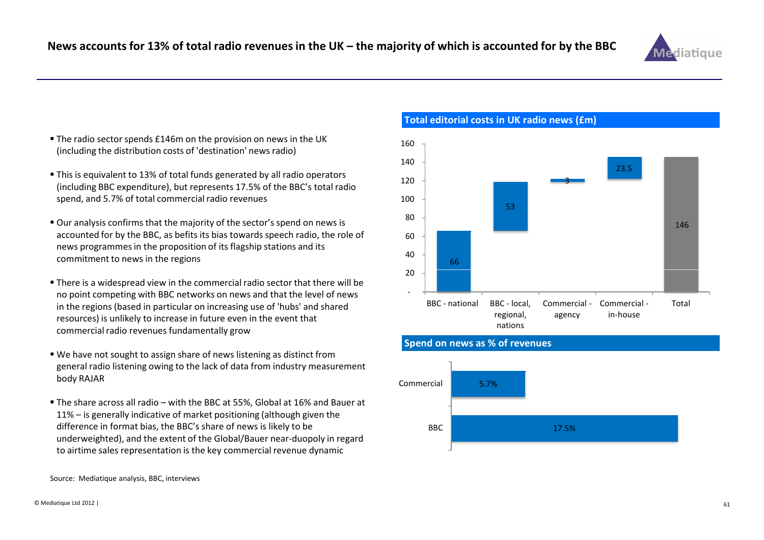# News accounts for 13% of total radio revenues in the UK – the majority of which is accounted for by the BBC

- The radio sector spends £146m on the provision on news in the UK (including the distribution costs of 'destination' news radio)
- This is equivalent to 13% of total funds generated by all radio operators (including BBC expenditure), but represents 17.5% of the BBC's total radio spend, and 5.7% of total commercial radio revenues
- Our analysis confirms that the majority of the sector's spend on news is accounted for by the BBC, as befits its bias towards speech radio, the role of news programmes in the proposition of its flagship stations and its commitment to news in the regions
- There is a widespread view in the commercial radio sector that there will be no point competing with BBC networks on news and that the level of news in the regions (based in particular on increasing use of 'hubs' and shared resources) is unlikely to increase in future even in the event that commercial radio revenues fundamentally grow
- We have not sought to assign share of news listening as distinct from general radio listening owing to the lack of data from industry measurement body RAJAR
- The share across all radio – with the BBC at 55%, Global at 16% and Bauer at 11% – is generally indicative of market positioning (although given the difference in format bias, the BBC's share of news is likely to be underweighted), and the extent of the Global/Bauer near-duopoly in regard to airtime sales representation is the key commercial revenue dynamic

## Total editorial costs in UK radio news (£m)

| | BBC - national | BBC - local, regional, nations | Commercial - agency | Commercial - in-house | Total |
|---|---|---|---|---|---|
| £m | 66 | 53 | 3 | 23.5 | 146 |

## Spend on news as % of revenues

| | % |
|---|---|
| Commercial | 5.7% |
| BBC | 17.5% |

Source: Mediatique analysis, BBC, interviews

© Mediatique Ltd 2012 |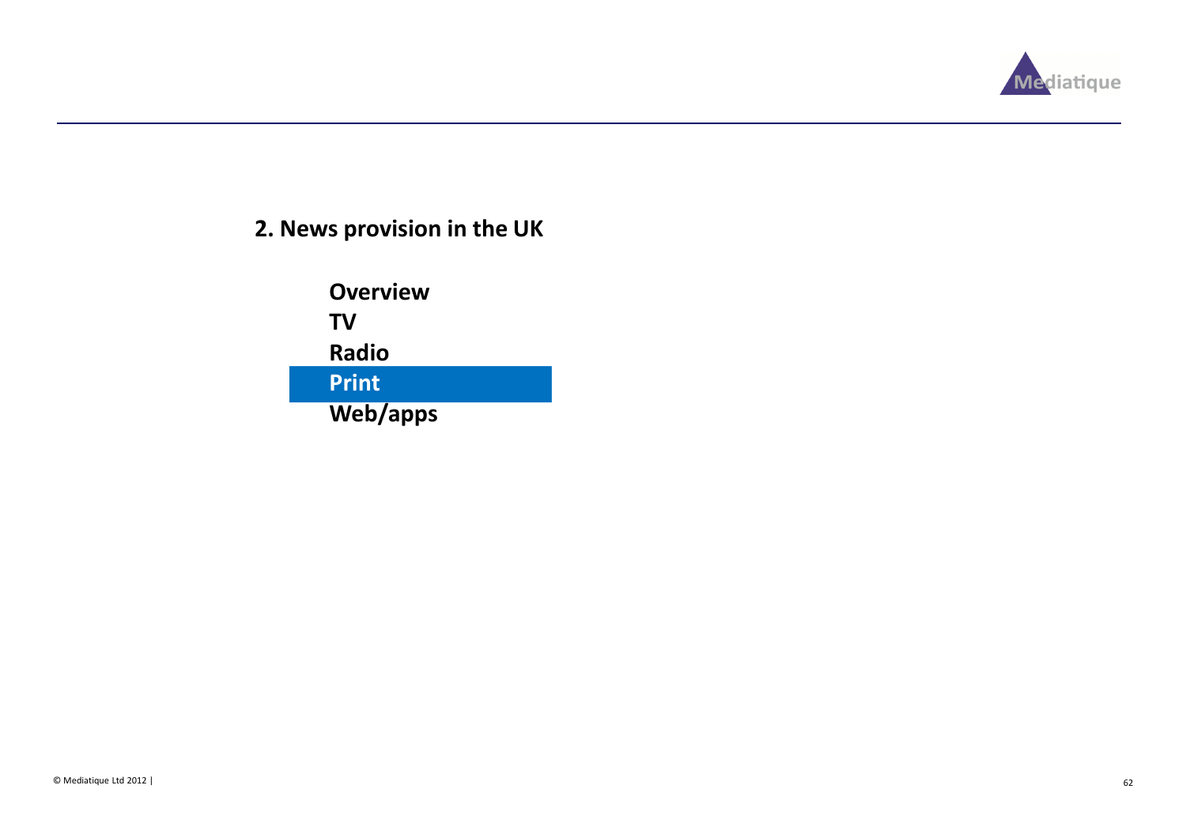## 2. News provision in the UK

- **Overview**
- **TV**
- **Radio**
- **Print**
- **Web/apps**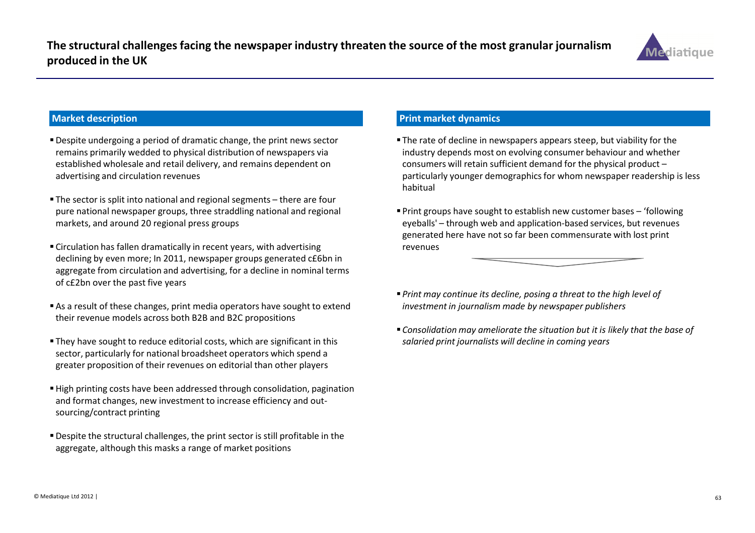# The structural challenges facing the newspaper industry threaten the source of the most granular journalism produced in the UK

## Market description

- Despite undergoing a period of dramatic change, the print news sector remains primarily wedded to physical distribution of newspapers via established wholesale and retail delivery, and remains dependent on advertising and circulation revenues
- The sector is split into national and regional segments – there are four pure national newspaper groups, three straddling national and regional markets, and around 20 regional press groups
- Circulation has fallen dramatically in recent years, with advertising declining by even more; In 2011, newspaper groups generated c£6bn in aggregate from circulation and advertising, for a decline in nominal terms of c£2bn over the past five years
- As a result of these changes, print media operators have sought to extend their revenue models across both B2B and B2C propositions
- They have sought to reduce editorial costs, which are significant in this sector, particularly for national broadsheet operators which spend a greater proposition of their revenues on editorial than other players
- High printing costs have been addressed through consolidation, pagination and format changes, new investment to increase efficiency and out-sourcing/contract printing
- Despite the structural challenges, the print sector is still profitable in the aggregate, although this masks a range of market positions

## Print market dynamics

- The rate of decline in newspapers appears steep, but viability for the industry depends most on evolving consumer behaviour and whether consumers will retain sufficient demand for the physical product – particularly younger demographics for whom newspaper readership is less habitual
- Print groups have sought to establish new customer bases – 'following eyeballs' – through web and application-based services, but revenues generated here have not so far been commensurate with lost print revenues

- *Print may continue its decline, posing a threat to the high level of investment in journalism made by newspaper publishers*
- *Consolidation may ameliorate the situation but it is likely that the base of salaried print journalists will decline in coming years*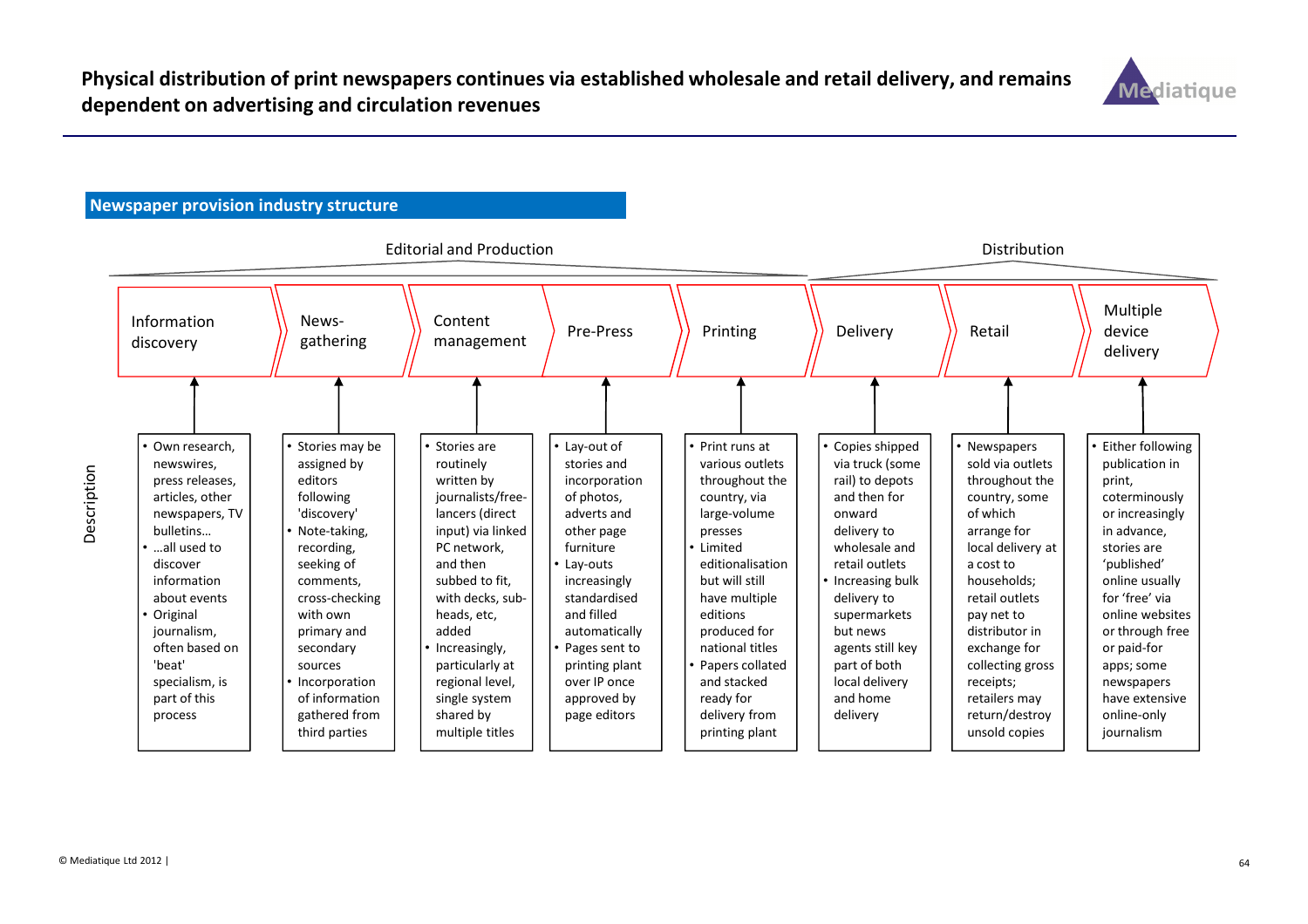# Physical distribution of print newspapers continues via established wholesale and retail delivery, and remains dependent on advertising and circulation revenues

## Newspaper provision industry structure

| | Editorial and Production | | | | | Distribution | | |
|---|---|---|---|---|---|---|---|---|
| | Information discovery | News-gathering | Content management | Pre-Press | Printing | Delivery | Retail | Multiple device delivery |
| Description | • Own research, newswires, press releases, articles, other newspapers, TV bulletins… <br>• …all used to discover information about events <br>• Original journalism, often based on 'beat' specialism, is part of this process | • Stories may be assigned by editors following 'discovery' <br>• Note-taking, recording, seeking of comments, cross-checking with own primary and secondary sources <br>• Incorporation of information gathered from third parties | • Stories are routinely written by journalists/free-lancers (direct input) via linked PC network, and then subbed to fit, with decks, sub-heads, etc, added <br>• Increasingly, particularly at regional level, single system shared by multiple titles | • Lay-out of stories and incorporation of photos, adverts and other page furniture <br>• Lay-outs increasingly standardised and filled automatically <br>• Pages sent to printing plant over IP once approved by page editors | • Print runs at various outlets throughout the country, via large-volume presses <br>• Limited editionalisation but will still have multiple editions produced for national titles <br>• Papers collated and stacked ready for delivery from printing plant | • Copies shipped via truck (some rail) to depots and then for onward delivery to wholesale and retail outlets <br>• Increasing bulk delivery to supermarkets but news agents still key part of both local delivery and home delivery | • Newspapers sold via outlets throughout the country, some of which arrange for local delivery at a cost to households; retail outlets pay net to distributor in exchange for collecting gross receipts; retailers may return/destroy unsold copies | • Either following publication in print, coterminously or increasingly in advance, stories are 'published' online usually for 'free' via online websites or through free or paid-for apps; some newspapers have extensive online-only journalism |

© Mediatique Ltd 2012 |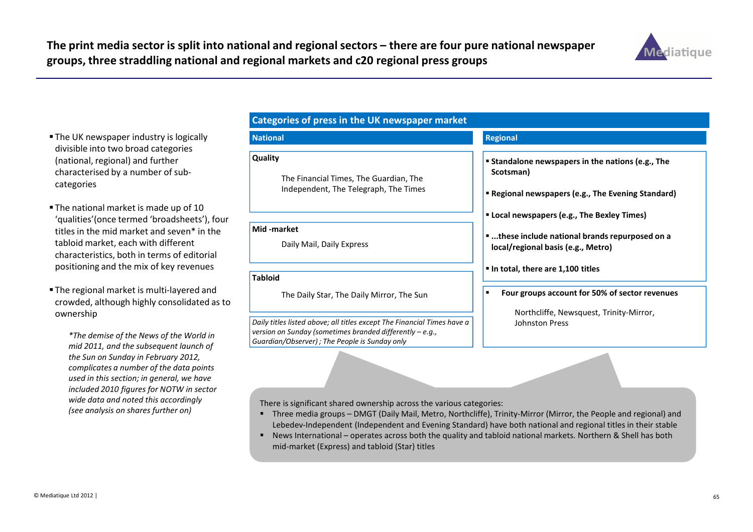# The print media sector is split into national and regional sectors – there are four pure national newspaper groups, three straddling national and regional markets and c20 regional press groups

- The UK newspaper industry is logically divisible into two broad categories (national, regional) and further characterised by a number of sub-categories
- The national market is made up of 10 'qualities'(once termed 'broadsheets'), four titles in the mid market and seven* in the tabloid market, each with different characteristics, both in terms of editorial positioning and the mix of key revenues
- The regional market is multi-layered and crowded, although highly consolidated as to ownership

*\*The demise of the News of the World in mid 2011, and the subsequent launch of the Sun on Sunday in February 2012, complicates a number of the data points used in this section; in general, we have included 2010 figures for NOTW in sector wide data and noted this accordingly (see analysis on shares further on)*

## Categories of press in the UK newspaper market

### National

**Quality**

The Financial Times, The Guardian, The Independent, The Telegraph, The Times

**Mid -market**

Daily Mail, Daily Express

**Tabloid**

The Daily Star, The Daily Mirror, The Sun

*Daily titles listed above; all titles except The Financial Times have a version on Sunday (sometimes branded differently – e.g., Guardian/Observer) ; The People is Sunday only*

### Regional

- **Standalone newspapers in the nations (e.g., The Scotsman)**
- **Regional newspapers (e.g., The Evening Standard)**
- **Local newspapers (e.g., The Bexley Times)**
- **...these include national brands repurposed on a local/regional basis (e.g., Metro)**
- **In total, there are 1,100 titles**

- **Four groups account for 50% of sector revenues**

  Northcliffe, Newsquest, Trinity-Mirror, Johnston Press

There is significant shared ownership across the various categories:

- Three media groups – DMGT (Daily Mail, Metro, Northcliffe), Trinity-Mirror (Mirror, the People and regional) and Lebedev-Independent (Independent and Evening Standard) have both national and regional titles in their stable
- News International – operates across both the quality and tabloid national markets. Northern & Shell has both mid-market (Express) and tabloid (Star) titles

© Mediatique Ltd 2012 |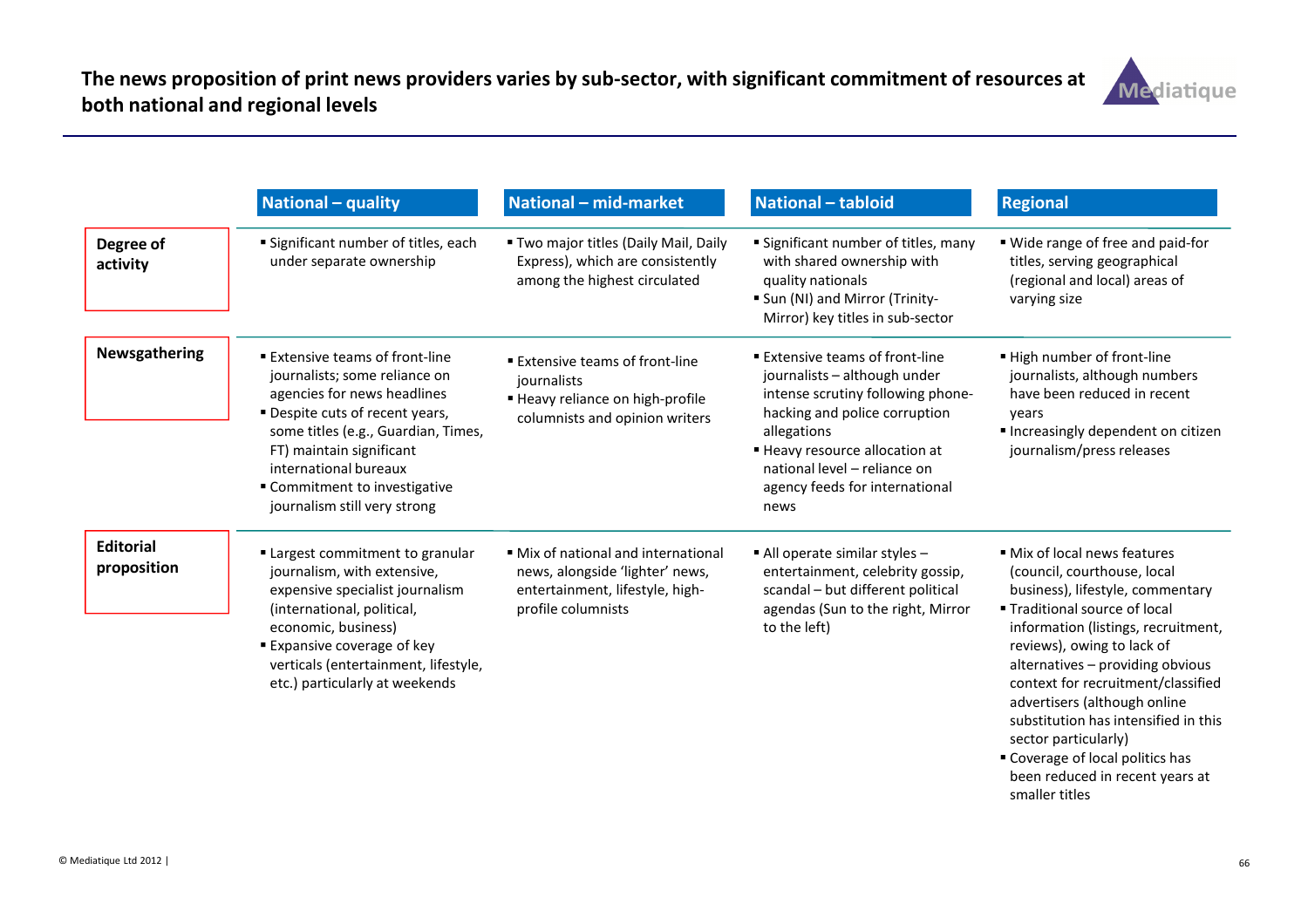## The news proposition of print news providers varies by sub-sector, with significant commitment of resources at both national and regional levels

| | National – quality | National – mid-market | National – tabloid | Regional |
|---|---|---|---|---|
| **Degree of activity** | ▪ Significant number of titles, each under separate ownership | ▪ Two major titles (Daily Mail, Daily Express), which are consistently among the highest circulated | ▪ Significant number of titles, many with shared ownership with quality nationals<br>▪ Sun (NI) and Mirror (Trinity-Mirror) key titles in sub-sector | ▪ Wide range of free and paid-for titles, serving geographical (regional and local) areas of varying size |
| **Newsgathering** | ▪ Extensive teams of front-line journalists; some reliance on agencies for news headlines<br>▪ Despite cuts of recent years, some titles (e.g., Guardian, Times, FT) maintain significant international bureaux<br>▪ Commitment to investigative journalism still very strong | ▪ Extensive teams of front-line journalists<br>▪ Heavy reliance on high-profile columnists and opinion writers | ▪ Extensive teams of front-line journalists – although under intense scrutiny following phone-hacking and police corruption allegations<br>▪ Heavy resource allocation at national level – reliance on agency feeds for international news | ▪ High number of front-line journalists, although numbers have been reduced in recent years<br>▪ Increasingly dependent on citizen journalism/press releases |
| **Editorial proposition** | ▪ Largest commitment to granular journalism, with extensive, expensive specialist journalism (international, political, economic, business)<br>▪ Expansive coverage of key verticals (entertainment, lifestyle, etc.) particularly at weekends | ▪ Mix of national and international news, alongside 'lighter' news, entertainment, lifestyle, high-profile columnists | ▪ All operate similar styles – entertainment, celebrity gossip, scandal – but different political agendas (Sun to the right, Mirror to the left) | ▪ Mix of local news features (council, courthouse, local business), lifestyle, commentary<br>▪ Traditional source of local information (listings, recruitment, reviews), owing to lack of alternatives – providing obvious context for recruitment/classified advertisers (although online substitution has intensified in this sector particularly)<br>▪ Coverage of local politics has been reduced in recent years at smaller titles |

© Mediatique Ltd 2012 |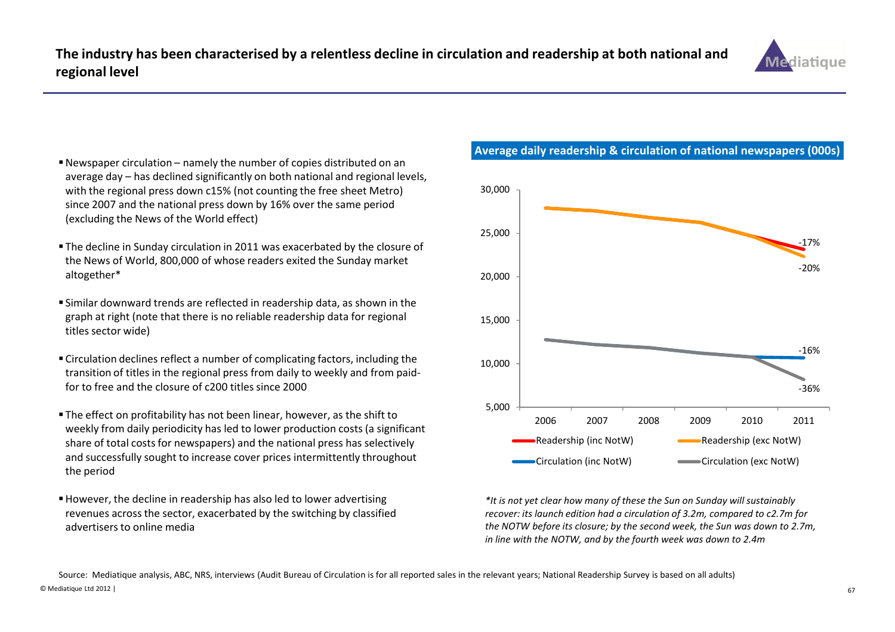# The industry has been characterised by a relentless decline in circulation and readership at both national and regional level

- Newspaper circulation – namely the number of copies distributed on an average day – has declined significantly on both national and regional levels, with the regional press down c15% (not counting the free sheet Metro) since 2007 and the national press down by 16% over the same period (excluding the News of the World effect)
- The decline in Sunday circulation in 2011 was exacerbated by the closure of the News of World, 800,000 of whose readers exited the Sunday market altogether*
- Similar downward trends are reflected in readership data, as shown in the graph at right (note that there is no reliable readership data for regional titles sector wide)
- Circulation declines reflect a number of complicating factors, including the transition of titles in the regional press from daily to weekly and from paid-for to free and the closure of c200 titles since 2000
- The effect on profitability has not been linear, however, as the shift to weekly from daily periodicity has led to lower production costs (a significant share of total costs for newspapers) and the national press has selectively and successfully sought to increase cover prices intermittently throughout the period
- However, the decline in readership has also led to lower advertising revenues across the sector, exacerbated by the switching by classified advertisers to online media

**Average daily readership & circulation of national newspapers (000s)**

Chart series: Readership (inc NotW): -17%; Readership (exc NotW): -20%; Circulation (inc NotW): -16%; Circulation (exc NotW): -36% (2006–2011)

*\*It is not yet clear how many of these the Sun on Sunday will sustainably recover: its launch edition had a circulation of 3.2m, compared to c2.7m for the NOTW before its closure; by the second week, the Sun was down to 2.7m, in line with the NOTW, and by the fourth week was down to 2.4m*

Source: Mediatique analysis, ABC, NRS, interviews (Audit Bureau of Circulation is for all reported sales in the relevant years; National Readership Survey is based on all adults)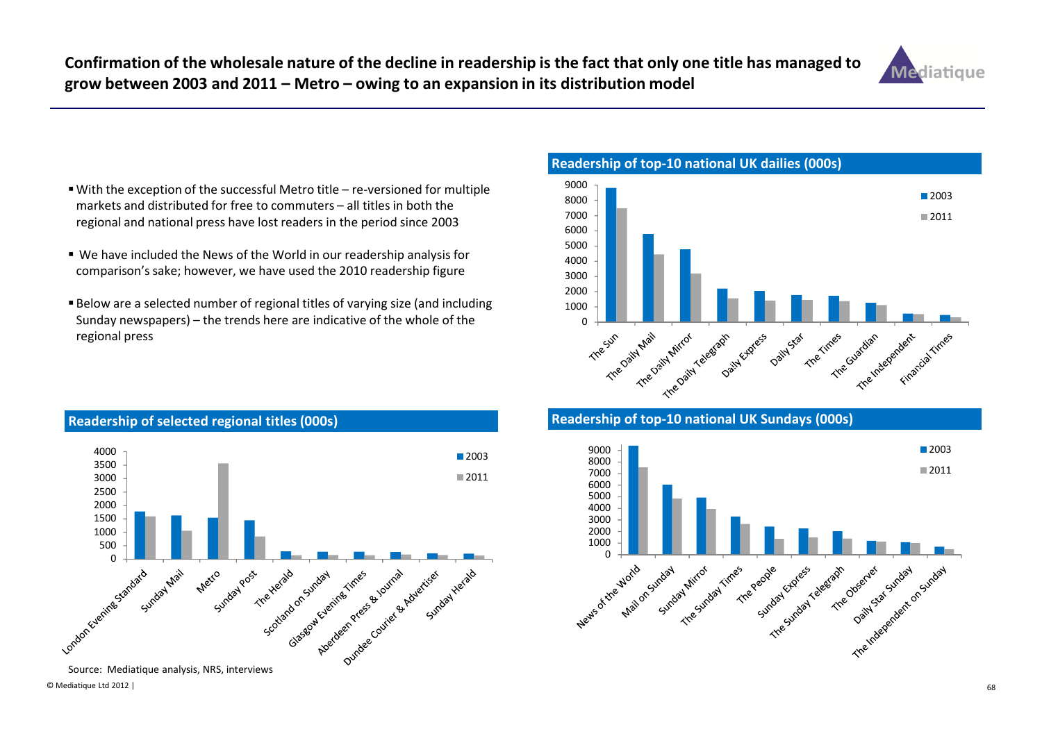## Confirmation of the wholesale nature of the decline in readership is the fact that only one title has managed to grow between 2003 and 2011 – Metro – owing to an expansion in its distribution model

- With the exception of the successful Metro title – re-versioned for multiple markets and distributed for free to commuters – all titles in both the regional and national press have lost readers in the period since 2003
- We have included the News of the World in our readership analysis for comparison's sake; however, we have used the 2010 readership figure
- Below are a selected number of regional titles of varying size (and including Sunday newspapers) – the trends here are indicative of the whole of the regional press

**Readership of top-10 national UK dailies (000s)**

Chart series: 2003, 2011. Titles: The Sun, The Daily Mail, The Daily Mirror, The Daily Telegraph, Daily Express, Daily Star, The Times, The Guardian, The Independent, Financial Times

**Readership of selected regional titles (000s)**

Chart series: 2003, 2011. Titles: London Evening Standard, Sunday Mail, Metro, Sunday Post, The Herald, Scotland on Sunday, Glasgow Evening Times, Aberdeen Press & Journal, Dundee Courier & Advertiser, Sunday Herald

**Readership of top-10 national UK Sundays (000s)**

Chart series: 2003, 2011. Titles: News of the World, Mail on Sunday, Sunday Mirror, The Sunday Times, The People, Sunday Express, The Sunday Telegraph, The Observer, Daily Star Sunday, The Independent on Sunday

Source: Mediatique analysis, NRS, interviews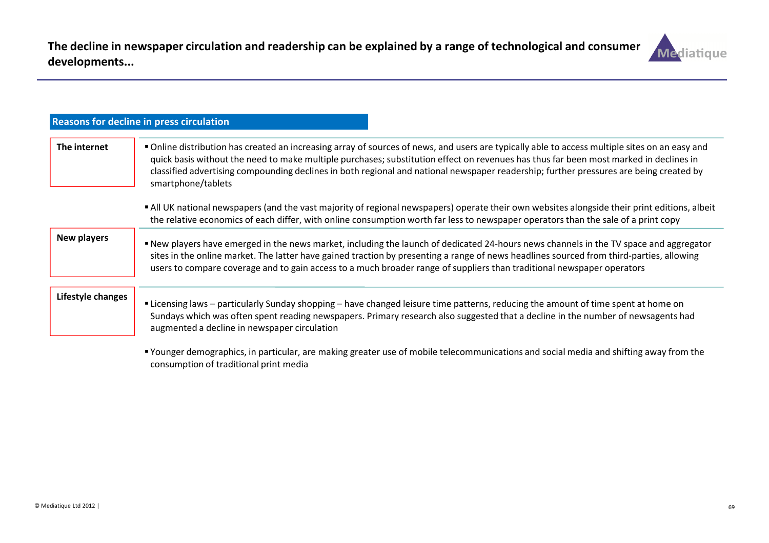# The decline in newspaper circulation and readership can be explained by a range of technological and consumer developments...

## Reasons for decline in press circulation

**The internet**

- Online distribution has created an increasing array of sources of news, and users are typically able to access multiple sites on an easy and quick basis without the need to make multiple purchases; substitution effect on revenues has thus far been most marked in declines in classified advertising compounding declines in both regional and national newspaper readership; further pressures are being created by smartphone/tablets
- All UK national newspapers (and the vast majority of regional newspapers) operate their own websites alongside their print editions, albeit the relative economics of each differ, with online consumption worth far less to newspaper operators than the sale of a print copy

**New players**

- New players have emerged in the news market, including the launch of dedicated 24-hours news channels in the TV space and aggregator sites in the online market. The latter have gained traction by presenting a range of news headlines sourced from third-parties, allowing users to compare coverage and to gain access to a much broader range of suppliers than traditional newspaper operators

**Lifestyle changes**

- Licensing laws – particularly Sunday shopping – have changed leisure time patterns, reducing the amount of time spent at home on Sundays which was often spent reading newspapers. Primary research also suggested that a decline in the number of newsagents had augmented a decline in newspaper circulation
- Younger demographics, in particular, are making greater use of mobile telecommunications and social media and shifting away from the consumption of traditional print media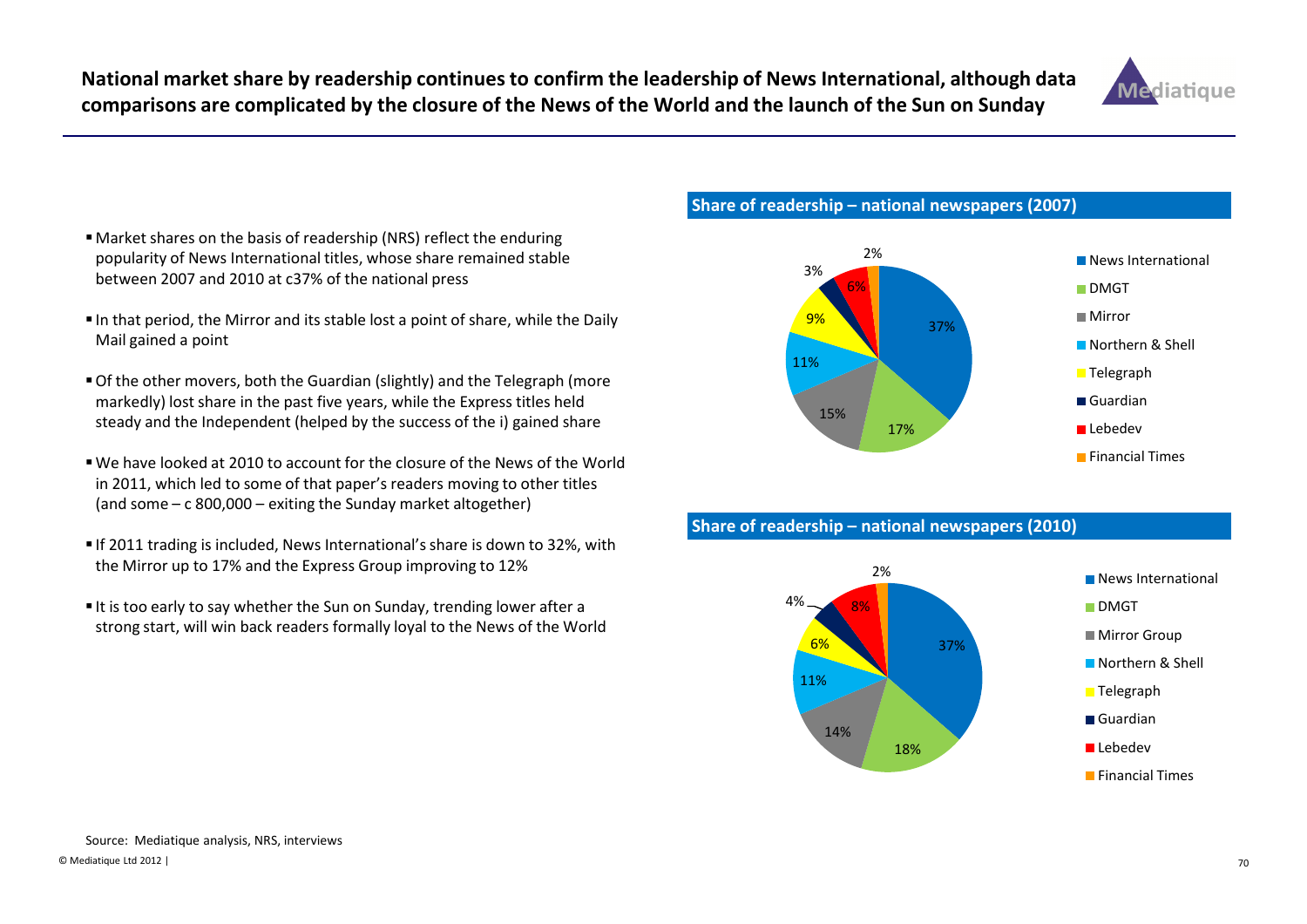# National market share by readership continues to confirm the leadership of News International, although data comparisons are complicated by the closure of the News of the World and the launch of the Sun on Sunday

- Market shares on the basis of readership (NRS) reflect the enduring popularity of News International titles, whose share remained stable between 2007 and 2010 at c37% of the national press
- In that period, the Mirror and its stable lost a point of share, while the Daily Mail gained a point
- Of the other movers, both the Guardian (slightly) and the Telegraph (more markedly) lost share in the past five years, while the Express titles held steady and the Independent (helped by the success of the i) gained share
- We have looked at 2010 to account for the closure of the News of the World in 2011, which led to some of that paper's readers moving to other titles (and some – c 800,000 – exiting the Sunday market altogether)
- If 2011 trading is included, News International's share is down to 32%, with the Mirror up to 17% and the Express Group improving to 12%
- It is too early to say whether the Sun on Sunday, trending lower after a strong start, will win back readers formally loyal to the News of the World

## Share of readership – national newspapers (2007)

| Group | Share |
|---|---|
| News International | 37% |
| DMGT | 17% |
| Mirror | 15% |
| Northern & Shell | 11% |
| Telegraph | 9% |
| Guardian | 3% |
| Lebedev | 6% |
| Financial Times | 2% |

## Share of readership – national newspapers (2010)

| Group | Share |
|---|---|
| News International | 37% |
| DMGT | 18% |
| Mirror Group | 14% |
| Northern & Shell | 11% |
| Telegraph | 6% |
| Guardian | 4% |
| Lebedev | 8% |
| Financial Times | 2% |

Source: Mediatique analysis, NRS, interviews

© Mediatique Ltd 2012 |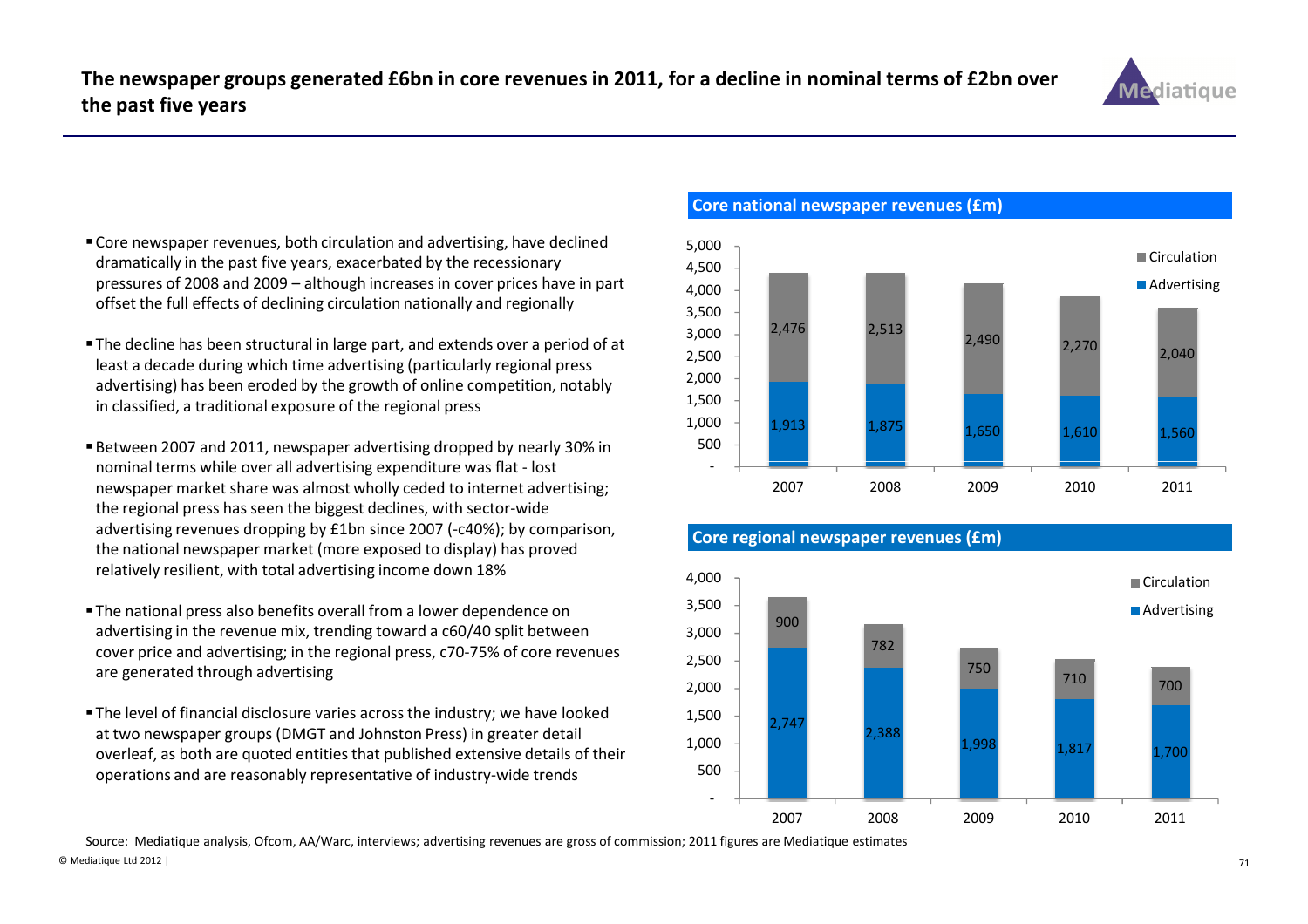# The newspaper groups generated £6bn in core revenues in 2011, for a decline in nominal terms of £2bn over the past five years

- Core newspaper revenues, both circulation and advertising, have declined dramatically in the past five years, exacerbated by the recessionary pressures of 2008 and 2009 – although increases in cover prices have in part offset the full effects of declining circulation nationally and regionally
- The decline has been structural in large part, and extends over a period of at least a decade during which time advertising (particularly regional press advertising) has been eroded by the growth of online competition, notably in classified, a traditional exposure of the regional press
- Between 2007 and 2011, newspaper advertising dropped by nearly 30% in nominal terms while over all advertising expenditure was flat - lost newspaper market share was almost wholly ceded to internet advertising; the regional press has seen the biggest declines, with sector-wide advertising revenues dropping by £1bn since 2007 (-c40%); by comparison, the national newspaper market (more exposed to display) has proved relatively resilient, with total advertising income down 18%
- The national press also benefits overall from a lower dependence on advertising in the revenue mix, trending toward a c60/40 split between cover price and advertising; in the regional press, c70-75% of core revenues are generated through advertising
- The level of financial disclosure varies across the industry; we have looked at two newspaper groups (DMGT and Johnston Press) in greater detail overleaf, as both are quoted entities that published extensive details of their operations and are reasonably representative of industry-wide trends

## Core national newspaper revenues (£m)

| | 2007 | 2008 | 2009 | 2010 | 2011 |
|---|---|---|---|---|---|
| Circulation | 2,476 | 2,513 | 2,490 | 2,270 | 2,040 |
| Advertising | 1,913 | 1,875 | 1,650 | 1,610 | 1,560 |

## Core regional newspaper revenues (£m)

| | 2007 | 2008 | 2009 | 2010 | 2011 |
|---|---|---|---|---|---|
| Circulation | 900 | 782 | 750 | 710 | 700 |
| Advertising | 2,747 | 2,388 | 1,998 | 1,817 | 1,700 |

Source: Mediatique analysis, Ofcom, AA/Warc, interviews; advertising revenues are gross of commission; 2011 figures are Mediatique estimates

© Mediatique Ltd 2012 |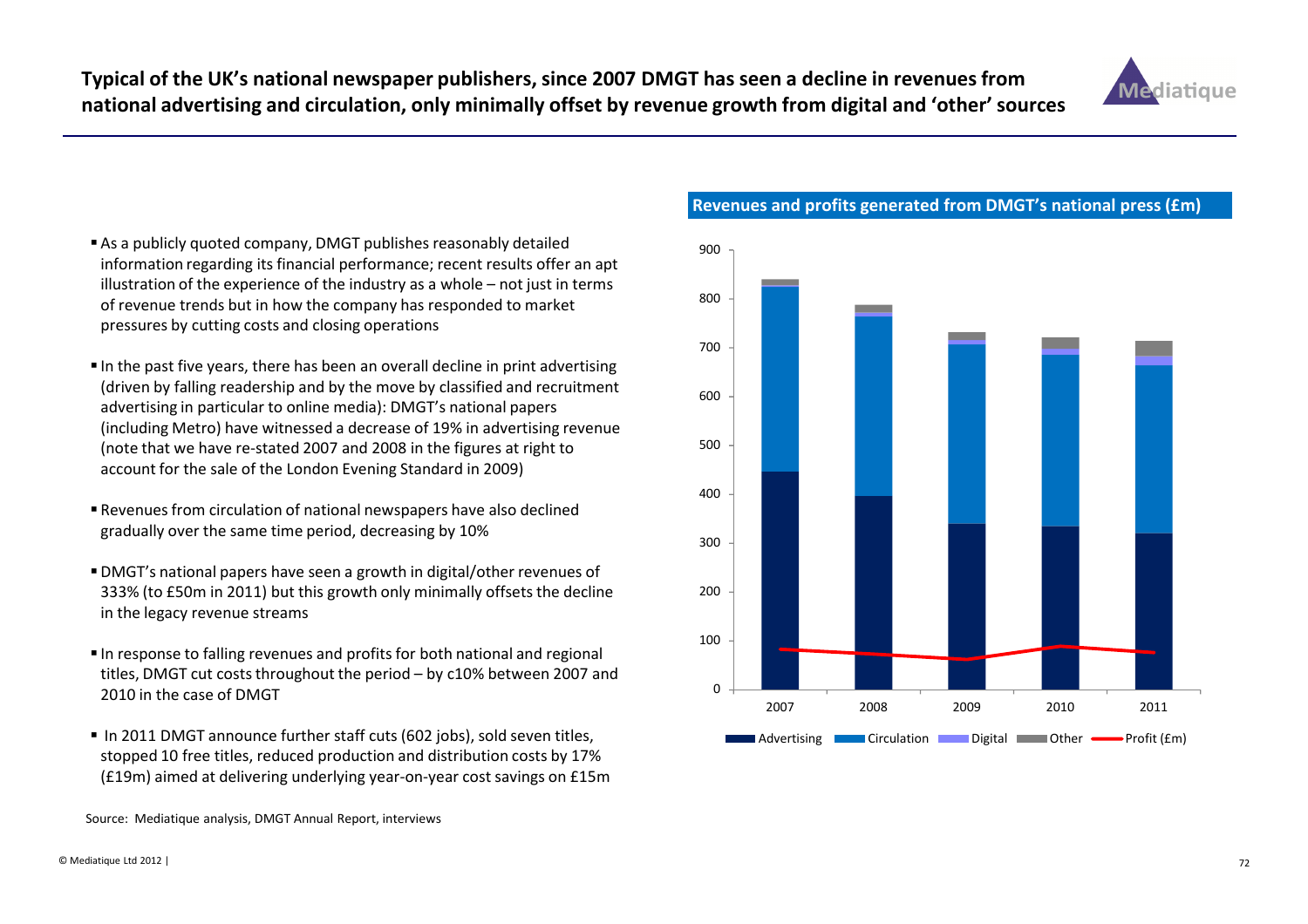# Typical of the UK's national newspaper publishers, since 2007 DMGT has seen a decline in revenues from national advertising and circulation, only minimally offset by revenue growth from digital and 'other' sources

- As a publicly quoted company, DMGT publishes reasonably detailed information regarding its financial performance; recent results offer an apt illustration of the experience of the industry as a whole – not just in terms of revenue trends but in how the company has responded to market pressures by cutting costs and closing operations
- In the past five years, there has been an overall decline in print advertising (driven by falling readership and by the move by classified and recruitment advertising in particular to online media): DMGT's national papers (including Metro) have witnessed a decrease of 19% in advertising revenue (note that we have re-stated 2007 and 2008 in the figures at right to account for the sale of the London Evening Standard in 2009)
- Revenues from circulation of national newspapers have also declined gradually over the same time period, decreasing by 10%
- DMGT's national papers have seen a growth in digital/other revenues of 333% (to £50m in 2011) but this growth only minimally offsets the decline in the legacy revenue streams
- In response to falling revenues and profits for both national and regional titles, DMGT cut costs throughout the period – by c10% between 2007 and 2010 in the case of DMGT
- In 2011 DMGT announce further staff cuts (602 jobs), sold seven titles, stopped 10 free titles, reduced production and distribution costs by 17% (£19m) aimed at delivering underlying year-on-year cost savings on £15m

**Revenues and profits generated from DMGT's national press (£m)**

Legend: Advertising, Circulation, Digital, Other, Profit (£m)

Source: Mediatique analysis, DMGT Annual Report, interviews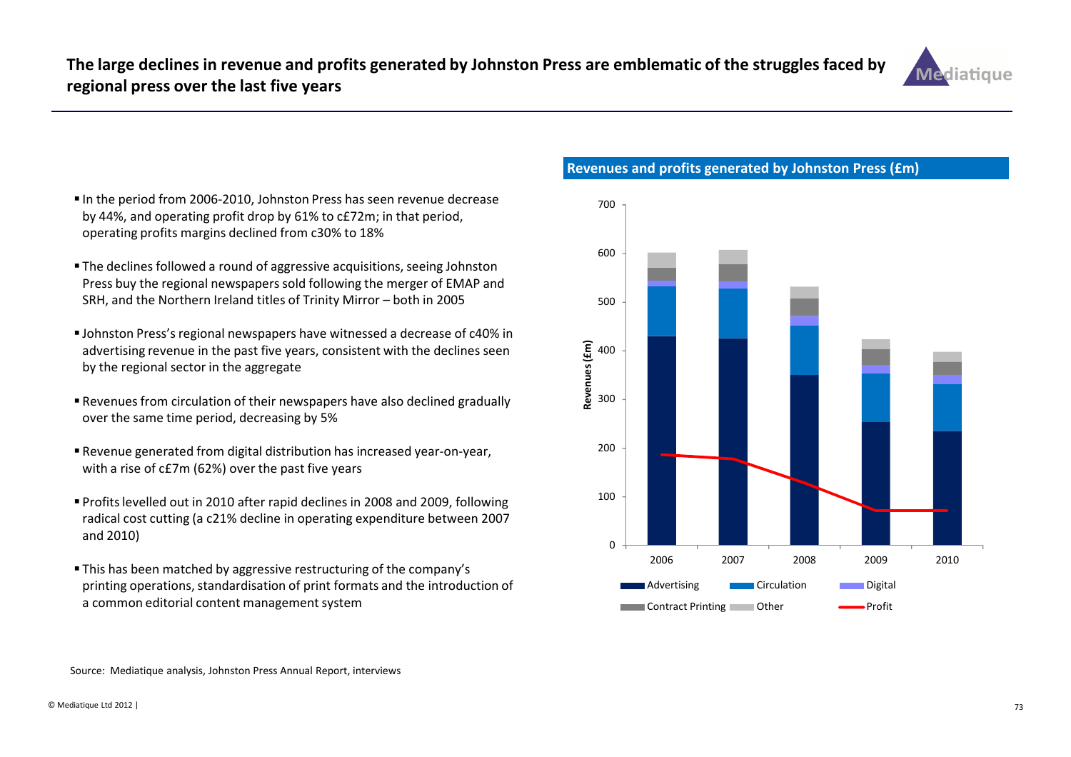# The large declines in revenue and profits generated by Johnston Press are emblematic of the struggles faced by regional press over the last five years

- In the period from 2006-2010, Johnston Press has seen revenue decrease by 44%, and operating profit drop by 61% to c£72m; in that period, operating profits margins declined from c30% to 18%
- The declines followed a round of aggressive acquisitions, seeing Johnston Press buy the regional newspapers sold following the merger of EMAP and SRH, and the Northern Ireland titles of Trinity Mirror – both in 2005
- Johnston Press's regional newspapers have witnessed a decrease of c40% in advertising revenue in the past five years, consistent with the declines seen by the regional sector in the aggregate
- Revenues from circulation of their newspapers have also declined gradually over the same time period, decreasing by 5%
- Revenue generated from digital distribution has increased year-on-year, with a rise of c£7m (62%) over the past five years
- Profits levelled out in 2010 after rapid declines in 2008 and 2009, following radical cost cutting (a c21% decline in operating expenditure between 2007 and 2010)
- This has been matched by aggressive restructuring of the company's printing operations, standardisation of print formats and the introduction of a common editorial content management system

**Revenues and profits generated by Johnston Press (£m)**

Revenues (£m): 0–700

Years: 2006, 2007, 2008, 2009, 2010

Legend: Advertising, Circulation, Digital, Contract Printing, Other, Profit

Source: Mediatique analysis, Johnston Press Annual Report, interviews

© Mediatique Ltd 2012 |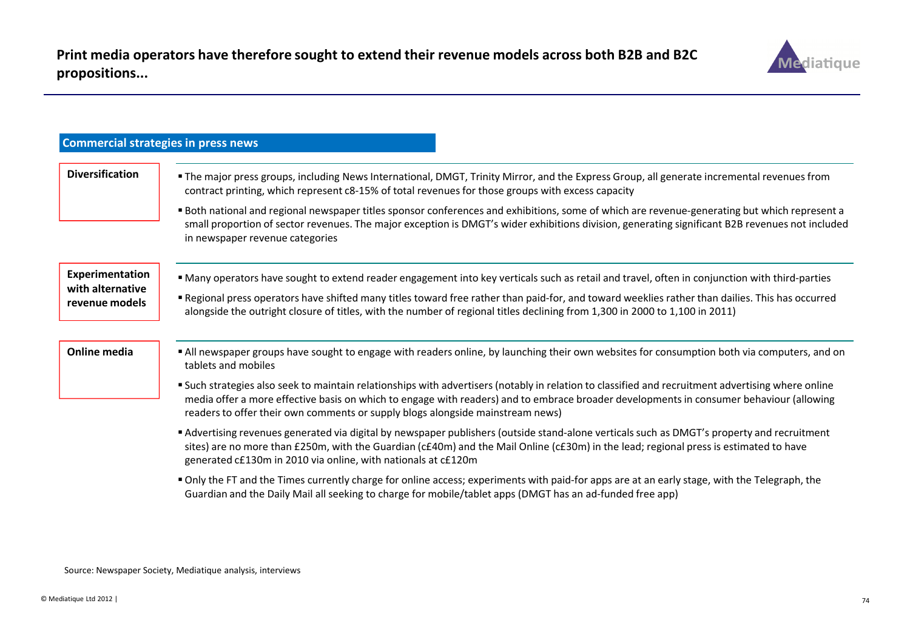# Print media operators have therefore sought to extend their revenue models across both B2B and B2C propositions...

## Commercial strategies in press news

### Diversification

- The major press groups, including News International, DMGT, Trinity Mirror, and the Express Group, all generate incremental revenues from contract printing, which represent c8-15% of total revenues for those groups with excess capacity
- Both national and regional newspaper titles sponsor conferences and exhibitions, some of which are revenue-generating but which represent a small proportion of sector revenues. The major exception is DMGT's wider exhibitions division, generating significant B2B revenues not included in newspaper revenue categories

### Experimentation with alternative revenue models

- Many operators have sought to extend reader engagement into key verticals such as retail and travel, often in conjunction with third-parties
- Regional press operators have shifted many titles toward free rather than paid-for, and toward weeklies rather than dailies. This has occurred alongside the outright closure of titles, with the number of regional titles declining from 1,300 in 2000 to 1,100 in 2011)

### Online media

- All newspaper groups have sought to engage with readers online, by launching their own websites for consumption both via computers, and on tablets and mobiles
- Such strategies also seek to maintain relationships with advertisers (notably in relation to classified and recruitment advertising where online media offer a more effective basis on which to engage with readers) and to embrace broader developments in consumer behaviour (allowing readers to offer their own comments or supply blogs alongside mainstream news)
- Advertising revenues generated via digital by newspaper publishers (outside stand-alone verticals such as DMGT's property and recruitment sites) are no more than £250m, with the Guardian (c£40m) and the Mail Online (c£30m) in the lead; regional press is estimated to have generated c£130m in 2010 via online, with nationals at c£120m
- Only the FT and the Times currently charge for online access; experiments with paid-for apps are at an early stage, with the Telegraph, the Guardian and the Daily Mail all seeking to charge for mobile/tablet apps (DMGT has an ad-funded free app)

Source: Newspaper Society, Mediatique analysis, interviews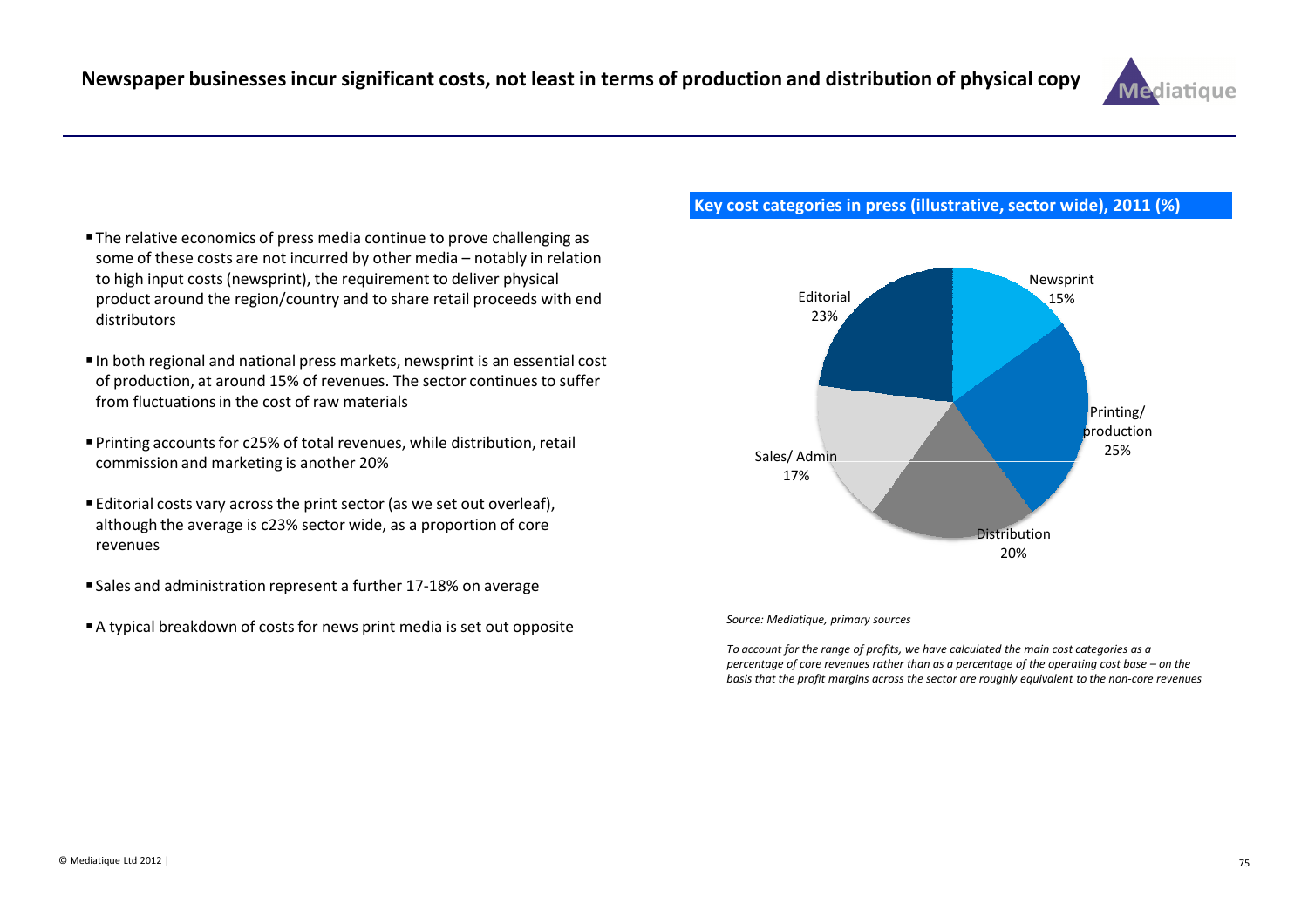# Newspaper businesses incur significant costs, not least in terms of production and distribution of physical copy

- The relative economics of press media continue to prove challenging as some of these costs are not incurred by other media – notably in relation to high input costs (newsprint), the requirement to deliver physical product around the region/country and to share retail proceeds with end distributors
- In both regional and national press markets, newsprint is an essential cost of production, at around 15% of revenues. The sector continues to suffer from fluctuations in the cost of raw materials
- Printing accounts for c25% of total revenues, while distribution, retail commission and marketing is another 20%
- Editorial costs vary across the print sector (as we set out overleaf), although the average is c23% sector wide, as a proportion of core revenues
- Sales and administration represent a further 17-18% on average
- A typical breakdown of costs for news print media is set out opposite

**Key cost categories in press (illustrative, sector wide), 2011 (%)**

| Category | % |
|---|---|
| Newsprint | 15% |
| Printing/ production | 25% |
| Distribution | 20% |
| Sales/ Admin | 17% |
| Editorial | 23% |

*Source: Mediatique, primary sources*

*To account for the range of profits, we have calculated the main cost categories as a percentage of core revenues rather than as a percentage of the operating cost base – on the basis that the profit margins across the sector are roughly equivalent to the non-core revenues*

© Mediatique Ltd 2012 |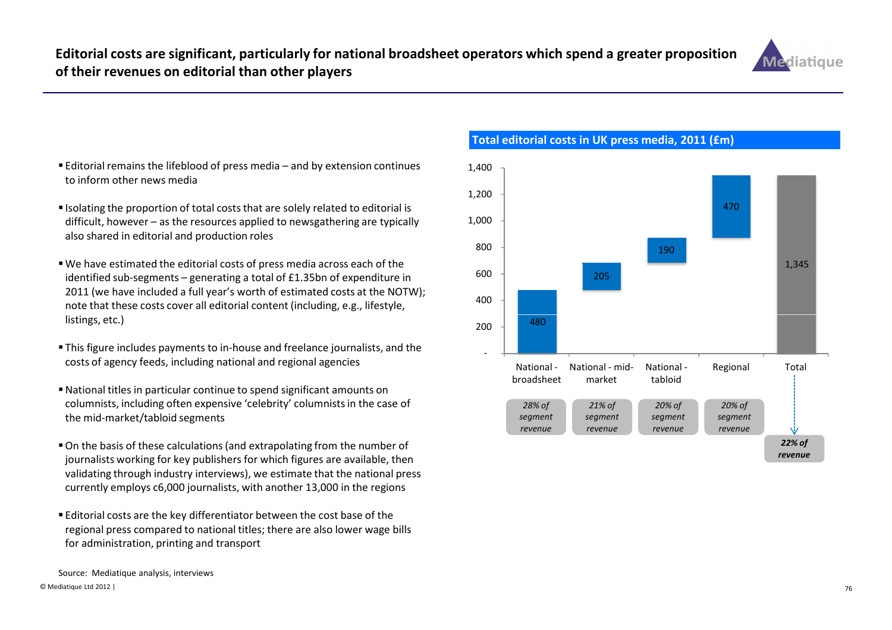# Editorial costs are significant, particularly for national broadsheet operators which spend a greater proposition of their revenues on editorial than other players

- Editorial remains the lifeblood of press media – and by extension continues to inform other news media
- Isolating the proportion of total costs that are solely related to editorial is difficult, however – as the resources applied to newsgathering are typically also shared in editorial and production roles
- We have estimated the editorial costs of press media across each of the identified sub-segments – generating a total of £1.35bn of expenditure in 2011 (we have included a full year's worth of estimated costs at the NOTW); note that these costs cover all editorial content (including, e.g., lifestyle, listings, etc.)
- This figure includes payments to in-house and freelance journalists, and the costs of agency feeds, including national and regional agencies
- National titles in particular continue to spend significant amounts on columnists, including often expensive 'celebrity' columnists in the case of the mid-market/tabloid segments
- On the basis of these calculations (and extrapolating from the number of journalists working for key publishers for which figures are available, then validating through industry interviews), we estimate that the national press currently employs c6,000 journalists, with another 13,000 in the regions
- Editorial costs are the key differentiator between the cost base of the regional press compared to national titles; there are also lower wage bills for administration, printing and transport

**Total editorial costs in UK press media, 2011 (£m)**

| Segment | Editorial costs (£m) | Share |
|---|---|---|
| National - broadsheet | 480 | *28% of segment revenue* |
| National - mid-market | 205 | *21% of segment revenue* |
| National - tabloid | 190 | *20% of segment revenue* |
| Regional | 470 | *20% of segment revenue* |
| Total | 1,345 | ***22% of revenue*** |

Source: Mediatique analysis, interviews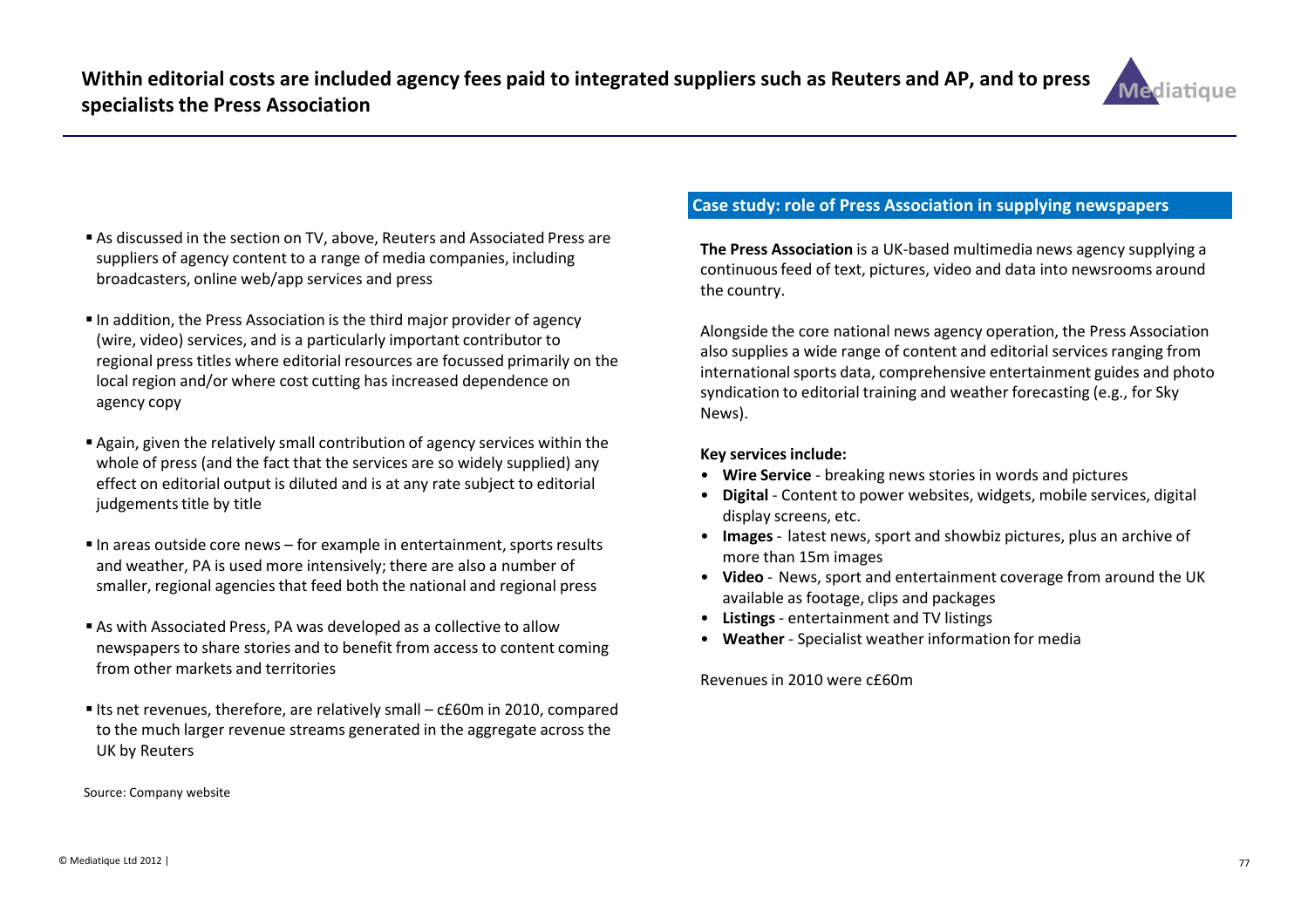## Within editorial costs are included agency fees paid to integrated suppliers such as Reuters and AP, and to press specialists the Press Association

- As discussed in the section on TV, above, Reuters and Associated Press are suppliers of agency content to a range of media companies, including broadcasters, online web/app services and press
- In addition, the Press Association is the third major provider of agency (wire, video) services, and is a particularly important contributor to regional press titles where editorial resources are focussed primarily on the local region and/or where cost cutting has increased dependence on agency copy
- Again, given the relatively small contribution of agency services within the whole of press (and the fact that the services are so widely supplied) any effect on editorial output is diluted and is at any rate subject to editorial judgements title by title
- In areas outside core news – for example in entertainment, sports results and weather, PA is used more intensively; there are also a number of smaller, regional agencies that feed both the national and regional press
- As with Associated Press, PA was developed as a collective to allow newspapers to share stories and to benefit from access to content coming from other markets and territories
- Its net revenues, therefore, are relatively small – c£60m in 2010, compared to the much larger revenue streams generated in the aggregate across the UK by Reuters

### Case study: role of Press Association in supplying newspapers

**The Press Association** is a UK-based multimedia news agency supplying a continuous feed of text, pictures, video and data into newsrooms around the country.

Alongside the core national news agency operation, the Press Association also supplies a wide range of content and editorial services ranging from international sports data, comprehensive entertainment guides and photo syndication to editorial training and weather forecasting (e.g., for Sky News).

**Key services include:**

- **Wire Service** - breaking news stories in words and pictures
- **Digital** - Content to power websites, widgets, mobile services, digital display screens, etc.
- **Images** - latest news, sport and showbiz pictures, plus an archive of more than 15m images
- **Video** - News, sport and entertainment coverage from around the UK available as footage, clips and packages
- **Listings** - entertainment and TV listings
- **Weather** - Specialist weather information for media

Revenues in 2010 were c£60m

Source: Company website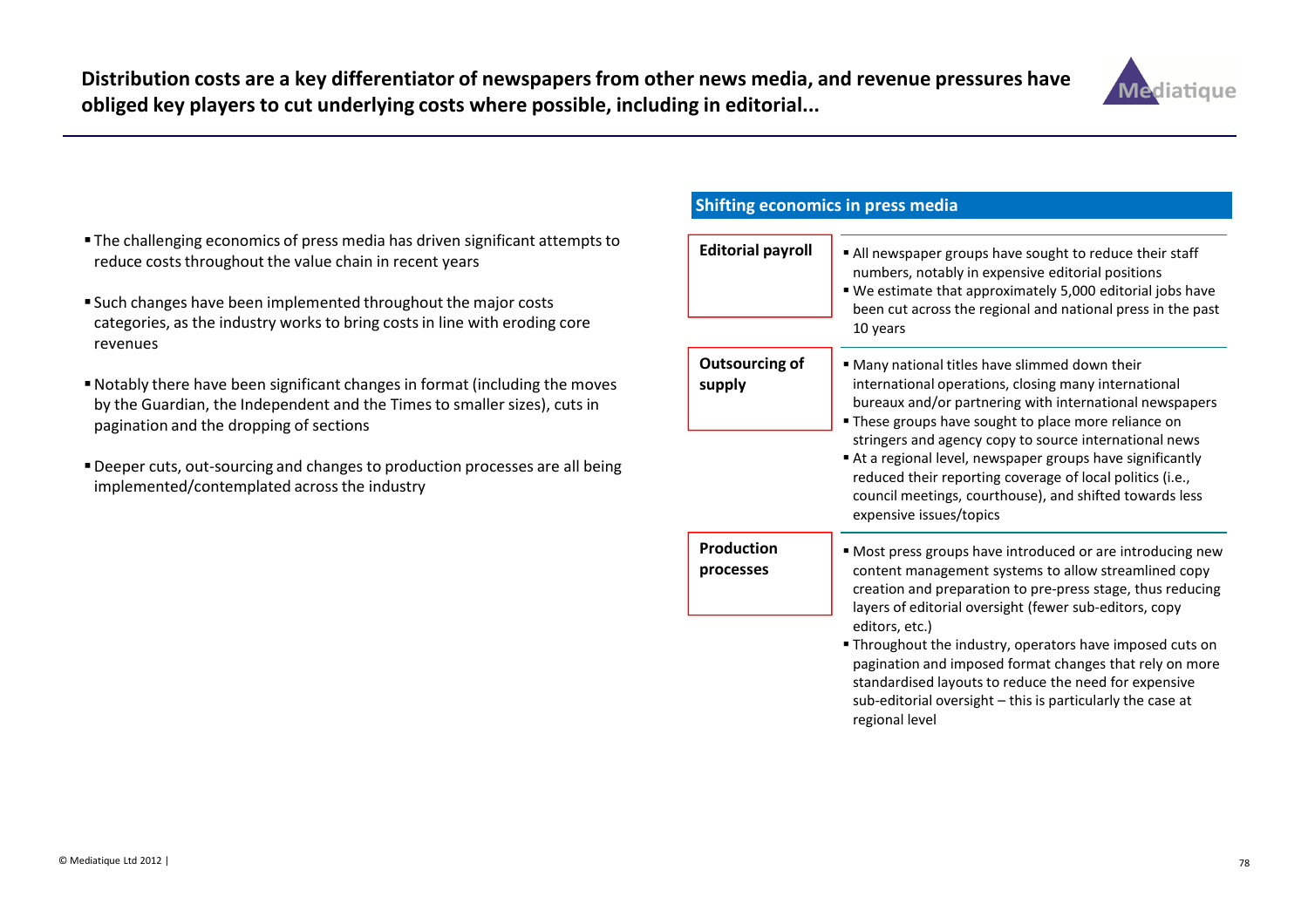# Distribution costs are a key differentiator of newspapers from other news media, and revenue pressures have obliged key players to cut underlying costs where possible, including in editorial...

- The challenging economics of press media has driven significant attempts to reduce costs throughout the value chain in recent years
- Such changes have been implemented throughout the major costs categories, as the industry works to bring costs in line with eroding core revenues
- Notably there have been significant changes in format (including the moves by the Guardian, the Independent and the Times to smaller sizes), cuts in pagination and the dropping of sections
- Deeper cuts, out-sourcing and changes to production processes are all being implemented/contemplated across the industry

## Shifting economics in press media

**Editorial payroll**

- All newspaper groups have sought to reduce their staff numbers, notably in expensive editorial positions
- We estimate that approximately 5,000 editorial jobs have been cut across the regional and national press in the past 10 years

**Outsourcing of supply**

- Many national titles have slimmed down their international operations, closing many international bureaux and/or partnering with international newspapers
- These groups have sought to place more reliance on stringers and agency copy to source international news
- At a regional level, newspaper groups have significantly reduced their reporting coverage of local politics (i.e., council meetings, courthouse), and shifted towards less expensive issues/topics

**Production processes**

- Most press groups have introduced or are introducing new content management systems to allow streamlined copy creation and preparation to pre-press stage, thus reducing layers of editorial oversight (fewer sub-editors, copy editors, etc.)
- Throughout the industry, operators have imposed cuts on pagination and imposed format changes that rely on more standardised layouts to reduce the need for expensive sub-editorial oversight – this is particularly the case at regional level

© Mediatique Ltd 2012 |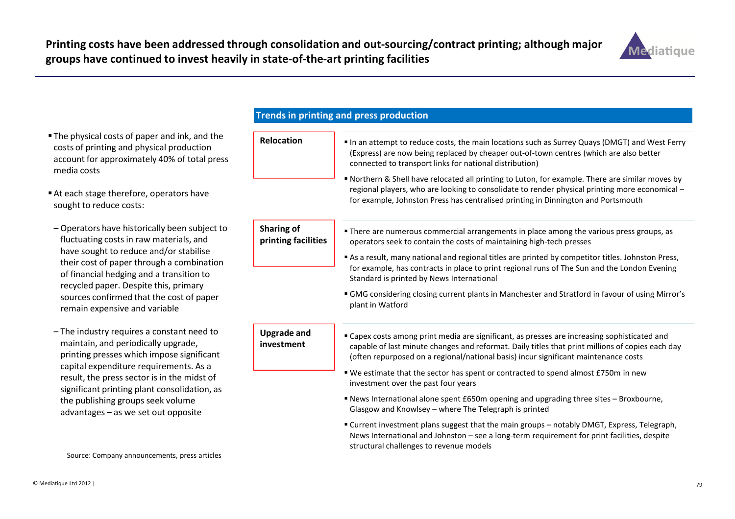# Printing costs have been addressed through consolidation and out-sourcing/contract printing; although major groups have continued to invest heavily in state-of-the-art printing facilities

- The physical costs of paper and ink, and the costs of printing and physical production account for approximately 40% of total press media costs
- At each stage therefore, operators have sought to reduce costs:
  - Operators have historically been subject to fluctuating costs in raw materials, and have sought to reduce and/or stabilise their cost of paper through a combination of financial hedging and a transition to recycled paper. Despite this, primary sources confirmed that the cost of paper remain expensive and variable
  - The industry requires a constant need to maintain, and periodically upgrade, printing presses which impose significant capital expenditure requirements. As a result, the press sector is in the midst of significant printing plant consolidation, as the publishing groups seek volume advantages – as we set out opposite

## Trends in printing and press production

**Relocation**

- In an attempt to reduce costs, the main locations such as Surrey Quays (DMGT) and West Ferry (Express) are now being replaced by cheaper out-of-town centres (which are also better connected to transport links for national distribution)
- Northern & Shell have relocated all printing to Luton, for example. There are similar moves by regional players, who are looking to consolidate to render physical printing more economical – for example, Johnston Press has centralised printing in Dinnington and Portsmouth

**Sharing of printing facilities**

- There are numerous commercial arrangements in place among the various press groups, as operators seek to contain the costs of maintaining high-tech presses
- As a result, many national and regional titles are printed by competitor titles. Johnston Press, for example, has contracts in place to print regional runs of The Sun and the London Evening Standard is printed by News International
- GMG considering closing current plants in Manchester and Stratford in favour of using Mirror's plant in Watford

**Upgrade and investment**

- Capex costs among print media are significant, as presses are increasing sophisticated and capable of last minute changes and reformat. Daily titles that print millions of copies each day (often repurposed on a regional/national basis) incur significant maintenance costs
- We estimate that the sector has spent or contracted to spend almost £750m in new investment over the past four years
- News International alone spent £650m opening and upgrading three sites – Broxbourne, Glasgow and Knowsley – where The Telegraph is printed
- Current investment plans suggest that the main groups – notably DMGT, Express, Telegraph, News International and Johnston – see a long-term requirement for print facilities, despite structural challenges to revenue models

Source: Company announcements, press articles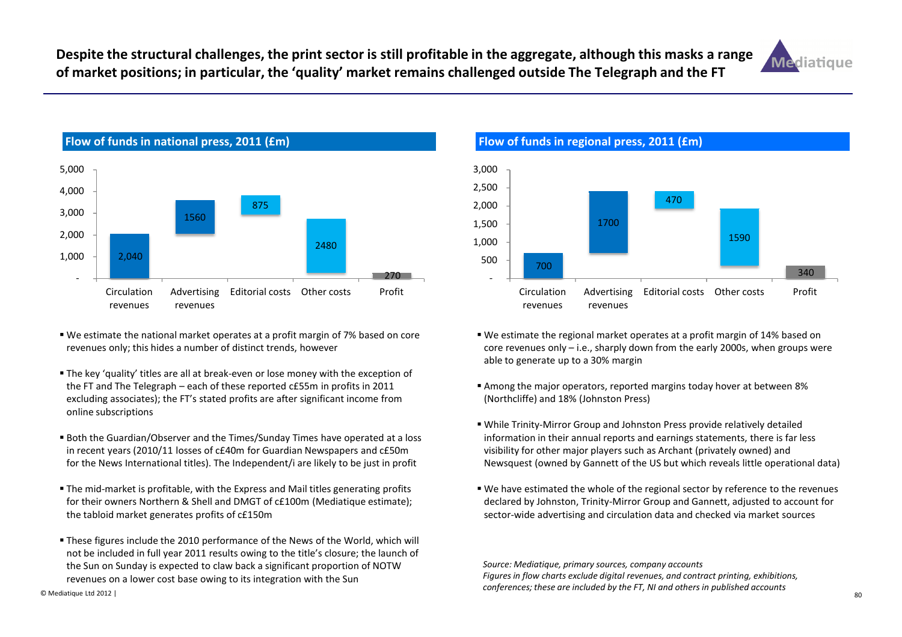# Despite the structural challenges, the print sector is still profitable in the aggregate, although this masks a range of market positions; in particular, the 'quality' market remains challenged outside The Telegraph and the FT

## Flow of funds in national press, 2011 (£m)

| Circulation revenues | Advertising revenues | Editorial costs | Other costs | Profit |
|---|---|---|---|---|
| 2,040 | 1560 | 875 | 2480 | 270 |

- We estimate the national market operates at a profit margin of 7% based on core revenues only; this hides a number of distinct trends, however
- The key 'quality' titles are all at break-even or lose money with the exception of the FT and The Telegraph – each of these reported c£55m in profits in 2011 excluding associates); the FT's stated profits are after significant income from online subscriptions
- Both the Guardian/Observer and the Times/Sunday Times have operated at a loss in recent years (2010/11 losses of c£40m for Guardian Newspapers and c£50m for the News International titles). The Independent/i are likely to be just in profit
- The mid-market is profitable, with the Express and Mail titles generating profits for their owners Northern & Shell and DMGT of c£100m (Mediatique estimate); the tabloid market generates profits of c£150m
- These figures include the 2010 performance of the News of the World, which will not be included in full year 2011 results owing to the title's closure; the launch of the Sun on Sunday is expected to claw back a significant proportion of NOTW revenues on a lower cost base owing to its integration with the Sun

## Flow of funds in regional press, 2011 (£m)

| Circulation revenues | Advertising revenues | Editorial costs | Other costs | Profit |
|---|---|---|---|---|
| 700 | 1700 | 470 | 1590 | 340 |

- We estimate the regional market operates at a profit margin of 14% based on core revenues only – i.e., sharply down from the early 2000s, when groups were able to generate up to a 30% margin
- Among the major operators, reported margins today hover at between 8% (Northcliffe) and 18% (Johnston Press)
- While Trinity-Mirror Group and Johnston Press provide relatively detailed information in their annual reports and earnings statements, there is far less visibility for other major players such as Archant (privately owned) and Newsquest (owned by Gannett of the US but which reveals little operational data)
- We have estimated the whole of the regional sector by reference to the revenues declared by Johnston, Trinity-Mirror Group and Gannett, adjusted to account for sector-wide advertising and circulation data and checked via market sources

*Source: Mediatique, primary sources, company accounts*
*Figures in flow charts exclude digital revenues, and contract printing, exhibitions, conferences; these are included by the FT, NI and others in published accounts*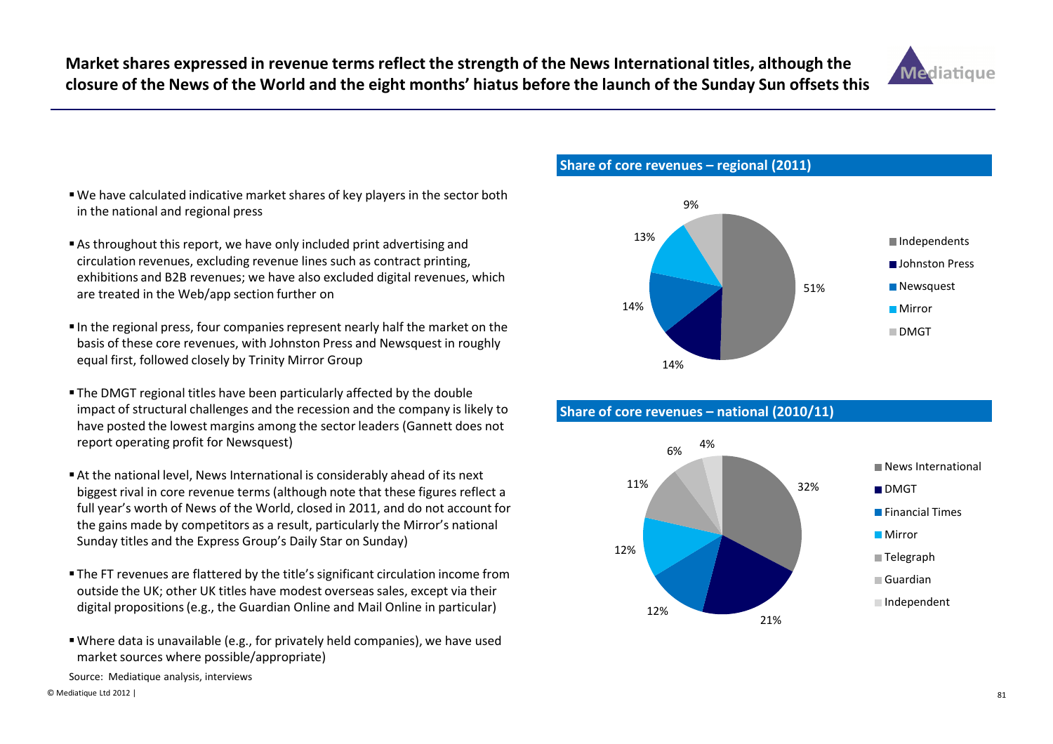# Market shares expressed in revenue terms reflect the strength of the News International titles, although the closure of the News of the World and the eight months' hiatus before the launch of the Sunday Sun offsets this

- We have calculated indicative market shares of key players in the sector both in the national and regional press
- As throughout this report, we have only included print advertising and circulation revenues, excluding revenue lines such as contract printing, exhibitions and B2B revenues; we have also excluded digital revenues, which are treated in the Web/app section further on
- In the regional press, four companies represent nearly half the market on the basis of these core revenues, with Johnston Press and Newsquest in roughly equal first, followed closely by Trinity Mirror Group
- The DMGT regional titles have been particularly affected by the double impact of structural challenges and the recession and the company is likely to have posted the lowest margins among the sector leaders (Gannett does not report operating profit for Newsquest)
- At the national level, News International is considerably ahead of its next biggest rival in core revenue terms (although note that these figures reflect a full year's worth of News of the World, closed in 2011, and do not account for the gains made by competitors as a result, particularly the Mirror's national Sunday titles and the Express Group's Daily Star on Sunday)
- The FT revenues are flattered by the title's significant circulation income from outside the UK; other UK titles have modest overseas sales, except via their digital propositions (e.g., the Guardian Online and Mail Online in particular)
- Where data is unavailable (e.g., for privately held companies), we have used market sources where possible/appropriate)

## Share of core revenues – regional (2011)

| Company | Share |
|---|---|
| Independents | 51% |
| Johnston Press | 14% |
| Newsquest | 14% |
| Mirror | 13% |
| DMGT | 9% |

## Share of core revenues – national (2010/11)

| Company | Share |
|---|---|
| News International | 32% |
| DMGT | 21% |
| Financial Times | 12% |
| Mirror | 12% |
| Telegraph | 11% |
| Guardian | 6% |
| Independent | 4% |

Source: Mediatique analysis, interviews

© Mediatique Ltd 2012 |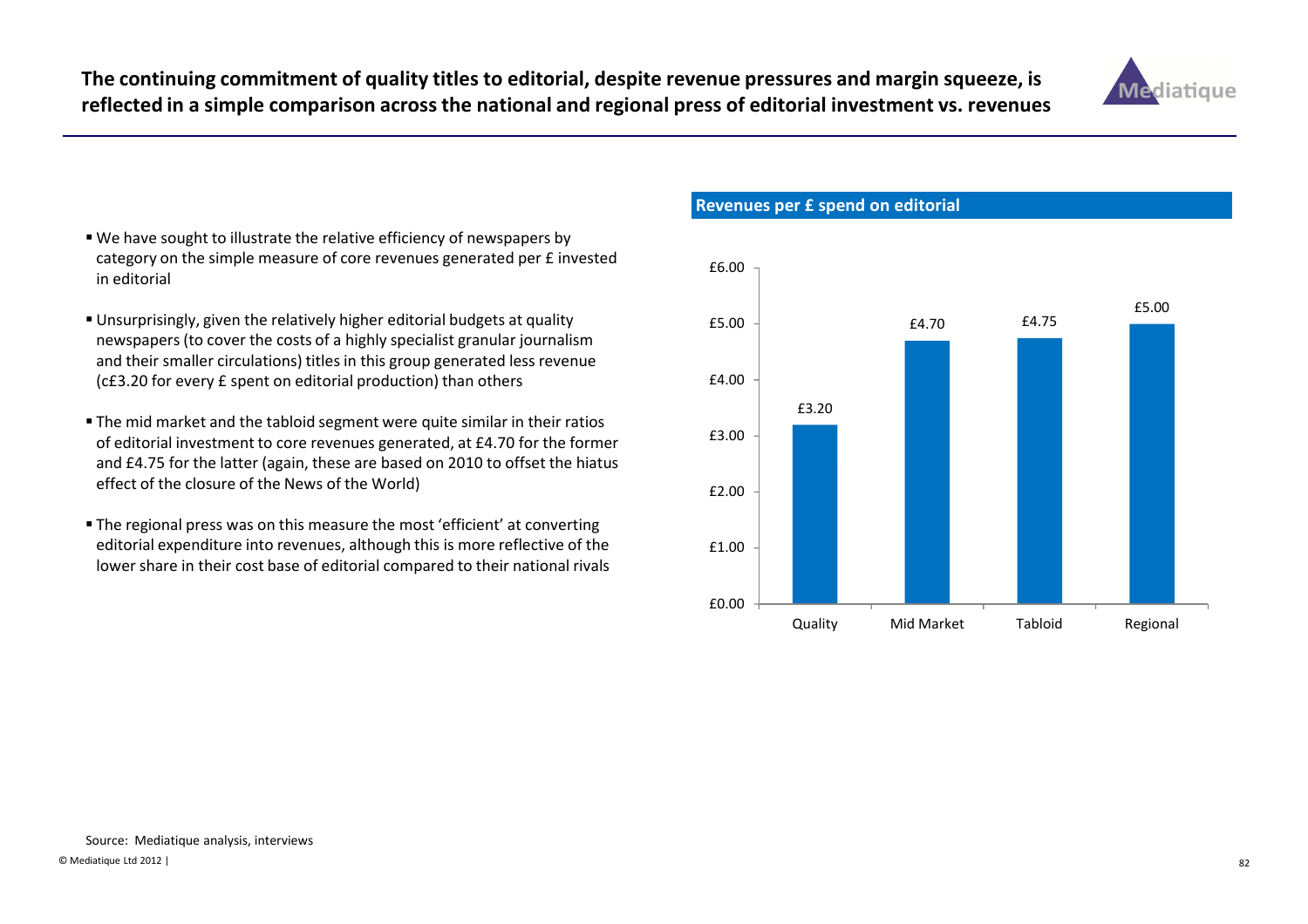# The continuing commitment of quality titles to editorial, despite revenue pressures and margin squeeze, is reflected in a simple comparison across the national and regional press of editorial investment vs. revenues

- We have sought to illustrate the relative efficiency of newspapers by category on the simple measure of core revenues generated per £ invested in editorial
- Unsurprisingly, given the relatively higher editorial budgets at quality newspapers (to cover the costs of a highly specialist granular journalism and their smaller circulations) titles in this group generated less revenue (c£3.20 for every £ spent on editorial production) than others
- The mid market and the tabloid segment were quite similar in their ratios of editorial investment to core revenues generated, at £4.70 for the former and £4.75 for the latter (again, these are based on 2010 to offset the hiatus effect of the closure of the News of the World)
- The regional press was on this measure the most 'efficient' at converting editorial expenditure into revenues, although this is more reflective of the lower share in their cost base of editorial compared to their national rivals

**Revenues per £ spend on editorial**

| Category | Revenues per £ spend on editorial |
|---|---|
| Quality | £3.20 |
| Mid Market | £4.70 |
| Tabloid | £4.75 |
| Regional | £5.00 |

Source: Mediatique analysis, interviews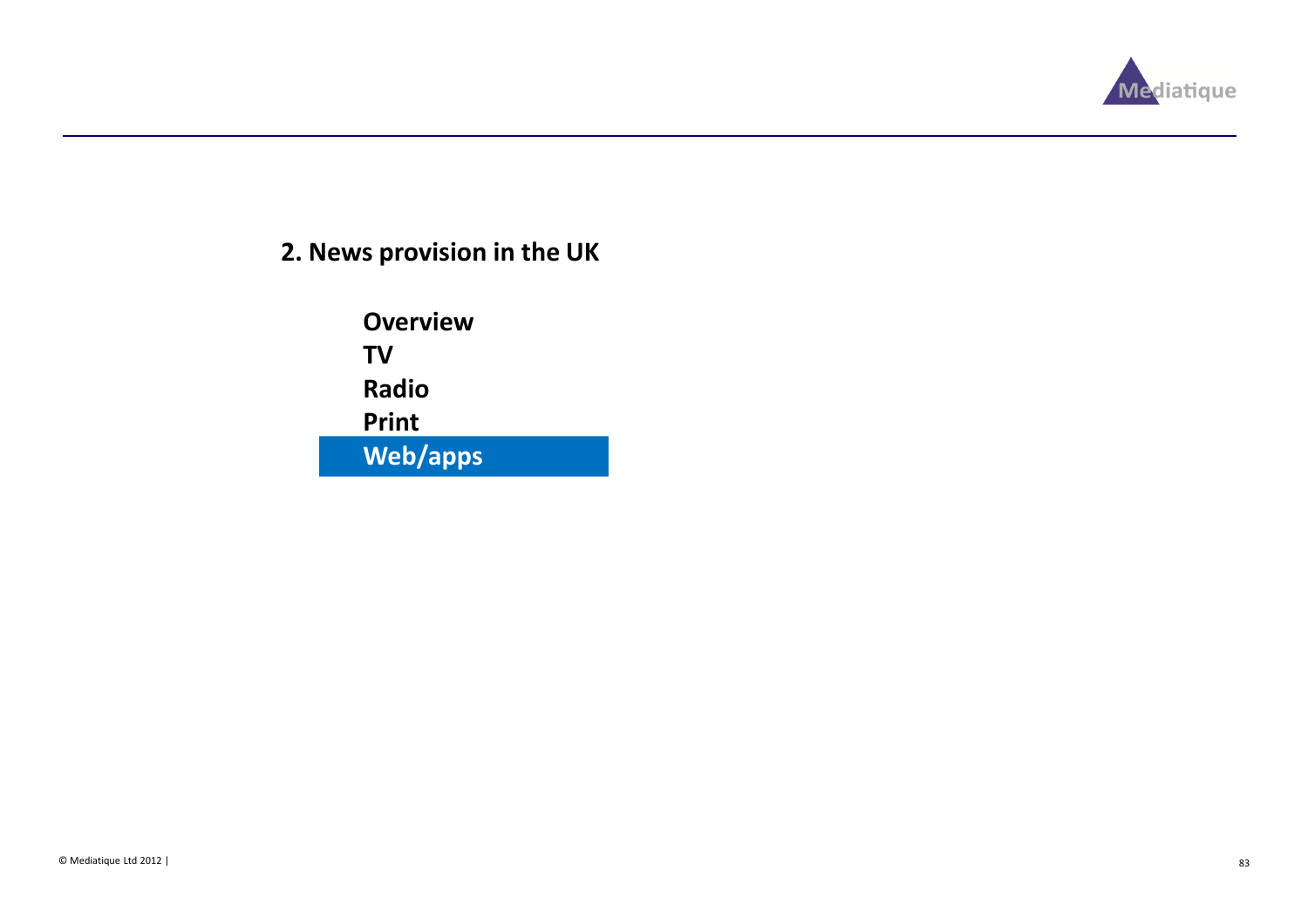## 2. News provision in the UK

**Overview**
**TV**
**Radio**
**Print**
**Web/apps**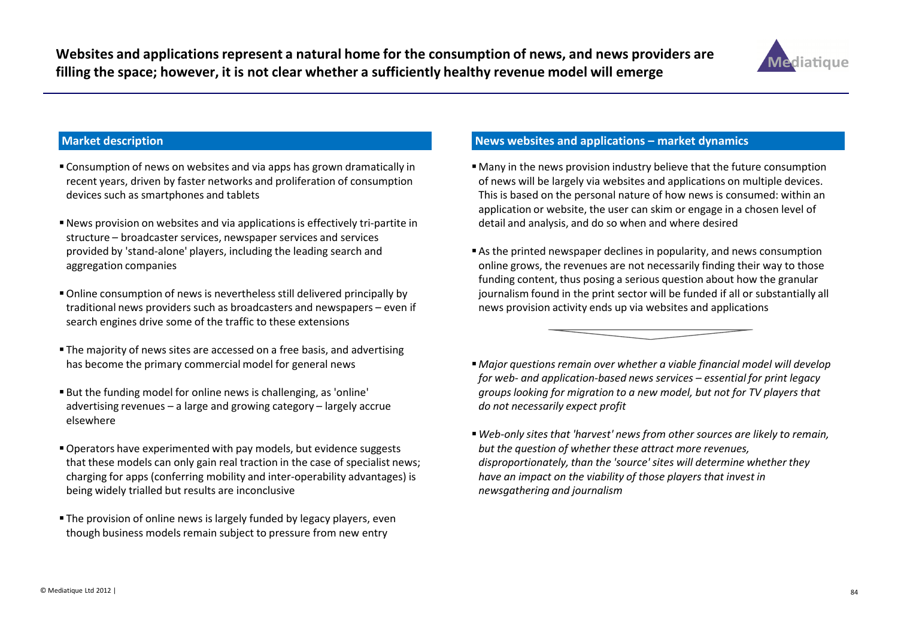# Websites and applications represent a natural home for the consumption of news, and news providers are filling the space; however, it is not clear whether a sufficiently healthy revenue model will emerge

## Market description

- Consumption of news on websites and via apps has grown dramatically in recent years, driven by faster networks and proliferation of consumption devices such as smartphones and tablets
- News provision on websites and via applications is effectively tri-partite in structure – broadcaster services, newspaper services and services provided by 'stand-alone' players, including the leading search and aggregation companies
- Online consumption of news is nevertheless still delivered principally by traditional news providers such as broadcasters and newspapers – even if search engines drive some of the traffic to these extensions
- The majority of news sites are accessed on a free basis, and advertising has become the primary commercial model for general news
- But the funding model for online news is challenging, as 'online' advertising revenues – a large and growing category – largely accrue elsewhere
- Operators have experimented with pay models, but evidence suggests that these models can only gain real traction in the case of specialist news; charging for apps (conferring mobility and inter-operability advantages) is being widely trialled but results are inconclusive
- The provision of online news is largely funded by legacy players, even though business models remain subject to pressure from new entry

## News websites and applications – market dynamics

- Many in the news provision industry believe that the future consumption of news will be largely via websites and applications on multiple devices. This is based on the personal nature of how news is consumed: within an application or website, the user can skim or engage in a chosen level of detail and analysis, and do so when and where desired
- As the printed newspaper declines in popularity, and news consumption online grows, the revenues are not necessarily finding their way to those funding content, thus posing a serious question about how the granular journalism found in the print sector will be funded if all or substantially all news provision activity ends up via websites and applications

- *Major questions remain over whether a viable financial model will develop for web- and application-based news services – essential for print legacy groups looking for migration to a new model, but not for TV players that do not necessarily expect profit*
- *Web-only sites that 'harvest' news from other sources are likely to remain, but the question of whether these attract more revenues, disproportionately, than the 'source' sites will determine whether they have an impact on the viability of those players that invest in newsgathering and journalism*

© Mediatique Ltd 2012 |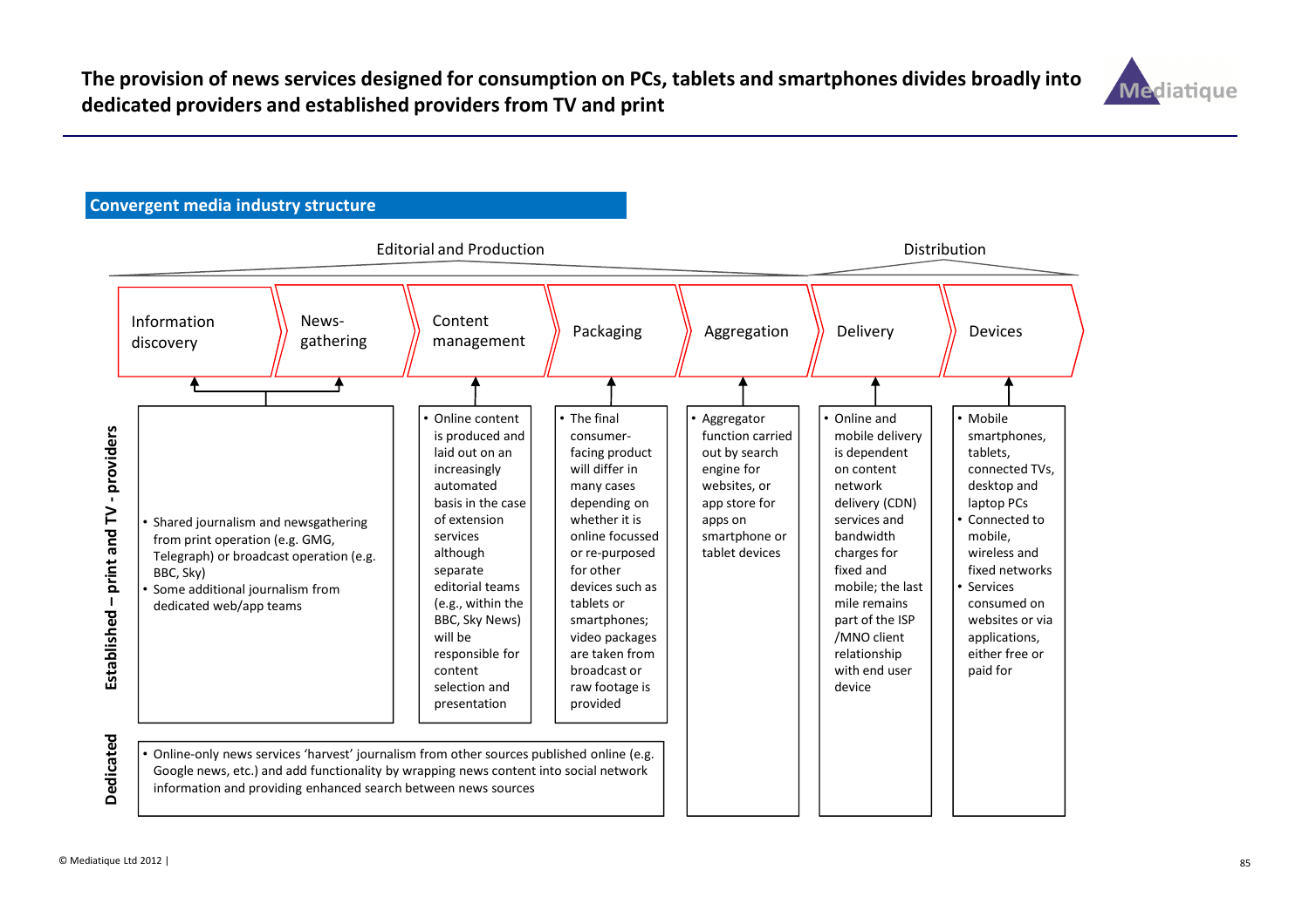# The provision of news services designed for consumption on PCs, tablets and smartphones divides broadly into dedicated providers and established providers from TV and print

## Convergent media industry structure

Editorial and Production | Distribution

| | Information discovery | News-gathering | Content management | Packaging | Aggregation | Delivery | Devices |
|---|---|---|---|---|---|---|---|
| **Established – print and TV - providers** | • Shared journalism and newsgathering from print operation (e.g. GMG, Telegraph) or broadcast operation (e.g. BBC, Sky)<br>• Some additional journalism from dedicated web/app teams | | • Online content is produced and laid out on an increasingly automated basis in the case of extension services although separate editorial teams (e.g., within the BBC, Sky News) will be responsible for content selection and presentation | • The final consumer-facing product will differ in many cases depending on whether it is online focussed or re-purposed for other devices such as tablets or smartphones; video packages are taken from broadcast or raw footage is provided | • Aggregator function carried out by search engine for websites, or app store for apps on smartphone or tablet devices | • Online and mobile delivery is dependent on content network delivery (CDN) services and bandwidth charges for fixed and mobile; the last mile remains part of the ISP /MNO client relationship with end user device | • Mobile smartphones, tablets, connected TVs, desktop and laptop PCs<br>• Connected to mobile, wireless and fixed networks<br>• Services consumed on websites or via applications, either free or paid for |
| **Dedicated** | • Online-only news services 'harvest' journalism from other sources published online (e.g. Google news, etc.) and add functionality by wrapping news content into social network information and providing enhanced search between news sources | | | | | | |

© Mediatique Ltd 2012 |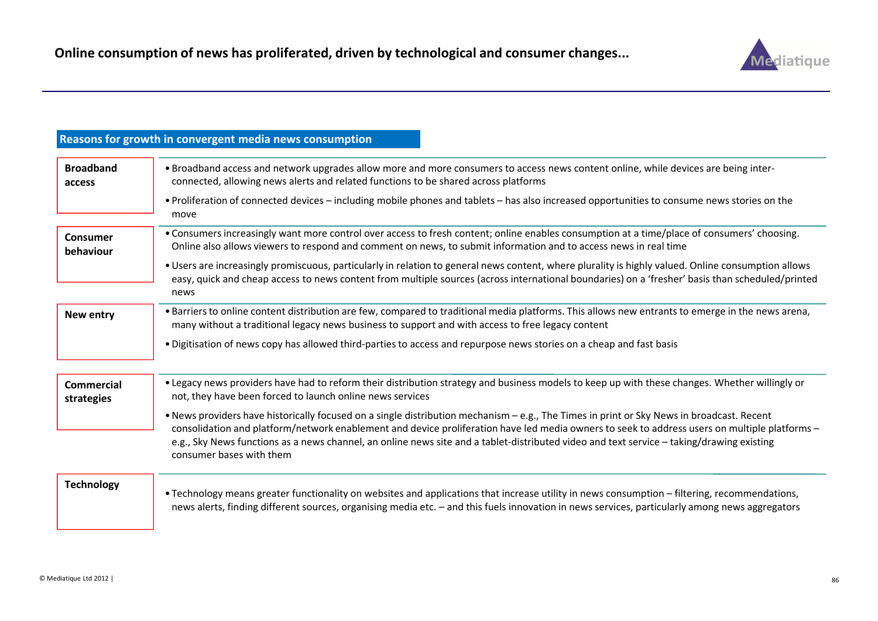## Online consumption of news has proliferated, driven by technological and consumer changes...

### Reasons for growth in convergent media news consumption

**Broadband access**

- Broadband access and network upgrades allow more and more consumers to access news content online, while devices are being inter-connected, allowing news alerts and related functions to be shared across platforms
- Proliferation of connected devices – including mobile phones and tablets – has also increased opportunities to consume news stories on the move

**Consumer behaviour**

- Consumers increasingly want more control over access to fresh content; online enables consumption at a time/place of consumers' choosing. Online also allows viewers to respond and comment on news, to submit information and to access news in real time
- Users are increasingly promiscuous, particularly in relation to general news content, where plurality is highly valued. Online consumption allows easy, quick and cheap access to news content from multiple sources (across international boundaries) on a 'fresher' basis than scheduled/printed news

**New entry**

- Barriers to online content distribution are few, compared to traditional media platforms. This allows new entrants to emerge in the news arena, many without a traditional legacy news business to support and with access to free legacy content
- Digitisation of news copy has allowed third-parties to access and repurpose news stories on a cheap and fast basis

**Commercial strategies**

- Legacy news providers have had to reform their distribution strategy and business models to keep up with these changes. Whether willingly or not, they have been forced to launch online news services
- News providers have historically focused on a single distribution mechanism – e.g., The Times in print or Sky News in broadcast. Recent consolidation and platform/network enablement and device proliferation have led media owners to seek to address users on multiple platforms – e.g., Sky News functions as a news channel, an online news site and a tablet-distributed video and text service – taking/drawing existing consumer bases with them

**Technology**

- Technology means greater functionality on websites and applications that increase utility in news consumption – filtering, recommendations, news alerts, finding different sources, organising media etc. – and this fuels innovation in news services, particularly among news aggregators

© Mediatique Ltd 2012 |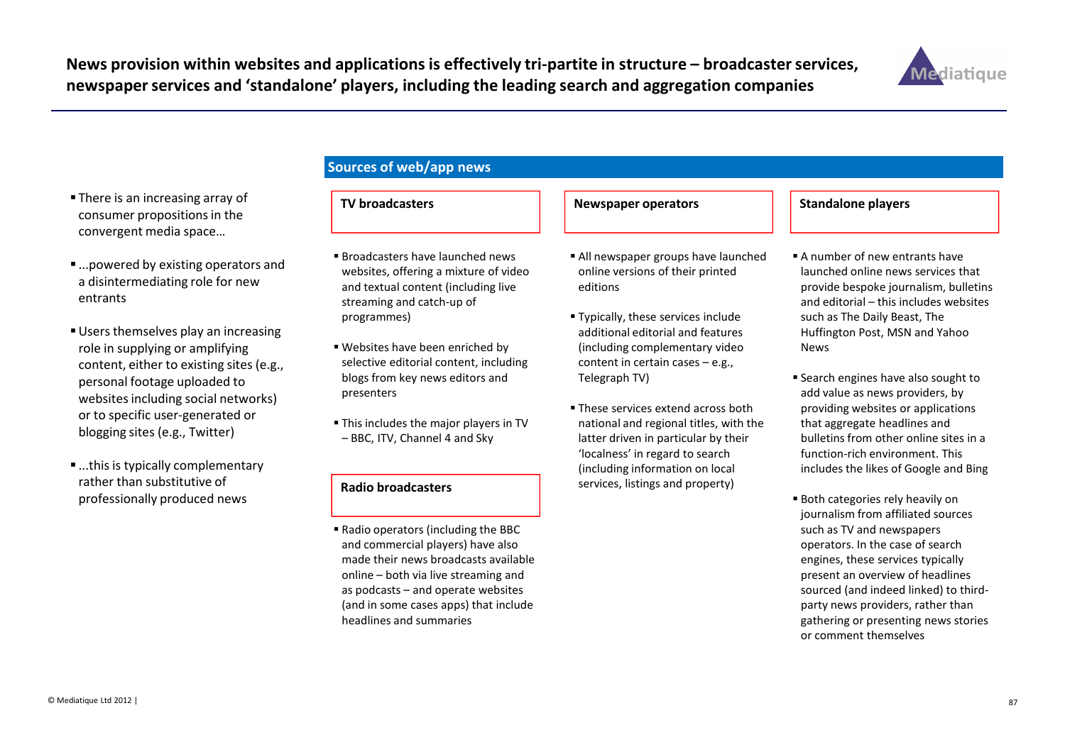# News provision within websites and applications is effectively tri-partite in structure – broadcaster services, newspaper services and 'standalone' players, including the leading search and aggregation companies

- There is an increasing array of consumer propositions in the convergent media space…
- ...powered by existing operators and a disintermediating role for new entrants
- Users themselves play an increasing role in supplying or amplifying content, either to existing sites (e.g., personal footage uploaded to websites including social networks) or to specific user-generated or blogging sites (e.g., Twitter)
- ...this is typically complementary rather than substitutive of professionally produced news

## Sources of web/app news

### TV broadcasters

- Broadcasters have launched news websites, offering a mixture of video and textual content (including live streaming and catch-up of programmes)
- Websites have been enriched by selective editorial content, including blogs from key news editors and presenters
- This includes the major players in TV – BBC, ITV, Channel 4 and Sky

### Radio broadcasters

- Radio operators (including the BBC and commercial players) have also made their news broadcasts available online – both via live streaming and as podcasts – and operate websites (and in some cases apps) that include headlines and summaries

### Newspaper operators

- All newspaper groups have launched online versions of their printed editions
- Typically, these services include additional editorial and features (including complementary video content in certain cases – e.g., Telegraph TV)
- These services extend across both national and regional titles, with the latter driven in particular by their 'localness' in regard to search (including information on local services, listings and property)

### Standalone players

- A number of new entrants have launched online news services that provide bespoke journalism, bulletins and editorial – this includes websites such as The Daily Beast, The Huffington Post, MSN and Yahoo News
- Search engines have also sought to add value as news providers, by providing websites or applications that aggregate headlines and bulletins from other online sites in a function-rich environment. This includes the likes of Google and Bing
- Both categories rely heavily on journalism from affiliated sources such as TV and newspapers operators. In the case of search engines, these services typically present an overview of headlines sourced (and indeed linked) to third-party news providers, rather than gathering or presenting news stories or comment themselves

© Mediatique Ltd 2012 |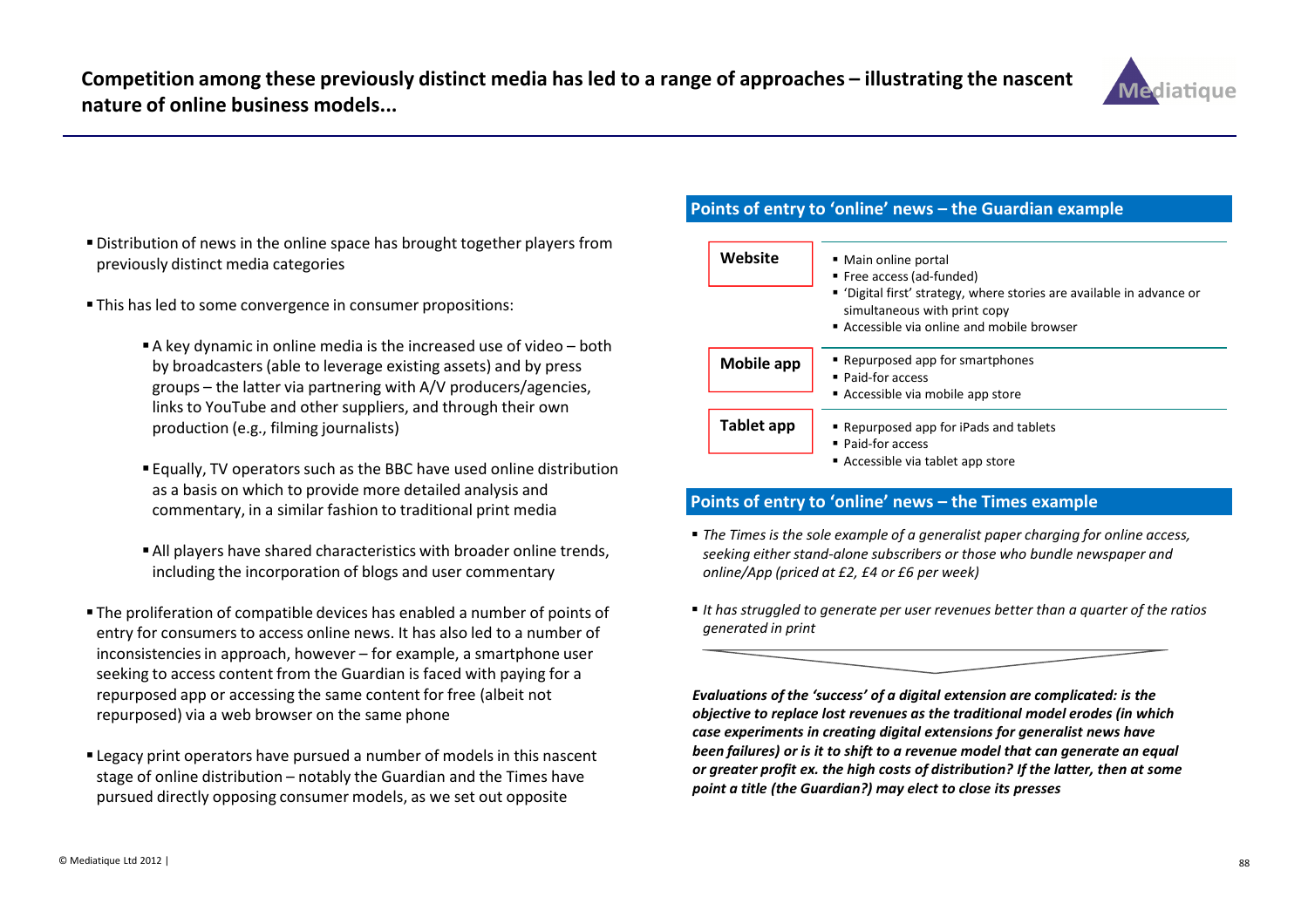# Competition among these previously distinct media has led to a range of approaches – illustrating the nascent nature of online business models...

- Distribution of news in the online space has brought together players from previously distinct media categories
- This has led to some convergence in consumer propositions:
    - A key dynamic in online media is the increased use of video – both by broadcasters (able to leverage existing assets) and by press groups – the latter via partnering with A/V producers/agencies, links to YouTube and other suppliers, and through their own production (e.g., filming journalists)
    - Equally, TV operators such as the BBC have used online distribution as a basis on which to provide more detailed analysis and commentary, in a similar fashion to traditional print media
    - All players have shared characteristics with broader online trends, including the incorporation of blogs and user commentary
- The proliferation of compatible devices has enabled a number of points of entry for consumers to access online news. It has also led to a number of inconsistencies in approach, however – for example, a smartphone user seeking to access content from the Guardian is faced with paying for a repurposed app or accessing the same content for free (albeit not repurposed) via a web browser on the same phone
- Legacy print operators have pursued a number of models in this nascent stage of online distribution – notably the Guardian and the Times have pursued directly opposing consumer models, as we set out opposite

## Points of entry to 'online' news – the Guardian example

| | |
|---|---|
| **Website** | ▪ Main online portal<br>▪ Free access (ad-funded)<br>▪ 'Digital first' strategy, where stories are available in advance or simultaneous with print copy<br>▪ Accessible via online and mobile browser |
| **Mobile app** | ▪ Repurposed app for smartphones<br>▪ Paid-for access<br>▪ Accessible via mobile app store |
| **Tablet app** | ▪ Repurposed app for iPads and tablets<br>▪ Paid-for access<br>▪ Accessible via tablet app store |

## Points of entry to 'online' news – the Times example

- *The Times is the sole example of a generalist paper charging for online access, seeking either stand-alone subscribers or those who bundle newspaper and online/App (priced at £2, £4 or £6 per week)*
- *It has struggled to generate per user revenues better than a quarter of the ratios generated in print*

***Evaluations of the 'success' of a digital extension are complicated: is the objective to replace lost revenues as the traditional model erodes (in which case experiments in creating digital extensions for generalist news have been failures) or is it to shift to a revenue model that can generate an equal or greater profit ex. the high costs of distribution? If the latter, then at some point a title (the Guardian?) may elect to close its presses***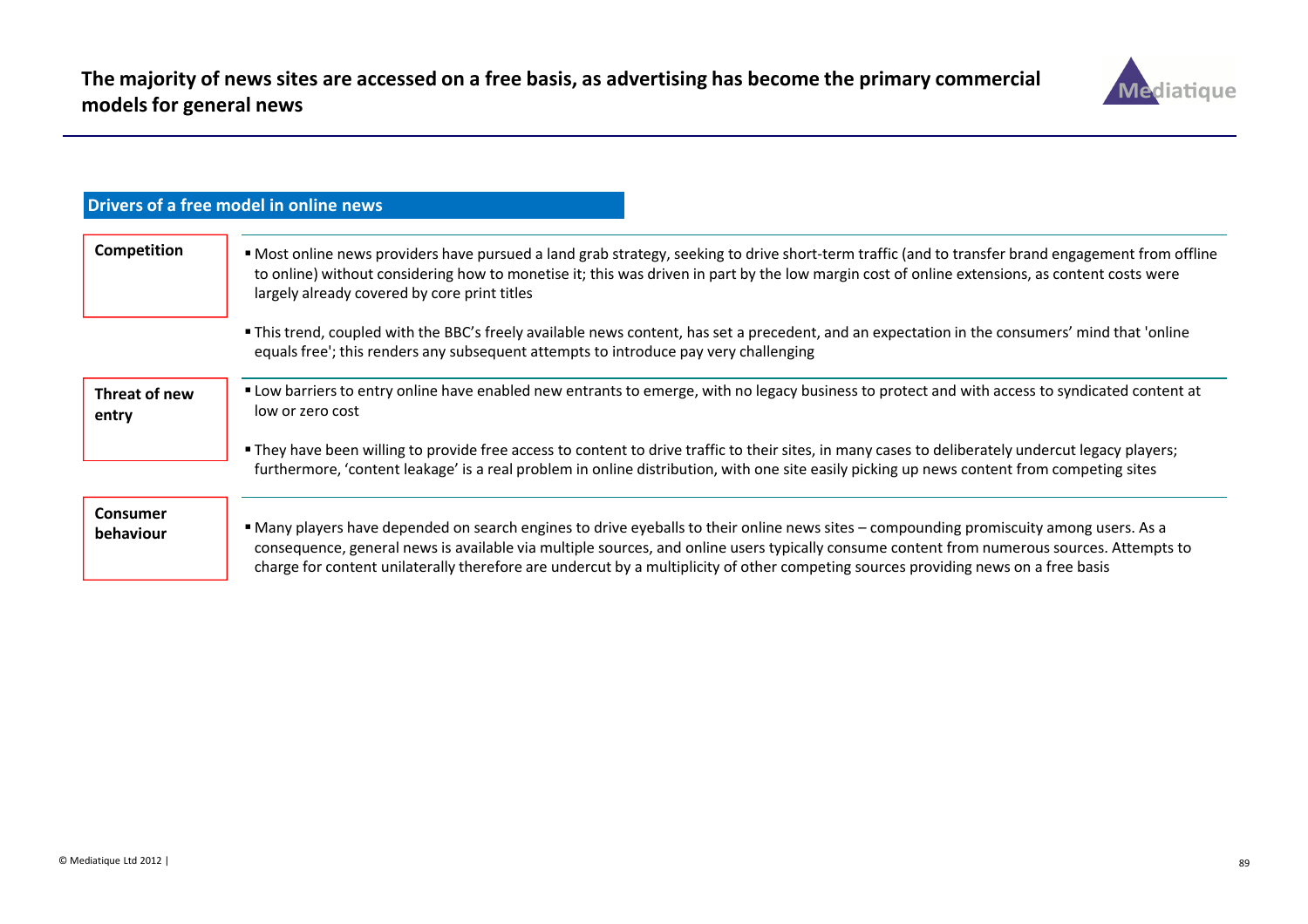# The majority of news sites are accessed on a free basis, as advertising has become the primary commercial models for general news

## Drivers of a free model in online news

**Competition**

- Most online news providers have pursued a land grab strategy, seeking to drive short-term traffic (and to transfer brand engagement from offline to online) without considering how to monetise it; this was driven in part by the low margin cost of online extensions, as content costs were largely already covered by core print titles
- This trend, coupled with the BBC's freely available news content, has set a precedent, and an expectation in the consumers' mind that 'online equals free'; this renders any subsequent attempts to introduce pay very challenging

**Threat of new entry**

- Low barriers to entry online have enabled new entrants to emerge, with no legacy business to protect and with access to syndicated content at low or zero cost
- They have been willing to provide free access to content to drive traffic to their sites, in many cases to deliberately undercut legacy players; furthermore, 'content leakage' is a real problem in online distribution, with one site easily picking up news content from competing sites

**Consumer behaviour**

- Many players have depended on search engines to drive eyeballs to their online news sites – compounding promiscuity among users. As a consequence, general news is available via multiple sources, and online users typically consume content from numerous sources. Attempts to charge for content unilaterally therefore are undercut by a multiplicity of other competing sources providing news on a free basis

© Mediatique Ltd 2012 |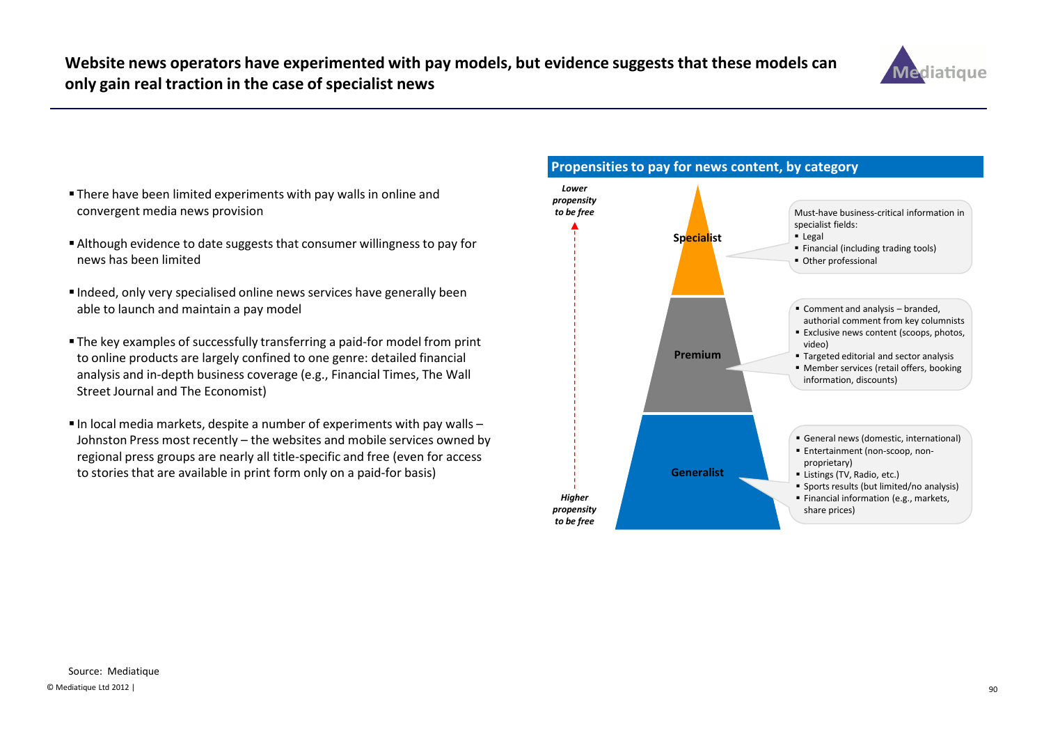## Website news operators have experimented with pay models, but evidence suggests that these models can only gain real traction in the case of specialist news

- There have been limited experiments with pay walls in online and convergent media news provision
- Although evidence to date suggests that consumer willingness to pay for news has been limited
- Indeed, only very specialised online news services have generally been able to launch and maintain a pay model
- The key examples of successfully transferring a paid-for model from print to online products are largely confined to one genre: detailed financial analysis and in-depth business coverage (e.g., Financial Times, The Wall Street Journal and The Economist)
- In local media markets, despite a number of experiments with pay walls – Johnston Press most recently – the websites and mobile services owned by regional press groups are nearly all title-specific and free (even for access to stories that are available in print form only on a paid-for basis)

### Propensities to pay for news content, by category

*Lower propensity to be free*

**Specialist**

Must-have business-critical information in specialist fields:
- Legal
- Financial (including trading tools)
- Other professional

**Premium**

- Comment and analysis – branded, authorial comment from key columnists
- Exclusive news content (scoops, photos, video)
- Targeted editorial and sector analysis
- Member services (retail offers, booking information, discounts)

**Generalist**

- General news (domestic, international)
- Entertainment (non-scoop, non-proprietary)
- Listings (TV, Radio, etc.)
- Sports results (but limited/no analysis)
- Financial information (e.g., markets, share prices)

*Higher propensity to be free*

Source: Mediatique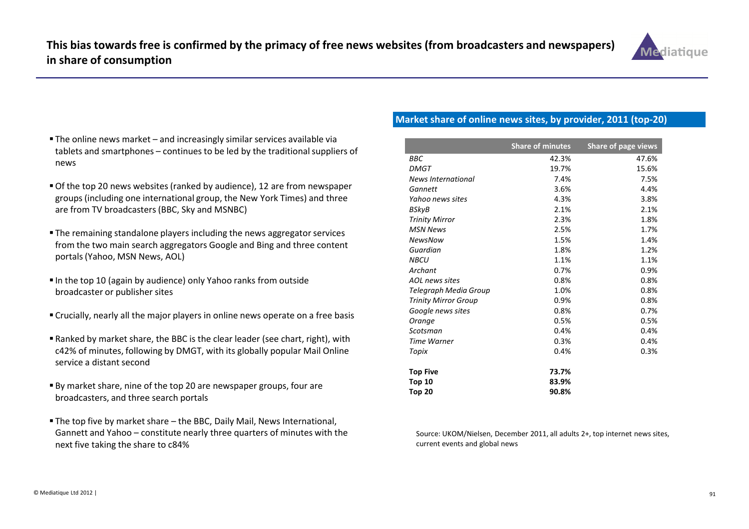# This bias towards free is confirmed by the primacy of free news websites (from broadcasters and newspapers) in share of consumption

- The online news market – and increasingly similar services available via tablets and smartphones – continues to be led by the traditional suppliers of news
- Of the top 20 news websites (ranked by audience), 12 are from newspaper groups (including one international group, the New York Times) and three are from TV broadcasters (BBC, Sky and MSNBC)
- The remaining standalone players including the news aggregator services from the two main search aggregators Google and Bing and three content portals (Yahoo, MSN News, AOL)
- In the top 10 (again by audience) only Yahoo ranks from outside broadcaster or publisher sites
- Crucially, nearly all the major players in online news operate on a free basis
- Ranked by market share, the BBC is the clear leader (see chart, right), with c42% of minutes, following by DMGT, with its globally popular Mail Online service a distant second
- By market share, nine of the top 20 are newspaper groups, four are broadcasters, and three search portals
- The top five by market share – the BBC, Daily Mail, News International, Gannett and Yahoo – constitute nearly three quarters of minutes with the next five taking the share to c84%

## Market share of online news sites, by provider, 2011 (top-20)

| | Share of minutes | Share of page views |
|---|---|---|
| *BBC* | 42.3% | 47.6% |
| *DMGT* | 19.7% | 15.6% |
| *News International* | 7.4% | 7.5% |
| *Gannett* | 3.6% | 4.4% |
| *Yahoo news sites* | 4.3% | 3.8% |
| *BSkyB* | 2.1% | 2.1% |
| *Trinity Mirror* | 2.3% | 1.8% |
| *MSN News* | 2.5% | 1.7% |
| *NewsNow* | 1.5% | 1.4% |
| *Guardian* | 1.8% | 1.2% |
| *NBCU* | 1.1% | 1.1% |
| *Archant* | 0.7% | 0.9% |
| *AOL news sites* | 0.8% | 0.8% |
| *Telegraph Media Group* | 1.0% | 0.8% |
| *Trinity Mirror Group* | 0.9% | 0.8% |
| *Google news sites* | 0.8% | 0.7% |
| *Orange* | 0.5% | 0.5% |
| *Scotsman* | 0.4% | 0.4% |
| *Time Warner* | 0.3% | 0.4% |
| *Topix* | 0.4% | 0.3% |
| **Top Five** | **73.7%** | |
| **Top 10** | **83.9%** | |
| **Top 20** | **90.8%** | |

Source: UKOM/Nielsen, December 2011, all adults 2+, top internet news sites, current events and global news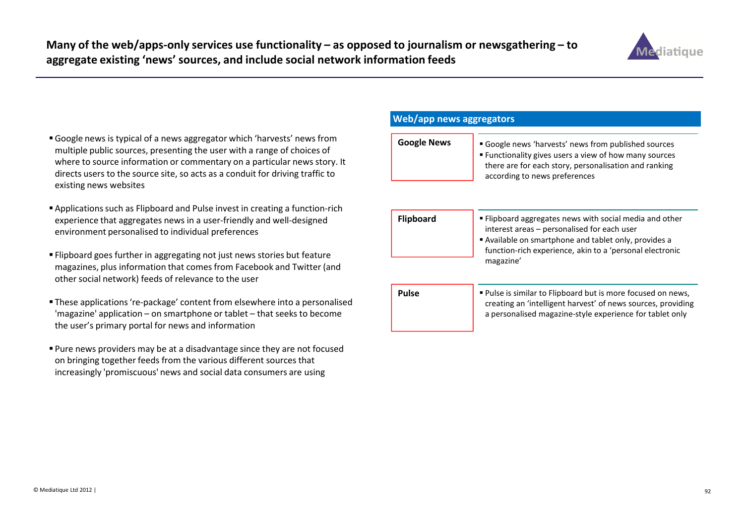# Many of the web/apps-only services use functionality – as opposed to journalism or newsgathering – to aggregate existing 'news' sources, and include social network information feeds

- Google news is typical of a news aggregator which 'harvests' news from multiple public sources, presenting the user with a range of choices of where to source information or commentary on a particular news story. It directs users to the source site, so acts as a conduit for driving traffic to existing news websites
- Applications such as Flipboard and Pulse invest in creating a function-rich experience that aggregates news in a user-friendly and well-designed environment personalised to individual preferences
- Flipboard goes further in aggregating not just news stories but feature magazines, plus information that comes from Facebook and Twitter (and other social network) feeds of relevance to the user
- These applications 're-package' content from elsewhere into a personalised 'magazine' application – on smartphone or tablet – that seeks to become the user's primary portal for news and information
- Pure news providers may be at a disadvantage since they are not focused on bringing together feeds from the various different sources that increasingly 'promiscuous' news and social data consumers are using

## Web/app news aggregators

| Aggregator | Description |
|---|---|
| **Google News** | ▪ Google news 'harvests' news from published sources<br>▪ Functionality gives users a view of how many sources there are for each story, personalisation and ranking according to news preferences |
| **Flipboard** | ▪ Flipboard aggregates news with social media and other interest areas – personalised for each user<br>▪ Available on smartphone and tablet only, provides a function-rich experience, akin to a 'personal electronic magazine' |
| **Pulse** | ▪ Pulse is similar to Flipboard but is more focused on news, creating an 'intelligent harvest' of news sources, providing a personalised magazine-style experience for tablet only |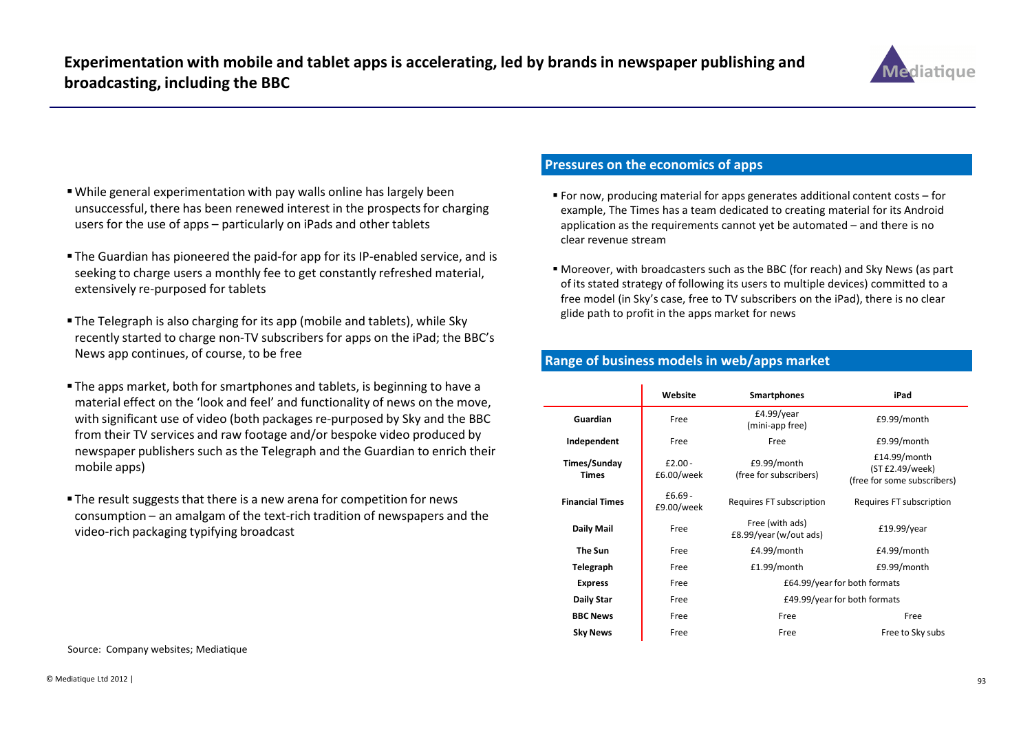# Experimentation with mobile and tablet apps is accelerating, led by brands in newspaper publishing and broadcasting, including the BBC

- While general experimentation with pay walls online has largely been unsuccessful, there has been renewed interest in the prospects for charging users for the use of apps – particularly on iPads and other tablets
- The Guardian has pioneered the paid-for app for its IP-enabled service, and is seeking to charge users a monthly fee to get constantly refreshed material, extensively re-purposed for tablets
- The Telegraph is also charging for its app (mobile and tablets), while Sky recently started to charge non-TV subscribers for apps on the iPad; the BBC's News app continues, of course, to be free
- The apps market, both for smartphones and tablets, is beginning to have a material effect on the 'look and feel' and functionality of news on the move, with significant use of video (both packages re-purposed by Sky and the BBC from their TV services and raw footage and/or bespoke video produced by newspaper publishers such as the Telegraph and the Guardian to enrich their mobile apps)
- The result suggests that there is a new arena for competition for news consumption – an amalgam of the text-rich tradition of newspapers and the video-rich packaging typifying broadcast

## Pressures on the economics of apps

- For now, producing material for apps generates additional content costs – for example, The Times has a team dedicated to creating material for its Android application as the requirements cannot yet be automated – and there is no clear revenue stream
- Moreover, with broadcasters such as the BBC (for reach) and Sky News (as part of its stated strategy of following its users to multiple devices) committed to a free model (in Sky's case, free to TV subscribers on the iPad), there is no clear glide path to profit in the apps market for news

## Range of business models in web/apps market

| | Website | Smartphones | iPad |
|---|---|---|---|
| **Guardian** | Free | £4.99/year (mini-app free) | £9.99/month |
| **Independent** | Free | Free | £9.99/month |
| **Times/Sunday Times** | £2.00 - £6.00/week | £9.99/month (free for subscribers) | £14.99/month (ST £2.49/week) (free for some subscribers) |
| **Financial Times** | £6.69 - £9.00/week | Requires FT subscription | Requires FT subscription |
| **Daily Mail** | Free | Free (with ads) £8.99/year (w/out ads) | £19.99/year |
| **The Sun** | Free | £4.99/month | £4.99/month |
| **Telegraph** | Free | £1.99/month | £9.99/month |
| **Express** | Free | £64.99/year for both formats | |
| **Daily Star** | Free | £49.99/year for both formats | |
| **BBC News** | Free | Free | Free |
| **Sky News** | Free | Free | Free to Sky subs |

Source: Company websites; Mediatique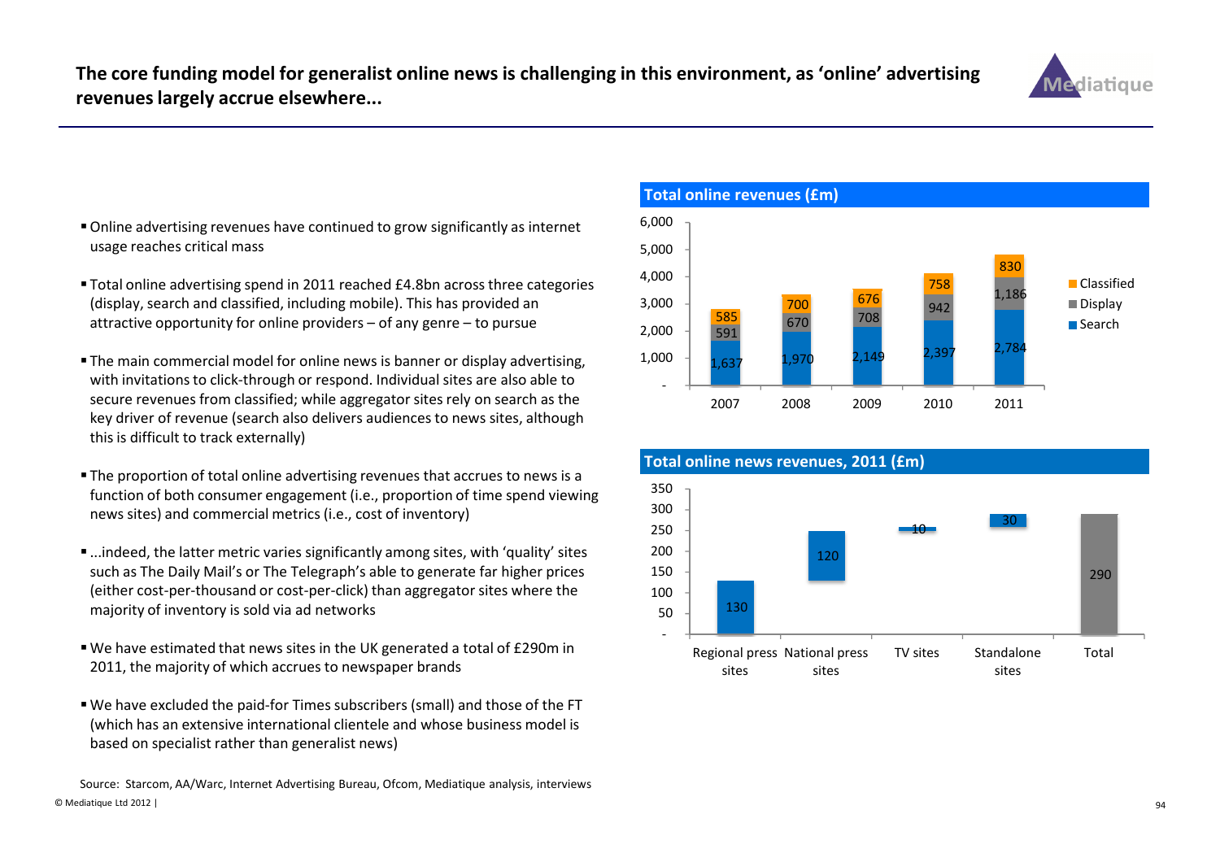# The core funding model for generalist online news is challenging in this environment, as 'online' advertising revenues largely accrue elsewhere...

- Online advertising revenues have continued to grow significantly as internet usage reaches critical mass
- Total online advertising spend in 2011 reached £4.8bn across three categories (display, search and classified, including mobile). This has provided an attractive opportunity for online providers – of any genre – to pursue
- The main commercial model for online news is banner or display advertising, with invitations to click-through or respond. Individual sites are also able to secure revenues from classified; while aggregator sites rely on search as the key driver of revenue (search also delivers audiences to news sites, although this is difficult to track externally)
- The proportion of total online advertising revenues that accrues to news is a function of both consumer engagement (i.e., proportion of time spend viewing news sites) and commercial metrics (i.e., cost of inventory)
- ...indeed, the latter metric varies significantly among sites, with 'quality' sites such as The Daily Mail's or The Telegraph's able to generate far higher prices (either cost-per-thousand or cost-per-click) than aggregator sites where the majority of inventory is sold via ad networks
- We have estimated that news sites in the UK generated a total of £290m in 2011, the majority of which accrues to newspaper brands
- We have excluded the paid-for Times subscribers (small) and those of the FT (which has an extensive international clientele and whose business model is based on specialist rather than generalist news)

**Total online revenues (£m)**

| | 2007 | 2008 | 2009 | 2010 | 2011 |
|---|---|---|---|---|---|
| Classified | 585 | 700 | 676 | 758 | 830 |
| Display | 591 | 670 | 708 | 942 | 1,186 |
| Search | 1,637 | 1,970 | 2,149 | 2,397 | 2,784 |

**Total online news revenues, 2011 (£m)**

| Regional press sites | National press sites | TV sites | Standalone sites | Total |
|---|---|---|---|---|
| 130 | 120 | 10 | 30 | 290 |

Source: Starcom, AA/Warc, Internet Advertising Bureau, Ofcom, Mediatique analysis, interviews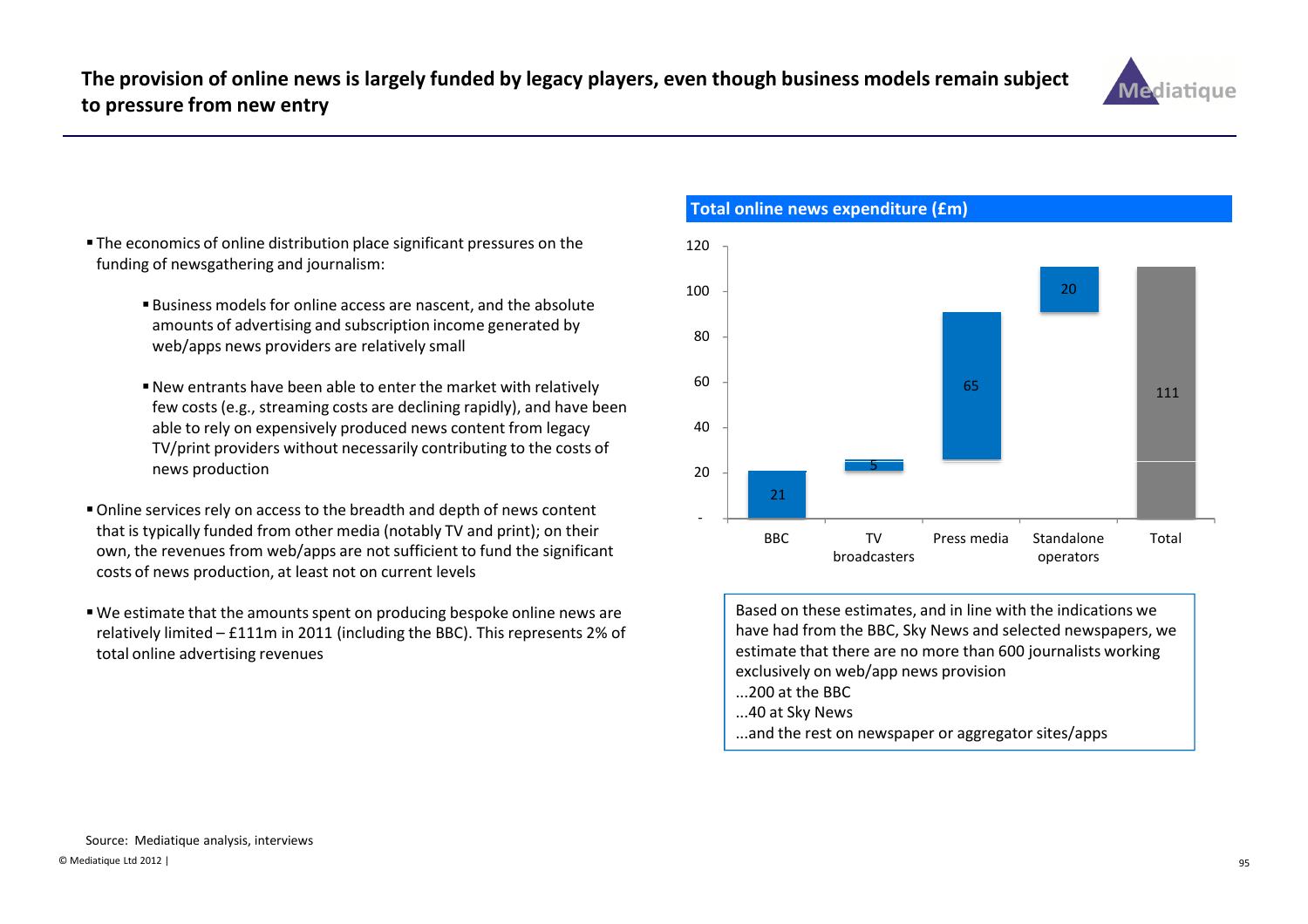# The provision of online news is largely funded by legacy players, even though business models remain subject to pressure from new entry

- The economics of online distribution place significant pressures on the funding of newsgathering and journalism:
  - Business models for online access are nascent, and the absolute amounts of advertising and subscription income generated by web/apps news providers are relatively small
  - New entrants have been able to enter the market with relatively few costs (e.g., streaming costs are declining rapidly), and have been able to rely on expensively produced news content from legacy TV/print providers without necessarily contributing to the costs of news production
- Online services rely on access to the breadth and depth of news content that is typically funded from other media (notably TV and print); on their own, the revenues from web/apps are not sufficient to fund the significant costs of news production, at least not on current levels
- We estimate that the amounts spent on producing bespoke online news are relatively limited – £111m in 2011 (including the BBC). This represents 2% of total online advertising revenues

**Total online news expenditure (£m)**

| | BBC | TV broadcasters | Press media | Standalone operators | Total |
|---|---|---|---|---|---|
| £m | 21 | 5 | 65 | 20 | 111 |

Based on these estimates, and in line with the indications we have had from the BBC, Sky News and selected newspapers, we estimate that there are no more than 600 journalists working exclusively on web/app news provision
...200 at the BBC
...40 at Sky News
...and the rest on newspaper or aggregator sites/apps

Source: Mediatique analysis, interviews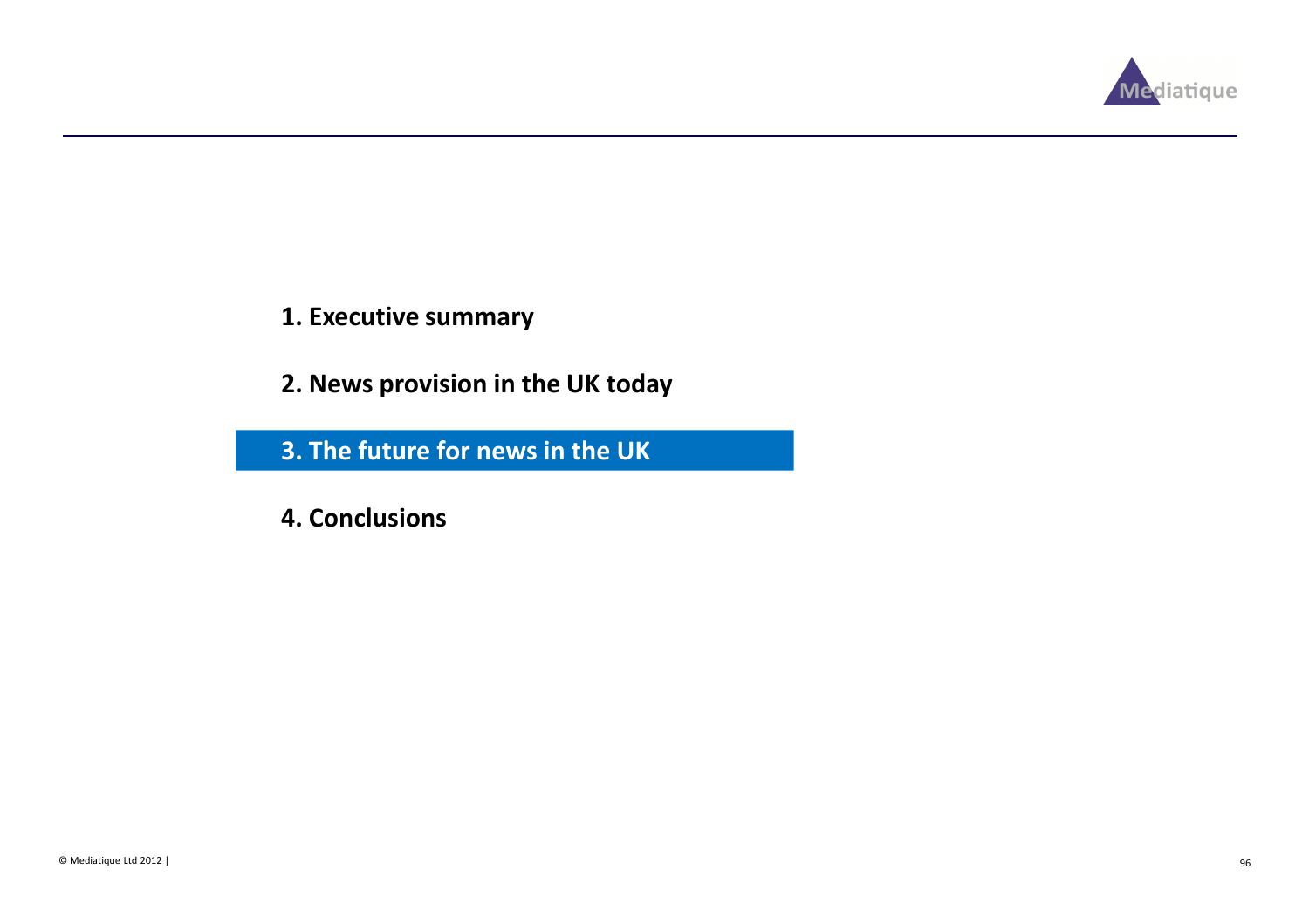1. Executive summary

2. News provision in the UK today

**3. The future for news in the UK**

4. Conclusions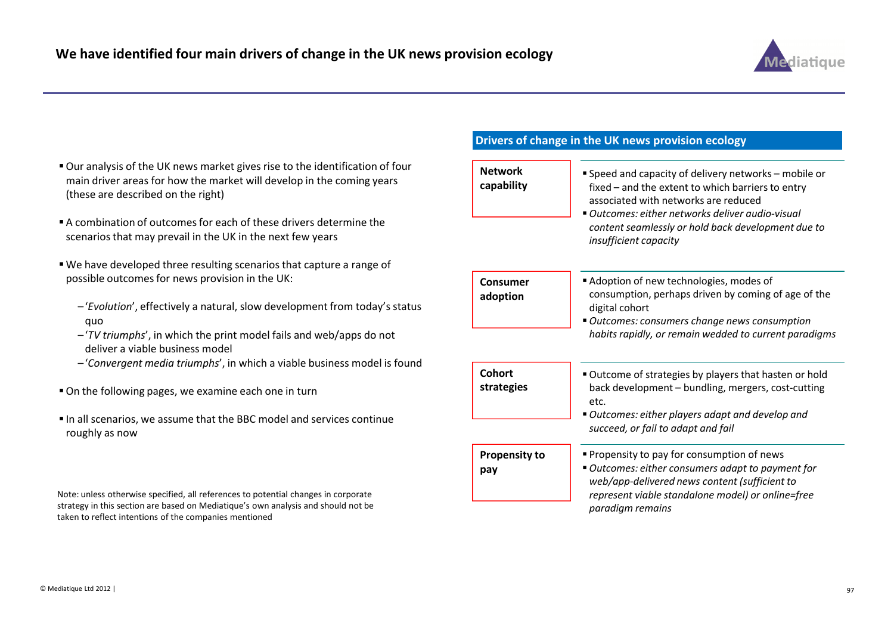# We have identified four main drivers of change in the UK news provision ecology

- Our analysis of the UK news market gives rise to the identification of four main driver areas for how the market will develop in the coming years (these are described on the right)
- A combination of outcomes for each of these drivers determine the scenarios that may prevail in the UK in the next few years
- We have developed three resulting scenarios that capture a range of possible outcomes for news provision in the UK:
  - '*Evolution*', effectively a natural, slow development from today's status quo
  - '*TV triumphs*', in which the print model fails and web/apps do not deliver a viable business model
  - '*Convergent media triumphs*', in which a viable business model is found
- On the following pages, we examine each one in turn
- In all scenarios, we assume that the BBC model and services continue roughly as now

Note: unless otherwise specified, all references to potential changes in corporate strategy in this section are based on Mediatique's own analysis and should not be taken to reflect intentions of the companies mentioned

## Drivers of change in the UK news provision ecology

**Network capability**

- Speed and capacity of delivery networks – mobile or fixed – and the extent to which barriers to entry associated with networks are reduced
- *Outcomes: either networks deliver audio-visual content seamlessly or hold back development due to insufficient capacity*

**Consumer adoption**

- Adoption of new technologies, modes of consumption, perhaps driven by coming of age of the digital cohort
- *Outcomes: consumers change news consumption habits rapidly, or remain wedded to current paradigms*

**Cohort strategies**

- Outcome of strategies by players that hasten or hold back development – bundling, mergers, cost-cutting etc.
- *Outcomes: either players adapt and develop and succeed, or fail to adapt and fail*

**Propensity to pay**

- Propensity to pay for consumption of news
- *Outcomes: either consumers adapt to payment for web/app-delivered news content (sufficient to represent viable standalone model) or online=free paradigm remains*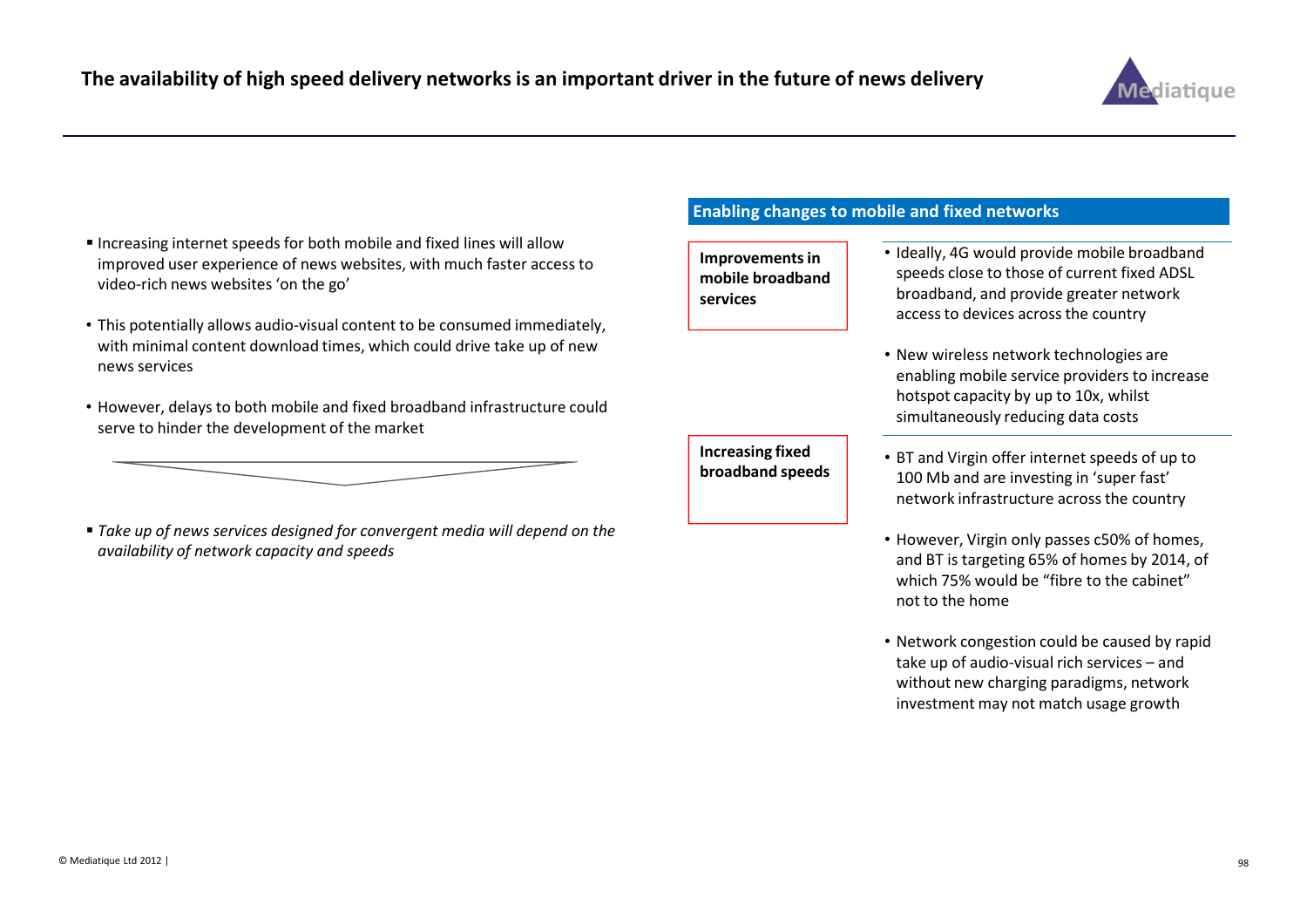# The availability of high speed delivery networks is an important driver in the future of news delivery

- Increasing internet speeds for both mobile and fixed lines will allow improved user experience of news websites, with much faster access to video-rich news websites 'on the go'
- This potentially allows audio-visual content to be consumed immediately, with minimal content download times, which could drive take up of new news services
- However, delays to both mobile and fixed broadband infrastructure could serve to hinder the development of the market

- *Take up of news services designed for convergent media will depend on the availability of network capacity and speeds*

## Enabling changes to mobile and fixed networks

**Improvements in mobile broadband services**

- Ideally, 4G would provide mobile broadband speeds close to those of current fixed ADSL broadband, and provide greater network access to devices across the country
- New wireless network technologies are enabling mobile service providers to increase hotspot capacity by up to 10x, whilst simultaneously reducing data costs

**Increasing fixed broadband speeds**

- BT and Virgin offer internet speeds of up to 100 Mb and are investing in 'super fast' network infrastructure across the country
- However, Virgin only passes c50% of homes, and BT is targeting 65% of homes by 2014, of which 75% would be "fibre to the cabinet" not to the home
- Network congestion could be caused by rapid take up of audio-visual rich services – and without new charging paradigms, network investment may not match usage growth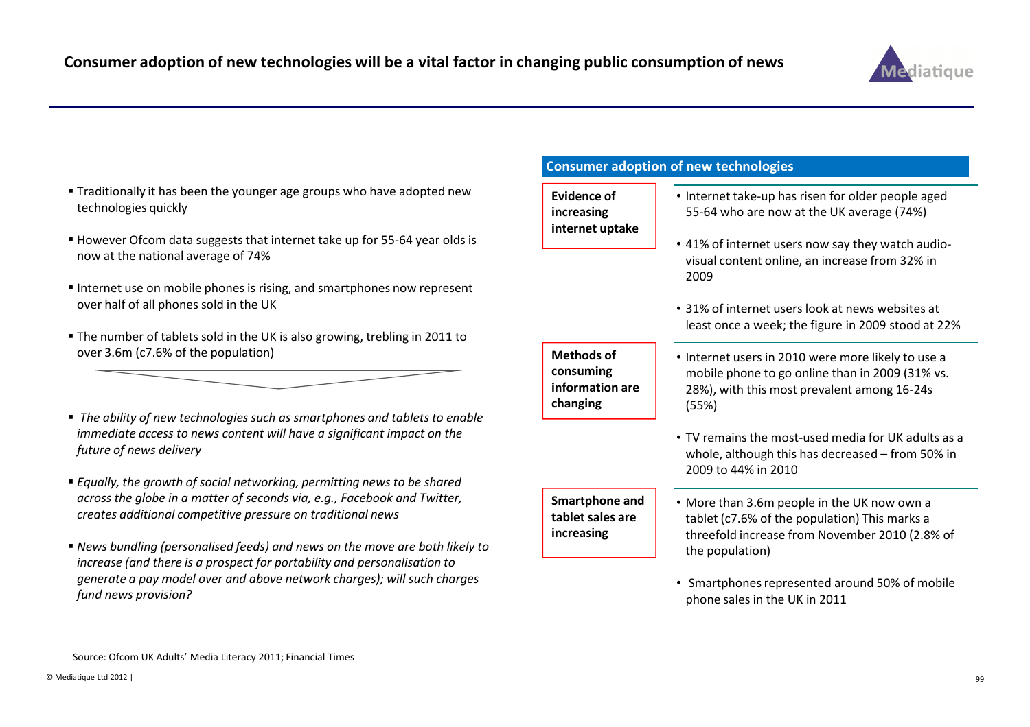# Consumer adoption of new technologies will be a vital factor in changing public consumption of news

- Traditionally it has been the younger age groups who have adopted new technologies quickly
- However Ofcom data suggests that internet take up for 55-64 year olds is now at the national average of 74%
- Internet use on mobile phones is rising, and smartphones now represent over half of all phones sold in the UK
- The number of tablets sold in the UK is also growing, trebling in 2011 to over 3.6m (c7.6% of the population)

- *The ability of new technologies such as smartphones and tablets to enable immediate access to news content will have a significant impact on the future of news delivery*
- *Equally, the growth of social networking, permitting news to be shared across the globe in a matter of seconds via, e.g., Facebook and Twitter, creates additional competitive pressure on traditional news*
- *News bundling (personalised feeds) and news on the move are both likely to increase (and there is a prospect for portability and personalisation to generate a pay model over and above network charges); will such charges fund news provision?*

## Consumer adoption of new technologies

| | |
|---|---|
| **Evidence of increasing internet uptake** | • Internet take-up has risen for older people aged 55-64 who are now at the UK average (74%)<br>• 41% of internet users now say they watch audio-visual content online, an increase from 32% in 2009<br>• 31% of internet users look at news websites at least once a week; the figure in 2009 stood at 22% |
| **Methods of consuming information are changing** | • Internet users in 2010 were more likely to use a mobile phone to go online than in 2009 (31% vs. 28%), with this most prevalent among 16-24s (55%)<br>• TV remains the most-used media for UK adults as a whole, although this has decreased – from 50% in 2009 to 44% in 2010 |
| **Smartphone and tablet sales are increasing** | • More than 3.6m people in the UK now own a tablet (c7.6% of the population) This marks a threefold increase from November 2010 (2.8% of the population)<br>• Smartphones represented around 50% of mobile phone sales in the UK in 2011 |

Source: Ofcom UK Adults' Media Literacy 2011; Financial Times

© Mediatique Ltd 2012 |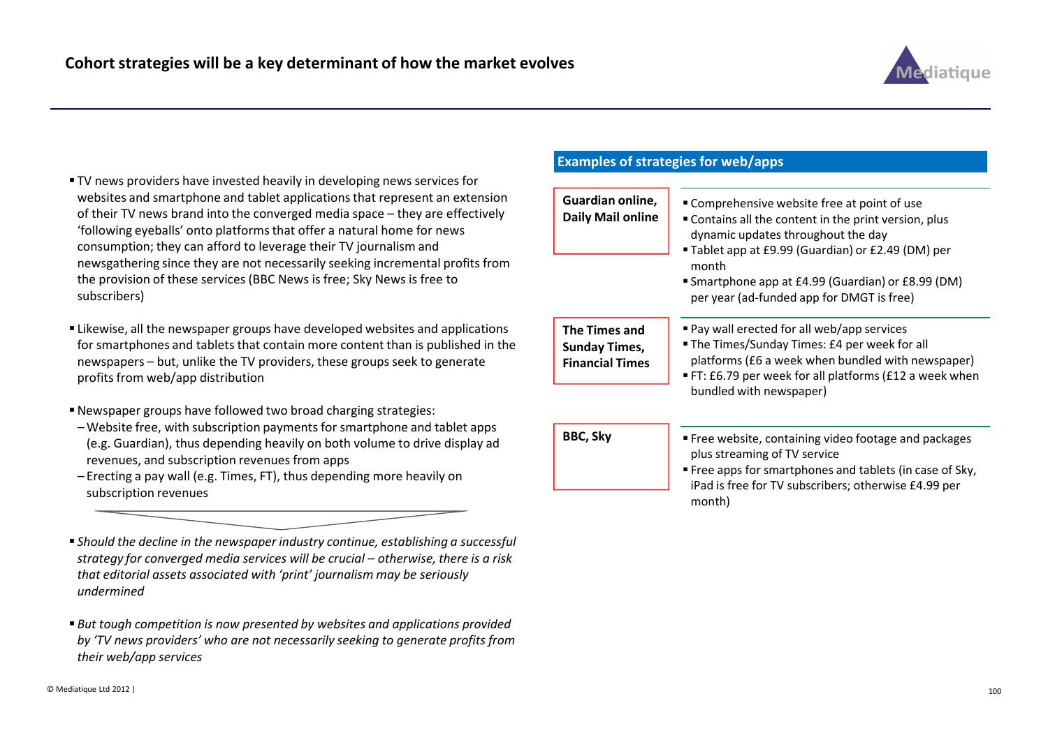# Cohort strategies will be a key determinant of how the market evolves

- TV news providers have invested heavily in developing news services for websites and smartphone and tablet applications that represent an extension of their TV news brand into the converged media space – they are effectively 'following eyeballs' onto platforms that offer a natural home for news consumption; they can afford to leverage their TV journalism and newsgathering since they are not necessarily seeking incremental profits from the provision of these services (BBC News is free; Sky News is free to subscribers)
- Likewise, all the newspaper groups have developed websites and applications for smartphones and tablets that contain more content than is published in the newspapers – but, unlike the TV providers, these groups seek to generate profits from web/app distribution
- Newspaper groups have followed two broad charging strategies:
  - Website free, with subscription payments for smartphone and tablet apps (e.g. Guardian), thus depending heavily on both volume to drive display ad revenues, and subscription revenues from apps
  - Erecting a pay wall (e.g. Times, FT), thus depending more heavily on subscription revenues

- *Should the decline in the newspaper industry continue, establishing a successful strategy for converged media services will be crucial – otherwise, there is a risk that editorial assets associated with 'print' journalism may be seriously undermined*
- *But tough competition is now presented by websites and applications provided by 'TV news providers' who are not necessarily seeking to generate profits from their web/app services*

## Examples of strategies for web/apps

| | |
|---|---|
| **Guardian online, Daily Mail online** | ▪ Comprehensive website free at point of use<br>▪ Contains all the content in the print version, plus dynamic updates throughout the day<br>▪ Tablet app at £9.99 (Guardian) or £2.49 (DM) per month<br>▪ Smartphone app at £4.99 (Guardian) or £8.99 (DM) per year (ad-funded app for DMGT is free) |
| **The Times and Sunday Times, Financial Times** | ▪ Pay wall erected for all web/app services<br>▪ The Times/Sunday Times: £4 per week for all platforms (£6 a week when bundled with newspaper)<br>▪ FT: £6.79 per week for all platforms (£12 a week when bundled with newspaper) |
| **BBC, Sky** | ▪ Free website, containing video footage and packages plus streaming of TV service<br>▪ Free apps for smartphones and tablets (in case of Sky, iPad is free for TV subscribers; otherwise £4.99 per month) |

© Mediatique Ltd 2012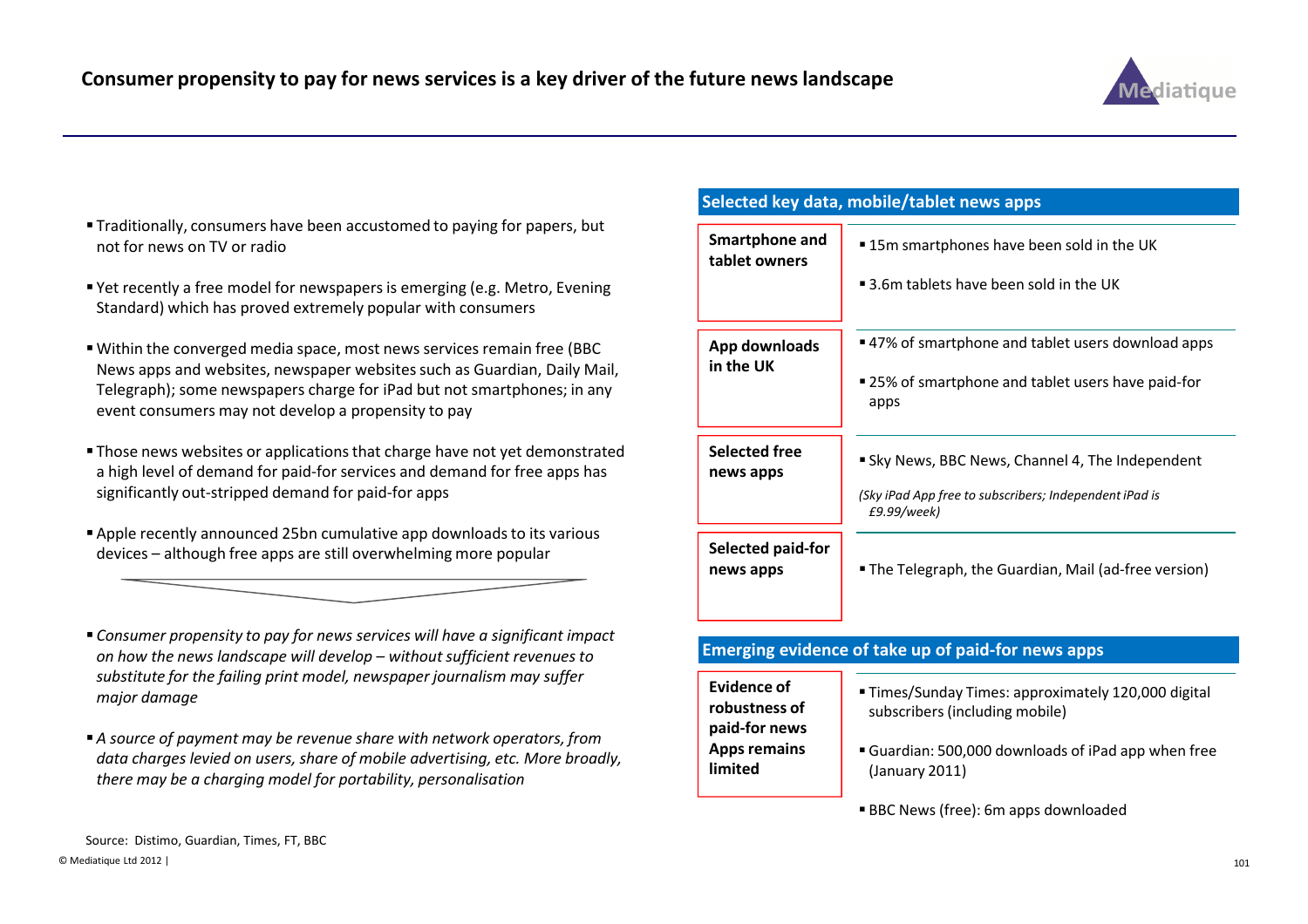# Consumer propensity to pay for news services is a key driver of the future news landscape

- Traditionally, consumers have been accustomed to paying for papers, but not for news on TV or radio
- Yet recently a free model for newspapers is emerging (e.g. Metro, Evening Standard) which has proved extremely popular with consumers
- Within the converged media space, most news services remain free (BBC News apps and websites, newspaper websites such as Guardian, Daily Mail, Telegraph); some newspapers charge for iPad but not smartphones; in any event consumers may not develop a propensity to pay
- Those news websites or applications that charge have not yet demonstrated a high level of demand for paid-for services and demand for free apps has significantly out-stripped demand for paid-for apps
- Apple recently announced 25bn cumulative app downloads to its various devices – although free apps are still overwhelming more popular

- *Consumer propensity to pay for news services will have a significant impact on how the news landscape will develop – without sufficient revenues to substitute for the failing print model, newspaper journalism may suffer major damage*
- *A source of payment may be revenue share with network operators, from data charges levied on users, share of mobile advertising, etc. More broadly, there may be a charging model for portability, personalisation*

## Selected key data, mobile/tablet news apps

| | |
|---|---|
| **Smartphone and tablet owners** | ▪ 15m smartphones have been sold in the UK<br>▪ 3.6m tablets have been sold in the UK |
| **App downloads in the UK** | ▪ 47% of smartphone and tablet users download apps<br>▪ 25% of smartphone and tablet users have paid-for apps |
| **Selected free news apps** | ▪ Sky News, BBC News, Channel 4, The Independent<br>*(Sky iPad App free to subscribers; Independent iPad is £9.99/week)* |
| **Selected paid-for news apps** | ▪ The Telegraph, the Guardian, Mail (ad-free version) |

## Emerging evidence of take up of paid-for news apps

| | |
|---|---|
| **Evidence of robustness of paid-for news Apps remains limited** | ▪ Times/Sunday Times: approximately 120,000 digital subscribers (including mobile)<br>▪ Guardian: 500,000 downloads of iPad app when free (January 2011)<br>▪ BBC News (free): 6m apps downloaded |

Source: Distimo, Guardian, Times, FT, BBC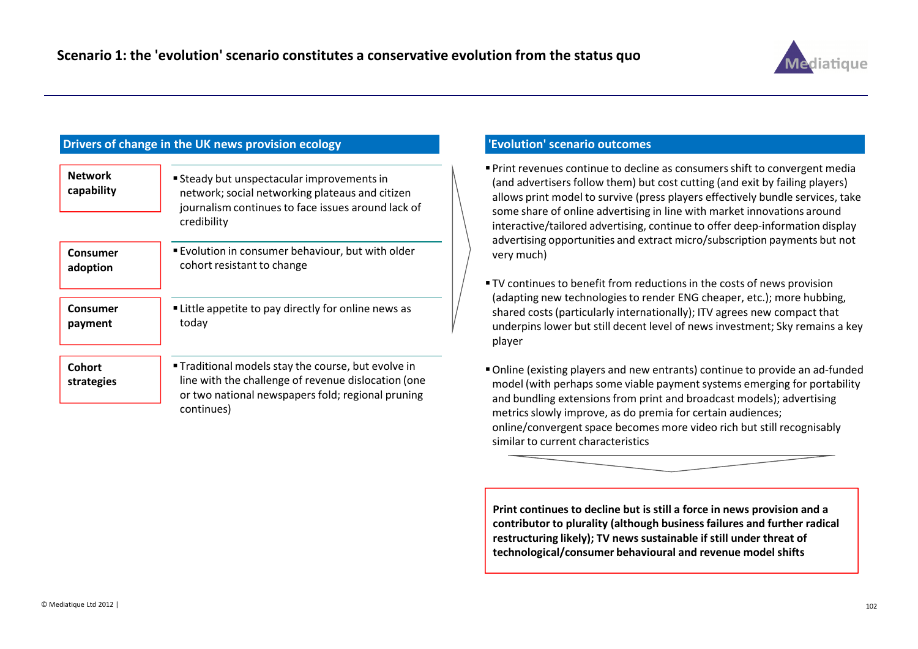# Scenario 1: the 'evolution' scenario constitutes a conservative evolution from the status quo

## Drivers of change in the UK news provision ecology

| Driver | Description |
|---|---|
| **Network capability** | Steady but unspectacular improvements in network; social networking plateaus and citizen journalism continues to face issues around lack of credibility |
| **Consumer adoption** | Evolution in consumer behaviour, but with older cohort resistant to change |
| **Consumer payment** | Little appetite to pay directly for online news as today |
| **Cohort strategies** | Traditional models stay the course, but evolve in line with the challenge of revenue dislocation (one or two national newspapers fold; regional pruning continues) |

## 'Evolution' scenario outcomes

- Print revenues continue to decline as consumers shift to convergent media (and advertisers follow them) but cost cutting (and exit by failing players) allows print model to survive (press players effectively bundle services, take some share of online advertising in line with market innovations around interactive/tailored advertising, continue to offer deep-information display advertising opportunities and extract micro/subscription payments but not very much)
- TV continues to benefit from reductions in the costs of news provision (adapting new technologies to render ENG cheaper, etc.); more hubbing, shared costs (particularly internationally); ITV agrees new compact that underpins lower but still decent level of news investment; Sky remains a key player
- Online (existing players and new entrants) continue to provide an ad-funded model (with perhaps some viable payment systems emerging for portability and bundling extensions from print and broadcast models); advertising metrics slowly improve, as do premia for certain audiences; online/convergent space becomes more video rich but still recognisably similar to current characteristics

**Print continues to decline but is still a force in news provision and a contributor to plurality (although business failures and further radical restructuring likely); TV news sustainable if still under threat of technological/consumer behavioural and revenue model shifts**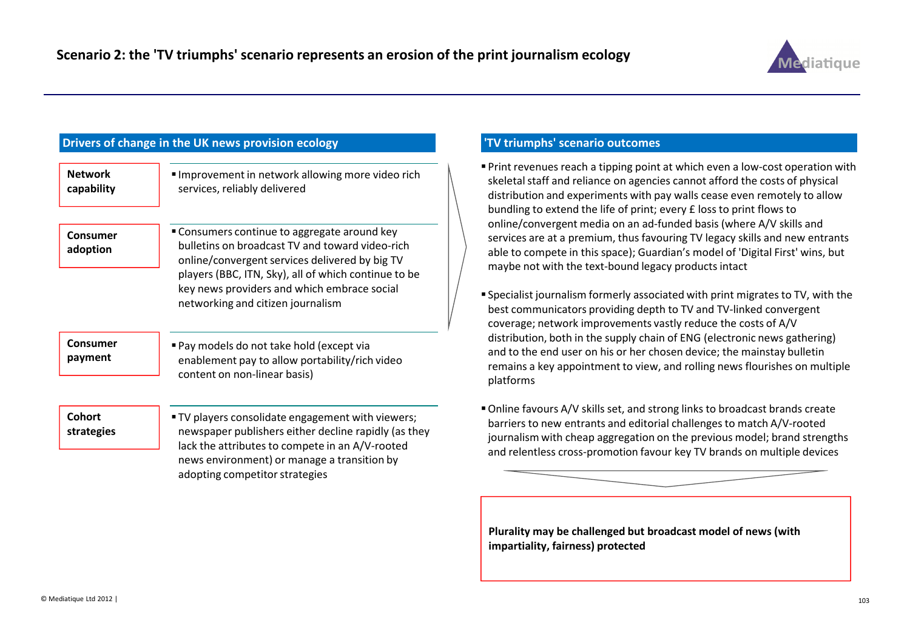# Scenario 2: the 'TV triumphs' scenario represents an erosion of the print journalism ecology

## Drivers of change in the UK news provision ecology

| Driver | Description |
| --- | --- |
| **Network capability** | Improvement in network allowing more video rich services, reliably delivered |
| **Consumer adoption** | Consumers continue to aggregate around key bulletins on broadcast TV and toward video-rich online/convergent services delivered by big TV players (BBC, ITN, Sky), all of which continue to be key news providers and which embrace social networking and citizen journalism |
| **Consumer payment** | Pay models do not take hold (except via enablement pay to allow portability/rich video content on non-linear basis) |
| **Cohort strategies** | TV players consolidate engagement with viewers; newspaper publishers either decline rapidly (as they lack the attributes to compete in an A/V-rooted news environment) or manage a transition by adopting competitor strategies |

## 'TV triumphs' scenario outcomes

- Print revenues reach a tipping point at which even a low-cost operation with skeletal staff and reliance on agencies cannot afford the costs of physical distribution and experiments with pay walls cease even remotely to allow bundling to extend the life of print; every £ loss to print flows to online/convergent media on an ad-funded basis (where A/V skills and services are at a premium, thus favouring TV legacy skills and new entrants able to compete in this space); Guardian's model of 'Digital First' wins, but maybe not with the text-bound legacy products intact
- Specialist journalism formerly associated with print migrates to TV, with the best communicators providing depth to TV and TV-linked convergent coverage; network improvements vastly reduce the costs of A/V distribution, both in the supply chain of ENG (electronic news gathering) and to the end user on his or her chosen device; the mainstay bulletin remains a key appointment to view, and rolling news flourishes on multiple platforms
- Online favours A/V skills set, and strong links to broadcast brands create barriers to new entrants and editorial challenges to match A/V-rooted journalism with cheap aggregation on the previous model; brand strengths and relentless cross-promotion favour key TV brands on multiple devices

**Plurality may be challenged but broadcast model of news (with impartiality, fairness) protected**

© Mediatique Ltd 2012 |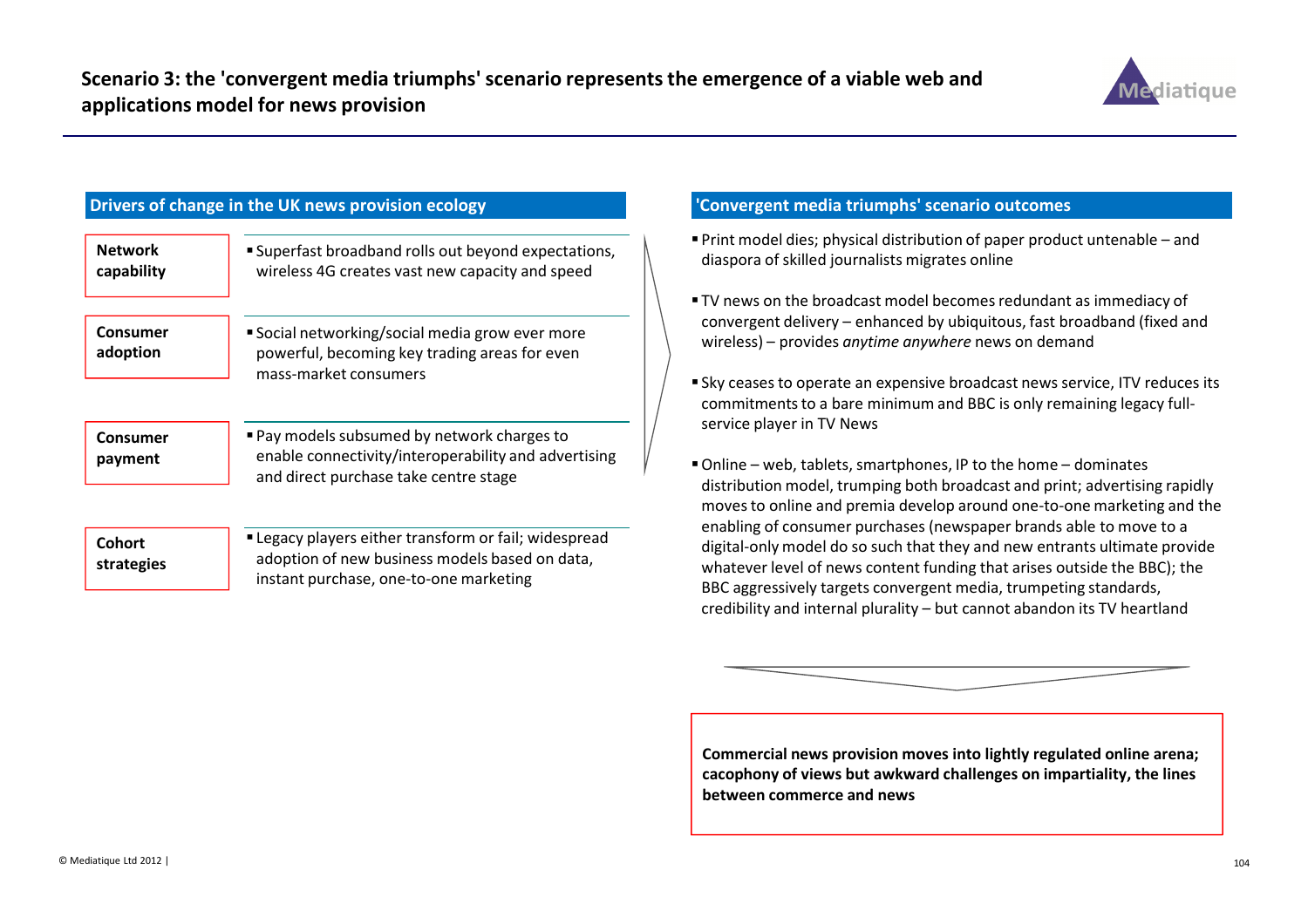# Scenario 3: the 'convergent media triumphs' scenario represents the emergence of a viable web and applications model for news provision

## Drivers of change in the UK news provision ecology

| Driver | Description |
| --- | --- |
| **Network capability** | Superfast broadband rolls out beyond expectations, wireless 4G creates vast new capacity and speed |
| **Consumer adoption** | Social networking/social media grow ever more powerful, becoming key trading areas for even mass-market consumers |
| **Consumer payment** | Pay models subsumed by network charges to enable connectivity/interoperability and advertising and direct purchase take centre stage |
| **Cohort strategies** | Legacy players either transform or fail; widespread adoption of new business models based on data, instant purchase, one-to-one marketing |

## 'Convergent media triumphs' scenario outcomes

- Print model dies; physical distribution of paper product untenable – and diaspora of skilled journalists migrates online
- TV news on the broadcast model becomes redundant as immediacy of convergent delivery – enhanced by ubiquitous, fast broadband (fixed and wireless) – provides *anytime anywhere* news on demand
- Sky ceases to operate an expensive broadcast news service, ITV reduces its commitments to a bare minimum and BBC is only remaining legacy full-service player in TV News
- Online – web, tablets, smartphones, IP to the home – dominates distribution model, trumping both broadcast and print; advertising rapidly moves to online and premia develop around one-to-one marketing and the enabling of consumer purchases (newspaper brands able to move to a digital-only model do so such that they and new entrants ultimate provide whatever level of news content funding that arises outside the BBC); the BBC aggressively targets convergent media, trumpeting standards, credibility and internal plurality – but cannot abandon its TV heartland

**Commercial news provision moves into lightly regulated online arena; cacophony of views but awkward challenges on impartiality, the lines between commerce and news**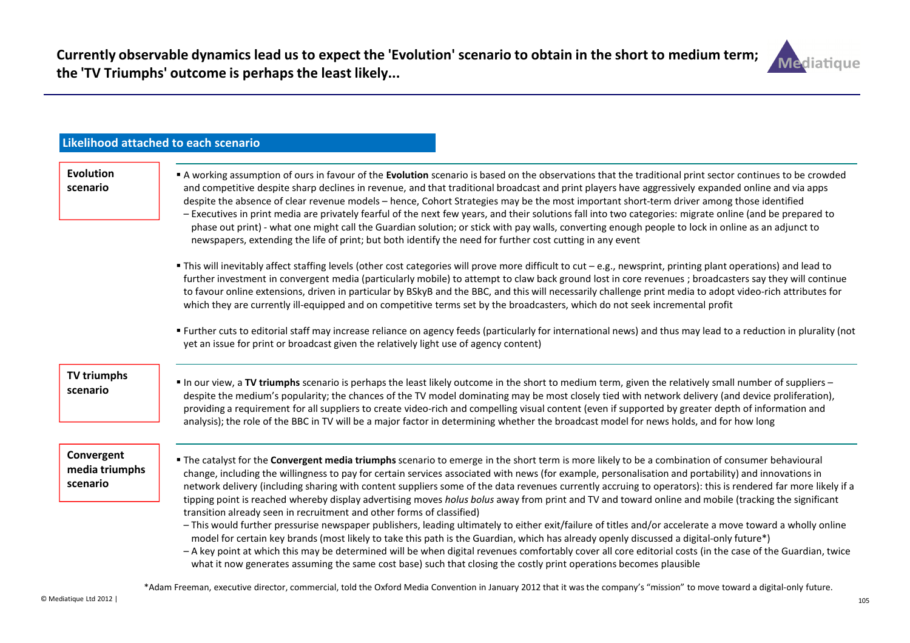# Currently observable dynamics lead us to expect the 'Evolution' scenario to obtain in the short to medium term; the 'TV Triumphs' outcome is perhaps the least likely...

## Likelihood attached to each scenario

### Evolution scenario

- A working assumption of ours in favour of the **Evolution** scenario is based on the observations that the traditional print sector continues to be crowded and competitive despite sharp declines in revenue, and that traditional broadcast and print players have aggressively expanded online and via apps despite the absence of clear revenue models – hence, Cohort Strategies may be the most important short-term driver among those identified
  - Executives in print media are privately fearful of the next few years, and their solutions fall into two categories: migrate online (and be prepared to phase out print) - what one might call the Guardian solution; or stick with pay walls, converting enough people to lock in online as an adjunct to newspapers, extending the life of print; but both identify the need for further cost cutting in any event
- This will inevitably affect staffing levels (other cost categories will prove more difficult to cut – e.g., newsprint, printing plant operations) and lead to further investment in convergent media (particularly mobile) to attempt to claw back ground lost in core revenues ; broadcasters say they will continue to favour online extensions, driven in particular by BSkyB and the BBC, and this will necessarily challenge print media to adopt video-rich attributes for which they are currently ill-equipped and on competitive terms set by the broadcasters, which do not seek incremental profit
- Further cuts to editorial staff may increase reliance on agency feeds (particularly for international news) and thus may lead to a reduction in plurality (not yet an issue for print or broadcast given the relatively light use of agency content)

### TV triumphs scenario

- In our view, a **TV triumphs** scenario is perhaps the least likely outcome in the short to medium term, given the relatively small number of suppliers – despite the medium's popularity; the chances of the TV model dominating may be most closely tied with network delivery (and device proliferation), providing a requirement for all suppliers to create video-rich and compelling visual content (even if supported by greater depth of information and analysis); the role of the BBC in TV will be a major factor in determining whether the broadcast model for news holds, and for how long

### Convergent media triumphs scenario

- The catalyst for the **Convergent media triumphs** scenario to emerge in the short term is more likely to be a combination of consumer behavioural change, including the willingness to pay for certain services associated with news (for example, personalisation and portability) and innovations in network delivery (including sharing with content suppliers some of the data revenues currently accruing to operators): this is rendered far more likely if a tipping point is reached whereby display advertising moves *holus bolus* away from print and TV and toward online and mobile (tracking the significant transition already seen in recruitment and other forms of classified)
  - This would further pressurise newspaper publishers, leading ultimately to either exit/failure of titles and/or accelerate a move toward a wholly online model for certain key brands (most likely to take this path is the Guardian, which has already openly discussed a digital-only future*)
  - A key point at which this may be determined will be when digital revenues comfortably cover all core editorial costs (in the case of the Guardian, twice what it now generates assuming the same cost base) such that closing the costly print operations becomes plausible

*Adam Freeman, executive director, commercial, told the Oxford Media Convention in January 2012 that it was the company's "mission" to move toward a digital-only future.

© Mediatique Ltd 2012 |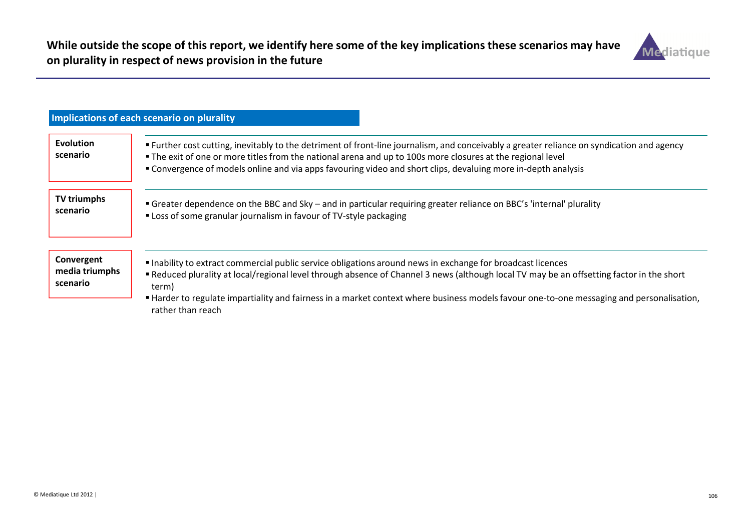# While outside the scope of this report, we identify here some of the key implications these scenarios may have on plurality in respect of news provision in the future

## Implications of each scenario on plurality

**Evolution scenario**

- Further cost cutting, inevitably to the detriment of front-line journalism, and conceivably a greater reliance on syndication and agency
- The exit of one or more titles from the national arena and up to 100s more closures at the regional level
- Convergence of models online and via apps favouring video and short clips, devaluing more in-depth analysis

**TV triumphs scenario**

- Greater dependence on the BBC and Sky – and in particular requiring greater reliance on BBC's 'internal' plurality
- Loss of some granular journalism in favour of TV-style packaging

**Convergent media triumphs scenario**

- Inability to extract commercial public service obligations around news in exchange for broadcast licences
- Reduced plurality at local/regional level through absence of Channel 3 news (although local TV may be an offsetting factor in the short term)
- Harder to regulate impartiality and fairness in a market context where business models favour one-to-one messaging and personalisation, rather than reach

© Mediatique Ltd 2012 |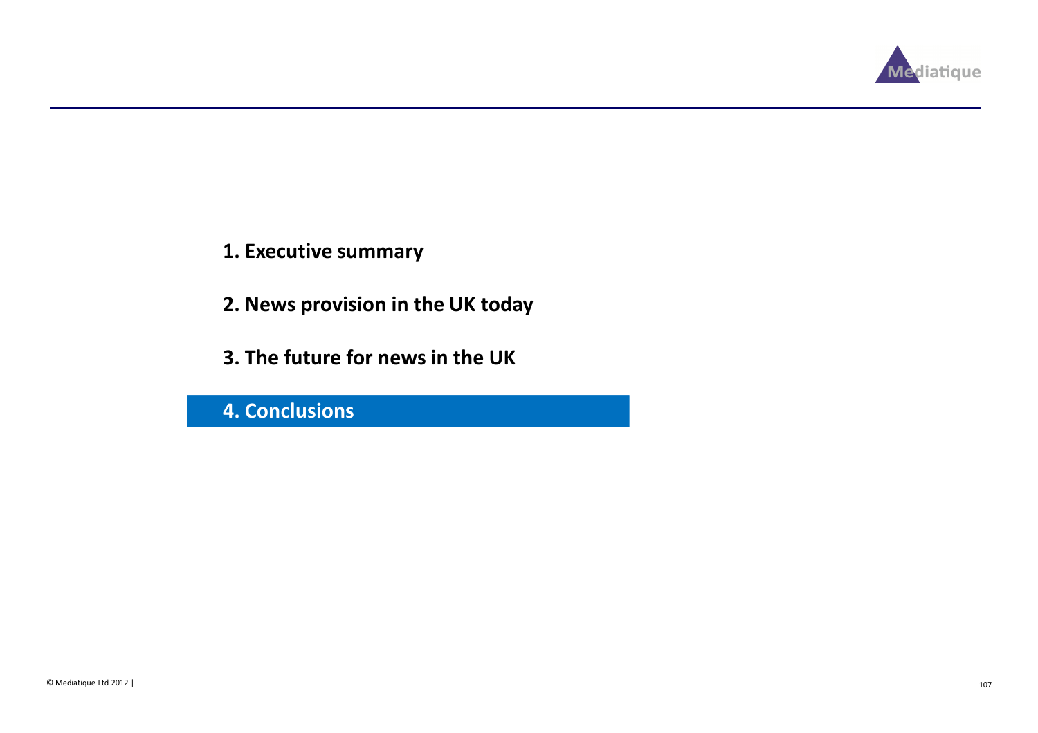1. Executive summary

2. News provision in the UK today

3. The future for news in the UK

**4. Conclusions**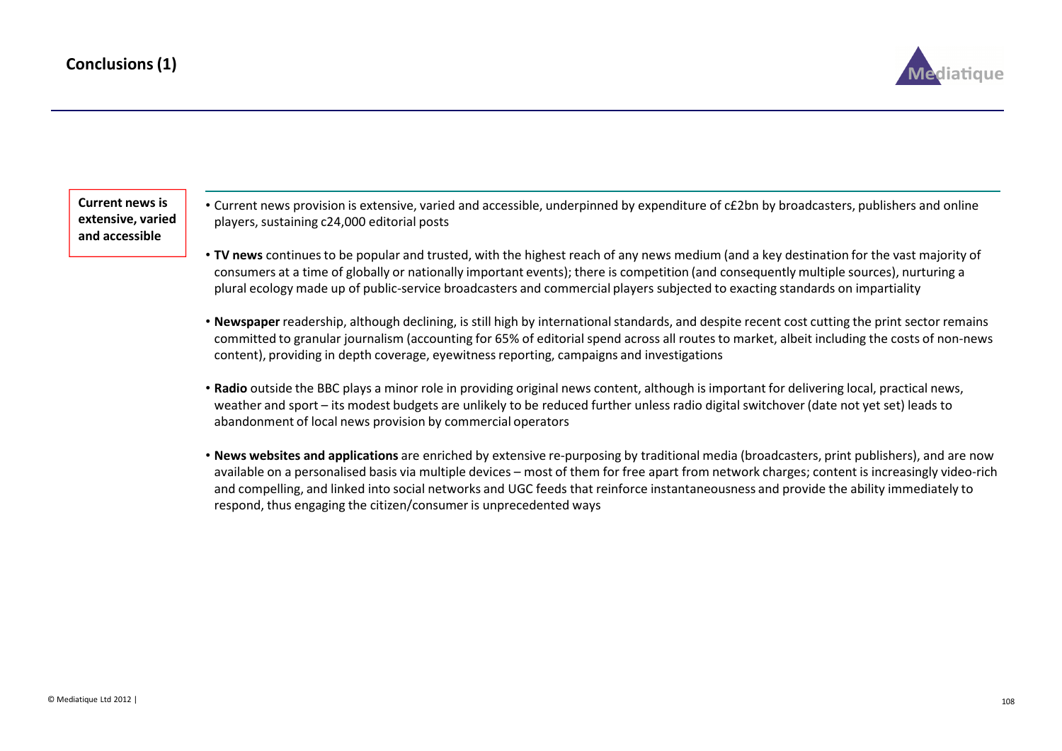# Conclusions (1)

**Current news is extensive, varied and accessible**

- Current news provision is extensive, varied and accessible, underpinned by expenditure of c£2bn by broadcasters, publishers and online players, sustaining c24,000 editorial posts
- **TV news** continues to be popular and trusted, with the highest reach of any news medium (and a key destination for the vast majority of consumers at a time of globally or nationally important events); there is competition (and consequently multiple sources), nurturing a plural ecology made up of public-service broadcasters and commercial players subjected to exacting standards on impartiality
- **Newspaper** readership, although declining, is still high by international standards, and despite recent cost cutting the print sector remains committed to granular journalism (accounting for 65% of editorial spend across all routes to market, albeit including the costs of non-news content), providing in depth coverage, eyewitness reporting, campaigns and investigations
- **Radio** outside the BBC plays a minor role in providing original news content, although is important for delivering local, practical news, weather and sport – its modest budgets are unlikely to be reduced further unless radio digital switchover (date not yet set) leads to abandonment of local news provision by commercial operators
- **News websites and applications** are enriched by extensive re-purposing by traditional media (broadcasters, print publishers), and are now available on a personalised basis via multiple devices – most of them for free apart from network charges; content is increasingly video-rich and compelling, and linked into social networks and UGC feeds that reinforce instantaneousness and provide the ability immediately to respond, thus engaging the citizen/consumer is unprecedented ways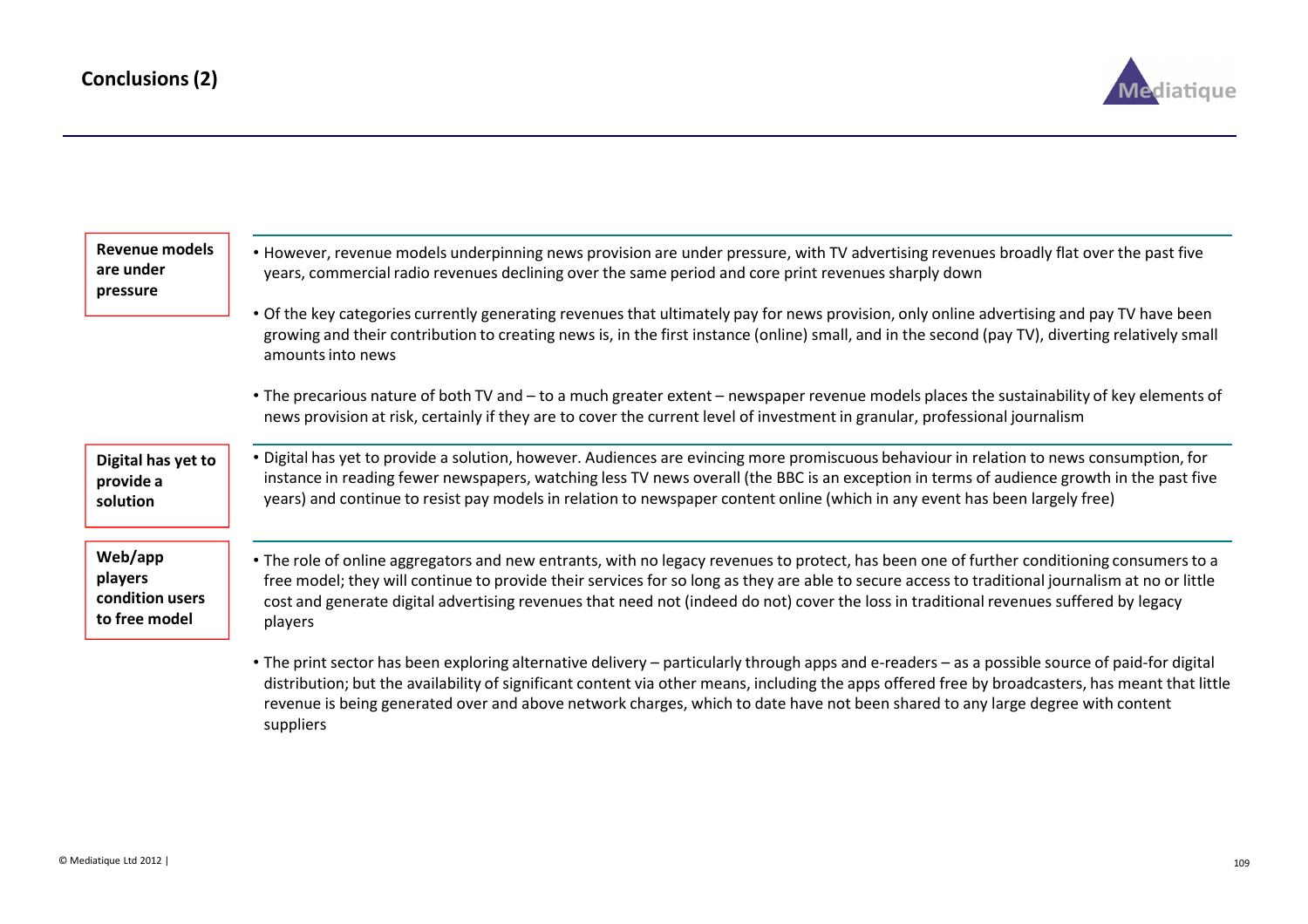## Conclusions (2)

**Revenue models are under pressure**

- However, revenue models underpinning news provision are under pressure, with TV advertising revenues broadly flat over the past five years, commercial radio revenues declining over the same period and core print revenues sharply down
- Of the key categories currently generating revenues that ultimately pay for news provision, only online advertising and pay TV have been growing and their contribution to creating news is, in the first instance (online) small, and in the second (pay TV), diverting relatively small amounts into news
- The precarious nature of both TV and – to a much greater extent – newspaper revenue models places the sustainability of key elements of news provision at risk, certainly if they are to cover the current level of investment in granular, professional journalism

**Digital has yet to provide a solution**

- Digital has yet to provide a solution, however. Audiences are evincing more promiscuous behaviour in relation to news consumption, for instance in reading fewer newspapers, watching less TV news overall (the BBC is an exception in terms of audience growth in the past five years) and continue to resist pay models in relation to newspaper content online (which in any event has been largely free)

**Web/app players condition users to free model**

- The role of online aggregators and new entrants, with no legacy revenues to protect, has been one of further conditioning consumers to a free model; they will continue to provide their services for so long as they are able to secure access to traditional journalism at no or little cost and generate digital advertising revenues that need not (indeed do not) cover the loss in traditional revenues suffered by legacy players
- The print sector has been exploring alternative delivery – particularly through apps and e-readers – as a possible source of paid-for digital distribution; but the availability of significant content via other means, including the apps offered free by broadcasters, has meant that little revenue is being generated over and above network charges, which to date have not been shared to any large degree with content suppliers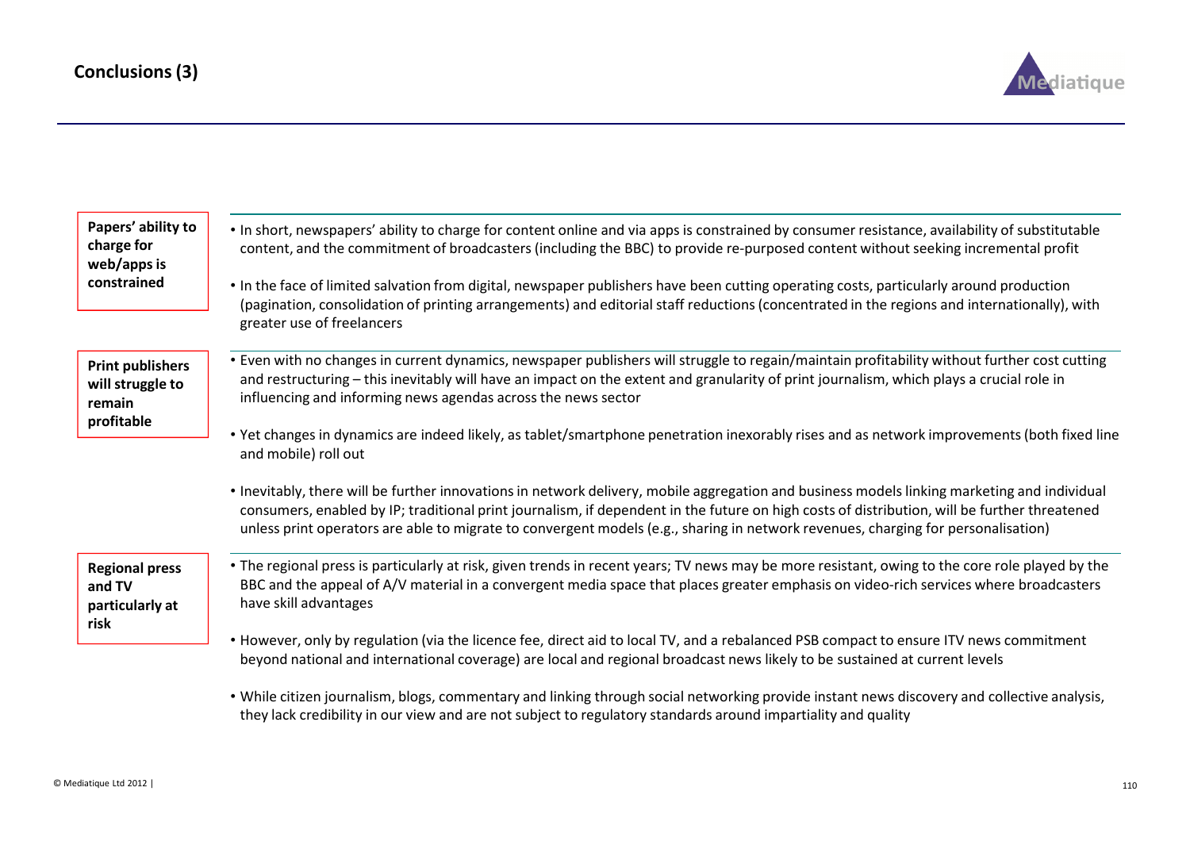## Conclusions (3)

**Papers' ability to charge for web/apps is constrained**

- In short, newspapers' ability to charge for content online and via apps is constrained by consumer resistance, availability of substitutable content, and the commitment of broadcasters (including the BBC) to provide re-purposed content without seeking incremental profit
- In the face of limited salvation from digital, newspaper publishers have been cutting operating costs, particularly around production (pagination, consolidation of printing arrangements) and editorial staff reductions (concentrated in the regions and internationally), with greater use of freelancers

**Print publishers will struggle to remain profitable**

- Even with no changes in current dynamics, newspaper publishers will struggle to regain/maintain profitability without further cost cutting and restructuring – this inevitably will have an impact on the extent and granularity of print journalism, which plays a crucial role in influencing and informing news agendas across the news sector
- Yet changes in dynamics are indeed likely, as tablet/smartphone penetration inexorably rises and as network improvements (both fixed line and mobile) roll out
- Inevitably, there will be further innovations in network delivery, mobile aggregation and business models linking marketing and individual consumers, enabled by IP; traditional print journalism, if dependent in the future on high costs of distribution, will be further threatened unless print operators are able to migrate to convergent models (e.g., sharing in network revenues, charging for personalisation)

**Regional press and TV particularly at risk**

- The regional press is particularly at risk, given trends in recent years; TV news may be more resistant, owing to the core role played by the BBC and the appeal of A/V material in a convergent media space that places greater emphasis on video-rich services where broadcasters have skill advantages
- However, only by regulation (via the licence fee, direct aid to local TV, and a rebalanced PSB compact to ensure ITV news commitment beyond national and international coverage) are local and regional broadcast news likely to be sustained at current levels
- While citizen journalism, blogs, commentary and linking through social networking provide instant news discovery and collective analysis, they lack credibility in our view and are not subject to regulatory standards around impartiality and quality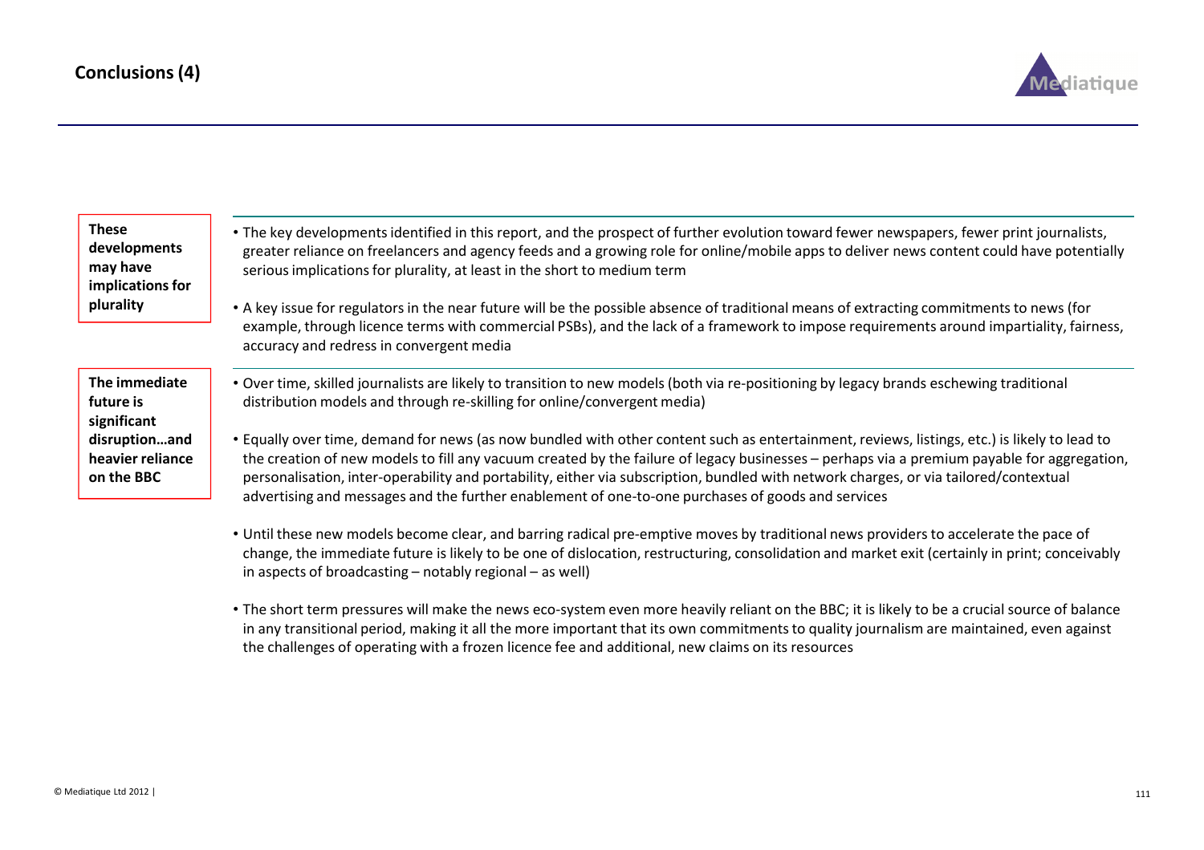## Conclusions (4)

**These developments may have implications for plurality**

- The key developments identified in this report, and the prospect of further evolution toward fewer newspapers, fewer print journalists, greater reliance on freelancers and agency feeds and a growing role for online/mobile apps to deliver news content could have potentially serious implications for plurality, at least in the short to medium term
- A key issue for regulators in the near future will be the possible absence of traditional means of extracting commitments to news (for example, through licence terms with commercial PSBs), and the lack of a framework to impose requirements around impartiality, fairness, accuracy and redress in convergent media

**The immediate future is significant disruption…and heavier reliance on the BBC**

- Over time, skilled journalists are likely to transition to new models (both via re-positioning by legacy brands eschewing traditional distribution models and through re-skilling for online/convergent media)
- Equally over time, demand for news (as now bundled with other content such as entertainment, reviews, listings, etc.) is likely to lead to the creation of new models to fill any vacuum created by the failure of legacy businesses – perhaps via a premium payable for aggregation, personalisation, inter-operability and portability, either via subscription, bundled with network charges, or via tailored/contextual advertising and messages and the further enablement of one-to-one purchases of goods and services
- Until these new models become clear, and barring radical pre-emptive moves by traditional news providers to accelerate the pace of change, the immediate future is likely to be one of dislocation, restructuring, consolidation and market exit (certainly in print; conceivably in aspects of broadcasting – notably regional – as well)
- The short term pressures will make the news eco-system even more heavily reliant on the BBC; it is likely to be a crucial source of balance in any transitional period, making it all the more important that its own commitments to quality journalism are maintained, even against the challenges of operating with a frozen licence fee and additional, new claims on its resources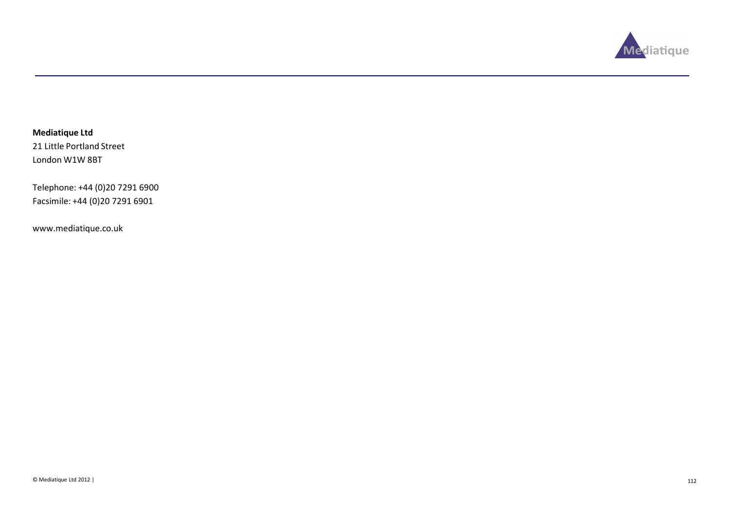**Mediatique Ltd**
21 Little Portland Street
London W1W 8BT

Telephone: +44 (0)20 7291 6900
Facsimile: +44 (0)20 7291 6901

www.mediatique.co.uk